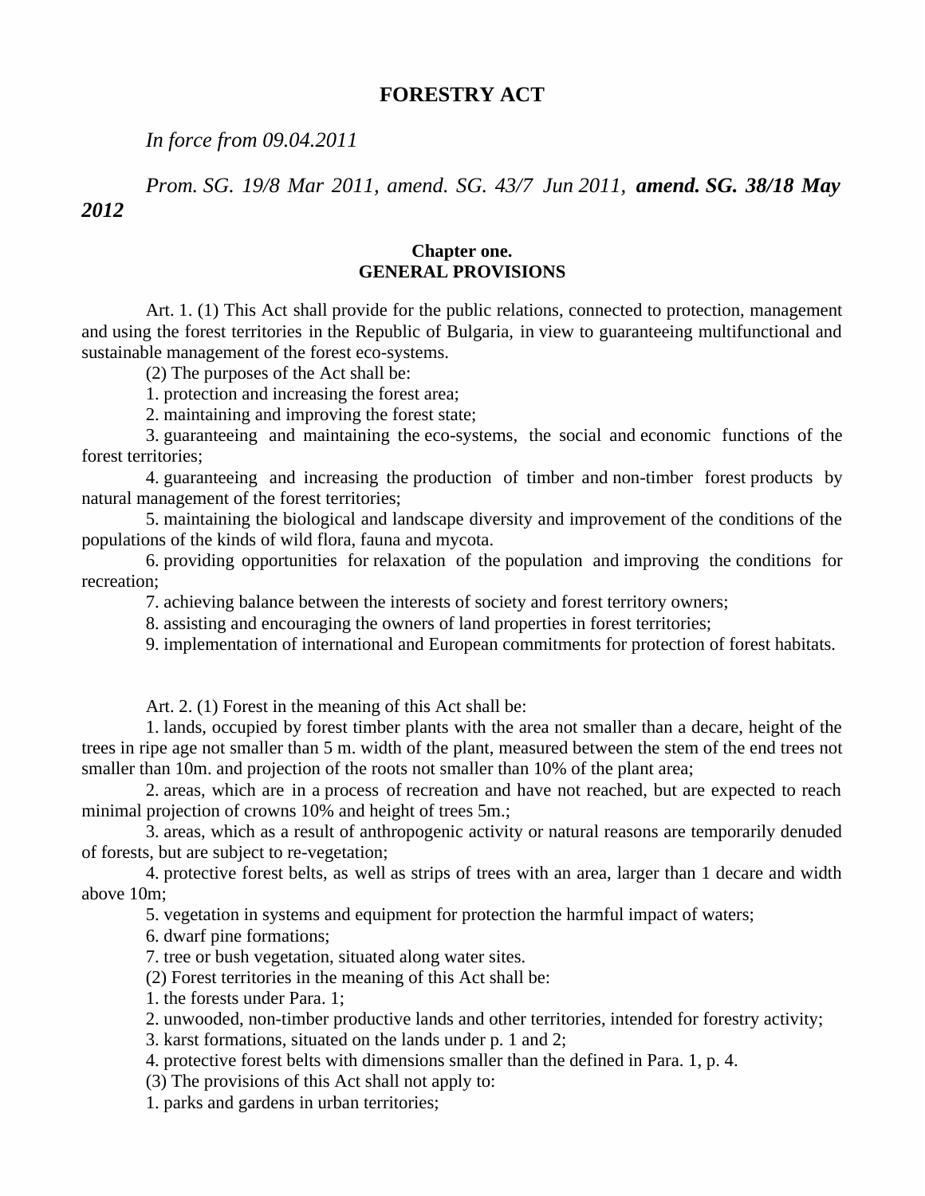# FORESTRY ACT

*In force from 09.04.2011*

*Prom. SG. 19/8 Mar 2011, amend. SG. 43/7 Jun 2011,* ***amend. SG. 38/18 May 2012***

## Chapter one.
## GENERAL PROVISIONS

Art. 1. (1) This Act shall provide for the public relations, connected to protection, management and using the forest territories in the Republic of Bulgaria, in view to guaranteeing multifunctional and sustainable management of the forest eco-systems.

(2) The purposes of the Act shall be:

1. protection and increasing the forest area;
2. maintaining and improving the forest state;
3. guaranteeing and maintaining the eco-systems, the social and economic functions of the forest territories;
4. guaranteeing and increasing the production of timber and non-timber forest products by natural management of the forest territories;
5. maintaining the biological and landscape diversity and improvement of the conditions of the populations of the kinds of wild flora, fauna and mycota.
6. providing opportunities for relaxation of the population and improving the conditions for recreation;
7. achieving balance between the interests of society and forest territory owners;
8. assisting and encouraging the owners of land properties in forest territories;
9. implementation of international and European commitments for protection of forest habitats.

Art. 2. (1) Forest in the meaning of this Act shall be:

1. lands, occupied by forest timber plants with the area not smaller than a decare, height of the trees in ripe age not smaller than 5 m. width of the plant, measured between the stem of the end trees not smaller than 10m. and projection of the roots not smaller than 10% of the plant area;
2. areas, which are in a process of recreation and have not reached, but are expected to reach minimal projection of crowns 10% and height of trees 5m.;
3. areas, which as a result of anthropogenic activity or natural reasons are temporarily denuded of forests, but are subject to re-vegetation;
4. protective forest belts, as well as strips of trees with an area, larger than 1 decare and width above 10m;
5. vegetation in systems and equipment for protection the harmful impact of waters;
6. dwarf pine formations;
7. tree or bush vegetation, situated along water sites.

(2) Forest territories in the meaning of this Act shall be:

1. the forests under Para. 1;
2. unwooded, non-timber productive lands and other territories, intended for forestry activity;
3. karst formations, situated on the lands under p. 1 and 2;
4. protective forest belts with dimensions smaller than the defined in Para. 1, p. 4.

(3) The provisions of this Act shall not apply to:

1. parks and gardens in urban territories;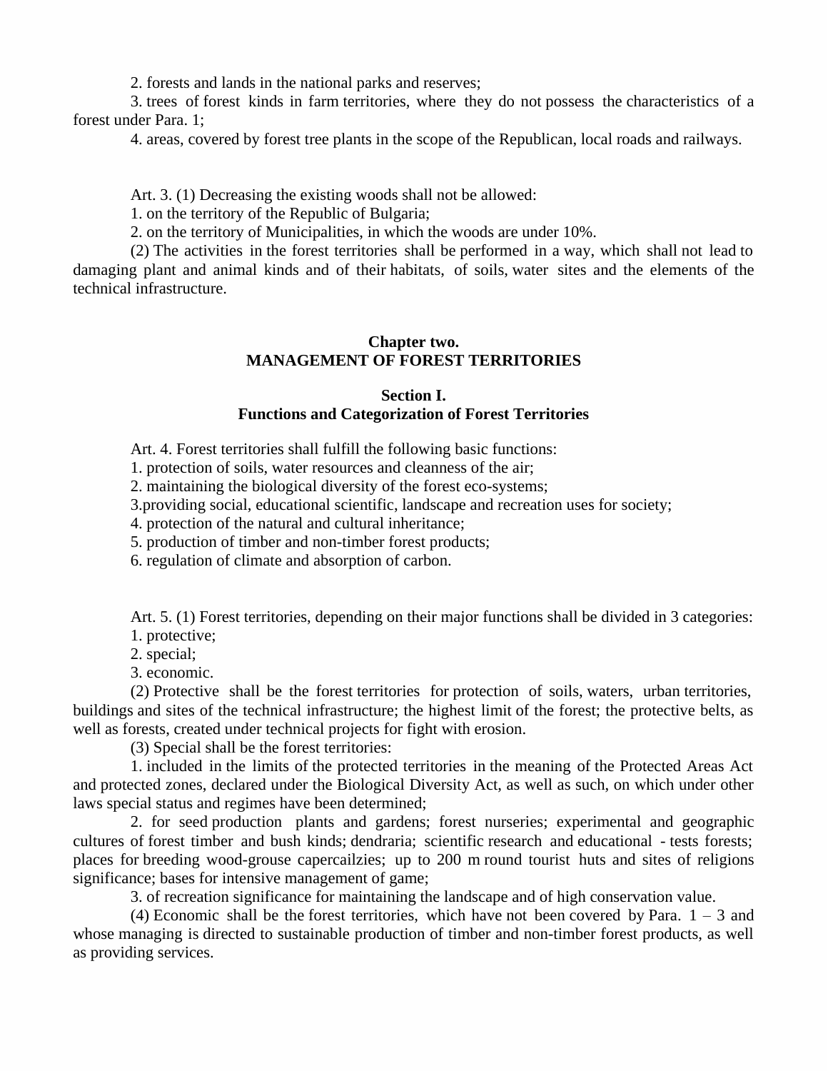2. forests and lands in the national parks and reserves;

3. trees of forest kinds in farm territories, where they do not possess the characteristics of a forest under Para. 1;

4. areas, covered by forest tree plants in the scope of the Republican, local roads and railways.

Art. 3. (1) Decreasing the existing woods shall not be allowed:

1. on the territory of the Republic of Bulgaria;

2. on the territory of Municipalities, in which the woods are under 10%.

(2) The activities in the forest territories shall be performed in a way, which shall not lead to damaging plant and animal kinds and of their habitats, of soils, water sites and the elements of the technical infrastructure.

## Chapter two.
## MANAGEMENT OF FOREST TERRITORIES

### Section I.
### Functions and Categorization of Forest Territories

Art. 4. Forest territories shall fulfill the following basic functions:

1. protection of soils, water resources and cleanness of the air;

2. maintaining the biological diversity of the forest eco-systems;

3.providing social, educational scientific, landscape and recreation uses for society;

4. protection of the natural and cultural inheritance;

5. production of timber and non-timber forest products;

6. regulation of climate and absorption of carbon.

Art. 5. (1) Forest territories, depending on their major functions shall be divided in 3 categories:

1. protective;

2. special;

3. economic.

(2) Protective shall be the forest territories for protection of soils, waters, urban territories, buildings and sites of the technical infrastructure; the highest limit of the forest; the protective belts, as well as forests, created under technical projects for fight with erosion.

(3) Special shall be the forest territories:

1. included in the limits of the protected territories in the meaning of the Protected Areas Act and protected zones, declared under the Biological Diversity Act, as well as such, on which under other laws special status and regimes have been determined;

2. for seed production plants and gardens; forest nurseries; experimental and geographic cultures of forest timber and bush kinds; dendraria; scientific research and educational - tests forests; places for breeding wood-grouse capercailzies; up to 200 m round tourist huts and sites of religions significance; bases for intensive management of game;

3. of recreation significance for maintaining the landscape and of high conservation value.

(4) Economic shall be the forest territories, which have not been covered by Para. 1 – 3 and whose managing is directed to sustainable production of timber and non-timber forest products, as well as providing services.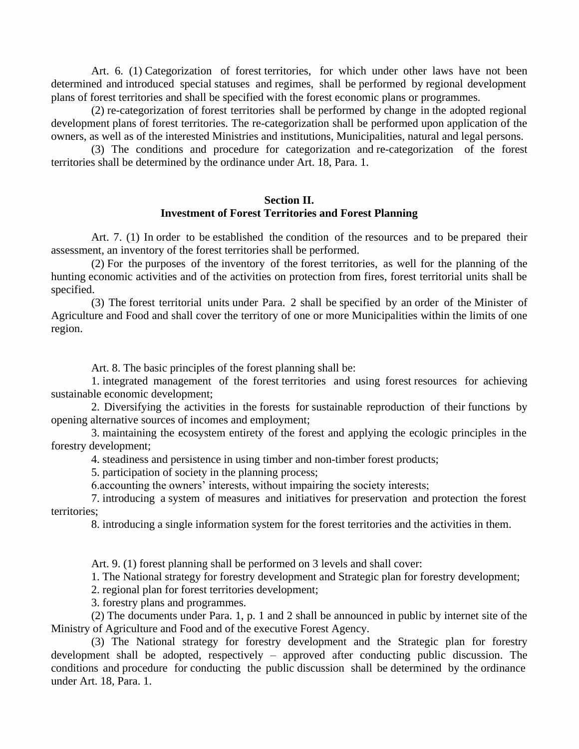Art. 6. (1) Categorization of forest territories, for which under other laws have not been determined and introduced special statuses and regimes, shall be performed by regional development plans of forest territories and shall be specified with the forest economic plans or programmes.

(2) re-categorization of forest territories shall be performed by change in the adopted regional development plans of forest territories. The re-categorization shall be performed upon application of the owners, as well as of the interested Ministries and institutions, Municipalities, natural and legal persons.

(3) The conditions and procedure for categorization and re-categorization of the forest territories shall be determined by the ordinance under Art. 18, Para. 1.

## Section II.
## Investment of Forest Territories and Forest Planning

Art. 7. (1) In order to be established the condition of the resources and to be prepared their assessment, an inventory of the forest territories shall be performed.

(2) For the purposes of the inventory of the forest territories, as well for the planning of the hunting economic activities and of the activities on protection from fires, forest territorial units shall be specified.

(3) The forest territorial units under Para. 2 shall be specified by an order of the Minister of Agriculture and Food and shall cover the territory of one or more Municipalities within the limits of one region.

Art. 8. The basic principles of the forest planning shall be:

1. integrated management of the forest territories and using forest resources for achieving sustainable economic development;

2. Diversifying the activities in the forests for sustainable reproduction of their functions by opening alternative sources of incomes and employment;

3. maintaining the ecosystem entirety of the forest and applying the ecologic principles in the forestry development;

4. steadiness and persistence in using timber and non-timber forest products;

5. participation of society in the planning process;

6.accounting the owners' interests, without impairing the society interests;

7. introducing a system of measures and initiatives for preservation and protection the forest territories;

8. introducing a single information system for the forest territories and the activities in them.

Art. 9. (1) forest planning shall be performed on 3 levels and shall cover:

1. The National strategy for forestry development and Strategic plan for forestry development;

2. regional plan for forest territories development;

3. forestry plans and programmes.

(2) The documents under Para. 1, p. 1 and 2 shall be announced in public by internet site of the Ministry of Agriculture and Food and of the executive Forest Agency.

(3) The National strategy for forestry development and the Strategic plan for forestry development shall be adopted, respectively – approved after conducting public discussion. The conditions and procedure for conducting the public discussion shall be determined by the ordinance under Art. 18, Para. 1.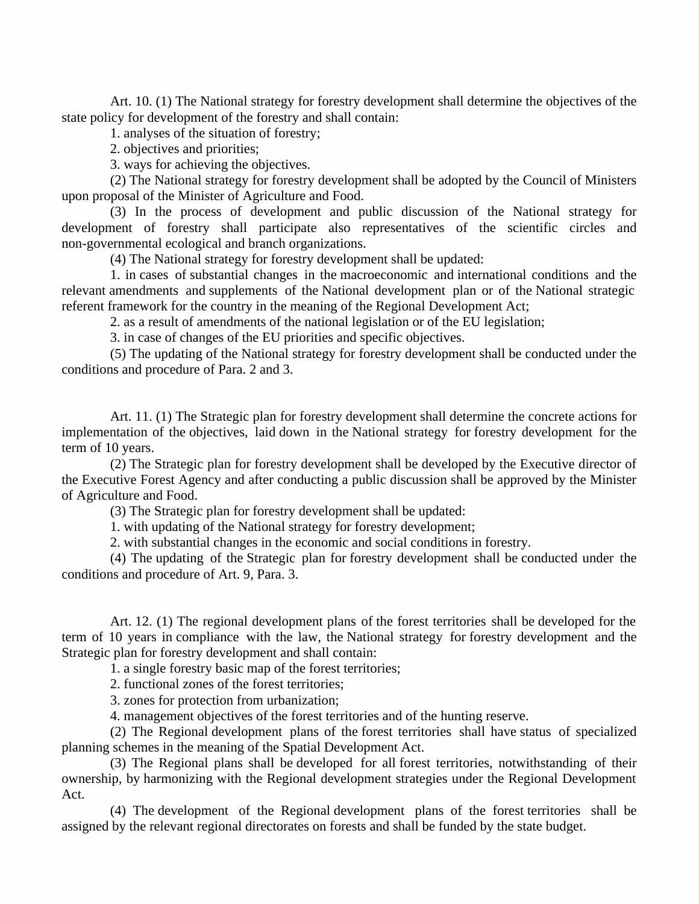Art. 10. (1) The National strategy for forestry development shall determine the objectives of the state policy for development of the forestry and shall contain:

1. analyses of the situation of forestry;
2. objectives and priorities;
3. ways for achieving the objectives.

(2) The National strategy for forestry development shall be adopted by the Council of Ministers upon proposal of the Minister of Agriculture and Food.

(3) In the process of development and public discussion of the National strategy for development of forestry shall participate also representatives of the scientific circles and non-governmental ecological and branch organizations.

(4) The National strategy for forestry development shall be updated:

1. in cases of substantial changes in the macroeconomic and international conditions and the relevant amendments and supplements of the National development plan or of the National strategic referent framework for the country in the meaning of the Regional Development Act;
2. as a result of amendments of the national legislation or of the EU legislation;
3. in case of changes of the EU priorities and specific objectives.

(5) The updating of the National strategy for forestry development shall be conducted under the conditions and procedure of Para. 2 and 3.

Art. 11. (1) The Strategic plan for forestry development shall determine the concrete actions for implementation of the objectives, laid down in the National strategy for forestry development for the term of 10 years.

(2) The Strategic plan for forestry development shall be developed by the Executive director of the Executive Forest Agency and after conducting a public discussion shall be approved by the Minister of Agriculture and Food.

(3) The Strategic plan for forestry development shall be updated:

1. with updating of the National strategy for forestry development;
2. with substantial changes in the economic and social conditions in forestry.

(4) The updating of the Strategic plan for forestry development shall be conducted under the conditions and procedure of Art. 9, Para. 3.

Art. 12. (1) The regional development plans of the forest territories shall be developed for the term of 10 years in compliance with the law, the National strategy for forestry development and the Strategic plan for forestry development and shall contain:

1. a single forestry basic map of the forest territories;
2. functional zones of the forest territories;
3. zones for protection from urbanization;
4. management objectives of the forest territories and of the hunting reserve.

(2) The Regional development plans of the forest territories shall have status of specialized planning schemes in the meaning of the Spatial Development Act.

(3) The Regional plans shall be developed for all forest territories, notwithstanding of their ownership, by harmonizing with the Regional development strategies under the Regional Development Act.

(4) The development of the Regional development plans of the forest territories shall be assigned by the relevant regional directorates on forests and shall be funded by the state budget.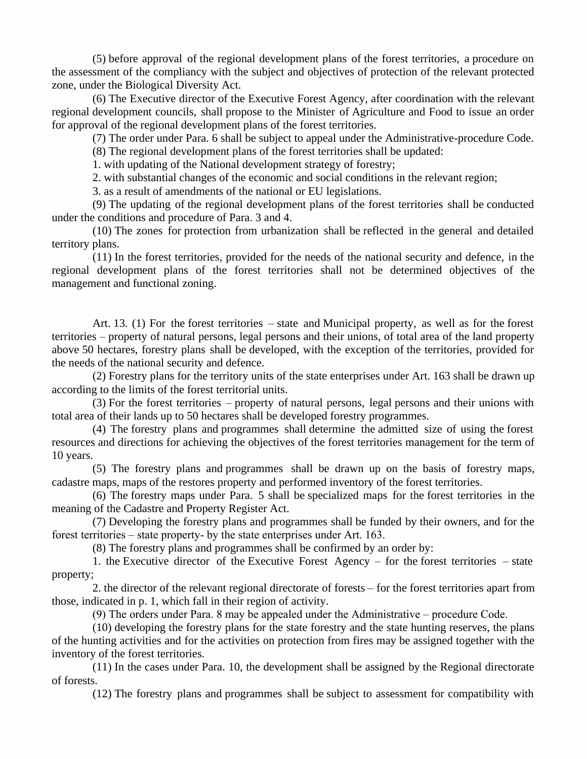(5) before approval of the regional development plans of the forest territories, a procedure on the assessment of the compliancy with the subject and objectives of protection of the relevant protected zone, under the Biological Diversity Act.

(6) The Executive director of the Executive Forest Agency, after coordination with the relevant regional development councils, shall propose to the Minister of Agriculture and Food to issue an order for approval of the regional development plans of the forest territories.

(7) The order under Para. 6 shall be subject to appeal under the Administrative-procedure Code.

(8) The regional development plans of the forest territories shall be updated:

1. with updating of the National development strategy of forestry;

2. with substantial changes of the economic and social conditions in the relevant region;

3. as a result of amendments of the national or EU legislations.

(9) The updating of the regional development plans of the forest territories shall be conducted under the conditions and procedure of Para. 3 and 4.

(10) The zones for protection from urbanization shall be reflected in the general and detailed territory plans.

(11) In the forest territories, provided for the needs of the national security and defence, in the regional development plans of the forest territories shall not be determined objectives of the management and functional zoning.

Art. 13. (1) For the forest territories – state and Municipal property, as well as for the forest territories – property of natural persons, legal persons and their unions, of total area of the land property above 50 hectares, forestry plans shall be developed, with the exception of the territories, provided for the needs of the national security and defence.

(2) Forestry plans for the territory units of the state enterprises under Art. 163 shall be drawn up according to the limits of the forest territorial units.

(3) For the forest territories – property of natural persons, legal persons and their unions with total area of their lands up to 50 hectares shall be developed forestry programmes.

(4) The forestry plans and programmes shall determine the admitted size of using the forest resources and directions for achieving the objectives of the forest territories management for the term of 10 years.

(5) The forestry plans and programmes shall be drawn up on the basis of forestry maps, cadastre maps, maps of the restores property and performed inventory of the forest territories.

(6) The forestry maps under Para. 5 shall be specialized maps for the forest territories in the meaning of the Cadastre and Property Register Act.

(7) Developing the forestry plans and programmes shall be funded by their owners, and for the forest territories – state property- by the state enterprises under Art. 163.

(8) The forestry plans and programmes shall be confirmed by an order by:

1. the Executive director of the Executive Forest Agency – for the forest territories – state property;

2. the director of the relevant regional directorate of forests – for the forest territories apart from those, indicated in p. 1, which fall in their region of activity.

(9) The orders under Para. 8 may be appealed under the Administrative – procedure Code.

(10) developing the forestry plans for the state forestry and the state hunting reserves, the plans of the hunting activities and for the activities on protection from fires may be assigned together with the inventory of the forest territories.

(11) In the cases under Para. 10, the development shall be assigned by the Regional directorate of forests.

(12) The forestry plans and programmes shall be subject to assessment for compatibility with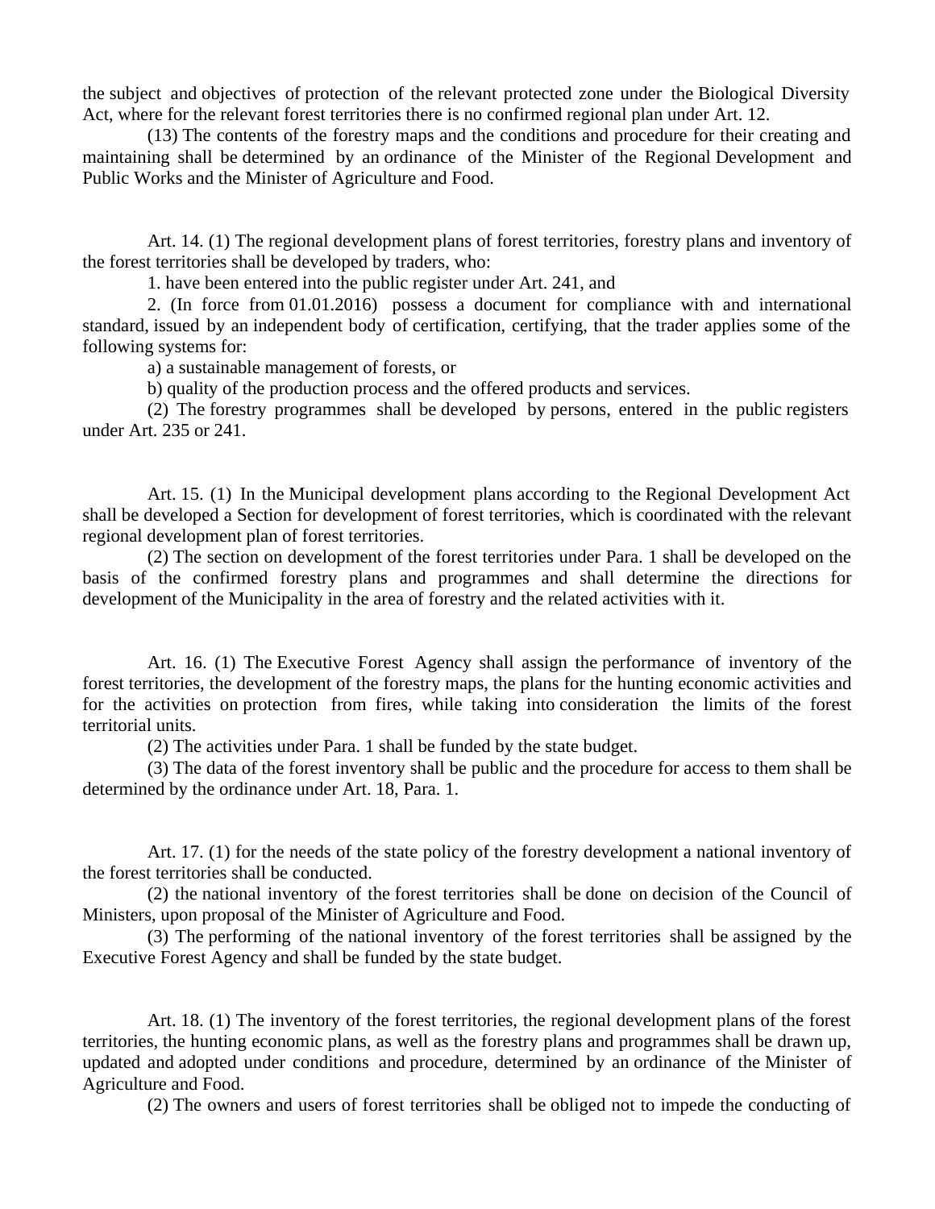the subject and objectives of protection of the relevant protected zone under the Biological Diversity Act, where for the relevant forest territories there is no confirmed regional plan under Art. 12.

(13) The contents of the forestry maps and the conditions and procedure for their creating and maintaining shall be determined by an ordinance of the Minister of the Regional Development and Public Works and the Minister of Agriculture and Food.

Art. 14. (1) The regional development plans of forest territories, forestry plans and inventory of the forest territories shall be developed by traders, who:

1. have been entered into the public register under Art. 241, and

2. (In force from 01.01.2016) possess a document for compliance with and international standard, issued by an independent body of certification, certifying, that the trader applies some of the following systems for:

a) a sustainable management of forests, or

b) quality of the production process and the offered products and services.

(2) The forestry programmes shall be developed by persons, entered in the public registers under Art. 235 or 241.

Art. 15. (1) In the Municipal development plans according to the Regional Development Act shall be developed a Section for development of forest territories, which is coordinated with the relevant regional development plan of forest territories.

(2) The section on development of the forest territories under Para. 1 shall be developed on the basis of the confirmed forestry plans and programmes and shall determine the directions for development of the Municipality in the area of forestry and the related activities with it.

Art. 16. (1) The Executive Forest Agency shall assign the performance of inventory of the forest territories, the development of the forestry maps, the plans for the hunting economic activities and for the activities on protection from fires, while taking into consideration the limits of the forest territorial units.

(2) The activities under Para. 1 shall be funded by the state budget.

(3) The data of the forest inventory shall be public and the procedure for access to them shall be determined by the ordinance under Art. 18, Para. 1.

Art. 17. (1) for the needs of the state policy of the forestry development a national inventory of the forest territories shall be conducted.

(2) the national inventory of the forest territories shall be done on decision of the Council of Ministers, upon proposal of the Minister of Agriculture and Food.

(3) The performing of the national inventory of the forest territories shall be assigned by the Executive Forest Agency and shall be funded by the state budget.

Art. 18. (1) The inventory of the forest territories, the regional development plans of the forest territories, the hunting economic plans, as well as the forestry plans and programmes shall be drawn up, updated and adopted under conditions and procedure, determined by an ordinance of the Minister of Agriculture and Food.

(2) The owners and users of forest territories shall be obliged not to impede the conducting of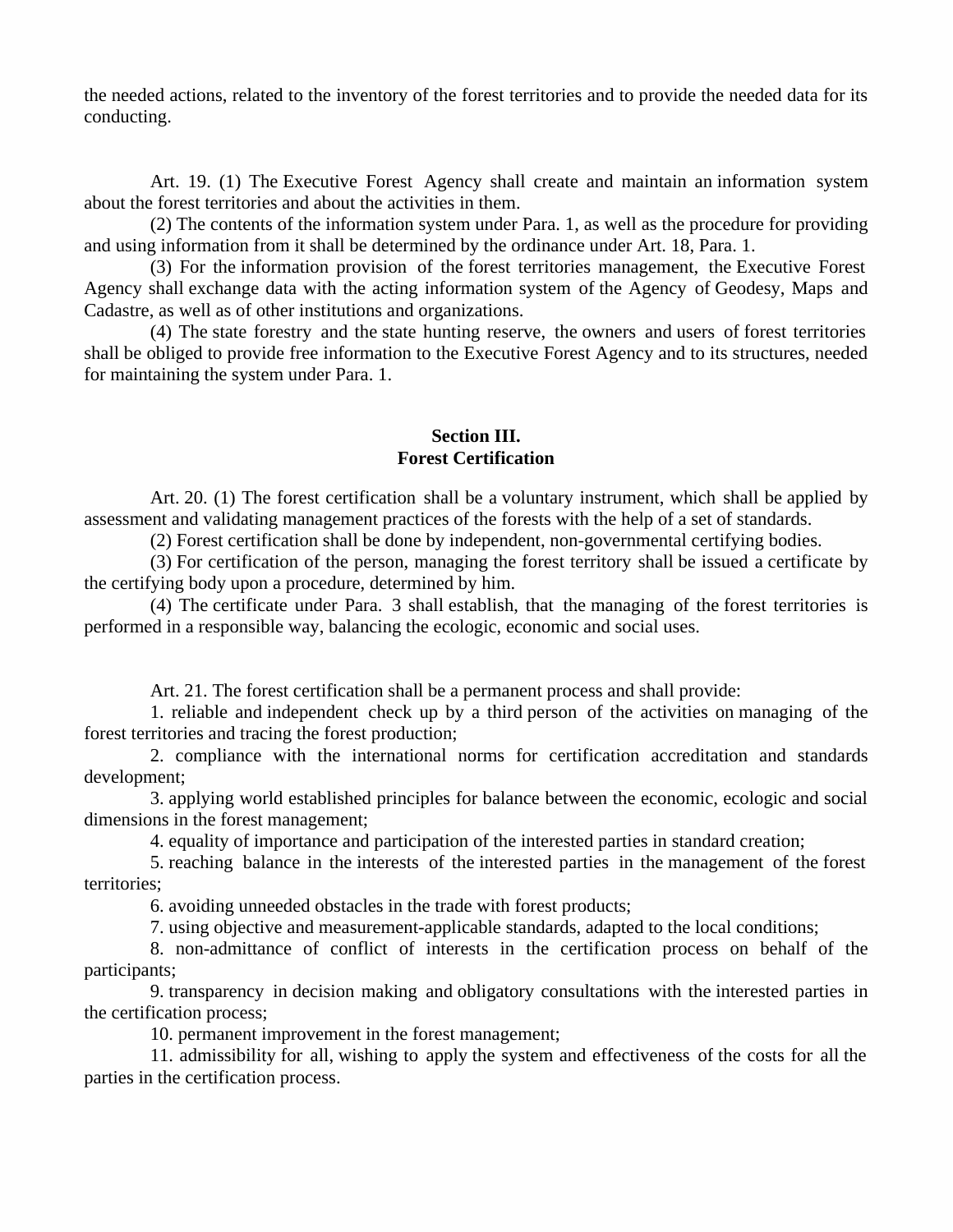the needed actions, related to the inventory of the forest territories and to provide the needed data for its conducting.

Art. 19. (1) The Executive Forest Agency shall create and maintain an information system about the forest territories and about the activities in them.

(2) The contents of the information system under Para. 1, as well as the procedure for providing and using information from it shall be determined by the ordinance under Art. 18, Para. 1.

(3) For the information provision of the forest territories management, the Executive Forest Agency shall exchange data with the acting information system of the Agency of Geodesy, Maps and Cadastre, as well as of other institutions and organizations.

(4) The state forestry and the state hunting reserve, the owners and users of forest territories shall be obliged to provide free information to the Executive Forest Agency and to its structures, needed for maintaining the system under Para. 1.

## Section III.
## Forest Certification

Art. 20. (1) The forest certification shall be a voluntary instrument, which shall be applied by assessment and validating management practices of the forests with the help of a set of standards.

(2) Forest certification shall be done by independent, non-governmental certifying bodies.

(3) For certification of the person, managing the forest territory shall be issued a certificate by the certifying body upon a procedure, determined by him.

(4) The certificate under Para. 3 shall establish, that the managing of the forest territories is performed in a responsible way, balancing the ecologic, economic and social uses.

Art. 21. The forest certification shall be a permanent process and shall provide:

1. reliable and independent check up by a third person of the activities on managing of the forest territories and tracing the forest production;

2. compliance with the international norms for certification accreditation and standards development;

3. applying world established principles for balance between the economic, ecologic and social dimensions in the forest management;

4. equality of importance and participation of the interested parties in standard creation;

5. reaching balance in the interests of the interested parties in the management of the forest territories;

6. avoiding unneeded obstacles in the trade with forest products;

7. using objective and measurement-applicable standards, adapted to the local conditions;

8. non-admittance of conflict of interests in the certification process on behalf of the participants;

9. transparency in decision making and obligatory consultations with the interested parties in the certification process;

10. permanent improvement in the forest management;

11. admissibility for all, wishing to apply the system and effectiveness of the costs for all the parties in the certification process.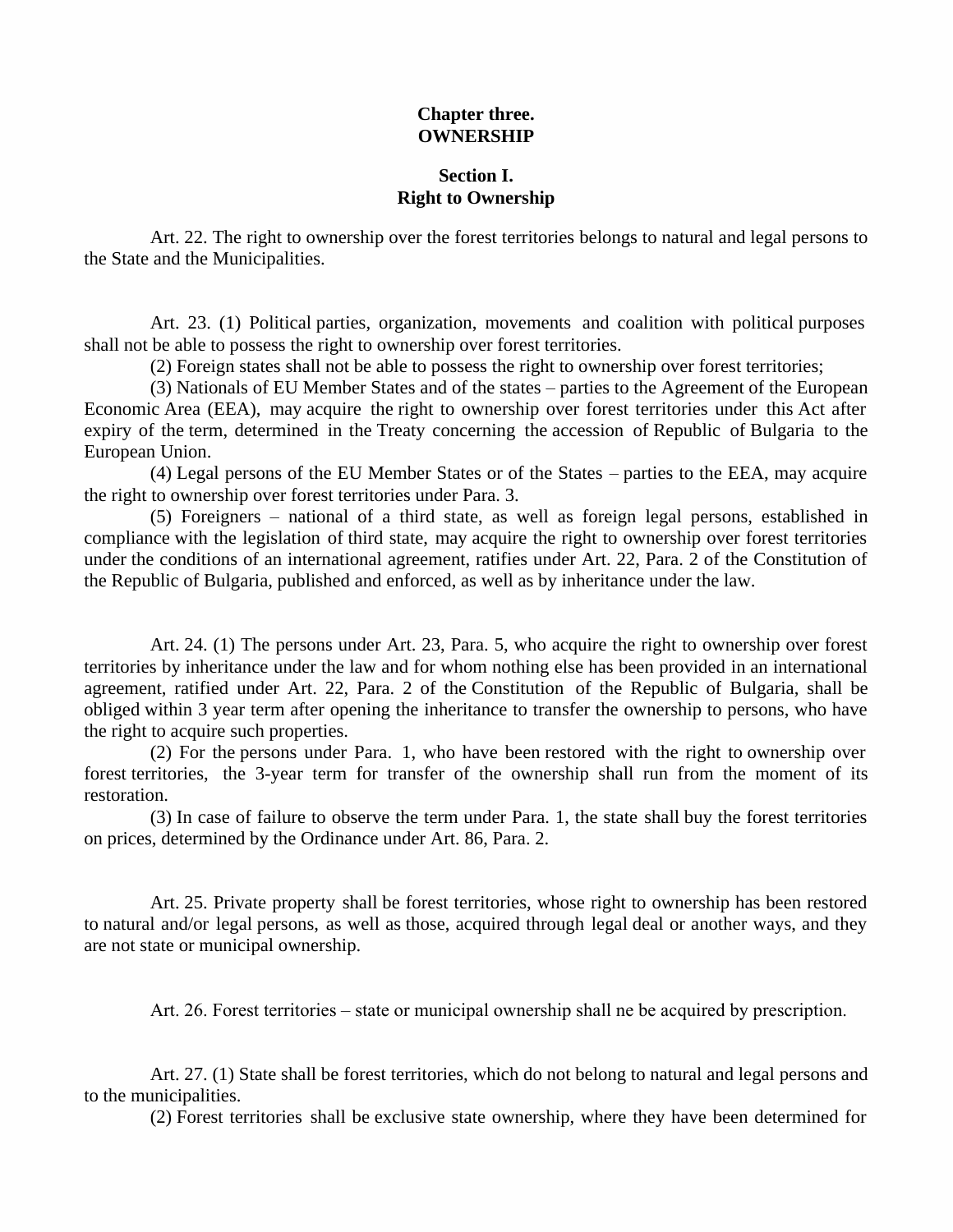## Chapter three.
## OWNERSHIP

### Section I.
### Right to Ownership

Art. 22. The right to ownership over the forest territories belongs to natural and legal persons to the State and the Municipalities.

Art. 23. (1) Political parties, organization, movements and coalition with political purposes shall not be able to possess the right to ownership over forest territories.

(2) Foreign states shall not be able to possess the right to ownership over forest territories;

(3) Nationals of EU Member States and of the states – parties to the Agreement of the European Economic Area (EEA), may acquire the right to ownership over forest territories under this Act after expiry of the term, determined in the Treaty concerning the accession of Republic of Bulgaria to the European Union.

(4) Legal persons of the EU Member States or of the States – parties to the EEA, may acquire the right to ownership over forest territories under Para. 3.

(5) Foreigners – national of a third state, as well as foreign legal persons, established in compliance with the legislation of third state, may acquire the right to ownership over forest territories under the conditions of an international agreement, ratifies under Art. 22, Para. 2 of the Constitution of the Republic of Bulgaria, published and enforced, as well as by inheritance under the law.

Art. 24. (1) The persons under Art. 23, Para. 5, who acquire the right to ownership over forest territories by inheritance under the law and for whom nothing else has been provided in an international agreement, ratified under Art. 22, Para. 2 of the Constitution of the Republic of Bulgaria, shall be obliged within 3 year term after opening the inheritance to transfer the ownership to persons, who have the right to acquire such properties.

(2) For the persons under Para. 1, who have been restored with the right to ownership over forest territories, the 3-year term for transfer of the ownership shall run from the moment of its restoration.

(3) In case of failure to observe the term under Para. 1, the state shall buy the forest territories on prices, determined by the Ordinance under Art. 86, Para. 2.

Art. 25. Private property shall be forest territories, whose right to ownership has been restored to natural and/or legal persons, as well as those, acquired through legal deal or another ways, and they are not state or municipal ownership.

Art. 26. Forest territories – state or municipal ownership shall ne be acquired by prescription.

Art. 27. (1) State shall be forest territories, which do not belong to natural and legal persons and to the municipalities.

(2) Forest territories shall be exclusive state ownership, where they have been determined for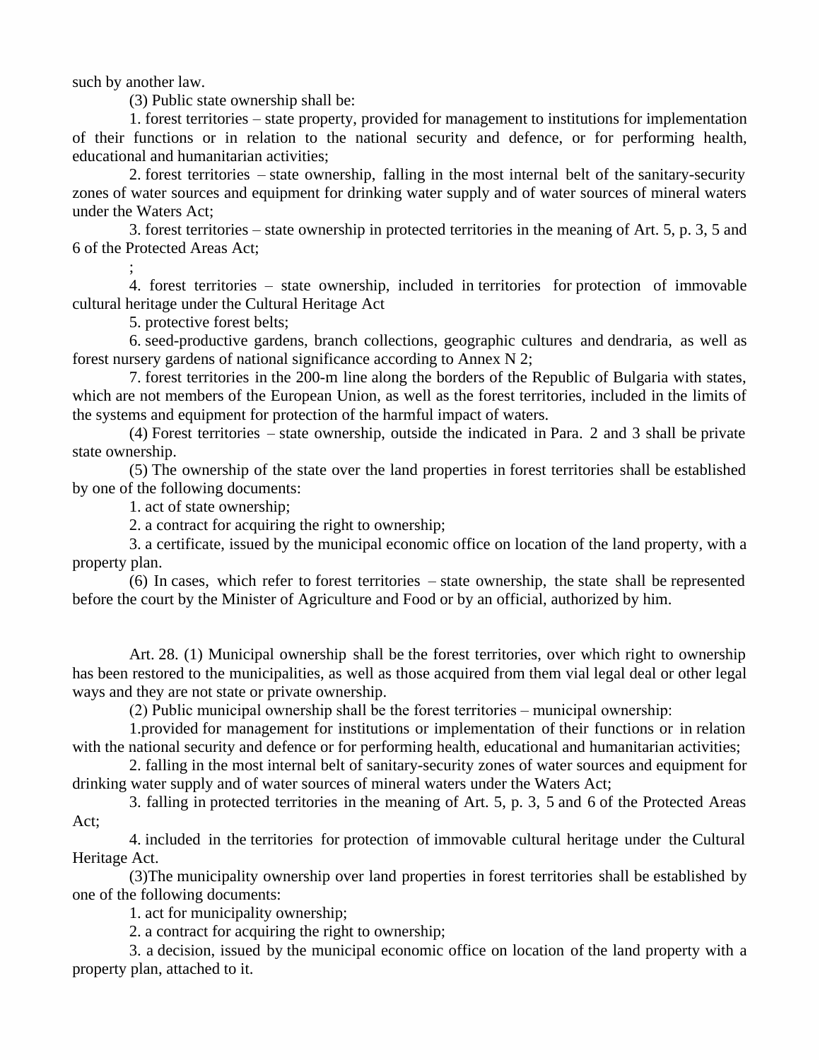such by another law.

(3) Public state ownership shall be:

1. forest territories – state property, provided for management to institutions for implementation of their functions or in relation to the national security and defence, or for performing health, educational and humanitarian activities;

2. forest territories – state ownership, falling in the most internal belt of the sanitary-security zones of water sources and equipment for drinking water supply and of water sources of mineral waters under the Waters Act;

3. forest territories – state ownership in protected territories in the meaning of Art. 5, p. 3, 5 and 6 of the Protected Areas Act;

;

4. forest territories – state ownership, included in territories for protection of immovable cultural heritage under the Cultural Heritage Act

5. protective forest belts;

6. seed-productive gardens, branch collections, geographic cultures and dendraria, as well as forest nursery gardens of national significance according to Annex N 2;

7. forest territories in the 200-m line along the borders of the Republic of Bulgaria with states, which are not members of the European Union, as well as the forest territories, included in the limits of the systems and equipment for protection of the harmful impact of waters.

(4) Forest territories – state ownership, outside the indicated in Para. 2 and 3 shall be private state ownership.

(5) The ownership of the state over the land properties in forest territories shall be established by one of the following documents:

1. act of state ownership;

2. a contract for acquiring the right to ownership;

3. a certificate, issued by the municipal economic office on location of the land property, with a property plan.

(6) In cases, which refer to forest territories – state ownership, the state shall be represented before the court by the Minister of Agriculture and Food or by an official, authorized by him.

Art. 28. (1) Municipal ownership shall be the forest territories, over which right to ownership has been restored to the municipalities, as well as those acquired from them vial legal deal or other legal ways and they are not state or private ownership.

(2) Public municipal ownership shall be the forest territories – municipal ownership:

1.provided for management for institutions or implementation of their functions or in relation with the national security and defence or for performing health, educational and humanitarian activities;

2. falling in the most internal belt of sanitary-security zones of water sources and equipment for drinking water supply and of water sources of mineral waters under the Waters Act;

3. falling in protected territories in the meaning of Art. 5, p. 3, 5 and 6 of the Protected Areas Act;

4. included in the territories for protection of immovable cultural heritage under the Cultural Heritage Act.

(3)The municipality ownership over land properties in forest territories shall be established by one of the following documents:

1. act for municipality ownership;

2. a contract for acquiring the right to ownership;

3. a decision, issued by the municipal economic office on location of the land property with a property plan, attached to it.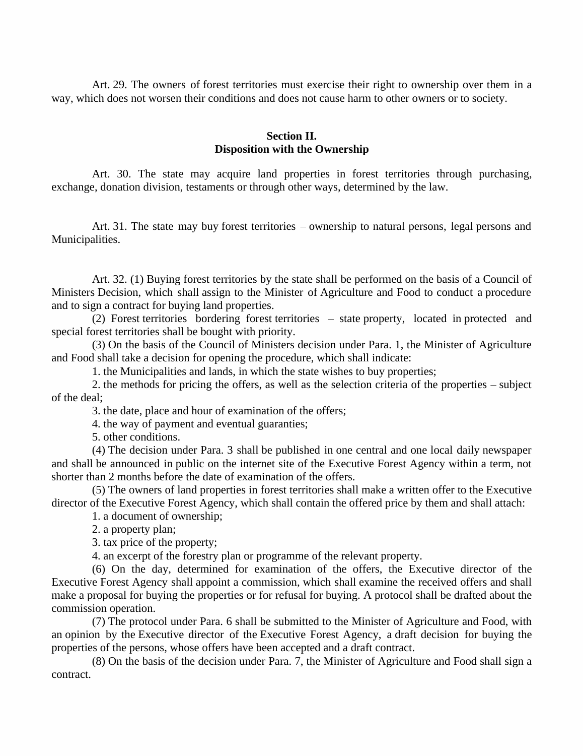Art. 29. The owners of forest territories must exercise their right to ownership over them in a way, which does not worsen their conditions and does not cause harm to other owners or to society.

## Section II.
## Disposition with the Ownership

Art. 30. The state may acquire land properties in forest territories through purchasing, exchange, donation division, testaments or through other ways, determined by the law.

Art. 31. The state may buy forest territories – ownership to natural persons, legal persons and Municipalities.

Art. 32. (1) Buying forest territories by the state shall be performed on the basis of a Council of Ministers Decision, which shall assign to the Minister of Agriculture and Food to conduct a procedure and to sign a contract for buying land properties.

(2) Forest territories bordering forest territories – state property, located in protected and special forest territories shall be bought with priority.

(3) On the basis of the Council of Ministers decision under Para. 1, the Minister of Agriculture and Food shall take a decision for opening the procedure, which shall indicate:

1. the Municipalities and lands, in which the state wishes to buy properties;
2. the methods for pricing the offers, as well as the selection criteria of the properties – subject of the deal;
3. the date, place and hour of examination of the offers;
4. the way of payment and eventual guaranties;
5. other conditions.

(4) The decision under Para. 3 shall be published in one central and one local daily newspaper and shall be announced in public on the internet site of the Executive Forest Agency within a term, not shorter than 2 months before the date of examination of the offers.

(5) The owners of land properties in forest territories shall make a written offer to the Executive director of the Executive Forest Agency, which shall contain the offered price by them and shall attach:

1. a document of ownership;
2. a property plan;
3. tax price of the property;
4. an excerpt of the forestry plan or programme of the relevant property.

(6) On the day, determined for examination of the offers, the Executive director of the Executive Forest Agency shall appoint a commission, which shall examine the received offers and shall make a proposal for buying the properties or for refusal for buying. A protocol shall be drafted about the commission operation.

(7) The protocol under Para. 6 shall be submitted to the Minister of Agriculture and Food, with an opinion by the Executive director of the Executive Forest Agency, a draft decision for buying the properties of the persons, whose offers have been accepted and a draft contract.

(8) On the basis of the decision under Para. 7, the Minister of Agriculture and Food shall sign a contract.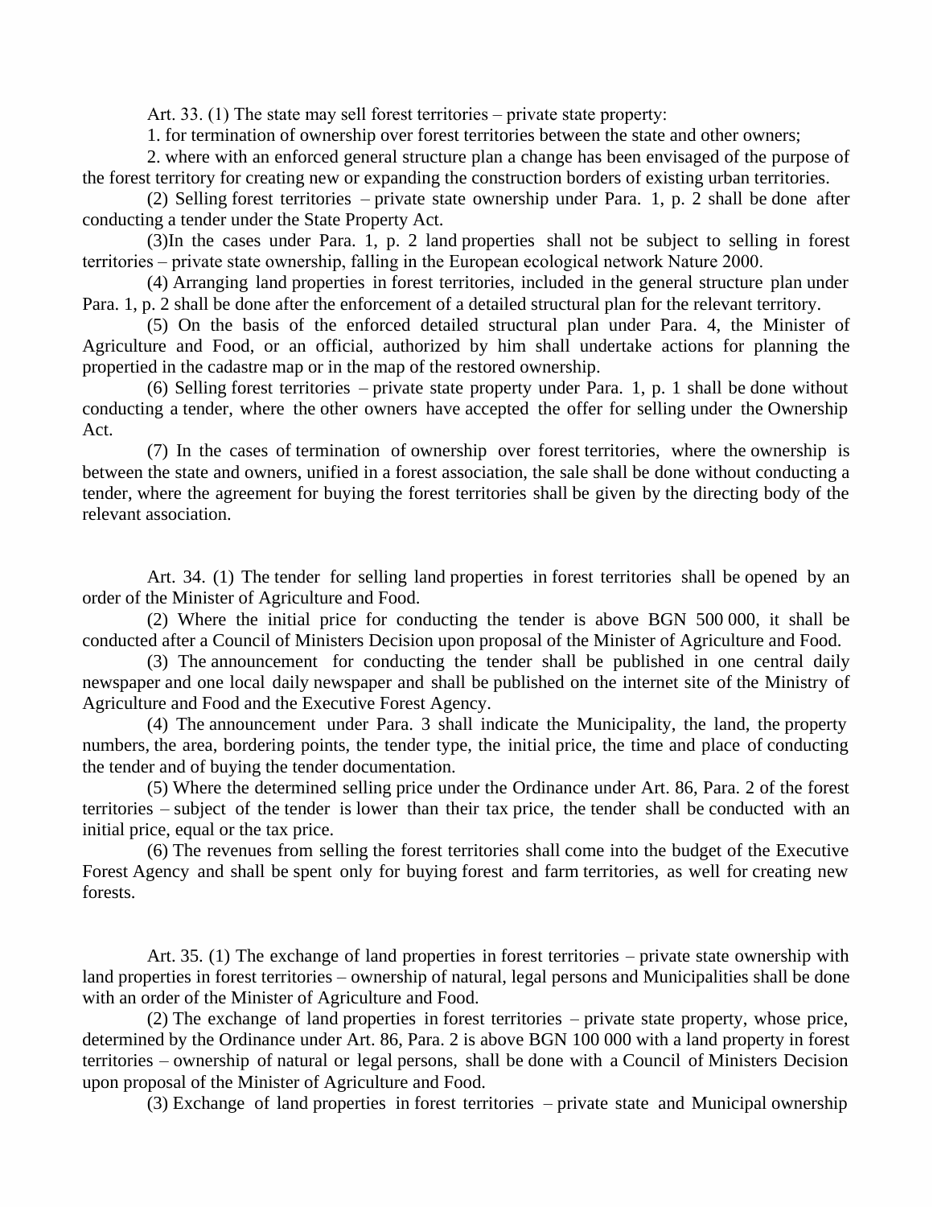Art. 33. (1) The state may sell forest territories – private state property:

1. for termination of ownership over forest territories between the state and other owners;

2. where with an enforced general structure plan a change has been envisaged of the purpose of the forest territory for creating new or expanding the construction borders of existing urban territories.

(2) Selling forest territories – private state ownership under Para. 1, p. 2 shall be done after conducting a tender under the State Property Act.

(3)In the cases under Para. 1, p. 2 land properties shall not be subject to selling in forest territories – private state ownership, falling in the European ecological network Nature 2000.

(4) Arranging land properties in forest territories, included in the general structure plan under Para. 1, p. 2 shall be done after the enforcement of a detailed structural plan for the relevant territory.

(5) On the basis of the enforced detailed structural plan under Para. 4, the Minister of Agriculture and Food, or an official, authorized by him shall undertake actions for planning the propertied in the cadastre map or in the map of the restored ownership.

(6) Selling forest territories – private state property under Para. 1, p. 1 shall be done without conducting a tender, where the other owners have accepted the offer for selling under the Ownership Act.

(7) In the cases of termination of ownership over forest territories, where the ownership is between the state and owners, unified in a forest association, the sale shall be done without conducting a tender, where the agreement for buying the forest territories shall be given by the directing body of the relevant association.

Art. 34. (1) The tender for selling land properties in forest territories shall be opened by an order of the Minister of Agriculture and Food.

(2) Where the initial price for conducting the tender is above BGN 500 000, it shall be conducted after a Council of Ministers Decision upon proposal of the Minister of Agriculture and Food.

(3) The announcement for conducting the tender shall be published in one central daily newspaper and one local daily newspaper and shall be published on the internet site of the Ministry of Agriculture and Food and the Executive Forest Agency.

(4) The announcement under Para. 3 shall indicate the Municipality, the land, the property numbers, the area, bordering points, the tender type, the initial price, the time and place of conducting the tender and of buying the tender documentation.

(5) Where the determined selling price under the Ordinance under Art. 86, Para. 2 of the forest territories – subject of the tender is lower than their tax price, the tender shall be conducted with an initial price, equal or the tax price.

(6) The revenues from selling the forest territories shall come into the budget of the Executive Forest Agency and shall be spent only for buying forest and farm territories, as well for creating new forests.

Art. 35. (1) The exchange of land properties in forest territories – private state ownership with land properties in forest territories – ownership of natural, legal persons and Municipalities shall be done with an order of the Minister of Agriculture and Food.

(2) The exchange of land properties in forest territories – private state property, whose price, determined by the Ordinance under Art. 86, Para. 2 is above BGN 100 000 with a land property in forest territories – ownership of natural or legal persons, shall be done with a Council of Ministers Decision upon proposal of the Minister of Agriculture and Food.

(3) Exchange of land properties in forest territories – private state and Municipal ownership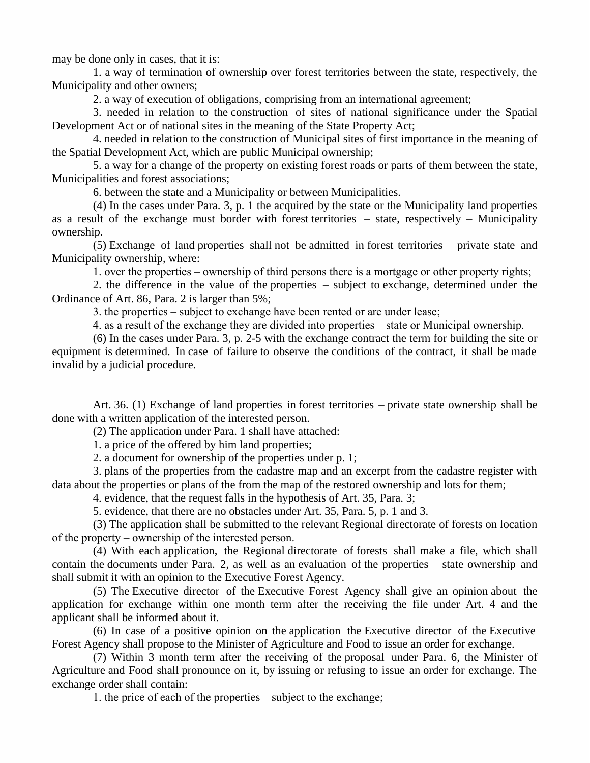may be done only in cases, that it is:

1. a way of termination of ownership over forest territories between the state, respectively, the Municipality and other owners;

2. a way of execution of obligations, comprising from an international agreement;

3. needed in relation to the construction of sites of national significance under the Spatial Development Act or of national sites in the meaning of the State Property Act;

4. needed in relation to the construction of Municipal sites of first importance in the meaning of the Spatial Development Act, which are public Municipal ownership;

5. a way for a change of the property on existing forest roads or parts of them between the state, Municipalities and forest associations;

6. between the state and a Municipality or between Municipalities.

(4) In the cases under Para. 3, p. 1 the acquired by the state or the Municipality land properties as a result of the exchange must border with forest territories – state, respectively – Municipality ownership.

(5) Exchange of land properties shall not be admitted in forest territories – private state and Municipality ownership, where:

1. over the properties – ownership of third persons there is a mortgage or other property rights;

2. the difference in the value of the properties – subject to exchange, determined under the Ordinance of Art. 86, Para. 2 is larger than 5%;

3. the properties – subject to exchange have been rented or are under lease;

4. as a result of the exchange they are divided into properties – state or Municipal ownership.

(6) In the cases under Para. 3, p. 2-5 with the exchange contract the term for building the site or equipment is determined. In case of failure to observe the conditions of the contract, it shall be made invalid by a judicial procedure.

Art. 36. (1) Exchange of land properties in forest territories – private state ownership shall be done with a written application of the interested person.

(2) The application under Para. 1 shall have attached:

1. a price of the offered by him land properties;

2. a document for ownership of the properties under p. 1;

3. plans of the properties from the cadastre map and an excerpt from the cadastre register with data about the properties or plans of the from the map of the restored ownership and lots for them;

4. evidence, that the request falls in the hypothesis of Art. 35, Para. 3;

5. evidence, that there are no obstacles under Art. 35, Para. 5, p. 1 and 3.

(3) The application shall be submitted to the relevant Regional directorate of forests on location of the property – ownership of the interested person.

(4) With each application, the Regional directorate of forests shall make a file, which shall contain the documents under Para. 2, as well as an evaluation of the properties – state ownership and shall submit it with an opinion to the Executive Forest Agency.

(5) The Executive director of the Executive Forest Agency shall give an opinion about the application for exchange within one month term after the receiving the file under Art. 4 and the applicant shall be informed about it.

(6) In case of a positive opinion on the application the Executive director of the Executive Forest Agency shall propose to the Minister of Agriculture and Food to issue an order for exchange.

(7) Within 3 month term after the receiving of the proposal under Para. 6, the Minister of Agriculture and Food shall pronounce on it, by issuing or refusing to issue an order for exchange. The exchange order shall contain:

1. the price of each of the properties – subject to the exchange;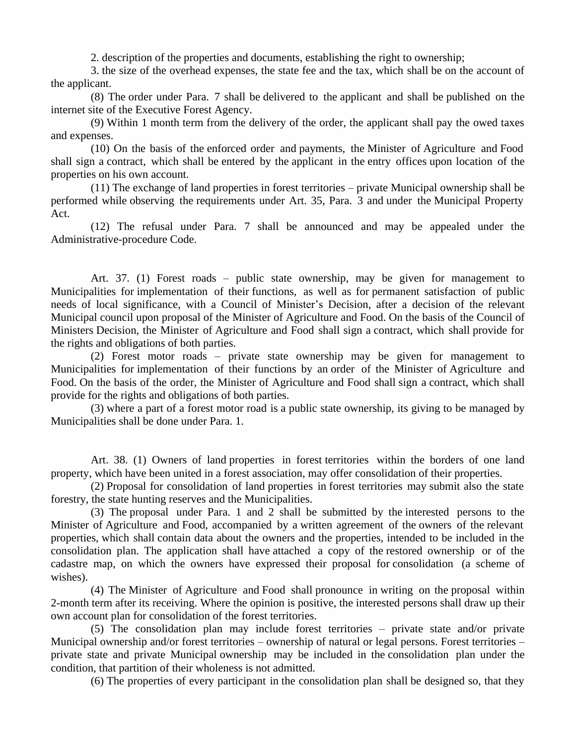2. description of the properties and documents, establishing the right to ownership;

3. the size of the overhead expenses, the state fee and the tax, which shall be on the account of the applicant.

(8) The order under Para. 7 shall be delivered to the applicant and shall be published on the internet site of the Executive Forest Agency.

(9) Within 1 month term from the delivery of the order, the applicant shall pay the owed taxes and expenses.

(10) On the basis of the enforced order and payments, the Minister of Agriculture and Food shall sign a contract, which shall be entered by the applicant in the entry offices upon location of the properties on his own account.

(11) The exchange of land properties in forest territories – private Municipal ownership shall be performed while observing the requirements under Art. 35, Para. 3 and under the Municipal Property Act.

(12) The refusal under Para. 7 shall be announced and may be appealed under the Administrative-procedure Code.

Art. 37. (1) Forest roads – public state ownership, may be given for management to Municipalities for implementation of their functions, as well as for permanent satisfaction of public needs of local significance, with a Council of Minister's Decision, after a decision of the relevant Municipal council upon proposal of the Minister of Agriculture and Food. On the basis of the Council of Ministers Decision, the Minister of Agriculture and Food shall sign a contract, which shall provide for the rights and obligations of both parties.

(2) Forest motor roads – private state ownership may be given for management to Municipalities for implementation of their functions by an order of the Minister of Agriculture and Food. On the basis of the order, the Minister of Agriculture and Food shall sign a contract, which shall provide for the rights and obligations of both parties.

(3) where a part of a forest motor road is a public state ownership, its giving to be managed by Municipalities shall be done under Para. 1.

Art. 38. (1) Owners of land properties in forest territories within the borders of one land property, which have been united in a forest association, may offer consolidation of their properties.

(2) Proposal for consolidation of land properties in forest territories may submit also the state forestry, the state hunting reserves and the Municipalities.

(3) The proposal under Para. 1 and 2 shall be submitted by the interested persons to the Minister of Agriculture and Food, accompanied by a written agreement of the owners of the relevant properties, which shall contain data about the owners and the properties, intended to be included in the consolidation plan. The application shall have attached a copy of the restored ownership or of the cadastre map, on which the owners have expressed their proposal for consolidation (a scheme of wishes).

(4) The Minister of Agriculture and Food shall pronounce in writing on the proposal within 2-month term after its receiving. Where the opinion is positive, the interested persons shall draw up their own account plan for consolidation of the forest territories.

(5) The consolidation plan may include forest territories – private state and/or private Municipal ownership and/or forest territories – ownership of natural or legal persons. Forest territories – private state and private Municipal ownership may be included in the consolidation plan under the condition, that partition of their wholeness is not admitted.

(6) The properties of every participant in the consolidation plan shall be designed so, that they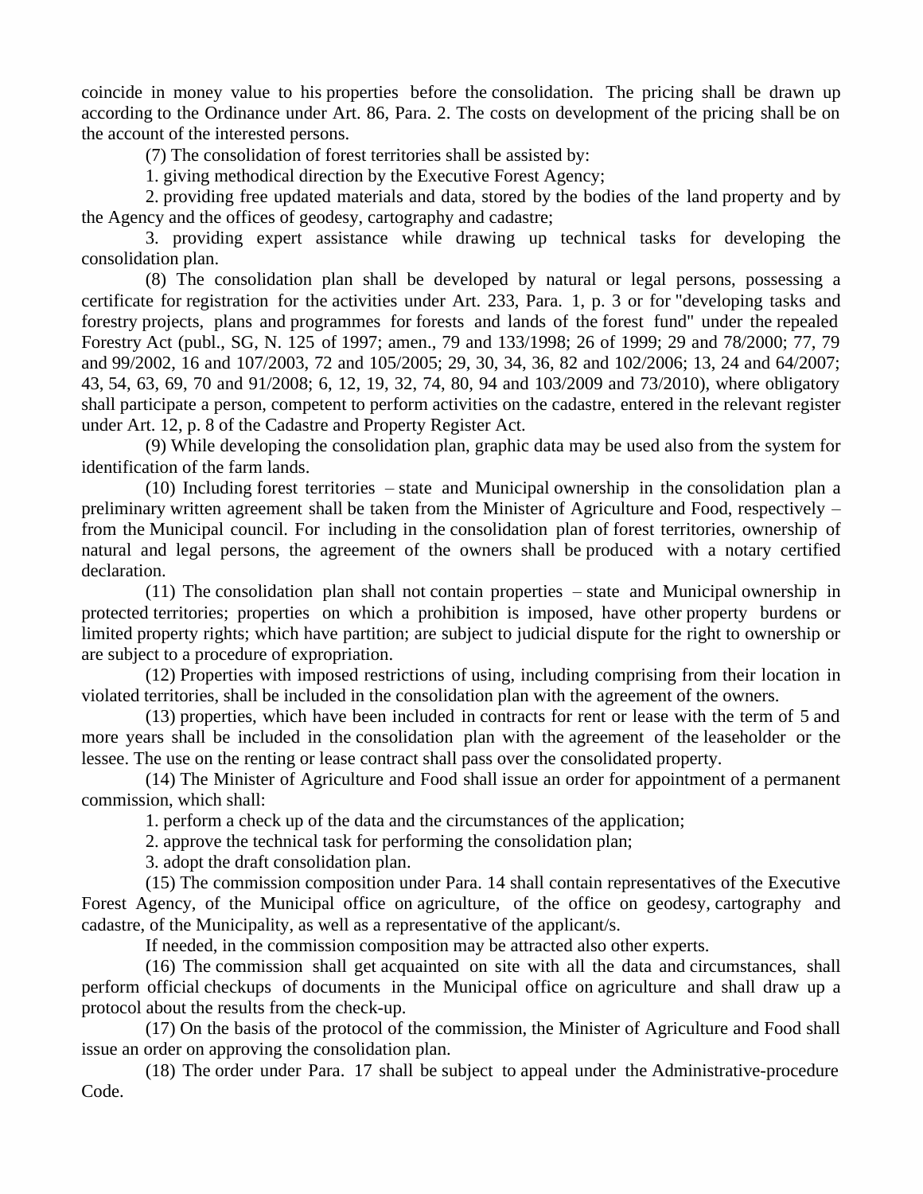coincide in money value to his properties before the consolidation. The pricing shall be drawn up according to the Ordinance under Art. 86, Para. 2. The costs on development of the pricing shall be on the account of the interested persons.

(7) The consolidation of forest territories shall be assisted by:

1. giving methodical direction by the Executive Forest Agency;

2. providing free updated materials and data, stored by the bodies of the land property and by the Agency and the offices of geodesy, cartography and cadastre;

3. providing expert assistance while drawing up technical tasks for developing the consolidation plan.

(8) The consolidation plan shall be developed by natural or legal persons, possessing a certificate for registration for the activities under Art. 233, Para. 1, p. 3 or for "developing tasks and forestry projects, plans and programmes for forests and lands of the forest fund" under the repealed Forestry Act (publ., SG, N. 125 of 1997; amen., 79 and 133/1998; 26 of 1999; 29 and 78/2000; 77, 79 and 99/2002, 16 and 107/2003, 72 and 105/2005; 29, 30, 34, 36, 82 and 102/2006; 13, 24 and 64/2007; 43, 54, 63, 69, 70 and 91/2008; 6, 12, 19, 32, 74, 80, 94 and 103/2009 and 73/2010), where obligatory shall participate a person, competent to perform activities on the cadastre, entered in the relevant register under Art. 12, p. 8 of the Cadastre and Property Register Act.

(9) While developing the consolidation plan, graphic data may be used also from the system for identification of the farm lands.

(10) Including forest territories – state and Municipal ownership in the consolidation plan a preliminary written agreement shall be taken from the Minister of Agriculture and Food, respectively – from the Municipal council. For including in the consolidation plan of forest territories, ownership of natural and legal persons, the agreement of the owners shall be produced with a notary certified declaration.

(11) The consolidation plan shall not contain properties – state and Municipal ownership in protected territories; properties on which a prohibition is imposed, have other property burdens or limited property rights; which have partition; are subject to judicial dispute for the right to ownership or are subject to a procedure of expropriation.

(12) Properties with imposed restrictions of using, including comprising from their location in violated territories, shall be included in the consolidation plan with the agreement of the owners.

(13) properties, which have been included in contracts for rent or lease with the term of 5 and more years shall be included in the consolidation plan with the agreement of the leaseholder or the lessee. The use on the renting or lease contract shall pass over the consolidated property.

(14) The Minister of Agriculture and Food shall issue an order for appointment of a permanent commission, which shall:

1. perform a check up of the data and the circumstances of the application;

2. approve the technical task for performing the consolidation plan;

3. adopt the draft consolidation plan.

(15) The commission composition under Para. 14 shall contain representatives of the Executive Forest Agency, of the Municipal office on agriculture, of the office on geodesy, cartography and cadastre, of the Municipality, as well as a representative of the applicant/s.

If needed, in the commission composition may be attracted also other experts.

(16) The commission shall get acquainted on site with all the data and circumstances, shall perform official checkups of documents in the Municipal office on agriculture and shall draw up a protocol about the results from the check-up.

(17) On the basis of the protocol of the commission, the Minister of Agriculture and Food shall issue an order on approving the consolidation plan.

(18) The order under Para. 17 shall be subject to appeal under the Administrative-procedure Code.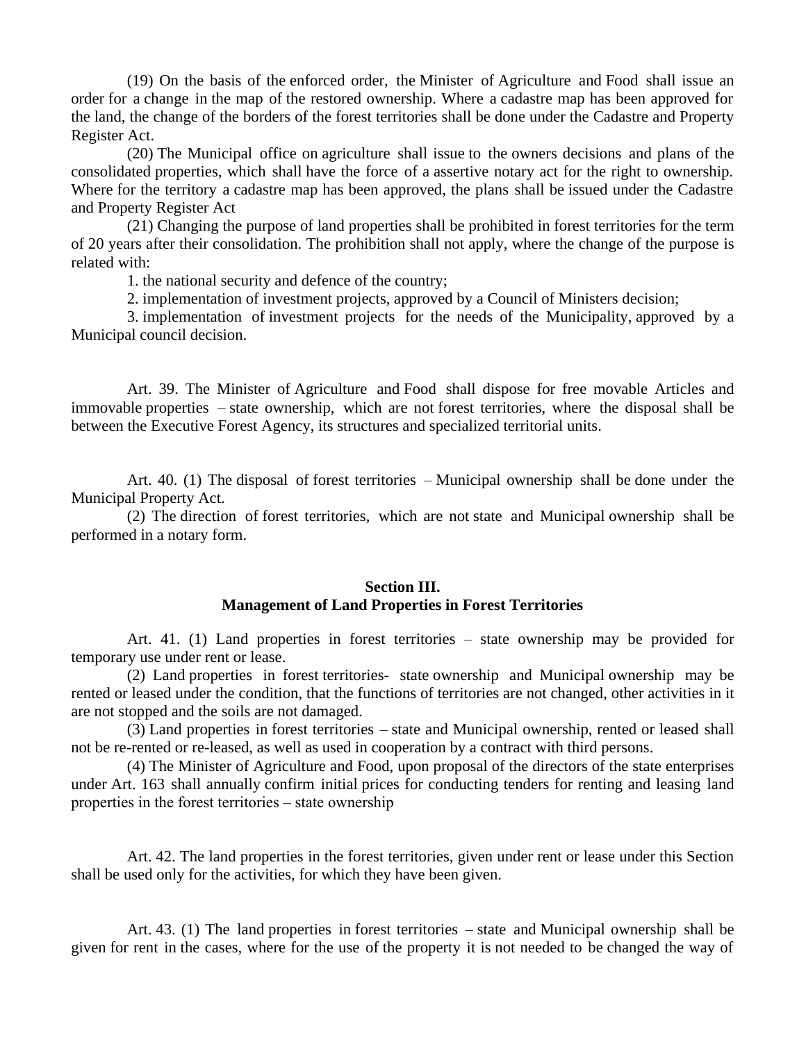(19) On the basis of the enforced order, the Minister of Agriculture and Food shall issue an order for a change in the map of the restored ownership. Where a cadastre map has been approved for the land, the change of the borders of the forest territories shall be done under the Cadastre and Property Register Act.

(20) The Municipal office on agriculture shall issue to the owners decisions and plans of the consolidated properties, which shall have the force of a assertive notary act for the right to ownership. Where for the territory a cadastre map has been approved, the plans shall be issued under the Cadastre and Property Register Act

(21) Changing the purpose of land properties shall be prohibited in forest territories for the term of 20 years after their consolidation. The prohibition shall not apply, where the change of the purpose is related with:

1. the national security and defence of the country;

2. implementation of investment projects, approved by a Council of Ministers decision;

3. implementation of investment projects for the needs of the Municipality, approved by a Municipal council decision.

Art. 39. The Minister of Agriculture and Food shall dispose for free movable Articles and immovable properties – state ownership, which are not forest territories, where the disposal shall be between the Executive Forest Agency, its structures and specialized territorial units.

Art. 40. (1) The disposal of forest territories – Municipal ownership shall be done under the Municipal Property Act.

(2) The direction of forest territories, which are not state and Municipal ownership shall be performed in a notary form.

## Section III.
## Management of Land Properties in Forest Territories

Art. 41. (1) Land properties in forest territories – state ownership may be provided for temporary use under rent or lease.

(2) Land properties in forest territories- state ownership and Municipal ownership may be rented or leased under the condition, that the functions of territories are not changed, other activities in it are not stopped and the soils are not damaged.

(3) Land properties in forest territories – state and Municipal ownership, rented or leased shall not be re-rented or re-leased, as well as used in cooperation by a contract with third persons.

(4) The Minister of Agriculture and Food, upon proposal of the directors of the state enterprises under Art. 163 shall annually confirm initial prices for conducting tenders for renting and leasing land properties in the forest territories – state ownership

Art. 42. The land properties in the forest territories, given under rent or lease under this Section shall be used only for the activities, for which they have been given.

Art. 43. (1) The land properties in forest territories – state and Municipal ownership shall be given for rent in the cases, where for the use of the property it is not needed to be changed the way of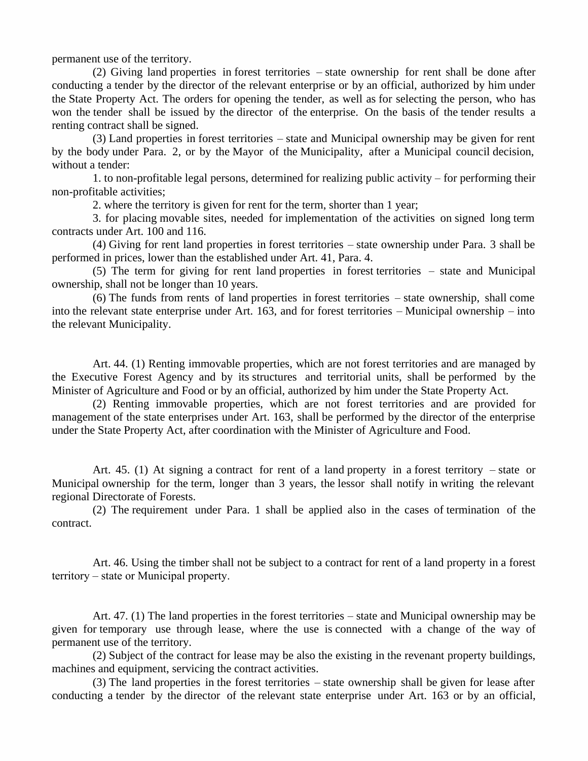permanent use of the territory.

(2) Giving land properties in forest territories – state ownership for rent shall be done after conducting a tender by the director of the relevant enterprise or by an official, authorized by him under the State Property Act. The orders for opening the tender, as well as for selecting the person, who has won the tender shall be issued by the director of the enterprise. On the basis of the tender results a renting contract shall be signed.

(3) Land properties in forest territories – state and Municipal ownership may be given for rent by the body under Para. 2, or by the Mayor of the Municipality, after a Municipal council decision, without a tender:

1. to non-profitable legal persons, determined for realizing public activity – for performing their non-profitable activities;

2. where the territory is given for rent for the term, shorter than 1 year;

3. for placing movable sites, needed for implementation of the activities on signed long term contracts under Art. 100 and 116.

(4) Giving for rent land properties in forest territories – state ownership under Para. 3 shall be performed in prices, lower than the established under Art. 41, Para. 4.

(5) The term for giving for rent land properties in forest territories – state and Municipal ownership, shall not be longer than 10 years.

(6) The funds from rents of land properties in forest territories – state ownership, shall come into the relevant state enterprise under Art. 163, and for forest territories – Municipal ownership – into the relevant Municipality.

Art. 44. (1) Renting immovable properties, which are not forest territories and are managed by the Executive Forest Agency and by its structures and territorial units, shall be performed by the Minister of Agriculture and Food or by an official, authorized by him under the State Property Act.

(2) Renting immovable properties, which are not forest territories and are provided for management of the state enterprises under Art. 163, shall be performed by the director of the enterprise under the State Property Act, after coordination with the Minister of Agriculture and Food.

Art. 45. (1) At signing a contract for rent of a land property in a forest territory – state or Municipal ownership for the term, longer than 3 years, the lessor shall notify in writing the relevant regional Directorate of Forests.

(2) The requirement under Para. 1 shall be applied also in the cases of termination of the contract.

Art. 46. Using the timber shall not be subject to a contract for rent of a land property in a forest territory – state or Municipal property.

Art. 47. (1) The land properties in the forest territories – state and Municipal ownership may be given for temporary use through lease, where the use is connected with a change of the way of permanent use of the territory.

(2) Subject of the contract for lease may be also the existing in the revenant property buildings, machines and equipment, servicing the contract activities.

(3) The land properties in the forest territories – state ownership shall be given for lease after conducting a tender by the director of the relevant state enterprise under Art. 163 or by an official,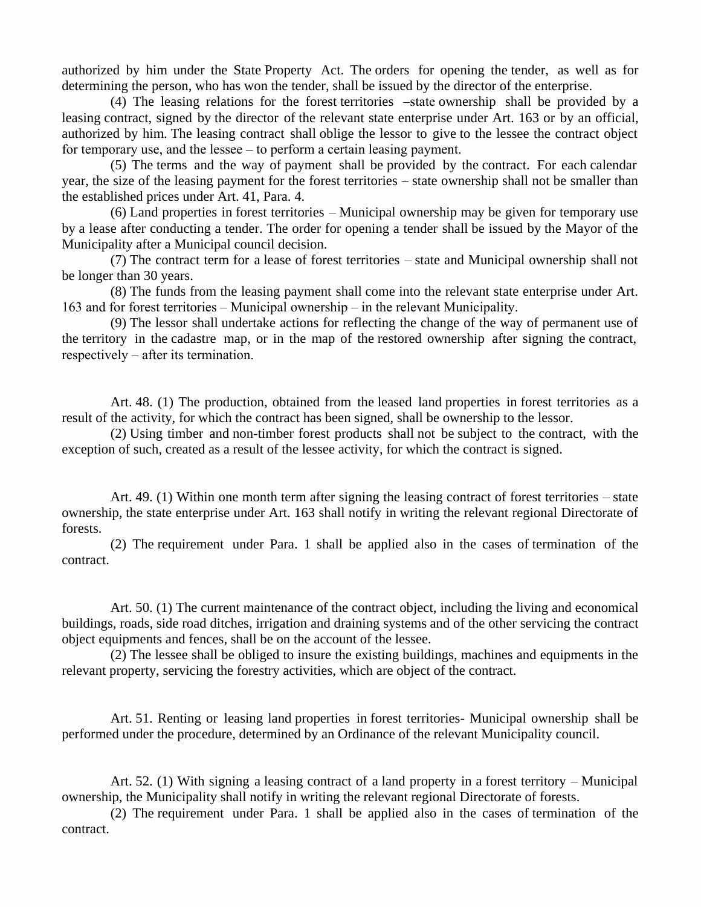authorized by him under the State Property Act. The orders for opening the tender, as well as for determining the person, who has won the tender, shall be issued by the director of the enterprise.

(4) The leasing relations for the forest territories –state ownership shall be provided by a leasing contract, signed by the director of the relevant state enterprise under Art. 163 or by an official, authorized by him. The leasing contract shall oblige the lessor to give to the lessee the contract object for temporary use, and the lessee – to perform a certain leasing payment.

(5) The terms and the way of payment shall be provided by the contract. For each calendar year, the size of the leasing payment for the forest territories – state ownership shall not be smaller than the established prices under Art. 41, Para. 4.

(6) Land properties in forest territories – Municipal ownership may be given for temporary use by a lease after conducting a tender. The order for opening a tender shall be issued by the Mayor of the Municipality after a Municipal council decision.

(7) The contract term for a lease of forest territories – state and Municipal ownership shall not be longer than 30 years.

(8) The funds from the leasing payment shall come into the relevant state enterprise under Art. 163 and for forest territories – Municipal ownership – in the relevant Municipality.

(9) The lessor shall undertake actions for reflecting the change of the way of permanent use of the territory in the cadastre map, or in the map of the restored ownership after signing the contract, respectively – after its termination.

Art. 48. (1) The production, obtained from the leased land properties in forest territories as a result of the activity, for which the contract has been signed, shall be ownership to the lessor.

(2) Using timber and non-timber forest products shall not be subject to the contract, with the exception of such, created as a result of the lessee activity, for which the contract is signed.

Art. 49. (1) Within one month term after signing the leasing contract of forest territories – state ownership, the state enterprise under Art. 163 shall notify in writing the relevant regional Directorate of forests.

(2) The requirement under Para. 1 shall be applied also in the cases of termination of the contract.

Art. 50. (1) The current maintenance of the contract object, including the living and economical buildings, roads, side road ditches, irrigation and draining systems and of the other servicing the contract object equipments and fences, shall be on the account of the lessee.

(2) The lessee shall be obliged to insure the existing buildings, machines and equipments in the relevant property, servicing the forestry activities, which are object of the contract.

Art. 51. Renting or leasing land properties in forest territories- Municipal ownership shall be performed under the procedure, determined by an Ordinance of the relevant Municipality council.

Art. 52. (1) With signing a leasing contract of a land property in a forest territory – Municipal ownership, the Municipality shall notify in writing the relevant regional Directorate of forests.

(2) The requirement under Para. 1 shall be applied also in the cases of termination of the contract.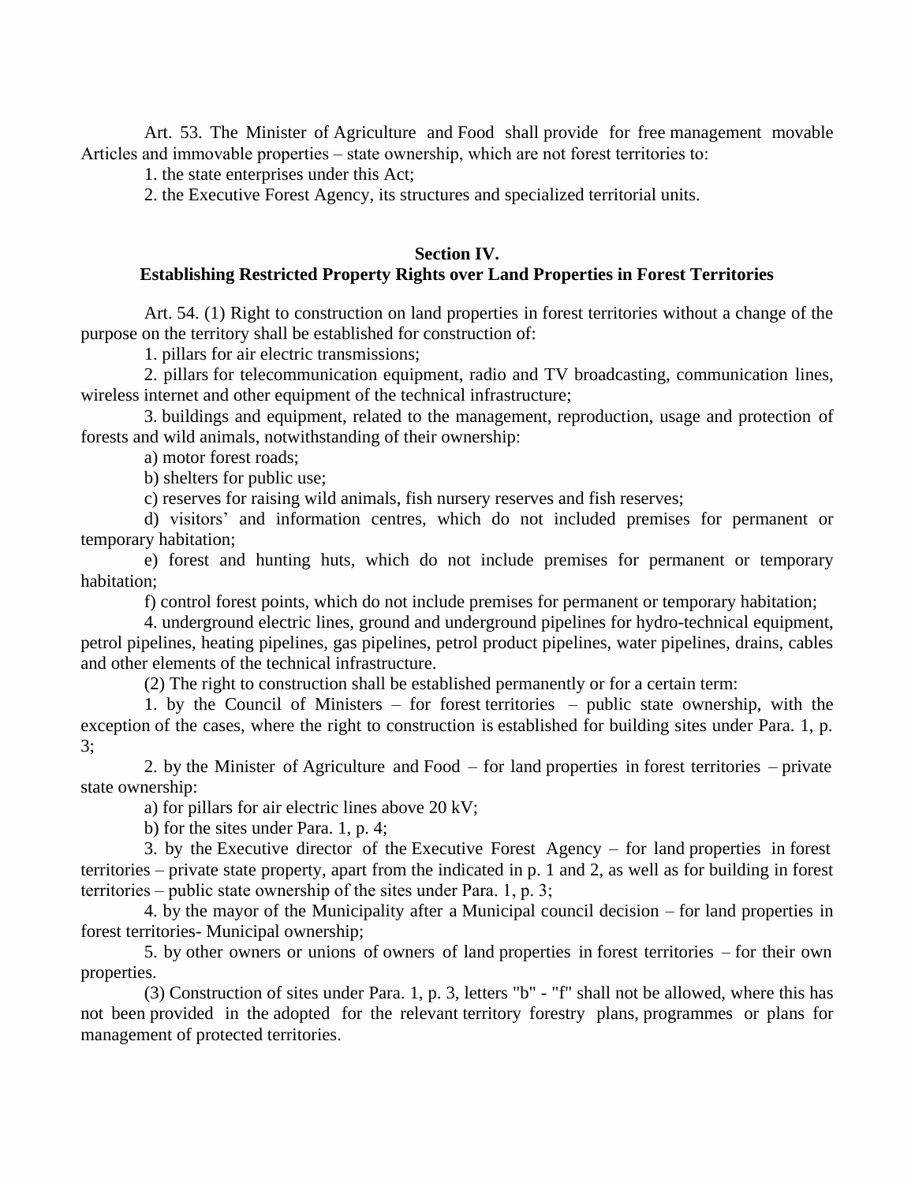Art. 53. The Minister of Agriculture and Food shall provide for free management movable Articles and immovable properties – state ownership, which are not forest territories to:

1. the state enterprises under this Act;
2. the Executive Forest Agency, its structures and specialized territorial units.

## Section IV.
## Establishing Restricted Property Rights over Land Properties in Forest Territories

Art. 54. (1) Right to construction on land properties in forest territories without a change of the purpose on the territory shall be established for construction of:

1. pillars for air electric transmissions;
2. pillars for telecommunication equipment, radio and TV broadcasting, communication lines, wireless internet and other equipment of the technical infrastructure;
3. buildings and equipment, related to the management, reproduction, usage and protection of forests and wild animals, notwithstanding of their ownership:

a) motor forest roads;

b) shelters for public use;

c) reserves for raising wild animals, fish nursery reserves and fish reserves;

d) visitors' and information centres, which do not included premises for permanent or temporary habitation;

e) forest and hunting huts, which do not include premises for permanent or temporary habitation;

f) control forest points, which do not include premises for permanent or temporary habitation;

4. underground electric lines, ground and underground pipelines for hydro-technical equipment, petrol pipelines, heating pipelines, gas pipelines, petrol product pipelines, water pipelines, drains, cables and other elements of the technical infrastructure.

(2) The right to construction shall be established permanently or for a certain term:

1. by the Council of Ministers – for forest territories – public state ownership, with the exception of the cases, where the right to construction is established for building sites under Para. 1, p. 3;
2. by the Minister of Agriculture and Food – for land properties in forest territories – private state ownership:

a) for pillars for air electric lines above 20 kV;

b) for the sites under Para. 1, p. 4;

3. by the Executive director of the Executive Forest Agency – for land properties in forest territories – private state property, apart from the indicated in p. 1 and 2, as well as for building in forest territories – public state ownership of the sites under Para. 1, p. 3;
4. by the mayor of the Municipality after a Municipal council decision – for land properties in forest territories- Municipal ownership;
5. by other owners or unions of owners of land properties in forest territories – for their own properties.

(3) Construction of sites under Para. 1, p. 3, letters "b" - "f" shall not be allowed, where this has not been provided in the adopted for the relevant territory forestry plans, programmes or plans for management of protected territories.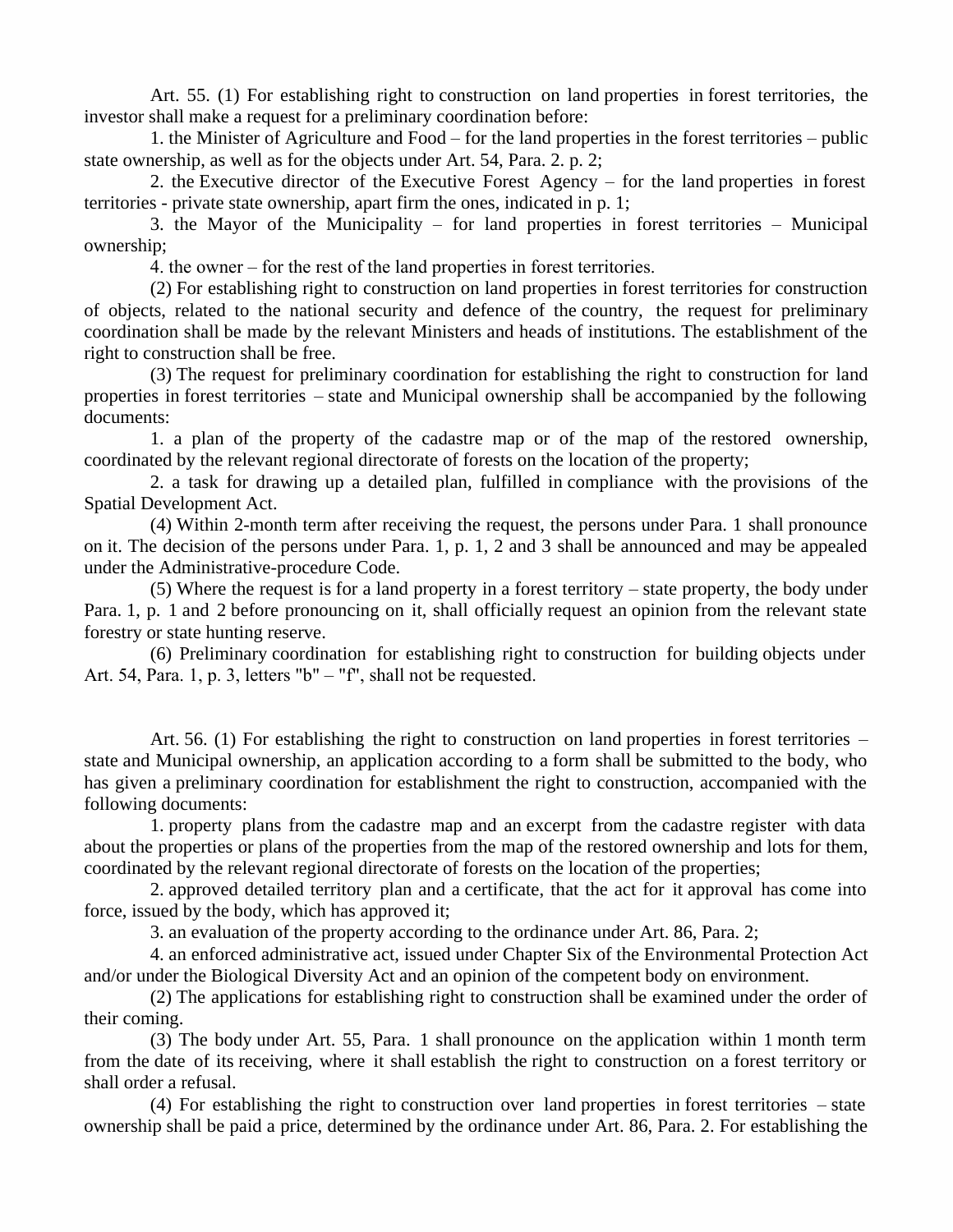Art. 55. (1) For establishing right to construction on land properties in forest territories, the investor shall make a request for a preliminary coordination before:

1. the Minister of Agriculture and Food – for the land properties in the forest territories – public state ownership, as well as for the objects under Art. 54, Para. 2. p. 2;

2. the Executive director of the Executive Forest Agency – for the land properties in forest territories - private state ownership, apart firm the ones, indicated in p. 1;

3. the Mayor of the Municipality – for land properties in forest territories – Municipal ownership;

4. the owner – for the rest of the land properties in forest territories.

(2) For establishing right to construction on land properties in forest territories for construction of objects, related to the national security and defence of the country, the request for preliminary coordination shall be made by the relevant Ministers and heads of institutions. The establishment of the right to construction shall be free.

(3) The request for preliminary coordination for establishing the right to construction for land properties in forest territories – state and Municipal ownership shall be accompanied by the following documents:

1. a plan of the property of the cadastre map or of the map of the restored ownership, coordinated by the relevant regional directorate of forests on the location of the property;

2. a task for drawing up a detailed plan, fulfilled in compliance with the provisions of the Spatial Development Act.

(4) Within 2-month term after receiving the request, the persons under Para. 1 shall pronounce on it. The decision of the persons under Para. 1, p. 1, 2 and 3 shall be announced and may be appealed under the Administrative-procedure Code.

(5) Where the request is for a land property in a forest territory – state property, the body under Para. 1, p. 1 and 2 before pronouncing on it, shall officially request an opinion from the relevant state forestry or state hunting reserve.

(6) Preliminary coordination for establishing right to construction for building objects under Art. 54, Para. 1, p. 3, letters "b" – "f", shall not be requested.

Art. 56. (1) For establishing the right to construction on land properties in forest territories – state and Municipal ownership, an application according to a form shall be submitted to the body, who has given a preliminary coordination for establishment the right to construction, accompanied with the following documents:

1. property plans from the cadastre map and an excerpt from the cadastre register with data about the properties or plans of the properties from the map of the restored ownership and lots for them, coordinated by the relevant regional directorate of forests on the location of the properties;

2. approved detailed territory plan and a certificate, that the act for it approval has come into force, issued by the body, which has approved it;

3. an evaluation of the property according to the ordinance under Art. 86, Para. 2;

4. an enforced administrative act, issued under Chapter Six of the Environmental Protection Act and/or under the Biological Diversity Act and an opinion of the competent body on environment.

(2) The applications for establishing right to construction shall be examined under the order of their coming.

(3) The body under Art. 55, Para. 1 shall pronounce on the application within 1 month term from the date of its receiving, where it shall establish the right to construction on a forest territory or shall order a refusal.

(4) For establishing the right to construction over land properties in forest territories – state ownership shall be paid a price, determined by the ordinance under Art. 86, Para. 2. For establishing the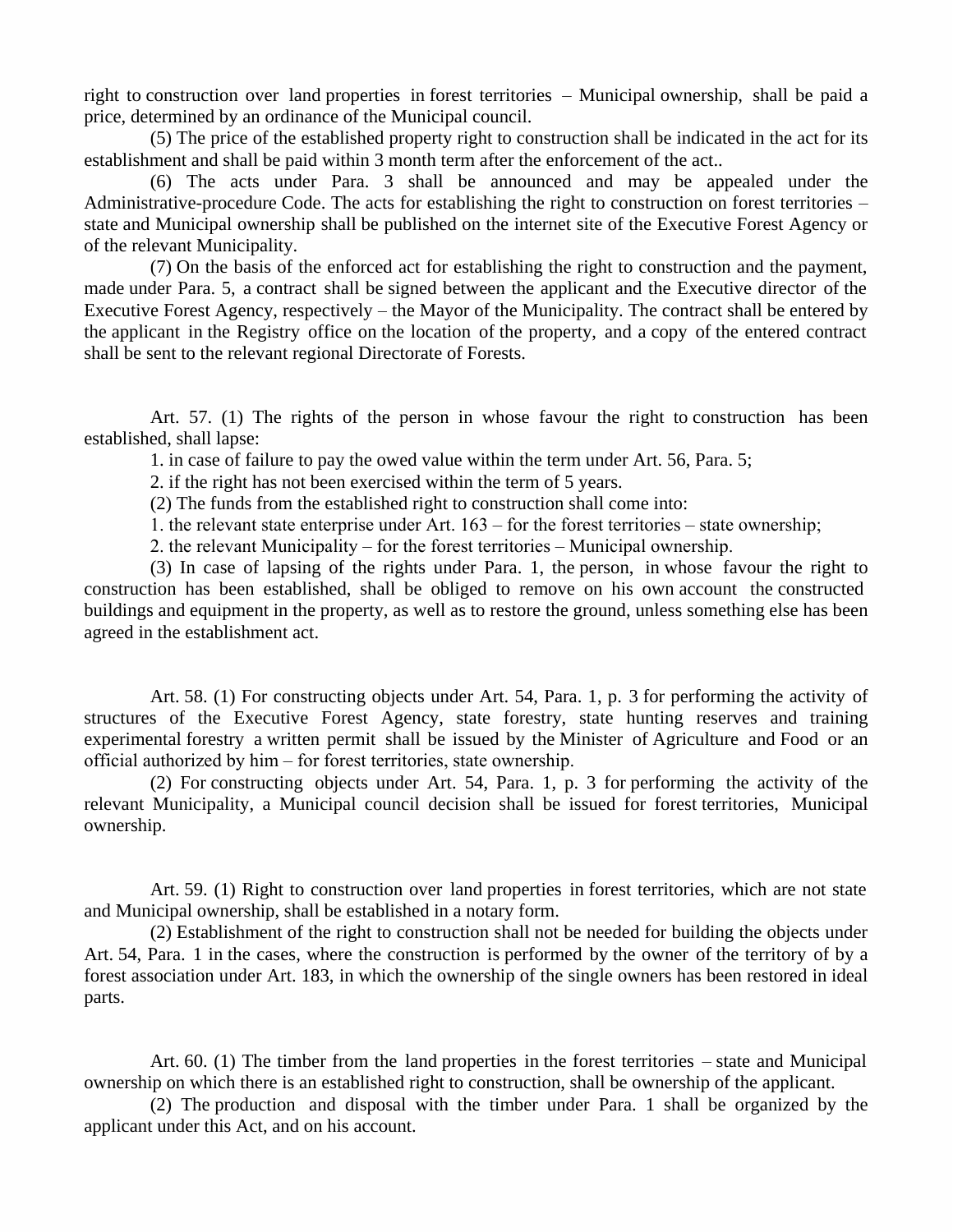right to construction over land properties in forest territories – Municipal ownership, shall be paid a price, determined by an ordinance of the Municipal council.

(5) The price of the established property right to construction shall be indicated in the act for its establishment and shall be paid within 3 month term after the enforcement of the act..

(6) The acts under Para. 3 shall be announced and may be appealed under the Administrative-procedure Code. The acts for establishing the right to construction on forest territories – state and Municipal ownership shall be published on the internet site of the Executive Forest Agency or of the relevant Municipality.

(7) On the basis of the enforced act for establishing the right to construction and the payment, made under Para. 5, a contract shall be signed between the applicant and the Executive director of the Executive Forest Agency, respectively – the Mayor of the Municipality. The contract shall be entered by the applicant in the Registry office on the location of the property, and a copy of the entered contract shall be sent to the relevant regional Directorate of Forests.

Art. 57. (1) The rights of the person in whose favour the right to construction has been established, shall lapse:

1. in case of failure to pay the owed value within the term under Art. 56, Para. 5;

2. if the right has not been exercised within the term of 5 years.

(2) The funds from the established right to construction shall come into:

1. the relevant state enterprise under Art. 163 – for the forest territories – state ownership;

2. the relevant Municipality – for the forest territories – Municipal ownership.

(3) In case of lapsing of the rights under Para. 1, the person, in whose favour the right to construction has been established, shall be obliged to remove on his own account the constructed buildings and equipment in the property, as well as to restore the ground, unless something else has been agreed in the establishment act.

Art. 58. (1) For constructing objects under Art. 54, Para. 1, p. 3 for performing the activity of structures of the Executive Forest Agency, state forestry, state hunting reserves and training experimental forestry a written permit shall be issued by the Minister of Agriculture and Food or an official authorized by him – for forest territories, state ownership.

(2) For constructing objects under Art. 54, Para. 1, p. 3 for performing the activity of the relevant Municipality, a Municipal council decision shall be issued for forest territories, Municipal ownership.

Art. 59. (1) Right to construction over land properties in forest territories, which are not state and Municipal ownership, shall be established in a notary form.

(2) Establishment of the right to construction shall not be needed for building the objects under Art. 54, Para. 1 in the cases, where the construction is performed by the owner of the territory of by a forest association under Art. 183, in which the ownership of the single owners has been restored in ideal parts.

Art. 60. (1) The timber from the land properties in the forest territories – state and Municipal ownership on which there is an established right to construction, shall be ownership of the applicant.

(2) The production and disposal with the timber under Para. 1 shall be organized by the applicant under this Act, and on his account.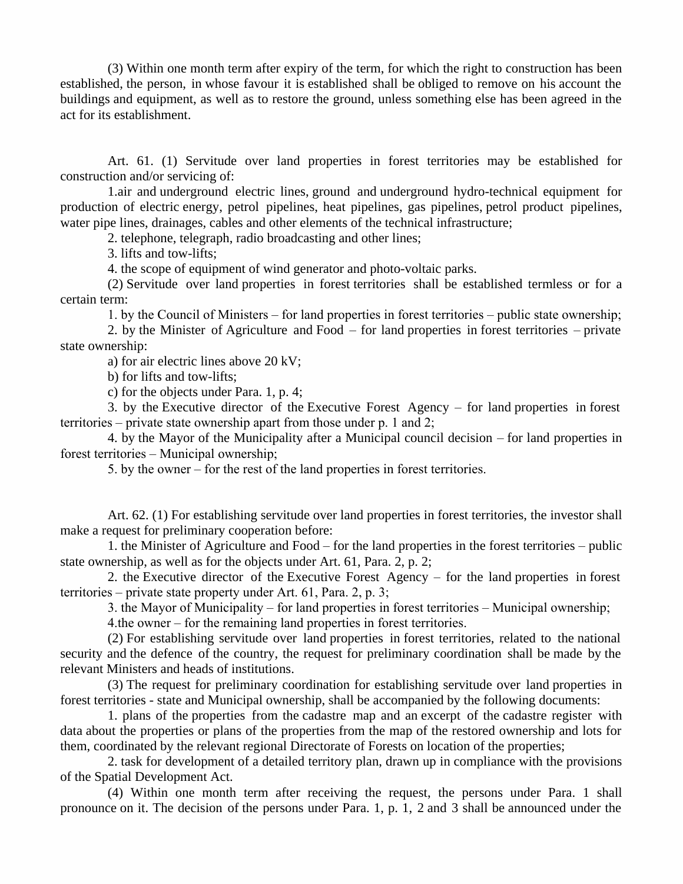(3) Within one month term after expiry of the term, for which the right to construction has been established, the person, in whose favour it is established shall be obliged to remove on his account the buildings and equipment, as well as to restore the ground, unless something else has been agreed in the act for its establishment.

Art. 61. (1) Servitude over land properties in forest territories may be established for construction and/or servicing of:

1.air and underground electric lines, ground and underground hydro-technical equipment for production of electric energy, petrol pipelines, heat pipelines, gas pipelines, petrol product pipelines, water pipe lines, drainages, cables and other elements of the technical infrastructure;

2. telephone, telegraph, radio broadcasting and other lines;

3. lifts and tow-lifts;

4. the scope of equipment of wind generator and photo-voltaic parks.

(2) Servitude over land properties in forest territories shall be established termless or for a certain term:

1. by the Council of Ministers – for land properties in forest territories – public state ownership;

2. by the Minister of Agriculture and Food – for land properties in forest territories – private state ownership:

a) for air electric lines above 20 kV;

b) for lifts and tow-lifts;

c) for the objects under Para. 1, p. 4;

3. by the Executive director of the Executive Forest Agency – for land properties in forest territories – private state ownership apart from those under p. 1 and 2;

4. by the Mayor of the Municipality after a Municipal council decision – for land properties in forest territories – Municipal ownership;

5. by the owner – for the rest of the land properties in forest territories.

Art. 62. (1) For establishing servitude over land properties in forest territories, the investor shall make a request for preliminary cooperation before:

1. the Minister of Agriculture and Food – for the land properties in the forest territories – public state ownership, as well as for the objects under Art. 61, Para. 2, p. 2;

2. the Executive director of the Executive Forest Agency – for the land properties in forest territories – private state property under Art. 61, Para. 2, p. 3;

3. the Mayor of Municipality – for land properties in forest territories – Municipal ownership;

4.the owner – for the remaining land properties in forest territories.

(2) For establishing servitude over land properties in forest territories, related to the national security and the defence of the country, the request for preliminary coordination shall be made by the relevant Ministers and heads of institutions.

(3) The request for preliminary coordination for establishing servitude over land properties in forest territories - state and Municipal ownership, shall be accompanied by the following documents:

1. plans of the properties from the cadastre map and an excerpt of the cadastre register with data about the properties or plans of the properties from the map of the restored ownership and lots for them, coordinated by the relevant regional Directorate of Forests on location of the properties;

2. task for development of a detailed territory plan, drawn up in compliance with the provisions of the Spatial Development Act.

(4) Within one month term after receiving the request, the persons under Para. 1 shall pronounce on it. The decision of the persons under Para. 1, p. 1, 2 and 3 shall be announced under the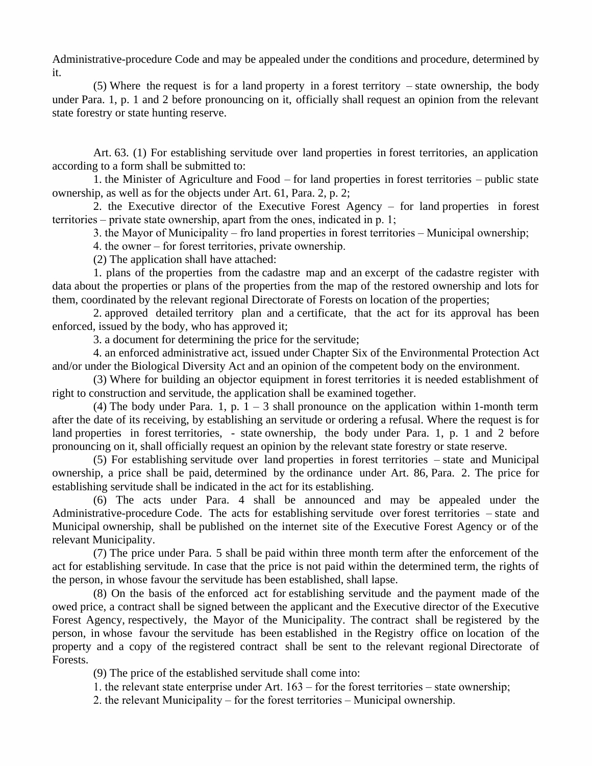Administrative-procedure Code and may be appealed under the conditions and procedure, determined by it.

(5) Where the request is for a land property in a forest territory – state ownership, the body under Para. 1, p. 1 and 2 before pronouncing on it, officially shall request an opinion from the relevant state forestry or state hunting reserve.

Art. 63. (1) For establishing servitude over land properties in forest territories, an application according to a form shall be submitted to:

1. the Minister of Agriculture and Food – for land properties in forest territories – public state ownership, as well as for the objects under Art. 61, Para. 2, p. 2;

2. the Executive director of the Executive Forest Agency – for land properties in forest territories – private state ownership, apart from the ones, indicated in p. 1;

3. the Mayor of Municipality – fro land properties in forest territories – Municipal ownership;

4. the owner – for forest territories, private ownership.

(2) The application shall have attached:

1. plans of the properties from the cadastre map and an excerpt of the cadastre register with data about the properties or plans of the properties from the map of the restored ownership and lots for them, coordinated by the relevant regional Directorate of Forests on location of the properties;

2. approved detailed territory plan and a certificate, that the act for its approval has been enforced, issued by the body, who has approved it;

3. a document for determining the price for the servitude;

4. an enforced administrative act, issued under Chapter Six of the Environmental Protection Act and/or under the Biological Diversity Act and an opinion of the competent body on the environment.

(3) Where for building an objector equipment in forest territories it is needed establishment of right to construction and servitude, the application shall be examined together.

(4) The body under Para. 1, p. 1 – 3 shall pronounce on the application within 1-month term after the date of its receiving, by establishing an servitude or ordering a refusal. Where the request is for land properties in forest territories, - state ownership, the body under Para. 1, p. 1 and 2 before pronouncing on it, shall officially request an opinion by the relevant state forestry or state reserve.

(5) For establishing servitude over land properties in forest territories – state and Municipal ownership, a price shall be paid, determined by the ordinance under Art. 86, Para. 2. The price for establishing servitude shall be indicated in the act for its establishing.

(6) The acts under Para. 4 shall be announced and may be appealed under the Administrative-procedure Code. The acts for establishing servitude over forest territories – state and Municipal ownership, shall be published on the internet site of the Executive Forest Agency or of the relevant Municipality.

(7) The price under Para. 5 shall be paid within three month term after the enforcement of the act for establishing servitude. In case that the price is not paid within the determined term, the rights of the person, in whose favour the servitude has been established, shall lapse.

(8) On the basis of the enforced act for establishing servitude and the payment made of the owed price, a contract shall be signed between the applicant and the Executive director of the Executive Forest Agency, respectively, the Mayor of the Municipality. The contract shall be registered by the person, in whose favour the servitude has been established in the Registry office on location of the property and a copy of the registered contract shall be sent to the relevant regional Directorate of Forests.

(9) The price of the established servitude shall come into:

1. the relevant state enterprise under Art. 163 – for the forest territories – state ownership;

2. the relevant Municipality – for the forest territories – Municipal ownership.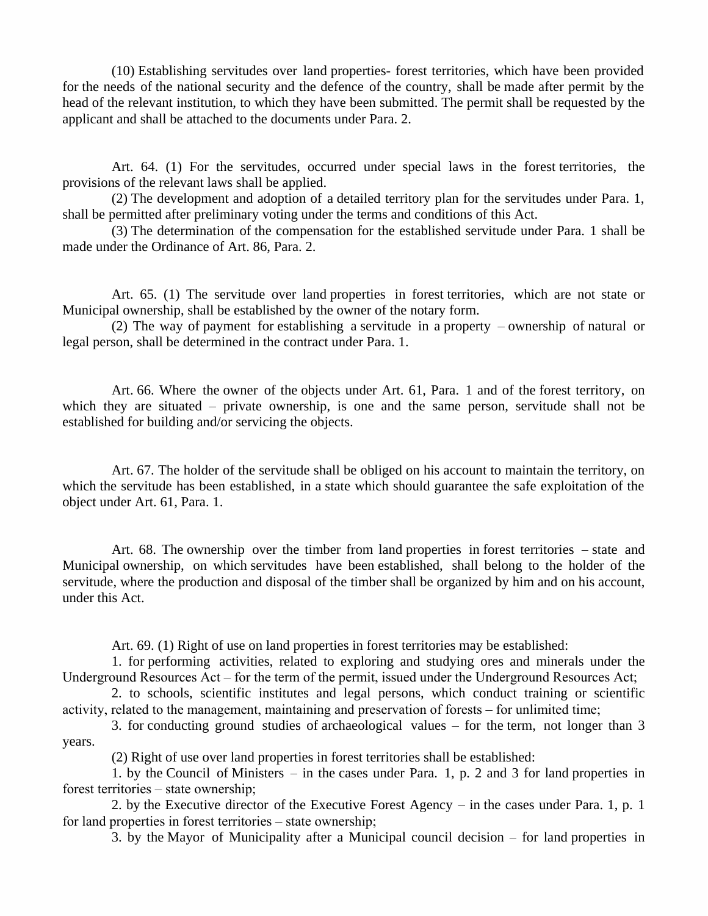(10) Establishing servitudes over land properties- forest territories, which have been provided for the needs of the national security and the defence of the country, shall be made after permit by the head of the relevant institution, to which they have been submitted. The permit shall be requested by the applicant and shall be attached to the documents under Para. 2.

Art. 64. (1) For the servitudes, occurred under special laws in the forest territories, the provisions of the relevant laws shall be applied.

(2) The development and adoption of a detailed territory plan for the servitudes under Para. 1, shall be permitted after preliminary voting under the terms and conditions of this Act.

(3) The determination of the compensation for the established servitude under Para. 1 shall be made under the Ordinance of Art. 86, Para. 2.

Art. 65. (1) The servitude over land properties in forest territories, which are not state or Municipal ownership, shall be established by the owner of the notary form.

(2) The way of payment for establishing a servitude in a property – ownership of natural or legal person, shall be determined in the contract under Para. 1.

Art. 66. Where the owner of the objects under Art. 61, Para. 1 and of the forest territory, on which they are situated – private ownership, is one and the same person, servitude shall not be established for building and/or servicing the objects.

Art. 67. The holder of the servitude shall be obliged on his account to maintain the territory, on which the servitude has been established, in a state which should guarantee the safe exploitation of the object under Art. 61, Para. 1.

Art. 68. The ownership over the timber from land properties in forest territories – state and Municipal ownership, on which servitudes have been established, shall belong to the holder of the servitude, where the production and disposal of the timber shall be organized by him and on his account, under this Act.

Art. 69. (1) Right of use on land properties in forest territories may be established:

1. for performing activities, related to exploring and studying ores and minerals under the Underground Resources Act – for the term of the permit, issued under the Underground Resources Act;

2. to schools, scientific institutes and legal persons, which conduct training or scientific activity, related to the management, maintaining and preservation of forests – for unlimited time;

3. for conducting ground studies of archaeological values – for the term, not longer than 3 years.

(2) Right of use over land properties in forest territories shall be established:

1. by the Council of Ministers – in the cases under Para. 1, p. 2 and 3 for land properties in forest territories – state ownership;

2. by the Executive director of the Executive Forest Agency – in the cases under Para. 1, p. 1 for land properties in forest territories – state ownership;

3. by the Mayor of Municipality after a Municipal council decision – for land properties in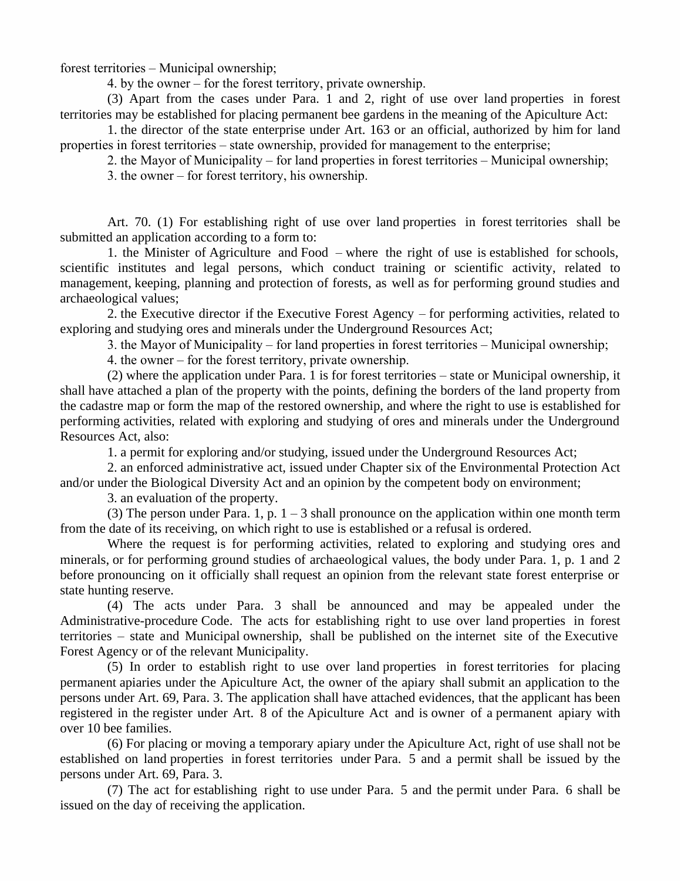forest territories – Municipal ownership;

4. by the owner – for the forest territory, private ownership.

(3) Apart from the cases under Para. 1 and 2, right of use over land properties in forest territories may be established for placing permanent bee gardens in the meaning of the Apiculture Act:

1. the director of the state enterprise under Art. 163 or an official, authorized by him for land properties in forest territories – state ownership, provided for management to the enterprise;

2. the Mayor of Municipality – for land properties in forest territories – Municipal ownership;

3. the owner – for forest territory, his ownership.

Art. 70. (1) For establishing right of use over land properties in forest territories shall be submitted an application according to a form to:

1. the Minister of Agriculture and Food – where the right of use is established for schools, scientific institutes and legal persons, which conduct training or scientific activity, related to management, keeping, planning and protection of forests, as well as for performing ground studies and archaeological values;

2. the Executive director if the Executive Forest Agency – for performing activities, related to exploring and studying ores and minerals under the Underground Resources Act;

3. the Mayor of Municipality – for land properties in forest territories – Municipal ownership;

4. the owner – for the forest territory, private ownership.

(2) where the application under Para. 1 is for forest territories – state or Municipal ownership, it shall have attached a plan of the property with the points, defining the borders of the land property from the cadastre map or form the map of the restored ownership, and where the right to use is established for performing activities, related with exploring and studying of ores and minerals under the Underground Resources Act, also:

1. a permit for exploring and/or studying, issued under the Underground Resources Act;

2. an enforced administrative act, issued under Chapter six of the Environmental Protection Act and/or under the Biological Diversity Act and an opinion by the competent body on environment;

3. an evaluation of the property.

(3) The person under Para. 1, p. 1 – 3 shall pronounce on the application within one month term from the date of its receiving, on which right to use is established or a refusal is ordered.

Where the request is for performing activities, related to exploring and studying ores and minerals, or for performing ground studies of archaeological values, the body under Para. 1, p. 1 and 2 before pronouncing on it officially shall request an opinion from the relevant state forest enterprise or state hunting reserve.

(4) The acts under Para. 3 shall be announced and may be appealed under the Administrative-procedure Code. The acts for establishing right to use over land properties in forest territories – state and Municipal ownership, shall be published on the internet site of the Executive Forest Agency or of the relevant Municipality.

(5) In order to establish right to use over land properties in forest territories for placing permanent apiaries under the Apiculture Act, the owner of the apiary shall submit an application to the persons under Art. 69, Para. 3. The application shall have attached evidences, that the applicant has been registered in the register under Art. 8 of the Apiculture Act and is owner of a permanent apiary with over 10 bee families.

(6) For placing or moving a temporary apiary under the Apiculture Act, right of use shall not be established on land properties in forest territories under Para. 5 and a permit shall be issued by the persons under Art. 69, Para. 3.

(7) The act for establishing right to use under Para. 5 and the permit under Para. 6 shall be issued on the day of receiving the application.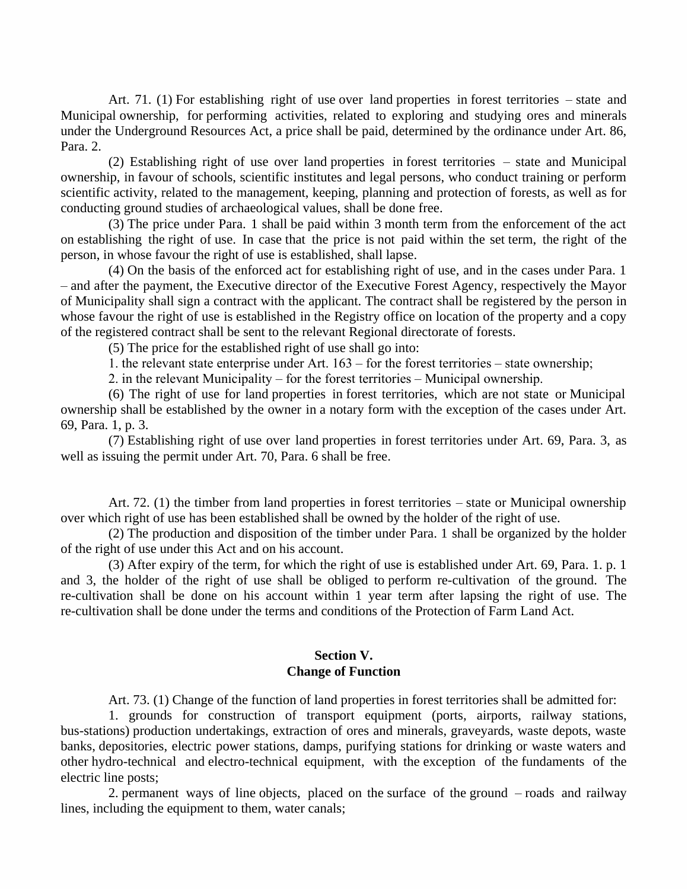Art. 71. (1) For establishing right of use over land properties in forest territories – state and Municipal ownership, for performing activities, related to exploring and studying ores and minerals under the Underground Resources Act, a price shall be paid, determined by the ordinance under Art. 86, Para. 2.

(2) Establishing right of use over land properties in forest territories – state and Municipal ownership, in favour of schools, scientific institutes and legal persons, who conduct training or perform scientific activity, related to the management, keeping, planning and protection of forests, as well as for conducting ground studies of archaeological values, shall be done free.

(3) The price under Para. 1 shall be paid within 3 month term from the enforcement of the act on establishing the right of use. In case that the price is not paid within the set term, the right of the person, in whose favour the right of use is established, shall lapse.

(4) On the basis of the enforced act for establishing right of use, and in the cases under Para. 1 – and after the payment, the Executive director of the Executive Forest Agency, respectively the Mayor of Municipality shall sign a contract with the applicant. The contract shall be registered by the person in whose favour the right of use is established in the Registry office on location of the property and a copy of the registered contract shall be sent to the relevant Regional directorate of forests.

(5) The price for the established right of use shall go into:

1. the relevant state enterprise under Art. 163 – for the forest territories – state ownership;

2. in the relevant Municipality – for the forest territories – Municipal ownership.

(6) The right of use for land properties in forest territories, which are not state or Municipal ownership shall be established by the owner in a notary form with the exception of the cases under Art. 69, Para. 1, p. 3.

(7) Establishing right of use over land properties in forest territories under Art. 69, Para. 3, as well as issuing the permit under Art. 70, Para. 6 shall be free.

Art. 72. (1) the timber from land properties in forest territories – state or Municipal ownership over which right of use has been established shall be owned by the holder of the right of use.

(2) The production and disposition of the timber under Para. 1 shall be organized by the holder of the right of use under this Act and on his account.

(3) After expiry of the term, for which the right of use is established under Art. 69, Para. 1. p. 1 and 3, the holder of the right of use shall be obliged to perform re-cultivation of the ground. The re-cultivation shall be done on his account within 1 year term after lapsing the right of use. The re-cultivation shall be done under the terms and conditions of the Protection of Farm Land Act.

## Section V.
## Change of Function

Art. 73. (1) Change of the function of land properties in forest territories shall be admitted for:

1. grounds for construction of transport equipment (ports, airports, railway stations, bus-stations) production undertakings, extraction of ores and minerals, graveyards, waste depots, waste banks, depositories, electric power stations, damps, purifying stations for drinking or waste waters and other hydro-technical and electro-technical equipment, with the exception of the fundaments of the electric line posts;

2. permanent ways of line objects, placed on the surface of the ground – roads and railway lines, including the equipment to them, water canals;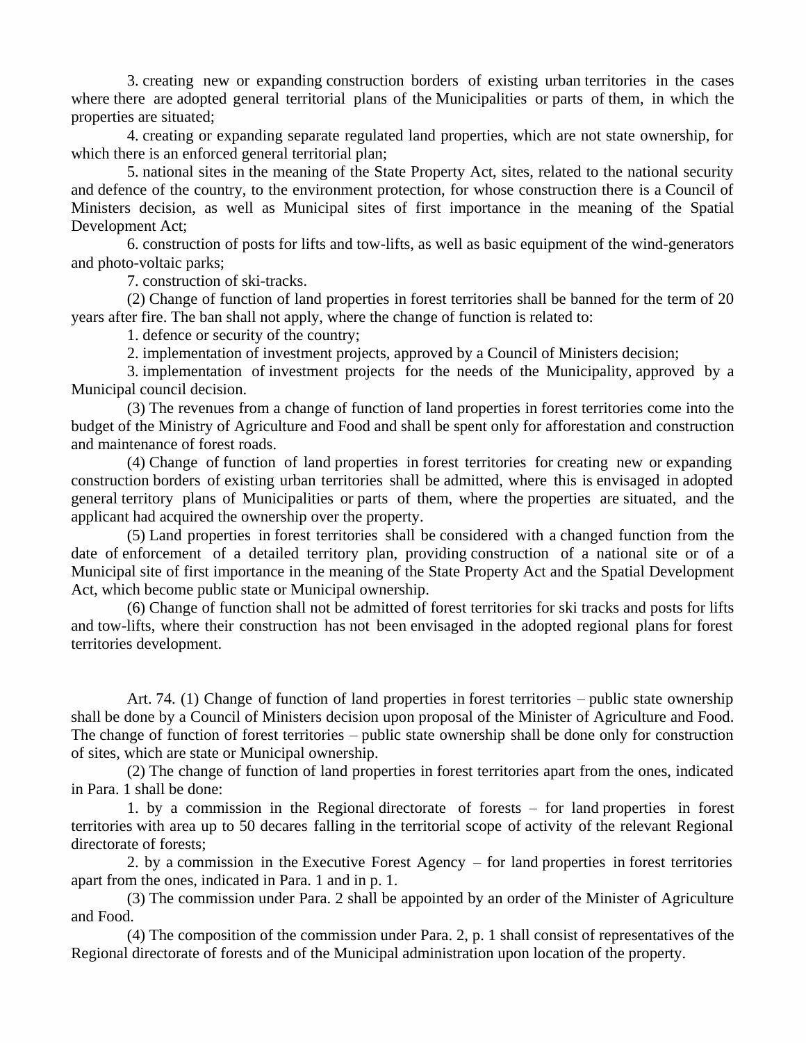3. creating new or expanding construction borders of existing urban territories in the cases where there are adopted general territorial plans of the Municipalities or parts of them, in which the properties are situated;

4. creating or expanding separate regulated land properties, which are not state ownership, for which there is an enforced general territorial plan;

5. national sites in the meaning of the State Property Act, sites, related to the national security and defence of the country, to the environment protection, for whose construction there is a Council of Ministers decision, as well as Municipal sites of first importance in the meaning of the Spatial Development Act;

6. construction of posts for lifts and tow-lifts, as well as basic equipment of the wind-generators and photo-voltaic parks;

7. construction of ski-tracks.

(2) Change of function of land properties in forest territories shall be banned for the term of 20 years after fire. The ban shall not apply, where the change of function is related to:

1. defence or security of the country;

2. implementation of investment projects, approved by a Council of Ministers decision;

3. implementation of investment projects for the needs of the Municipality, approved by a Municipal council decision.

(3) The revenues from a change of function of land properties in forest territories come into the budget of the Ministry of Agriculture and Food and shall be spent only for afforestation and construction and maintenance of forest roads.

(4) Change of function of land properties in forest territories for creating new or expanding construction borders of existing urban territories shall be admitted, where this is envisaged in adopted general territory plans of Municipalities or parts of them, where the properties are situated, and the applicant had acquired the ownership over the property.

(5) Land properties in forest territories shall be considered with a changed function from the date of enforcement of a detailed territory plan, providing construction of a national site or of a Municipal site of first importance in the meaning of the State Property Act and the Spatial Development Act, which become public state or Municipal ownership.

(6) Change of function shall not be admitted of forest territories for ski tracks and posts for lifts and tow-lifts, where their construction has not been envisaged in the adopted regional plans for forest territories development.

Art. 74. (1) Change of function of land properties in forest territories – public state ownership shall be done by a Council of Ministers decision upon proposal of the Minister of Agriculture and Food. The change of function of forest territories – public state ownership shall be done only for construction of sites, which are state or Municipal ownership.

(2) The change of function of land properties in forest territories apart from the ones, indicated in Para. 1 shall be done:

1. by a commission in the Regional directorate of forests – for land properties in forest territories with area up to 50 decares falling in the territorial scope of activity of the relevant Regional directorate of forests;

2. by a commission in the Executive Forest Agency – for land properties in forest territories apart from the ones, indicated in Para. 1 and in p. 1.

(3) The commission under Para. 2 shall be appointed by an order of the Minister of Agriculture and Food.

(4) The composition of the commission under Para. 2, p. 1 shall consist of representatives of the Regional directorate of forests and of the Municipal administration upon location of the property.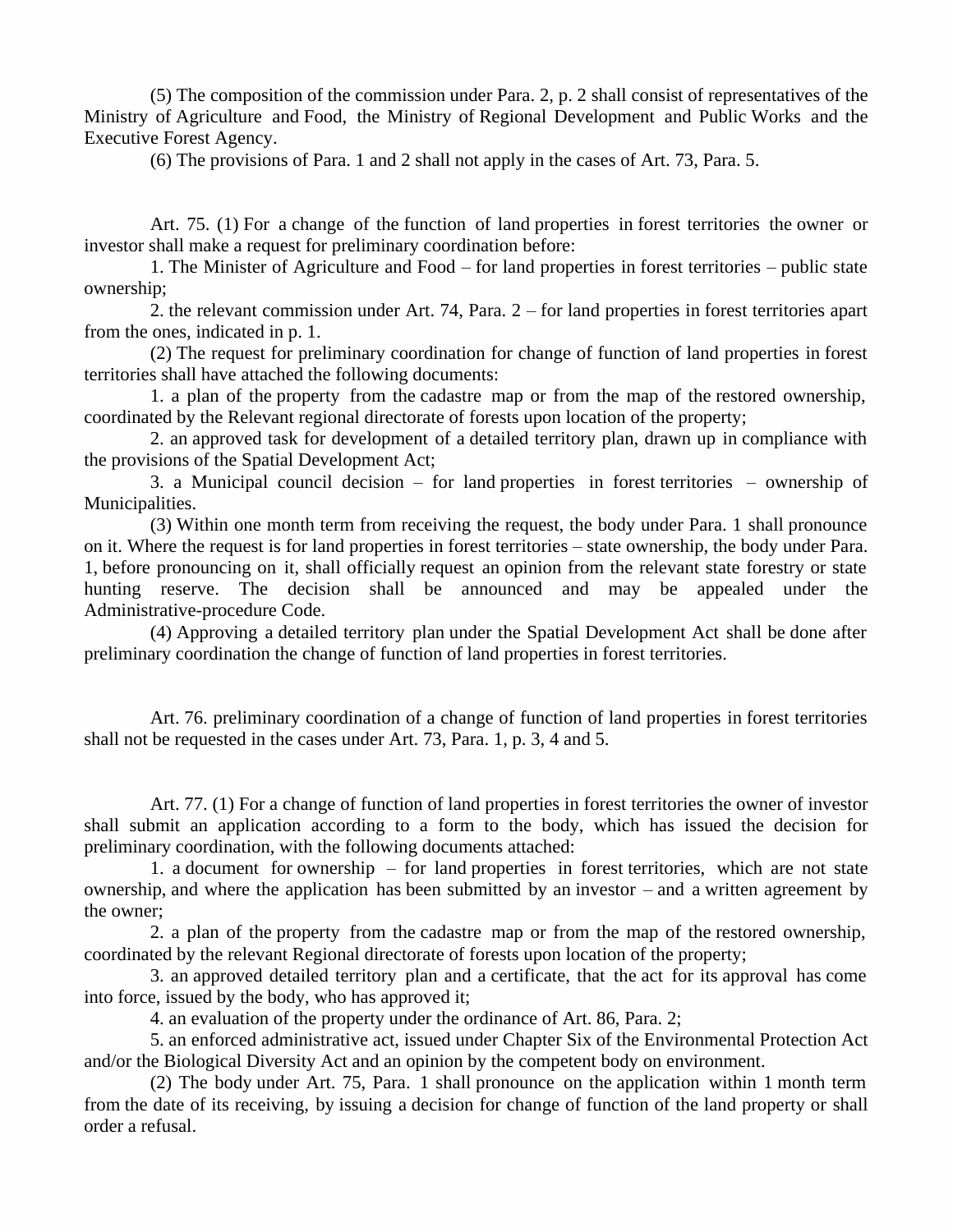(5) The composition of the commission under Para. 2, p. 2 shall consist of representatives of the Ministry of Agriculture and Food, the Ministry of Regional Development and Public Works and the Executive Forest Agency.

(6) The provisions of Para. 1 and 2 shall not apply in the cases of Art. 73, Para. 5.

Art. 75. (1) For a change of the function of land properties in forest territories the owner or investor shall make a request for preliminary coordination before:

1. The Minister of Agriculture and Food – for land properties in forest territories – public state ownership;

2. the relevant commission under Art. 74, Para. 2 – for land properties in forest territories apart from the ones, indicated in p. 1.

(2) The request for preliminary coordination for change of function of land properties in forest territories shall have attached the following documents:

1. a plan of the property from the cadastre map or from the map of the restored ownership, coordinated by the Relevant regional directorate of forests upon location of the property;

2. an approved task for development of a detailed territory plan, drawn up in compliance with the provisions of the Spatial Development Act;

3. a Municipal council decision – for land properties in forest territories – ownership of Municipalities.

(3) Within one month term from receiving the request, the body under Para. 1 shall pronounce on it. Where the request is for land properties in forest territories – state ownership, the body under Para. 1, before pronouncing on it, shall officially request an opinion from the relevant state forestry or state hunting reserve. The decision shall be announced and may be appealed under the Administrative-procedure Code.

(4) Approving a detailed territory plan under the Spatial Development Act shall be done after preliminary coordination the change of function of land properties in forest territories.

Art. 76. preliminary coordination of a change of function of land properties in forest territories shall not be requested in the cases under Art. 73, Para. 1, p. 3, 4 and 5.

Art. 77. (1) For a change of function of land properties in forest territories the owner of investor shall submit an application according to a form to the body, which has issued the decision for preliminary coordination, with the following documents attached:

1. a document for ownership – for land properties in forest territories, which are not state ownership, and where the application has been submitted by an investor – and a written agreement by the owner;

2. a plan of the property from the cadastre map or from the map of the restored ownership, coordinated by the relevant Regional directorate of forests upon location of the property;

3. an approved detailed territory plan and a certificate, that the act for its approval has come into force, issued by the body, who has approved it;

4. an evaluation of the property under the ordinance of Art. 86, Para. 2;

5. an enforced administrative act, issued under Chapter Six of the Environmental Protection Act and/or the Biological Diversity Act and an opinion by the competent body on environment.

(2) The body under Art. 75, Para. 1 shall pronounce on the application within 1 month term from the date of its receiving, by issuing a decision for change of function of the land property or shall order a refusal.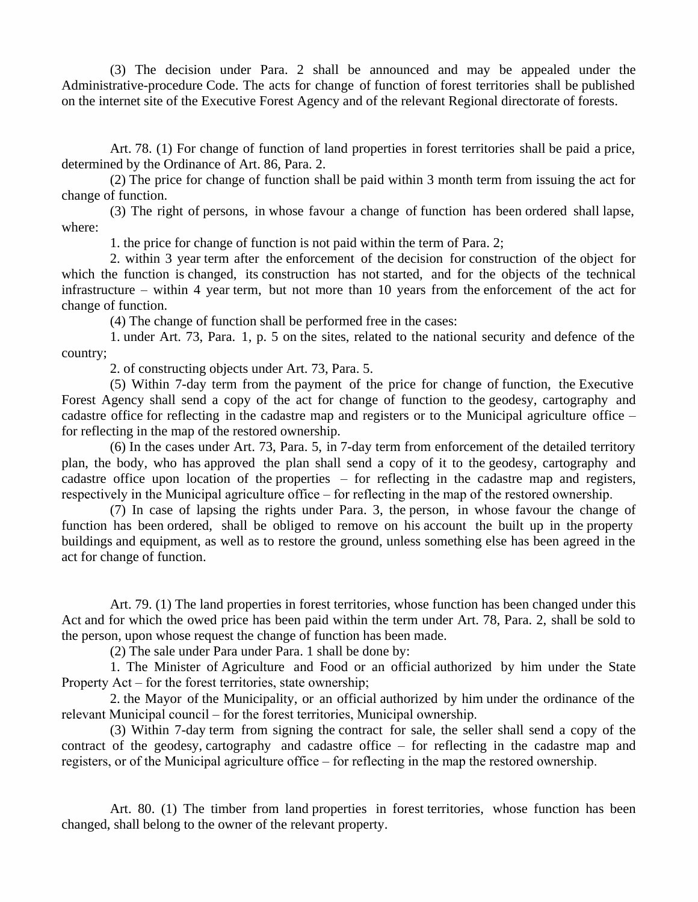(3) The decision under Para. 2 shall be announced and may be appealed under the Administrative-procedure Code. The acts for change of function of forest territories shall be published on the internet site of the Executive Forest Agency and of the relevant Regional directorate of forests.

Art. 78. (1) For change of function of land properties in forest territories shall be paid a price, determined by the Ordinance of Art. 86, Para. 2.

(2) The price for change of function shall be paid within 3 month term from issuing the act for change of function.

(3) The right of persons, in whose favour a change of function has been ordered shall lapse, where:

1. the price for change of function is not paid within the term of Para. 2;

2. within 3 year term after the enforcement of the decision for construction of the object for which the function is changed, its construction has not started, and for the objects of the technical infrastructure – within 4 year term, but not more than 10 years from the enforcement of the act for change of function.

(4) The change of function shall be performed free in the cases:

1. under Art. 73, Para. 1, p. 5 on the sites, related to the national security and defence of the country;

2. of constructing objects under Art. 73, Para. 5.

(5) Within 7-day term from the payment of the price for change of function, the Executive Forest Agency shall send a copy of the act for change of function to the geodesy, cartography and cadastre office for reflecting in the cadastre map and registers or to the Municipal agriculture office – for reflecting in the map of the restored ownership.

(6) In the cases under Art. 73, Para. 5, in 7-day term from enforcement of the detailed territory plan, the body, who has approved the plan shall send a copy of it to the geodesy, cartography and cadastre office upon location of the properties – for reflecting in the cadastre map and registers, respectively in the Municipal agriculture office – for reflecting in the map of the restored ownership.

(7) In case of lapsing the rights under Para. 3, the person, in whose favour the change of function has been ordered, shall be obliged to remove on his account the built up in the property buildings and equipment, as well as to restore the ground, unless something else has been agreed in the act for change of function.

Art. 79. (1) The land properties in forest territories, whose function has been changed under this Act and for which the owed price has been paid within the term under Art. 78, Para. 2, shall be sold to the person, upon whose request the change of function has been made.

(2) The sale under Para under Para. 1 shall be done by:

1. The Minister of Agriculture and Food or an official authorized by him under the State Property Act – for the forest territories, state ownership;

2. the Mayor of the Municipality, or an official authorized by him under the ordinance of the relevant Municipal council – for the forest territories, Municipal ownership.

(3) Within 7-day term from signing the contract for sale, the seller shall send a copy of the contract of the geodesy, cartography and cadastre office – for reflecting in the cadastre map and registers, or of the Municipal agriculture office – for reflecting in the map the restored ownership.

Art. 80. (1) The timber from land properties in forest territories, whose function has been changed, shall belong to the owner of the relevant property.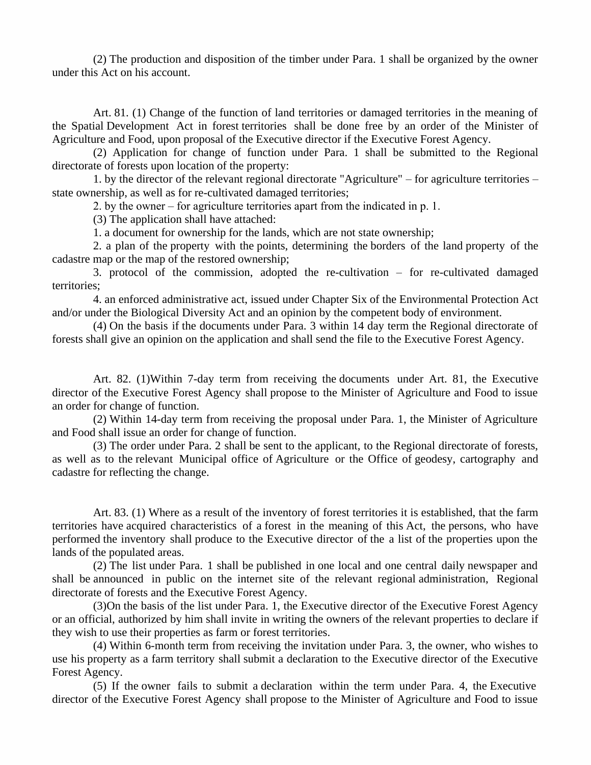(2) The production and disposition of the timber under Para. 1 shall be organized by the owner under this Act on his account.

Art. 81. (1) Change of the function of land territories or damaged territories in the meaning of the Spatial Development Act in forest territories shall be done free by an order of the Minister of Agriculture and Food, upon proposal of the Executive director if the Executive Forest Agency.

(2) Application for change of function under Para. 1 shall be submitted to the Regional directorate of forests upon location of the property:

1. by the director of the relevant regional directorate "Agriculture" – for agriculture territories – state ownership, as well as for re-cultivated damaged territories;

2. by the owner – for agriculture territories apart from the indicated in p. 1.

(3) The application shall have attached:

1. a document for ownership for the lands, which are not state ownership;

2. a plan of the property with the points, determining the borders of the land property of the cadastre map or the map of the restored ownership;

3. protocol of the commission, adopted the re-cultivation – for re-cultivated damaged territories;

4. an enforced administrative act, issued under Chapter Six of the Environmental Protection Act and/or under the Biological Diversity Act and an opinion by the competent body of environment.

(4) On the basis if the documents under Para. 3 within 14 day term the Regional directorate of forests shall give an opinion on the application and shall send the file to the Executive Forest Agency.

Art. 82. (1)Within 7-day term from receiving the documents under Art. 81, the Executive director of the Executive Forest Agency shall propose to the Minister of Agriculture and Food to issue an order for change of function.

(2) Within 14-day term from receiving the proposal under Para. 1, the Minister of Agriculture and Food shall issue an order for change of function.

(3) The order under Para. 2 shall be sent to the applicant, to the Regional directorate of forests, as well as to the relevant Municipal office of Agriculture or the Office of geodesy, cartography and cadastre for reflecting the change.

Art. 83. (1) Where as a result of the inventory of forest territories it is established, that the farm territories have acquired characteristics of a forest in the meaning of this Act, the persons, who have performed the inventory shall produce to the Executive director of the a list of the properties upon the lands of the populated areas.

(2) The list under Para. 1 shall be published in one local and one central daily newspaper and shall be announced in public on the internet site of the relevant regional administration, Regional directorate of forests and the Executive Forest Agency.

(3)On the basis of the list under Para. 1, the Executive director of the Executive Forest Agency or an official, authorized by him shall invite in writing the owners of the relevant properties to declare if they wish to use their properties as farm or forest territories.

(4) Within 6-month term from receiving the invitation under Para. 3, the owner, who wishes to use his property as a farm territory shall submit a declaration to the Executive director of the Executive Forest Agency.

(5) If the owner fails to submit a declaration within the term under Para. 4, the Executive director of the Executive Forest Agency shall propose to the Minister of Agriculture and Food to issue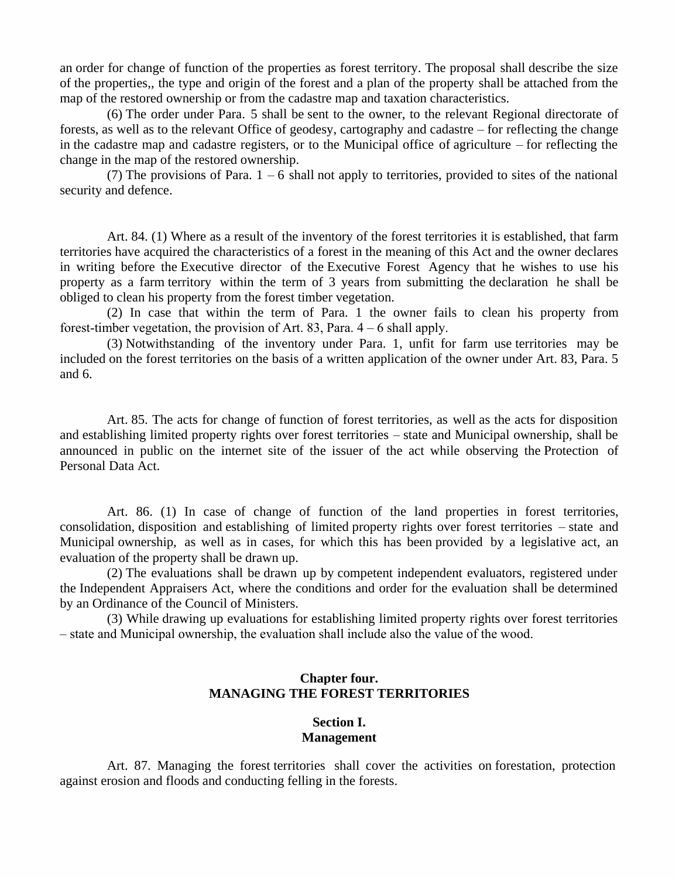an order for change of function of the properties as forest territory. The proposal shall describe the size of the properties,, the type and origin of the forest and a plan of the property shall be attached from the map of the restored ownership or from the cadastre map and taxation characteristics.

(6) The order under Para. 5 shall be sent to the owner, to the relevant Regional directorate of forests, as well as to the relevant Office of geodesy, cartography and cadastre – for reflecting the change in the cadastre map and cadastre registers, or to the Municipal office of agriculture – for reflecting the change in the map of the restored ownership.

(7) The provisions of Para. 1 – 6 shall not apply to territories, provided to sites of the national security and defence.

Art. 84. (1) Where as a result of the inventory of the forest territories it is established, that farm territories have acquired the characteristics of a forest in the meaning of this Act and the owner declares in writing before the Executive director of the Executive Forest Agency that he wishes to use his property as a farm territory within the term of 3 years from submitting the declaration he shall be obliged to clean his property from the forest timber vegetation.

(2) In case that within the term of Para. 1 the owner fails to clean his property from forest-timber vegetation, the provision of Art. 83, Para. 4 – 6 shall apply.

(3) Notwithstanding of the inventory under Para. 1, unfit for farm use territories may be included on the forest territories on the basis of a written application of the owner under Art. 83, Para. 5 and 6.

Art. 85. The acts for change of function of forest territories, as well as the acts for disposition and establishing limited property rights over forest territories – state and Municipal ownership, shall be announced in public on the internet site of the issuer of the act while observing the Protection of Personal Data Act.

Art. 86. (1) In case of change of function of the land properties in forest territories, consolidation, disposition and establishing of limited property rights over forest territories – state and Municipal ownership, as well as in cases, for which this has been provided by a legislative act, an evaluation of the property shall be drawn up.

(2) The evaluations shall be drawn up by competent independent evaluators, registered under the Independent Appraisers Act, where the conditions and order for the evaluation shall be determined by an Ordinance of the Council of Ministers.

(3) While drawing up evaluations for establishing limited property rights over forest territories – state and Municipal ownership, the evaluation shall include also the value of the wood.

## Chapter four.
## MANAGING THE FOREST TERRITORIES

### Section I.
### Management

Art. 87. Managing the forest territories shall cover the activities on forestation, protection against erosion and floods and conducting felling in the forests.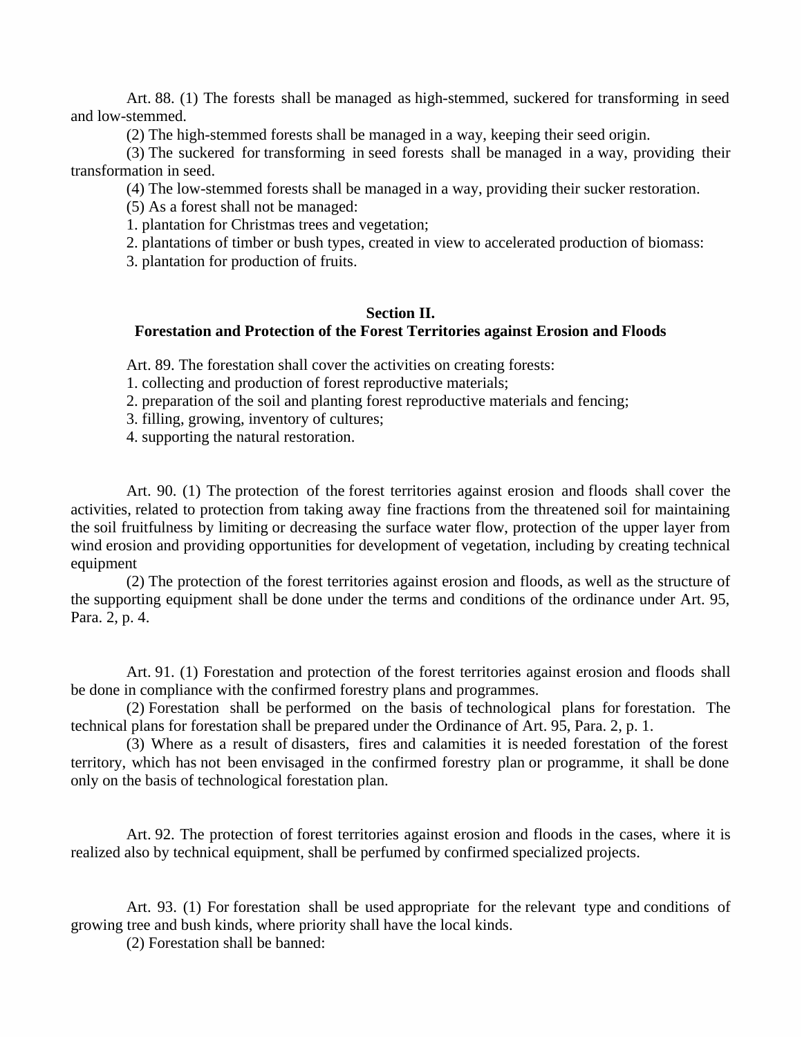Art. 88. (1) The forests shall be managed as high-stemmed, suckered for transforming in seed and low-stemmed.

(2) The high-stemmed forests shall be managed in a way, keeping their seed origin.

(3) The suckered for transforming in seed forests shall be managed in a way, providing their transformation in seed.

(4) The low-stemmed forests shall be managed in a way, providing their sucker restoration.

(5) As a forest shall not be managed:

1. plantation for Christmas trees and vegetation;
2. plantations of timber or bush types, created in view to accelerated production of biomass:
3. plantation for production of fruits.

**Section II.**
**Forestation and Protection of the Forest Territories against Erosion and Floods**

Art. 89. The forestation shall cover the activities on creating forests:

1. collecting and production of forest reproductive materials;
2. preparation of the soil and planting forest reproductive materials and fencing;
3. filling, growing, inventory of cultures;
4. supporting the natural restoration.

Art. 90. (1) The protection of the forest territories against erosion and floods shall cover the activities, related to protection from taking away fine fractions from the threatened soil for maintaining the soil fruitfulness by limiting or decreasing the surface water flow, protection of the upper layer from wind erosion and providing opportunities for development of vegetation, including by creating technical equipment

(2) The protection of the forest territories against erosion and floods, as well as the structure of the supporting equipment shall be done under the terms and conditions of the ordinance under Art. 95, Para. 2, p. 4.

Art. 91. (1) Forestation and protection of the forest territories against erosion and floods shall be done in compliance with the confirmed forestry plans and programmes.

(2) Forestation shall be performed on the basis of technological plans for forestation. The technical plans for forestation shall be prepared under the Ordinance of Art. 95, Para. 2, p. 1.

(3) Where as a result of disasters, fires and calamities it is needed forestation of the forest territory, which has not been envisaged in the confirmed forestry plan or programme, it shall be done only on the basis of technological forestation plan.

Art. 92. The protection of forest territories against erosion and floods in the cases, where it is realized also by technical equipment, shall be perfumed by confirmed specialized projects.

Art. 93. (1) For forestation shall be used appropriate for the relevant type and conditions of growing tree and bush kinds, where priority shall have the local kinds.

(2) Forestation shall be banned: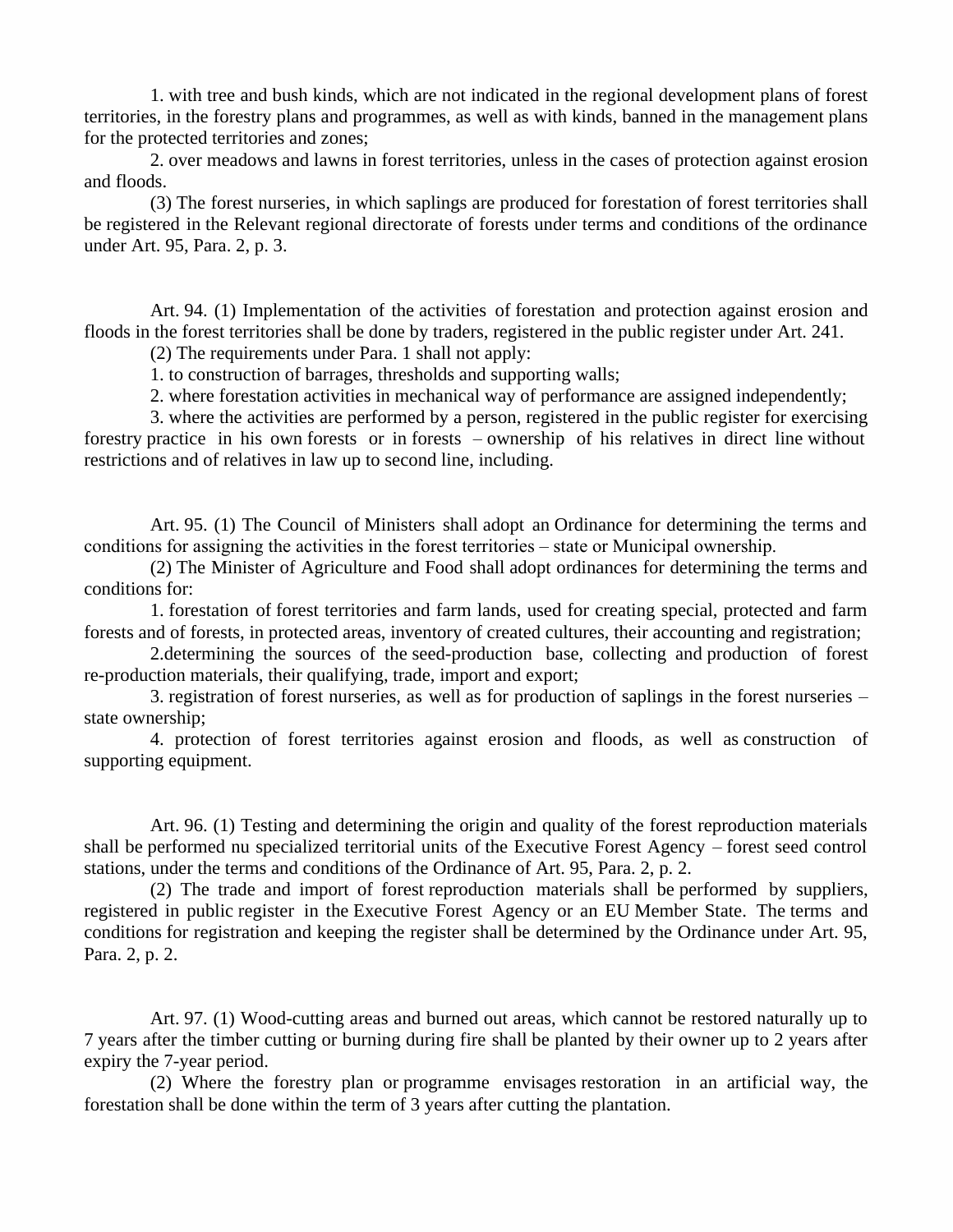1. with tree and bush kinds, which are not indicated in the regional development plans of forest territories, in the forestry plans and programmes, as well as with kinds, banned in the management plans for the protected territories and zones;

2. over meadows and lawns in forest territories, unless in the cases of protection against erosion and floods.

(3) The forest nurseries, in which saplings are produced for forestation of forest territories shall be registered in the Relevant regional directorate of forests under terms and conditions of the ordinance under Art. 95, Para. 2, p. 3.

Art. 94. (1) Implementation of the activities of forestation and protection against erosion and floods in the forest territories shall be done by traders, registered in the public register under Art. 241.

(2) The requirements under Para. 1 shall not apply:

1. to construction of barrages, thresholds and supporting walls;

2. where forestation activities in mechanical way of performance are assigned independently;

3. where the activities are performed by a person, registered in the public register for exercising forestry practice in his own forests or in forests – ownership of his relatives in direct line without restrictions and of relatives in law up to second line, including.

Art. 95. (1) The Council of Ministers shall adopt an Ordinance for determining the terms and conditions for assigning the activities in the forest territories – state or Municipal ownership.

(2) The Minister of Agriculture and Food shall adopt ordinances for determining the terms and conditions for:

1. forestation of forest territories and farm lands, used for creating special, protected and farm forests and of forests, in protected areas, inventory of created cultures, their accounting and registration;

2.determining the sources of the seed-production base, collecting and production of forest re-production materials, their qualifying, trade, import and export;

3. registration of forest nurseries, as well as for production of saplings in the forest nurseries – state ownership;

4. protection of forest territories against erosion and floods, as well as construction of supporting equipment.

Art. 96. (1) Testing and determining the origin and quality of the forest reproduction materials shall be performed nu specialized territorial units of the Executive Forest Agency – forest seed control stations, under the terms and conditions of the Ordinance of Art. 95, Para. 2, p. 2.

(2) The trade and import of forest reproduction materials shall be performed by suppliers, registered in public register in the Executive Forest Agency or an EU Member State. The terms and conditions for registration and keeping the register shall be determined by the Ordinance under Art. 95, Para. 2, p. 2.

Art. 97. (1) Wood-cutting areas and burned out areas, which cannot be restored naturally up to 7 years after the timber cutting or burning during fire shall be planted by their owner up to 2 years after expiry the 7-year period.

(2) Where the forestry plan or programme envisages restoration in an artificial way, the forestation shall be done within the term of 3 years after cutting the plantation.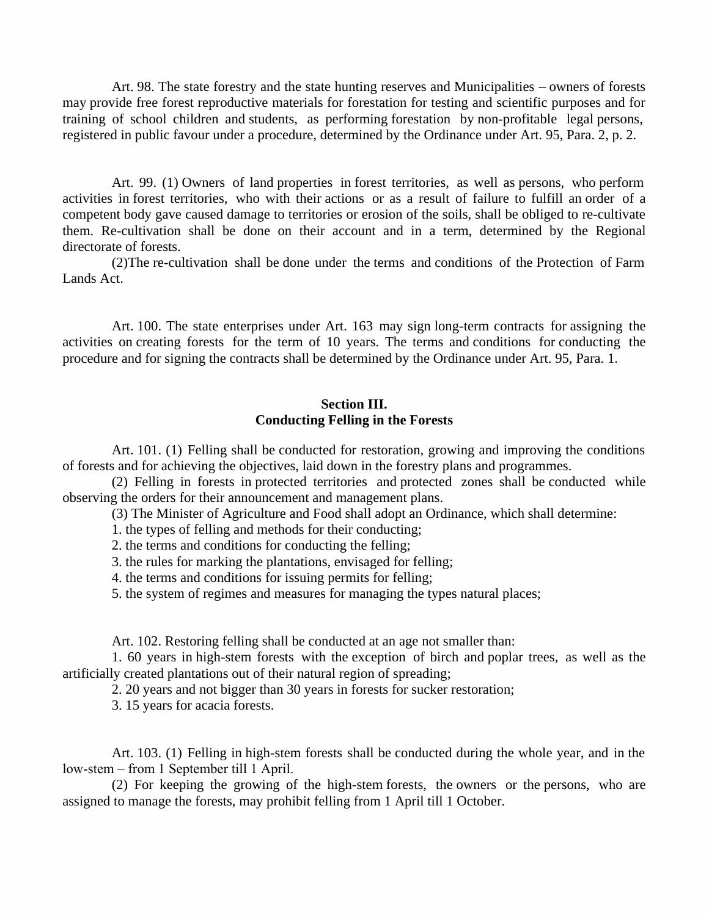Art. 98. The state forestry and the state hunting reserves and Municipalities – owners of forests may provide free forest reproductive materials for forestation for testing and scientific purposes and for training of school children and students, as performing forestation by non-profitable legal persons, registered in public favour under a procedure, determined by the Ordinance under Art. 95, Para. 2, p. 2.

Art. 99. (1) Owners of land properties in forest territories, as well as persons, who perform activities in forest territories, who with their actions or as a result of failure to fulfill an order of a competent body gave caused damage to territories or erosion of the soils, shall be obliged to re-cultivate them. Re-cultivation shall be done on their account and in a term, determined by the Regional directorate of forests.

(2)The re-cultivation shall be done under the terms and conditions of the Protection of Farm Lands Act.

Art. 100. The state enterprises under Art. 163 may sign long-term contracts for assigning the activities on creating forests for the term of 10 years. The terms and conditions for conducting the procedure and for signing the contracts shall be determined by the Ordinance under Art. 95, Para. 1.

## Section III.
## Conducting Felling in the Forests

Art. 101. (1) Felling shall be conducted for restoration, growing and improving the conditions of forests and for achieving the objectives, laid down in the forestry plans and programmes.

(2) Felling in forests in protected territories and protected zones shall be conducted while observing the orders for their announcement and management plans.

(3) The Minister of Agriculture and Food shall adopt an Ordinance, which shall determine:

1. the types of felling and methods for their conducting;
2. the terms and conditions for conducting the felling;
3. the rules for marking the plantations, envisaged for felling;
4. the terms and conditions for issuing permits for felling;
5. the system of regimes and measures for managing the types natural places;

Art. 102. Restoring felling shall be conducted at an age not smaller than:

1. 60 years in high-stem forests with the exception of birch and poplar trees, as well as the artificially created plantations out of their natural region of spreading;
2. 20 years and not bigger than 30 years in forests for sucker restoration;
3. 15 years for acacia forests.

Art. 103. (1) Felling in high-stem forests shall be conducted during the whole year, and in the low-stem – from 1 September till 1 April.

(2) For keeping the growing of the high-stem forests, the owners or the persons, who are assigned to manage the forests, may prohibit felling from 1 April till 1 October.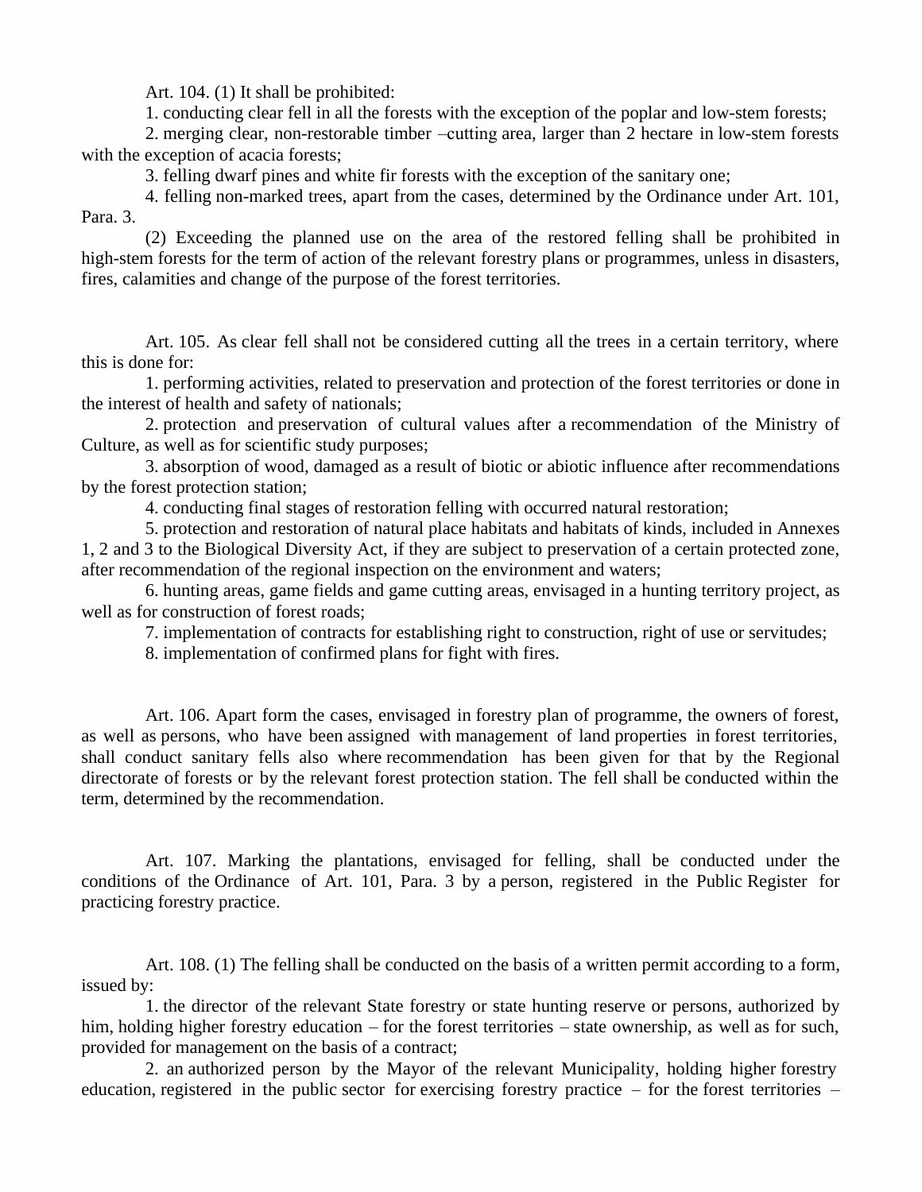Art. 104. (1) It shall be prohibited:

1. conducting clear fell in all the forests with the exception of the poplar and low-stem forests;

2. merging clear, non-restorable timber –cutting area, larger than 2 hectare in low-stem forests with the exception of acacia forests;

3. felling dwarf pines and white fir forests with the exception of the sanitary one;

4. felling non-marked trees, apart from the cases, determined by the Ordinance under Art. 101, Para. 3.

(2) Exceeding the planned use on the area of the restored felling shall be prohibited in high-stem forests for the term of action of the relevant forestry plans or programmes, unless in disasters, fires, calamities and change of the purpose of the forest territories.

Art. 105. As clear fell shall not be considered cutting all the trees in a certain territory, where this is done for:

1. performing activities, related to preservation and protection of the forest territories or done in the interest of health and safety of nationals;

2. protection and preservation of cultural values after a recommendation of the Ministry of Culture, as well as for scientific study purposes;

3. absorption of wood, damaged as a result of biotic or abiotic influence after recommendations by the forest protection station;

4. conducting final stages of restoration felling with occurred natural restoration;

5. protection and restoration of natural place habitats and habitats of kinds, included in Annexes 1, 2 and 3 to the Biological Diversity Act, if they are subject to preservation of a certain protected zone, after recommendation of the regional inspection on the environment and waters;

6. hunting areas, game fields and game cutting areas, envisaged in a hunting territory project, as well as for construction of forest roads;

7. implementation of contracts for establishing right to construction, right of use or servitudes;

8. implementation of confirmed plans for fight with fires.

Art. 106. Apart form the cases, envisaged in forestry plan of programme, the owners of forest, as well as persons, who have been assigned with management of land properties in forest territories, shall conduct sanitary fells also where recommendation has been given for that by the Regional directorate of forests or by the relevant forest protection station. The fell shall be conducted within the term, determined by the recommendation.

Art. 107. Marking the plantations, envisaged for felling, shall be conducted under the conditions of the Ordinance of Art. 101, Para. 3 by a person, registered in the Public Register for practicing forestry practice.

Art. 108. (1) The felling shall be conducted on the basis of a written permit according to a form, issued by:

1. the director of the relevant State forestry or state hunting reserve or persons, authorized by him, holding higher forestry education – for the forest territories – state ownership, as well as for such, provided for management on the basis of a contract;

2. an authorized person by the Mayor of the relevant Municipality, holding higher forestry education, registered in the public sector for exercising forestry practice – for the forest territories –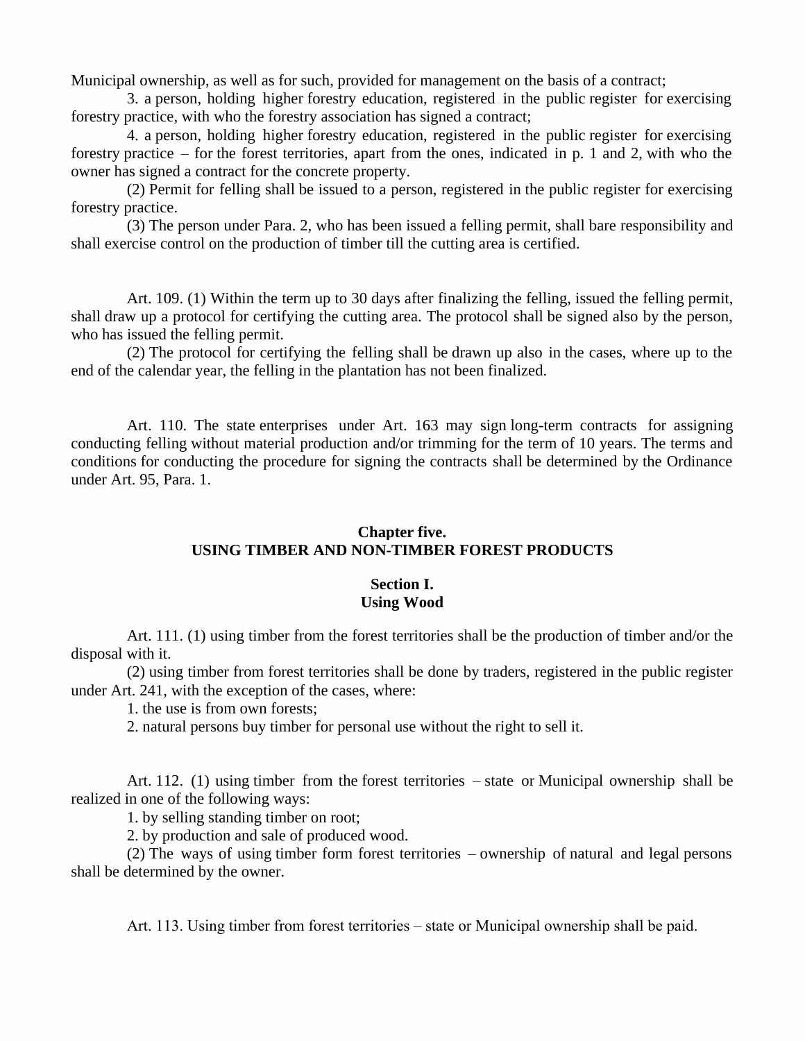Municipal ownership, as well as for such, provided for management on the basis of a contract;

3. a person, holding higher forestry education, registered in the public register for exercising forestry practice, with who the forestry association has signed a contract;

4. a person, holding higher forestry education, registered in the public register for exercising forestry practice – for the forest territories, apart from the ones, indicated in p. 1 and 2, with who the owner has signed a contract for the concrete property.

(2) Permit for felling shall be issued to a person, registered in the public register for exercising forestry practice.

(3) The person under Para. 2, who has been issued a felling permit, shall bare responsibility and shall exercise control on the production of timber till the cutting area is certified.

Art. 109. (1) Within the term up to 30 days after finalizing the felling, issued the felling permit, shall draw up a protocol for certifying the cutting area. The protocol shall be signed also by the person, who has issued the felling permit.

(2) The protocol for certifying the felling shall be drawn up also in the cases, where up to the end of the calendar year, the felling in the plantation has not been finalized.

Art. 110. The state enterprises under Art. 163 may sign long-term contracts for assigning conducting felling without material production and/or trimming for the term of 10 years. The terms and conditions for conducting the procedure for signing the contracts shall be determined by the Ordinance under Art. 95, Para. 1.

## Chapter five.
## USING TIMBER AND NON-TIMBER FOREST PRODUCTS

### Section I.
### Using Wood

Art. 111. (1) using timber from the forest territories shall be the production of timber and/or the disposal with it.

(2) using timber from forest territories shall be done by traders, registered in the public register under Art. 241, with the exception of the cases, where:

1. the use is from own forests;

2. natural persons buy timber for personal use without the right to sell it.

Art. 112. (1) using timber from the forest territories – state or Municipal ownership shall be realized in one of the following ways:

1. by selling standing timber on root;

2. by production and sale of produced wood.

(2) The ways of using timber form forest territories – ownership of natural and legal persons shall be determined by the owner.

Art. 113. Using timber from forest territories – state or Municipal ownership shall be paid.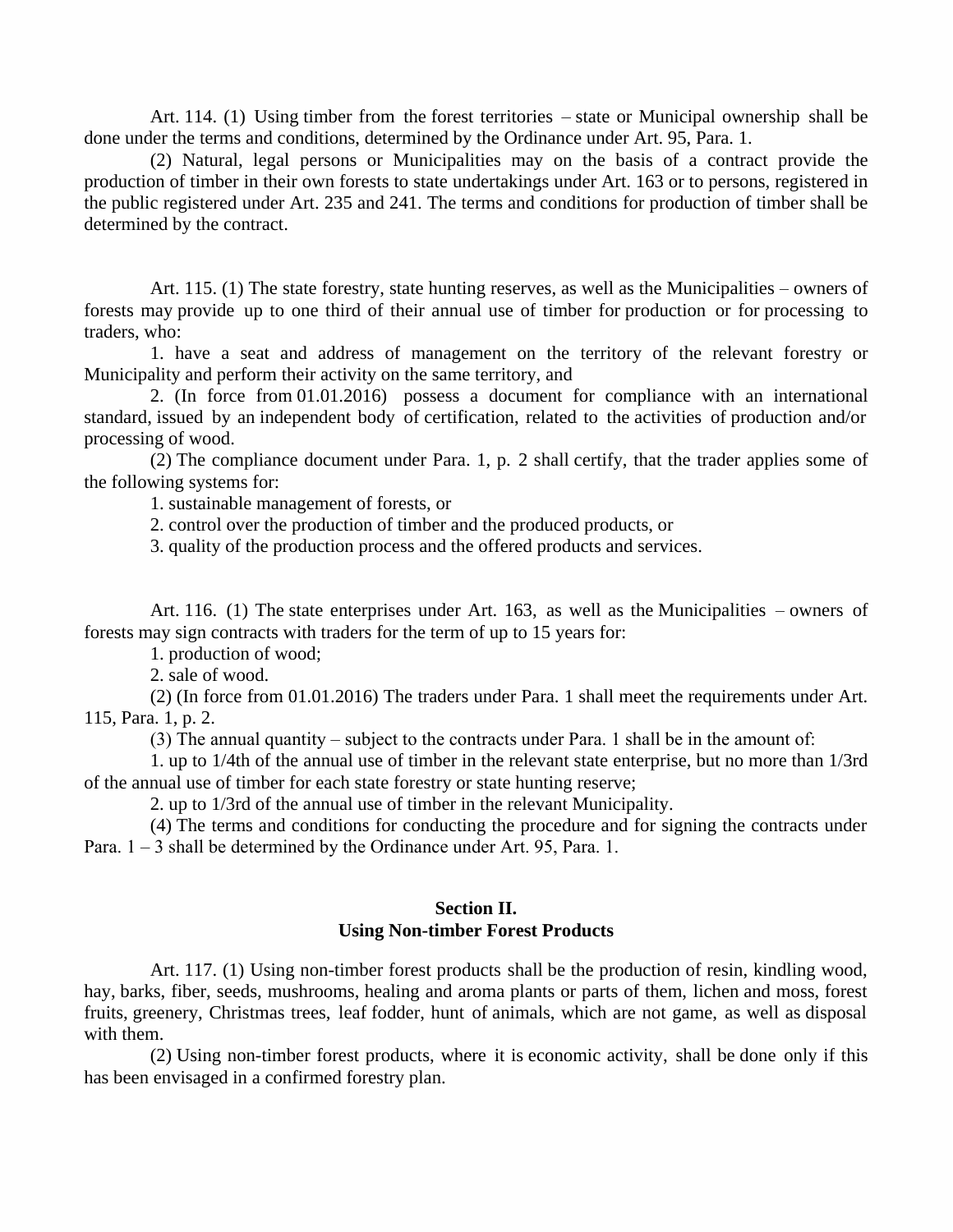Art. 114. (1) Using timber from the forest territories – state or Municipal ownership shall be done under the terms and conditions, determined by the Ordinance under Art. 95, Para. 1.

(2) Natural, legal persons or Municipalities may on the basis of a contract provide the production of timber in their own forests to state undertakings under Art. 163 or to persons, registered in the public registered under Art. 235 and 241. The terms and conditions for production of timber shall be determined by the contract.

Art. 115. (1) The state forestry, state hunting reserves, as well as the Municipalities – owners of forests may provide up to one third of their annual use of timber for production or for processing to traders, who:

1. have a seat and address of management on the territory of the relevant forestry or Municipality and perform their activity on the same territory, and

2. (In force from 01.01.2016) possess a document for compliance with an international standard, issued by an independent body of certification, related to the activities of production and/or processing of wood.

(2) The compliance document under Para. 1, p. 2 shall certify, that the trader applies some of the following systems for:

1. sustainable management of forests, or

2. control over the production of timber and the produced products, or

3. quality of the production process and the offered products and services.

Art. 116. (1) The state enterprises under Art. 163, as well as the Municipalities – owners of forests may sign contracts with traders for the term of up to 15 years for:

1. production of wood;

2. sale of wood.

(2) (In force from 01.01.2016) The traders under Para. 1 shall meet the requirements under Art. 115, Para. 1, p. 2.

(3) The annual quantity – subject to the contracts under Para. 1 shall be in the amount of:

1. up to 1/4th of the annual use of timber in the relevant state enterprise, but no more than 1/3rd of the annual use of timber for each state forestry or state hunting reserve;

2. up to 1/3rd of the annual use of timber in the relevant Municipality.

(4) The terms and conditions for conducting the procedure and for signing the contracts under Para. 1 – 3 shall be determined by the Ordinance under Art. 95, Para. 1.

## Section II.
## Using Non-timber Forest Products

Art. 117. (1) Using non-timber forest products shall be the production of resin, kindling wood, hay, barks, fiber, seeds, mushrooms, healing and aroma plants or parts of them, lichen and moss, forest fruits, greenery, Christmas trees, leaf fodder, hunt of animals, which are not game, as well as disposal with them.

(2) Using non-timber forest products, where it is economic activity, shall be done only if this has been envisaged in a confirmed forestry plan.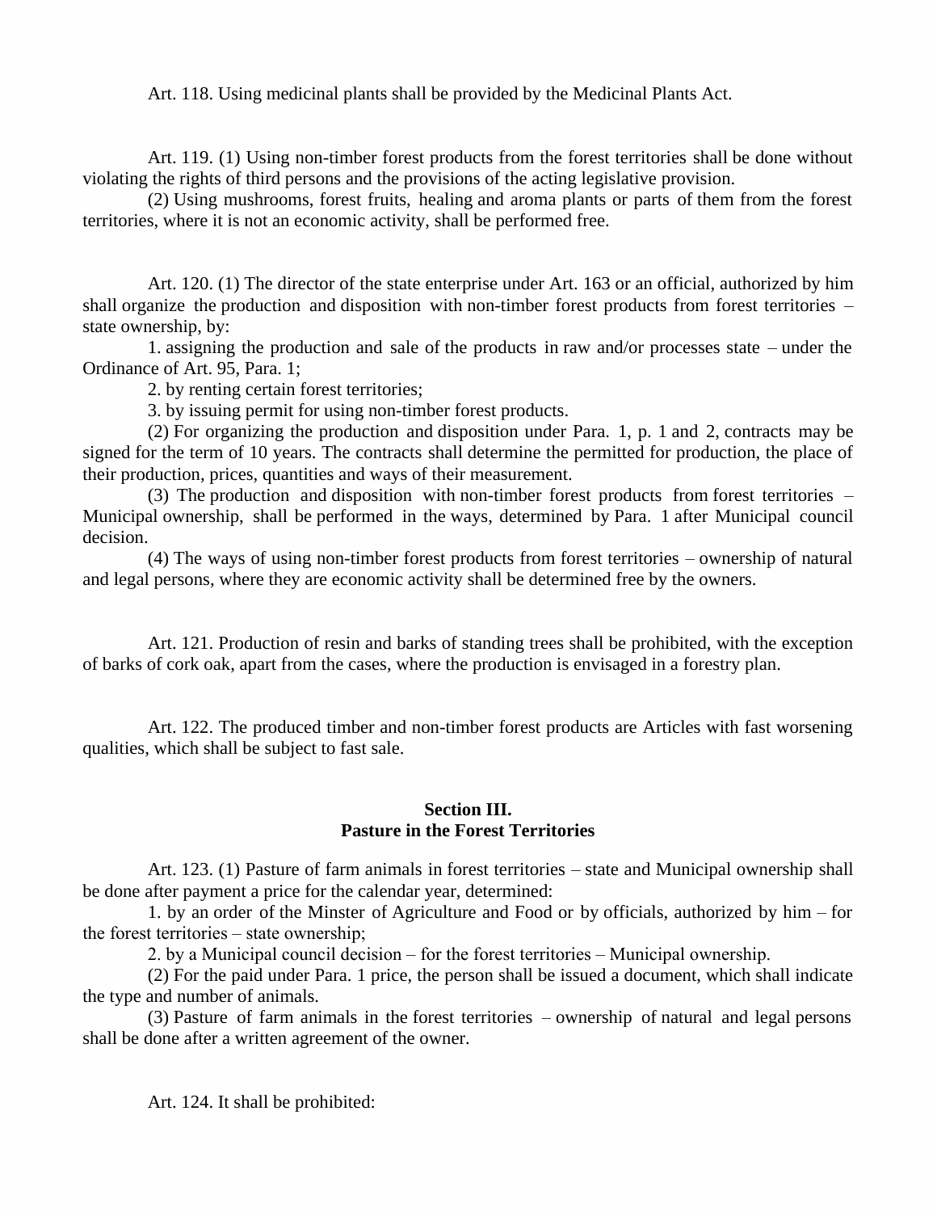Art. 118. Using medicinal plants shall be provided by the Medicinal Plants Act.

Art. 119. (1) Using non-timber forest products from the forest territories shall be done without violating the rights of third persons and the provisions of the acting legislative provision.

(2) Using mushrooms, forest fruits, healing and aroma plants or parts of them from the forest territories, where it is not an economic activity, shall be performed free.

Art. 120. (1) The director of the state enterprise under Art. 163 or an official, authorized by him shall organize the production and disposition with non-timber forest products from forest territories – state ownership, by:

1. assigning the production and sale of the products in raw and/or processes state – under the Ordinance of Art. 95, Para. 1;

2. by renting certain forest territories;

3. by issuing permit for using non-timber forest products.

(2) For organizing the production and disposition under Para. 1, p. 1 and 2, contracts may be signed for the term of 10 years. The contracts shall determine the permitted for production, the place of their production, prices, quantities and ways of their measurement.

(3) The production and disposition with non-timber forest products from forest territories – Municipal ownership, shall be performed in the ways, determined by Para. 1 after Municipal council decision.

(4) The ways of using non-timber forest products from forest territories – ownership of natural and legal persons, where they are economic activity shall be determined free by the owners.

Art. 121. Production of resin and barks of standing trees shall be prohibited, with the exception of barks of cork oak, apart from the cases, where the production is envisaged in a forestry plan.

Art. 122. The produced timber and non-timber forest products are Articles with fast worsening qualities, which shall be subject to fast sale.

## Section III.
## Pasture in the Forest Territories

Art. 123. (1) Pasture of farm animals in forest territories – state and Municipal ownership shall be done after payment a price for the calendar year, determined:

1. by an order of the Minster of Agriculture and Food or by officials, authorized by him – for the forest territories – state ownership;

2. by a Municipal council decision – for the forest territories – Municipal ownership.

(2) For the paid under Para. 1 price, the person shall be issued a document, which shall indicate the type and number of animals.

(3) Pasture of farm animals in the forest territories – ownership of natural and legal persons shall be done after a written agreement of the owner.

Art. 124. It shall be prohibited: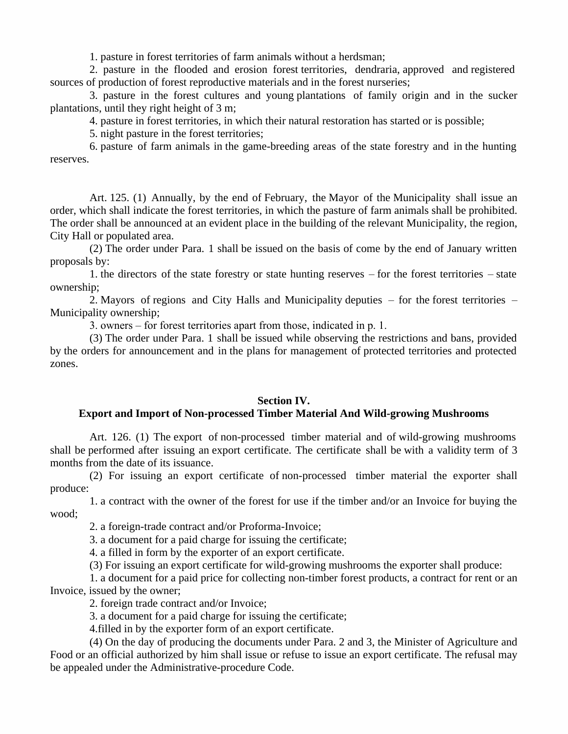1. pasture in forest territories of farm animals without a herdsman;

2. pasture in the flooded and erosion forest territories, dendraria, approved and registered sources of production of forest reproductive materials and in the forest nurseries;

3. pasture in the forest cultures and young plantations of family origin and in the sucker plantations, until they right height of 3 m;

4. pasture in forest territories, in which their natural restoration has started or is possible;

5. night pasture in the forest territories;

6. pasture of farm animals in the game-breeding areas of the state forestry and in the hunting reserves.

Art. 125. (1) Annually, by the end of February, the Mayor of the Municipality shall issue an order, which shall indicate the forest territories, in which the pasture of farm animals shall be prohibited. The order shall be announced at an evident place in the building of the relevant Municipality, the region, City Hall or populated area.

(2) The order under Para. 1 shall be issued on the basis of come by the end of January written proposals by:

1. the directors of the state forestry or state hunting reserves – for the forest territories – state ownership;

2. Mayors of regions and City Halls and Municipality deputies – for the forest territories – Municipality ownership;

3. owners – for forest territories apart from those, indicated in p. 1.

(3) The order under Para. 1 shall be issued while observing the restrictions and bans, provided by the orders for announcement and in the plans for management of protected territories and protected zones.

**Section IV.**
**Export and Import of Non-processed Timber Material And Wild-growing Mushrooms**

Art. 126. (1) The export of non-processed timber material and of wild-growing mushrooms shall be performed after issuing an export certificate. The certificate shall be with a validity term of 3 months from the date of its issuance.

(2) For issuing an export certificate of non-processed timber material the exporter shall produce:

1. a contract with the owner of the forest for use if the timber and/or an Invoice for buying the wood;

2. a foreign-trade contract and/or Proforma-Invoice;

3. a document for a paid charge for issuing the certificate;

4. a filled in form by the exporter of an export certificate.

(3) For issuing an export certificate for wild-growing mushrooms the exporter shall produce:

1. a document for a paid price for collecting non-timber forest products, a contract for rent or an Invoice, issued by the owner;

2. foreign trade contract and/or Invoice;

3. a document for a paid charge for issuing the certificate;

4.filled in by the exporter form of an export certificate.

(4) On the day of producing the documents under Para. 2 and 3, the Minister of Agriculture and Food or an official authorized by him shall issue or refuse to issue an export certificate. The refusal may be appealed under the Administrative-procedure Code.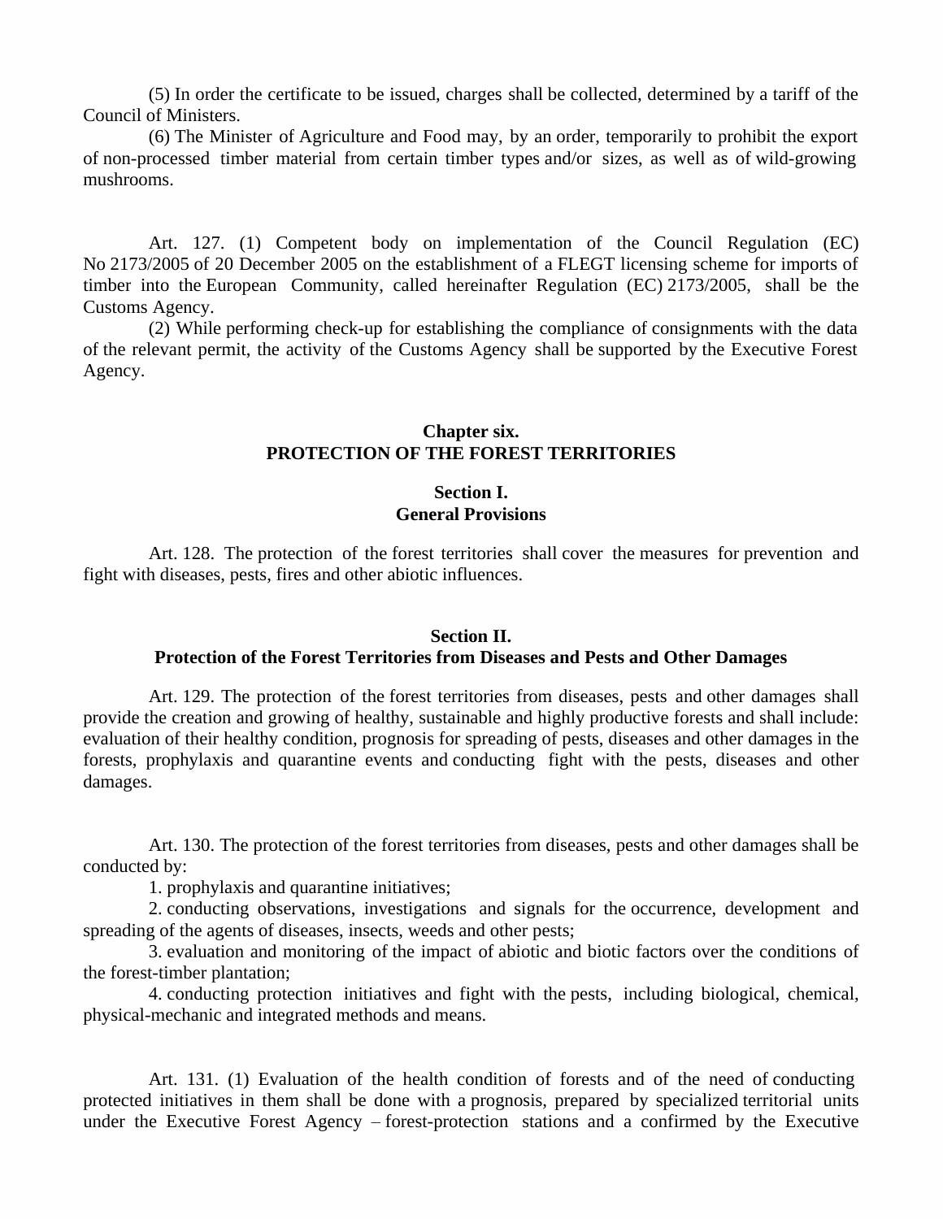(5) In order the certificate to be issued, charges shall be collected, determined by a tariff of the Council of Ministers.

(6) The Minister of Agriculture and Food may, by an order, temporarily to prohibit the export of non-processed timber material from certain timber types and/or sizes, as well as of wild-growing mushrooms.

Art. 127. (1) Competent body on implementation of the Council Regulation (EC) No 2173/2005 of 20 December 2005 on the establishment of a FLEGT licensing scheme for imports of timber into the European Community, called hereinafter Regulation (EC) 2173/2005, shall be the Customs Agency.

(2) While performing check-up for establishing the compliance of consignments with the data of the relevant permit, the activity of the Customs Agency shall be supported by the Executive Forest Agency.

## Chapter six.
## PROTECTION OF THE FOREST TERRITORIES

### Section I.
### General Provisions

Art. 128. The protection of the forest territories shall cover the measures for prevention and fight with diseases, pests, fires and other abiotic influences.

### Section II.
### Protection of the Forest Territories from Diseases and Pests and Other Damages

Art. 129. The protection of the forest territories from diseases, pests and other damages shall provide the creation and growing of healthy, sustainable and highly productive forests and shall include: evaluation of their healthy condition, prognosis for spreading of pests, diseases and other damages in the forests, prophylaxis and quarantine events and conducting fight with the pests, diseases and other damages.

Art. 130. The protection of the forest territories from diseases, pests and other damages shall be conducted by:

1. prophylaxis and quarantine initiatives;
2. conducting observations, investigations and signals for the occurrence, development and spreading of the agents of diseases, insects, weeds and other pests;
3. evaluation and monitoring of the impact of abiotic and biotic factors over the conditions of the forest-timber plantation;
4. conducting protection initiatives and fight with the pests, including biological, chemical, physical-mechanic and integrated methods and means.

Art. 131. (1) Evaluation of the health condition of forests and of the need of conducting protected initiatives in them shall be done with a prognosis, prepared by specialized territorial units under the Executive Forest Agency – forest-protection stations and a confirmed by the Executive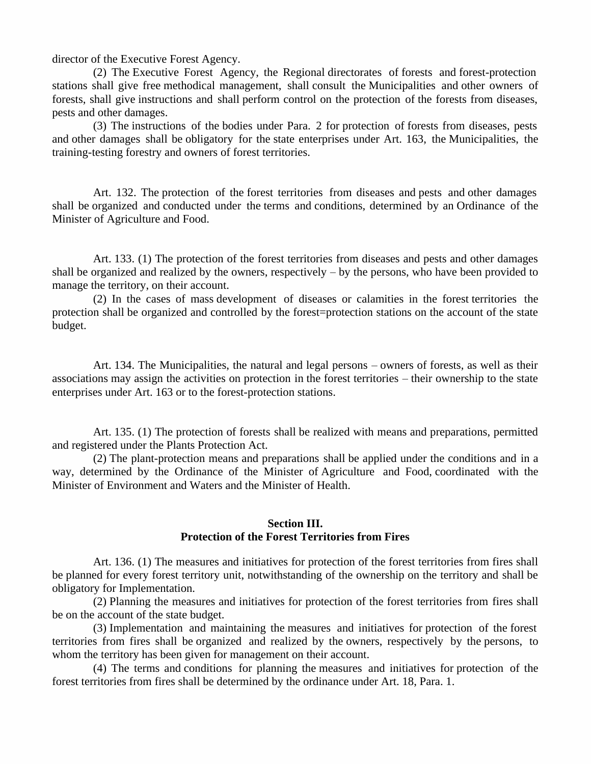director of the Executive Forest Agency.

(2) The Executive Forest Agency, the Regional directorates of forests and forest-protection stations shall give free methodical management, shall consult the Municipalities and other owners of forests, shall give instructions and shall perform control on the protection of the forests from diseases, pests and other damages.

(3) The instructions of the bodies under Para. 2 for protection of forests from diseases, pests and other damages shall be obligatory for the state enterprises under Art. 163, the Municipalities, the training-testing forestry and owners of forest territories.

Art. 132. The protection of the forest territories from diseases and pests and other damages shall be organized and conducted under the terms and conditions, determined by an Ordinance of the Minister of Agriculture and Food.

Art. 133. (1) The protection of the forest territories from diseases and pests and other damages shall be organized and realized by the owners, respectively – by the persons, who have been provided to manage the territory, on their account.

(2) In the cases of mass development of diseases or calamities in the forest territories the protection shall be organized and controlled by the forest=protection stations on the account of the state budget.

Art. 134. The Municipalities, the natural and legal persons – owners of forests, as well as their associations may assign the activities on protection in the forest territories – their ownership to the state enterprises under Art. 163 or to the forest-protection stations.

Art. 135. (1) The protection of forests shall be realized with means and preparations, permitted and registered under the Plants Protection Act.

(2) The plant-protection means and preparations shall be applied under the conditions and in a way, determined by the Ordinance of the Minister of Agriculture and Food, coordinated with the Minister of Environment and Waters and the Minister of Health.

### Section III.
### Protection of the Forest Territories from Fires

Art. 136. (1) The measures and initiatives for protection of the forest territories from fires shall be planned for every forest territory unit, notwithstanding of the ownership on the territory and shall be obligatory for Implementation.

(2) Planning the measures and initiatives for protection of the forest territories from fires shall be on the account of the state budget.

(3) Implementation and maintaining the measures and initiatives for protection of the forest territories from fires shall be organized and realized by the owners, respectively by the persons, to whom the territory has been given for management on their account.

(4) The terms and conditions for planning the measures and initiatives for protection of the forest territories from fires shall be determined by the ordinance under Art. 18, Para. 1.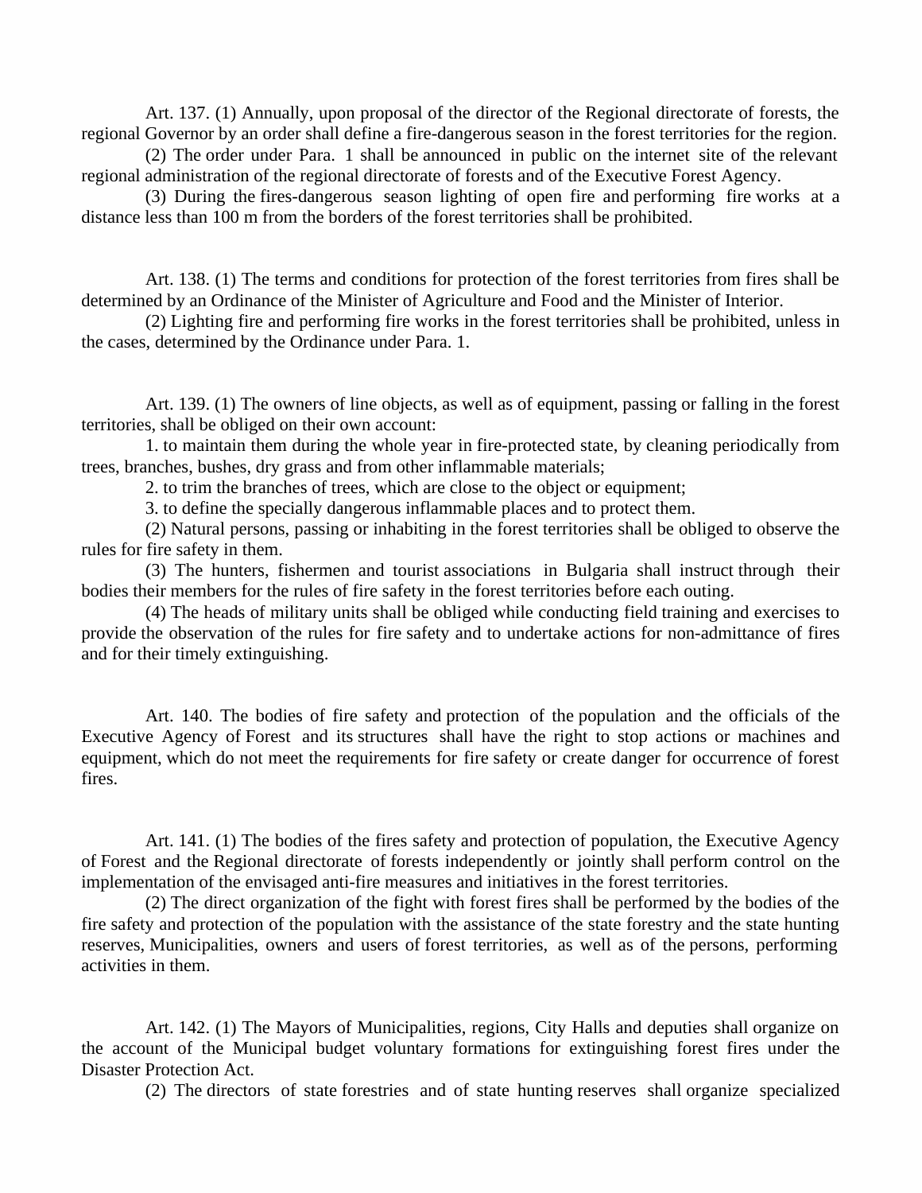Art. 137. (1) Annually, upon proposal of the director of the Regional directorate of forests, the regional Governor by an order shall define a fire-dangerous season in the forest territories for the region.

(2) The order under Para. 1 shall be announced in public on the internet site of the relevant regional administration of the regional directorate of forests and of the Executive Forest Agency.

(3) During the fires-dangerous season lighting of open fire and performing fire works at a distance less than 100 m from the borders of the forest territories shall be prohibited.

Art. 138. (1) The terms and conditions for protection of the forest territories from fires shall be determined by an Ordinance of the Minister of Agriculture and Food and the Minister of Interior.

(2) Lighting fire and performing fire works in the forest territories shall be prohibited, unless in the cases, determined by the Ordinance under Para. 1.

Art. 139. (1) The owners of line objects, as well as of equipment, passing or falling in the forest territories, shall be obliged on their own account:

1. to maintain them during the whole year in fire-protected state, by cleaning periodically from trees, branches, bushes, dry grass and from other inflammable materials;

2. to trim the branches of trees, which are close to the object or equipment;

3. to define the specially dangerous inflammable places and to protect them.

(2) Natural persons, passing or inhabiting in the forest territories shall be obliged to observe the rules for fire safety in them.

(3) The hunters, fishermen and tourist associations in Bulgaria shall instruct through their bodies their members for the rules of fire safety in the forest territories before each outing.

(4) The heads of military units shall be obliged while conducting field training and exercises to provide the observation of the rules for fire safety and to undertake actions for non-admittance of fires and for their timely extinguishing.

Art. 140. The bodies of fire safety and protection of the population and the officials of the Executive Agency of Forest and its structures shall have the right to stop actions or machines and equipment, which do not meet the requirements for fire safety or create danger for occurrence of forest fires.

Art. 141. (1) The bodies of the fires safety and protection of population, the Executive Agency of Forest and the Regional directorate of forests independently or jointly shall perform control on the implementation of the envisaged anti-fire measures and initiatives in the forest territories.

(2) The direct organization of the fight with forest fires shall be performed by the bodies of the fire safety and protection of the population with the assistance of the state forestry and the state hunting reserves, Municipalities, owners and users of forest territories, as well as of the persons, performing activities in them.

Art. 142. (1) The Mayors of Municipalities, regions, City Halls and deputies shall organize on the account of the Municipal budget voluntary formations for extinguishing forest fires under the Disaster Protection Act.

(2) The directors of state forestries and of state hunting reserves shall organize specialized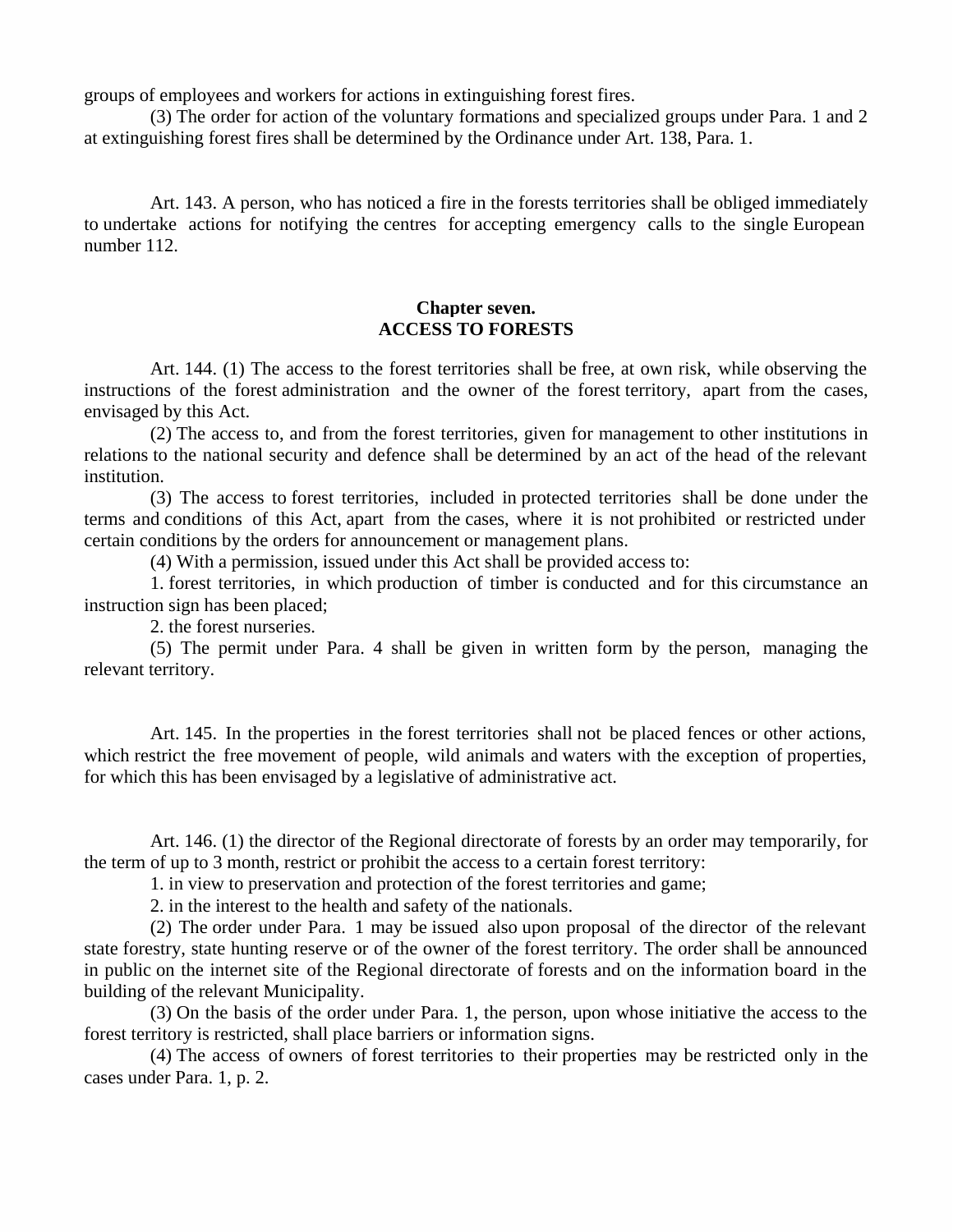groups of employees and workers for actions in extinguishing forest fires.

(3) The order for action of the voluntary formations and specialized groups under Para. 1 and 2 at extinguishing forest fires shall be determined by the Ordinance under Art. 138, Para. 1.

Art. 143. A person, who has noticed a fire in the forests territories shall be obliged immediately to undertake actions for notifying the centres for accepting emergency calls to the single European number 112.

## Chapter seven.
## ACCESS TO FORESTS

Art. 144. (1) The access to the forest territories shall be free, at own risk, while observing the instructions of the forest administration and the owner of the forest territory, apart from the cases, envisaged by this Act.

(2) The access to, and from the forest territories, given for management to other institutions in relations to the national security and defence shall be determined by an act of the head of the relevant institution.

(3) The access to forest territories, included in protected territories shall be done under the terms and conditions of this Act, apart from the cases, where it is not prohibited or restricted under certain conditions by the orders for announcement or management plans.

(4) With a permission, issued under this Act shall be provided access to:

1. forest territories, in which production of timber is conducted and for this circumstance an instruction sign has been placed;

2. the forest nurseries.

(5) The permit under Para. 4 shall be given in written form by the person, managing the relevant territory.

Art. 145. In the properties in the forest territories shall not be placed fences or other actions, which restrict the free movement of people, wild animals and waters with the exception of properties, for which this has been envisaged by a legislative of administrative act.

Art. 146. (1) the director of the Regional directorate of forests by an order may temporarily, for the term of up to 3 month, restrict or prohibit the access to a certain forest territory:

1. in view to preservation and protection of the forest territories and game;

2. in the interest to the health and safety of the nationals.

(2) The order under Para. 1 may be issued also upon proposal of the director of the relevant state forestry, state hunting reserve or of the owner of the forest territory. The order shall be announced in public on the internet site of the Regional directorate of forests and on the information board in the building of the relevant Municipality.

(3) On the basis of the order under Para. 1, the person, upon whose initiative the access to the forest territory is restricted, shall place barriers or information signs.

(4) The access of owners of forest territories to their properties may be restricted only in the cases under Para. 1, p. 2.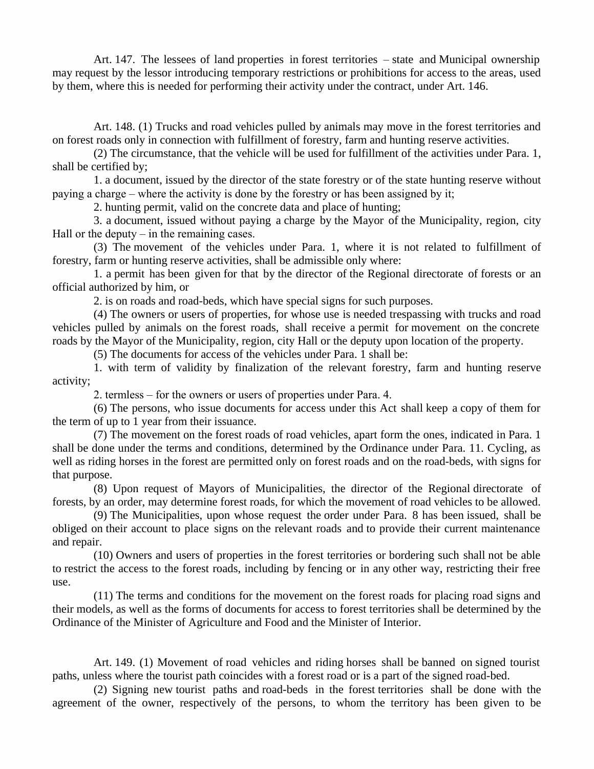Art. 147. The lessees of land properties in forest territories – state and Municipal ownership may request by the lessor introducing temporary restrictions or prohibitions for access to the areas, used by them, where this is needed for performing their activity under the contract, under Art. 146.

Art. 148. (1) Trucks and road vehicles pulled by animals may move in the forest territories and on forest roads only in connection with fulfillment of forestry, farm and hunting reserve activities.

(2) The circumstance, that the vehicle will be used for fulfillment of the activities under Para. 1, shall be certified by;

1. a document, issued by the director of the state forestry or of the state hunting reserve without paying a charge – where the activity is done by the forestry or has been assigned by it;

2. hunting permit, valid on the concrete data and place of hunting;

3. a document, issued without paying a charge by the Mayor of the Municipality, region, city Hall or the deputy – in the remaining cases.

(3) The movement of the vehicles under Para. 1, where it is not related to fulfillment of forestry, farm or hunting reserve activities, shall be admissible only where:

1. a permit has been given for that by the director of the Regional directorate of forests or an official authorized by him, or

2. is on roads and road-beds, which have special signs for such purposes.

(4) The owners or users of properties, for whose use is needed trespassing with trucks and road vehicles pulled by animals on the forest roads, shall receive a permit for movement on the concrete roads by the Mayor of the Municipality, region, city Hall or the deputy upon location of the property.

(5) The documents for access of the vehicles under Para. 1 shall be:

1. with term of validity by finalization of the relevant forestry, farm and hunting reserve activity;

2. termless – for the owners or users of properties under Para. 4.

(6) The persons, who issue documents for access under this Act shall keep a copy of them for the term of up to 1 year from their issuance.

(7) The movement on the forest roads of road vehicles, apart form the ones, indicated in Para. 1 shall be done under the terms and conditions, determined by the Ordinance under Para. 11. Cycling, as well as riding horses in the forest are permitted only on forest roads and on the road-beds, with signs for that purpose.

(8) Upon request of Mayors of Municipalities, the director of the Regional directorate of forests, by an order, may determine forest roads, for which the movement of road vehicles to be allowed.

(9) The Municipalities, upon whose request the order under Para. 8 has been issued, shall be obliged on their account to place signs on the relevant roads and to provide their current maintenance and repair.

(10) Owners and users of properties in the forest territories or bordering such shall not be able to restrict the access to the forest roads, including by fencing or in any other way, restricting their free use.

(11) The terms and conditions for the movement on the forest roads for placing road signs and their models, as well as the forms of documents for access to forest territories shall be determined by the Ordinance of the Minister of Agriculture and Food and the Minister of Interior.

Art. 149. (1) Movement of road vehicles and riding horses shall be banned on signed tourist paths, unless where the tourist path coincides with a forest road or is a part of the signed road-bed.

(2) Signing new tourist paths and road-beds in the forest territories shall be done with the agreement of the owner, respectively of the persons, to whom the territory has been given to be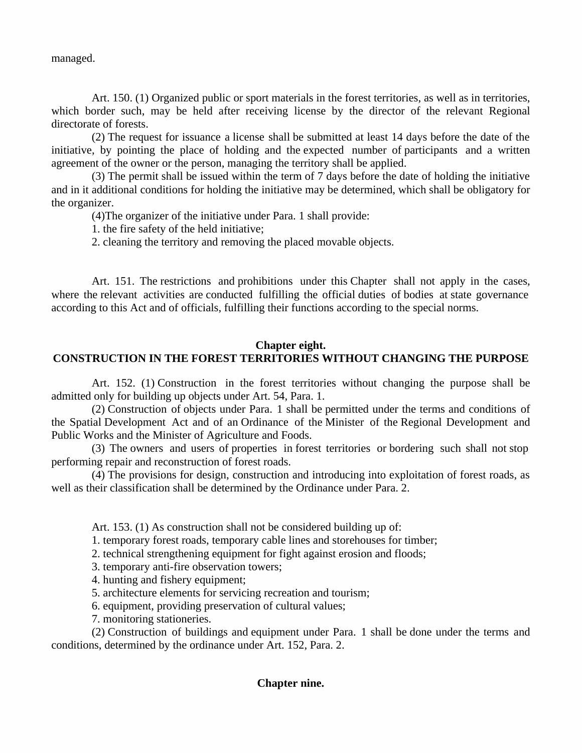managed.

Art. 150. (1) Organized public or sport materials in the forest territories, as well as in territories, which border such, may be held after receiving license by the director of the relevant Regional directorate of forests.

(2) The request for issuance a license shall be submitted at least 14 days before the date of the initiative, by pointing the place of holding and the expected number of participants and a written agreement of the owner or the person, managing the territory shall be applied.

(3) The permit shall be issued within the term of 7 days before the date of holding the initiative and in it additional conditions for holding the initiative may be determined, which shall be obligatory for the organizer.

(4)The organizer of the initiative under Para. 1 shall provide:

1. the fire safety of the held initiative;
2. cleaning the territory and removing the placed movable objects.

Art. 151. The restrictions and prohibitions under this Chapter shall not apply in the cases, where the relevant activities are conducted fulfilling the official duties of bodies at state governance according to this Act and of officials, fulfilling their functions according to the special norms.

## Chapter eight.
## CONSTRUCTION IN THE FOREST TERRITORIES WITHOUT CHANGING THE PURPOSE

Art. 152. (1) Construction in the forest territories without changing the purpose shall be admitted only for building up objects under Art. 54, Para. 1.

(2) Construction of objects under Para. 1 shall be permitted under the terms and conditions of the Spatial Development Act and of an Ordinance of the Minister of the Regional Development and Public Works and the Minister of Agriculture and Foods.

(3) The owners and users of properties in forest territories or bordering such shall not stop performing repair and reconstruction of forest roads.

(4) The provisions for design, construction and introducing into exploitation of forest roads, as well as their classification shall be determined by the Ordinance under Para. 2.

Art. 153. (1) As construction shall not be considered building up of:

1. temporary forest roads, temporary cable lines and storehouses for timber;
2. technical strengthening equipment for fight against erosion and floods;
3. temporary anti-fire observation towers;
4. hunting and fishery equipment;
5. architecture elements for servicing recreation and tourism;
6. equipment, providing preservation of cultural values;
7. monitoring stationeries.

(2) Construction of buildings and equipment under Para. 1 shall be done under the terms and conditions, determined by the ordinance under Art. 152, Para. 2.

## Chapter nine.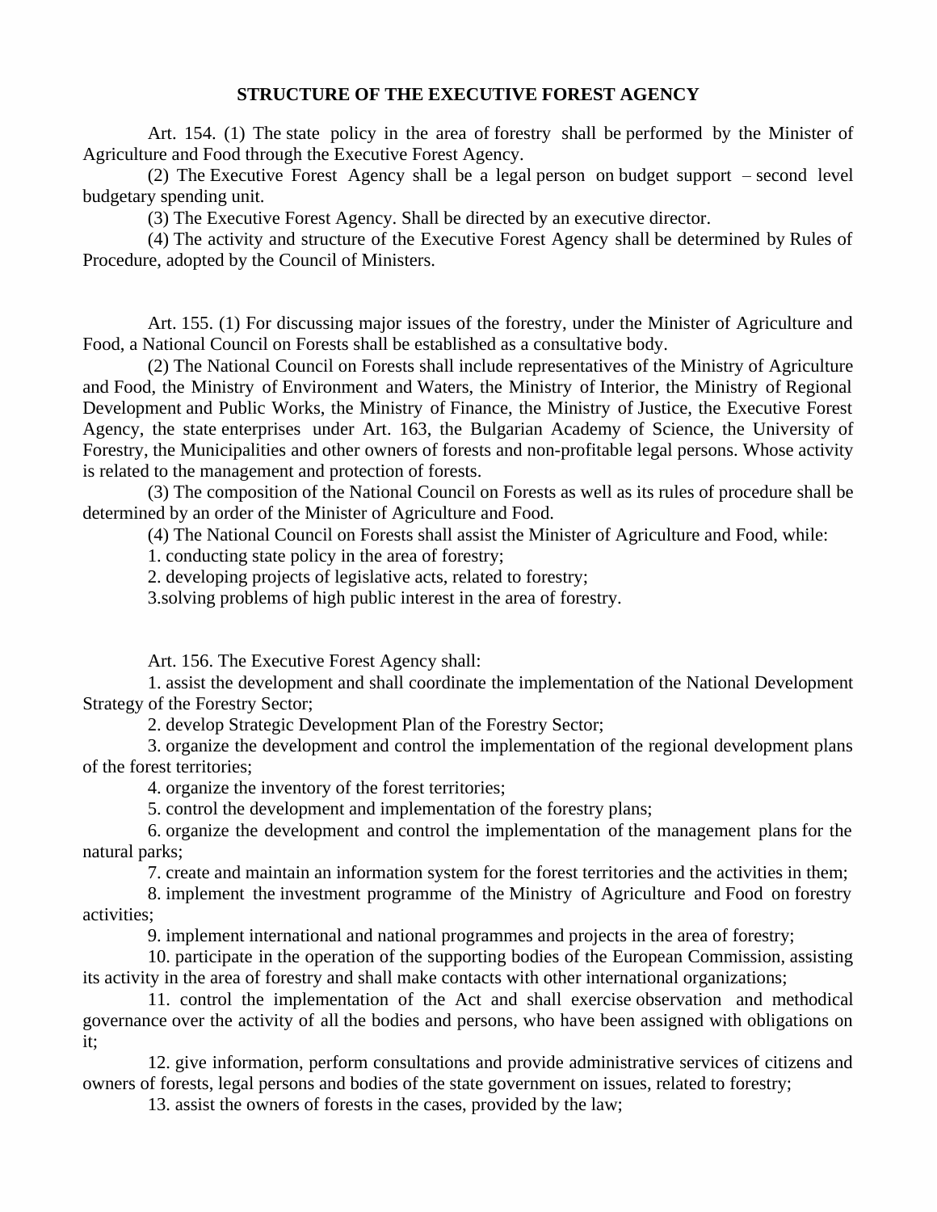## STRUCTURE OF THE EXECUTIVE FOREST AGENCY

Art. 154. (1) The state policy in the area of forestry shall be performed by the Minister of Agriculture and Food through the Executive Forest Agency.

(2) The Executive Forest Agency shall be a legal person on budget support – second level budgetary spending unit.

(3) The Executive Forest Agency. Shall be directed by an executive director.

(4) The activity and structure of the Executive Forest Agency shall be determined by Rules of Procedure, adopted by the Council of Ministers.

Art. 155. (1) For discussing major issues of the forestry, under the Minister of Agriculture and Food, a National Council on Forests shall be established as a consultative body.

(2) The National Council on Forests shall include representatives of the Ministry of Agriculture and Food, the Ministry of Environment and Waters, the Ministry of Interior, the Ministry of Regional Development and Public Works, the Ministry of Finance, the Ministry of Justice, the Executive Forest Agency, the state enterprises under Art. 163, the Bulgarian Academy of Science, the University of Forestry, the Municipalities and other owners of forests and non-profitable legal persons. Whose activity is related to the management and protection of forests.

(3) The composition of the National Council on Forests as well as its rules of procedure shall be determined by an order of the Minister of Agriculture and Food.

(4) The National Council on Forests shall assist the Minister of Agriculture and Food, while:

1. conducting state policy in the area of forestry;

2. developing projects of legislative acts, related to forestry;

3.solving problems of high public interest in the area of forestry.

Art. 156. The Executive Forest Agency shall:

1. assist the development and shall coordinate the implementation of the National Development Strategy of the Forestry Sector;

2. develop Strategic Development Plan of the Forestry Sector;

3. organize the development and control the implementation of the regional development plans of the forest territories;

4. organize the inventory of the forest territories;

5. control the development and implementation of the forestry plans;

6. organize the development and control the implementation of the management plans for the natural parks;

7. create and maintain an information system for the forest territories and the activities in them;

8. implement the investment programme of the Ministry of Agriculture and Food on forestry activities;

9. implement international and national programmes and projects in the area of forestry;

10. participate in the operation of the supporting bodies of the European Commission, assisting its activity in the area of forestry and shall make contacts with other international organizations;

11. control the implementation of the Act and shall exercise observation and methodical governance over the activity of all the bodies and persons, who have been assigned with obligations on it;

12. give information, perform consultations and provide administrative services of citizens and owners of forests, legal persons and bodies of the state government on issues, related to forestry;

13. assist the owners of forests in the cases, provided by the law;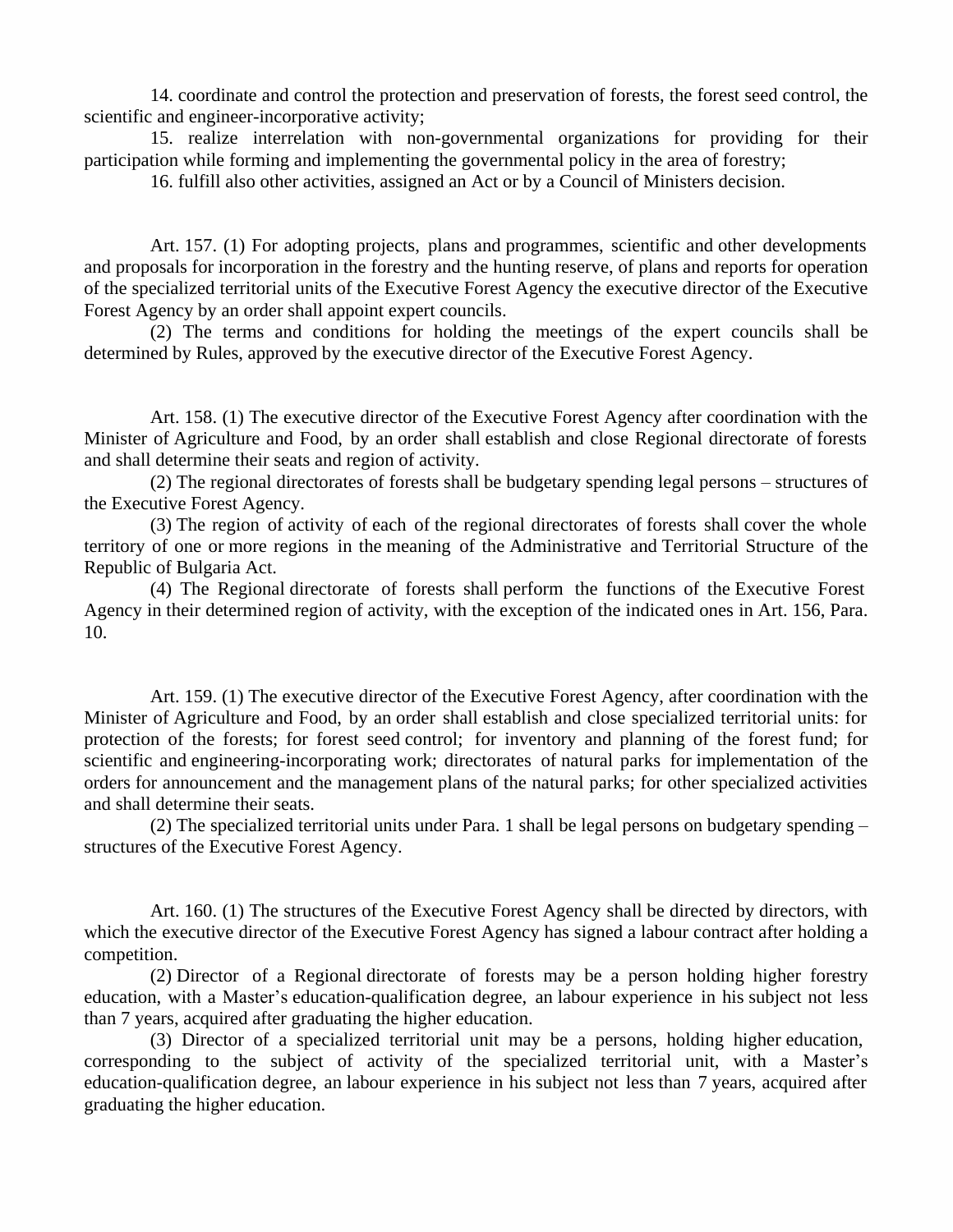14. coordinate and control the protection and preservation of forests, the forest seed control, the scientific and engineer-incorporative activity;

15. realize interrelation with non-governmental organizations for providing for their participation while forming and implementing the governmental policy in the area of forestry;

16. fulfill also other activities, assigned an Act or by a Council of Ministers decision.

Art. 157. (1) For adopting projects, plans and programmes, scientific and other developments and proposals for incorporation in the forestry and the hunting reserve, of plans and reports for operation of the specialized territorial units of the Executive Forest Agency the executive director of the Executive Forest Agency by an order shall appoint expert councils.

(2) The terms and conditions for holding the meetings of the expert councils shall be determined by Rules, approved by the executive director of the Executive Forest Agency.

Art. 158. (1) The executive director of the Executive Forest Agency after coordination with the Minister of Agriculture and Food, by an order shall establish and close Regional directorate of forests and shall determine their seats and region of activity.

(2) The regional directorates of forests shall be budgetary spending legal persons – structures of the Executive Forest Agency.

(3) The region of activity of each of the regional directorates of forests shall cover the whole territory of one or more regions in the meaning of the Administrative and Territorial Structure of the Republic of Bulgaria Act.

(4) The Regional directorate of forests shall perform the functions of the Executive Forest Agency in their determined region of activity, with the exception of the indicated ones in Art. 156, Para. 10.

Art. 159. (1) The executive director of the Executive Forest Agency, after coordination with the Minister of Agriculture and Food, by an order shall establish and close specialized territorial units: for protection of the forests; for forest seed control; for inventory and planning of the forest fund; for scientific and engineering-incorporating work; directorates of natural parks for implementation of the orders for announcement and the management plans of the natural parks; for other specialized activities and shall determine their seats.

(2) The specialized territorial units under Para. 1 shall be legal persons on budgetary spending – structures of the Executive Forest Agency.

Art. 160. (1) The structures of the Executive Forest Agency shall be directed by directors, with which the executive director of the Executive Forest Agency has signed a labour contract after holding a competition.

(2) Director of a Regional directorate of forests may be a person holding higher forestry education, with a Master's education-qualification degree, an labour experience in his subject not less than 7 years, acquired after graduating the higher education.

(3) Director of a specialized territorial unit may be a persons, holding higher education, corresponding to the subject of activity of the specialized territorial unit, with a Master's education-qualification degree, an labour experience in his subject not less than 7 years, acquired after graduating the higher education.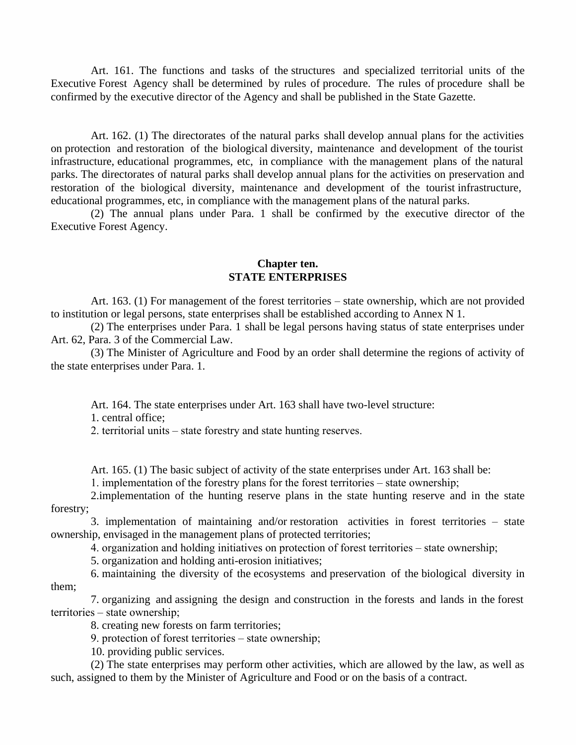Art. 161. The functions and tasks of the structures and specialized territorial units of the Executive Forest Agency shall be determined by rules of procedure. The rules of procedure shall be confirmed by the executive director of the Agency and shall be published in the State Gazette.

Art. 162. (1) The directorates of the natural parks shall develop annual plans for the activities on protection and restoration of the biological diversity, maintenance and development of the tourist infrastructure, educational programmes, etc, in compliance with the management plans of the natural parks. The directorates of natural parks shall develop annual plans for the activities on preservation and restoration of the biological diversity, maintenance and development of the tourist infrastructure, educational programmes, etc, in compliance with the management plans of the natural parks.

(2) The annual plans under Para. 1 shall be confirmed by the executive director of the Executive Forest Agency.

## Chapter ten.
## STATE ENTERPRISES

Art. 163. (1) For management of the forest territories – state ownership, which are not provided to institution or legal persons, state enterprises shall be established according to Annex N 1.

(2) The enterprises under Para. 1 shall be legal persons having status of state enterprises under Art. 62, Para. 3 of the Commercial Law.

(3) The Minister of Agriculture and Food by an order shall determine the regions of activity of the state enterprises under Para. 1.

Art. 164. The state enterprises under Art. 163 shall have two-level structure:

1. central office;
2. territorial units – state forestry and state hunting reserves.

Art. 165. (1) The basic subject of activity of the state enterprises under Art. 163 shall be:

1. implementation of the forestry plans for the forest territories – state ownership;
2. implementation of the hunting reserve plans in the state hunting reserve and in the state forestry;
3. implementation of maintaining and/or restoration activities in forest territories – state ownership, envisaged in the management plans of protected territories;
4. organization and holding initiatives on protection of forest territories – state ownership;
5. organization and holding anti-erosion initiatives;
6. maintaining the diversity of the ecosystems and preservation of the biological diversity in them;
7. organizing and assigning the design and construction in the forests and lands in the forest territories – state ownership;
8. creating new forests on farm territories;
9. protection of forest territories – state ownership;
10. providing public services.

(2) The state enterprises may perform other activities, which are allowed by the law, as well as such, assigned to them by the Minister of Agriculture and Food or on the basis of a contract.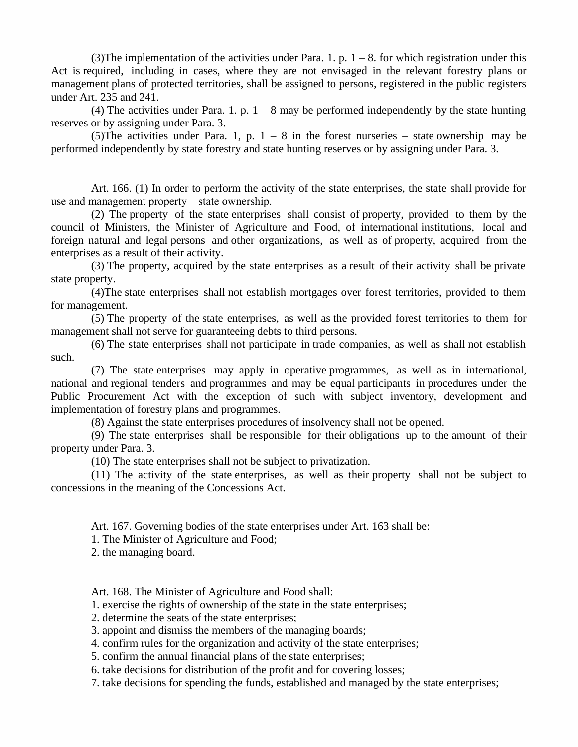(3)The implementation of the activities under Para. 1. p. 1 – 8. for which registration under this Act is required, including in cases, where they are not envisaged in the relevant forestry plans or management plans of protected territories, shall be assigned to persons, registered in the public registers under Art. 235 and 241.

(4) The activities under Para. 1. p. 1 – 8 may be performed independently by the state hunting reserves or by assigning under Para. 3.

(5)The activities under Para. 1, p. 1 – 8 in the forest nurseries – state ownership may be performed independently by state forestry and state hunting reserves or by assigning under Para. 3.

Art. 166. (1) In order to perform the activity of the state enterprises, the state shall provide for use and management property – state ownership.

(2) The property of the state enterprises shall consist of property, provided to them by the council of Ministers, the Minister of Agriculture and Food, of international institutions, local and foreign natural and legal persons and other organizations, as well as of property, acquired from the enterprises as a result of their activity.

(3) The property, acquired by the state enterprises as a result of their activity shall be private state property.

(4)The state enterprises shall not establish mortgages over forest territories, provided to them for management.

(5) The property of the state enterprises, as well as the provided forest territories to them for management shall not serve for guaranteeing debts to third persons.

(6) The state enterprises shall not participate in trade companies, as well as shall not establish such.

(7) The state enterprises may apply in operative programmes, as well as in international, national and regional tenders and programmes and may be equal participants in procedures under the Public Procurement Act with the exception of such with subject inventory, development and implementation of forestry plans and programmes.

(8) Against the state enterprises procedures of insolvency shall not be opened.

(9) The state enterprises shall be responsible for their obligations up to the amount of their property under Para. 3.

(10) The state enterprises shall not be subject to privatization.

(11) The activity of the state enterprises, as well as their property shall not be subject to concessions in the meaning of the Concessions Act.

Art. 167. Governing bodies of the state enterprises under Art. 163 shall be:

1. The Minister of Agriculture and Food;
2. the managing board.

Art. 168. The Minister of Agriculture and Food shall:

1. exercise the rights of ownership of the state in the state enterprises;
2. determine the seats of the state enterprises;
3. appoint and dismiss the members of the managing boards;
4. confirm rules for the organization and activity of the state enterprises;
5. confirm the annual financial plans of the state enterprises;
6. take decisions for distribution of the profit and for covering losses;
7. take decisions for spending the funds, established and managed by the state enterprises;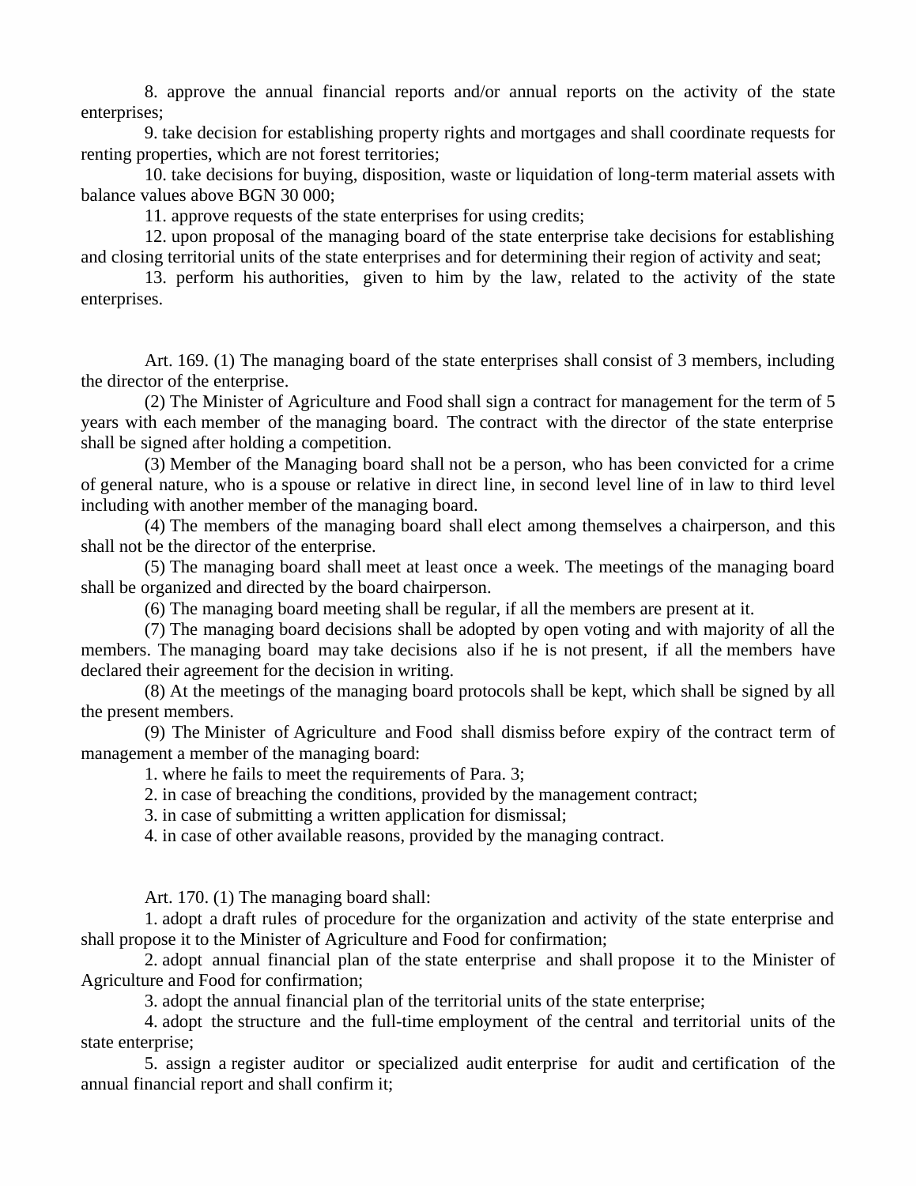8. approve the annual financial reports and/or annual reports on the activity of the state enterprises;

9. take decision for establishing property rights and mortgages and shall coordinate requests for renting properties, which are not forest territories;

10. take decisions for buying, disposition, waste or liquidation of long-term material assets with balance values above BGN 30 000;

11. approve requests of the state enterprises for using credits;

12. upon proposal of the managing board of the state enterprise take decisions for establishing and closing territorial units of the state enterprises and for determining their region of activity and seat;

13. perform his authorities, given to him by the law, related to the activity of the state enterprises.

Art. 169. (1) The managing board of the state enterprises shall consist of 3 members, including the director of the enterprise.

(2) The Minister of Agriculture and Food shall sign a contract for management for the term of 5 years with each member of the managing board. The contract with the director of the state enterprise shall be signed after holding a competition.

(3) Member of the Managing board shall not be a person, who has been convicted for a crime of general nature, who is a spouse or relative in direct line, in second level line of in law to third level including with another member of the managing board.

(4) The members of the managing board shall elect among themselves a chairperson, and this shall not be the director of the enterprise.

(5) The managing board shall meet at least once a week. The meetings of the managing board shall be organized and directed by the board chairperson.

(6) The managing board meeting shall be regular, if all the members are present at it.

(7) The managing board decisions shall be adopted by open voting and with majority of all the members. The managing board may take decisions also if he is not present, if all the members have declared their agreement for the decision in writing.

(8) At the meetings of the managing board protocols shall be kept, which shall be signed by all the present members.

(9) The Minister of Agriculture and Food shall dismiss before expiry of the contract term of management a member of the managing board:

1. where he fails to meet the requirements of Para. 3;

2. in case of breaching the conditions, provided by the management contract;

3. in case of submitting a written application for dismissal;

4. in case of other available reasons, provided by the managing contract.

Art. 170. (1) The managing board shall:

1. adopt a draft rules of procedure for the organization and activity of the state enterprise and shall propose it to the Minister of Agriculture and Food for confirmation;

2. adopt annual financial plan of the state enterprise and shall propose it to the Minister of Agriculture and Food for confirmation;

3. adopt the annual financial plan of the territorial units of the state enterprise;

4. adopt the structure and the full-time employment of the central and territorial units of the state enterprise;

5. assign a register auditor or specialized audit enterprise for audit and certification of the annual financial report and shall confirm it;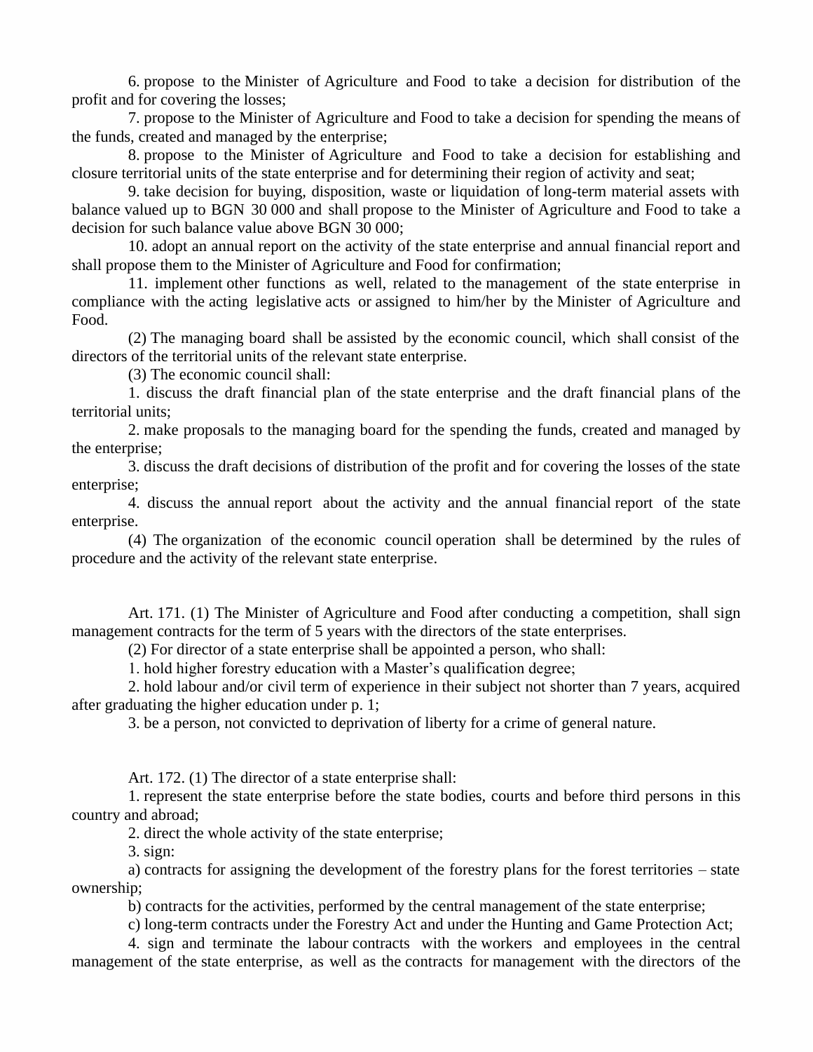6. propose to the Minister of Agriculture and Food to take a decision for distribution of the profit and for covering the losses;

7. propose to the Minister of Agriculture and Food to take a decision for spending the means of the funds, created and managed by the enterprise;

8. propose to the Minister of Agriculture and Food to take a decision for establishing and closure territorial units of the state enterprise and for determining their region of activity and seat;

9. take decision for buying, disposition, waste or liquidation of long-term material assets with balance valued up to BGN 30 000 and shall propose to the Minister of Agriculture and Food to take a decision for such balance value above BGN 30 000;

10. adopt an annual report on the activity of the state enterprise and annual financial report and shall propose them to the Minister of Agriculture and Food for confirmation;

11. implement other functions as well, related to the management of the state enterprise in compliance with the acting legislative acts or assigned to him/her by the Minister of Agriculture and Food.

(2) The managing board shall be assisted by the economic council, which shall consist of the directors of the territorial units of the relevant state enterprise.

(3) The economic council shall:

1. discuss the draft financial plan of the state enterprise and the draft financial plans of the territorial units;

2. make proposals to the managing board for the spending the funds, created and managed by the enterprise;

3. discuss the draft decisions of distribution of the profit and for covering the losses of the state enterprise;

4. discuss the annual report about the activity and the annual financial report of the state enterprise.

(4) The organization of the economic council operation shall be determined by the rules of procedure and the activity of the relevant state enterprise.

Art. 171. (1) The Minister of Agriculture and Food after conducting a competition, shall sign management contracts for the term of 5 years with the directors of the state enterprises.

(2) For director of a state enterprise shall be appointed a person, who shall:

1. hold higher forestry education with a Master's qualification degree;

2. hold labour and/or civil term of experience in their subject not shorter than 7 years, acquired after graduating the higher education under p. 1;

3. be a person, not convicted to deprivation of liberty for a crime of general nature.

Art. 172. (1) The director of a state enterprise shall:

1. represent the state enterprise before the state bodies, courts and before third persons in this country and abroad;

2. direct the whole activity of the state enterprise;

3. sign:

a) contracts for assigning the development of the forestry plans for the forest territories – state ownership;

b) contracts for the activities, performed by the central management of the state enterprise;

c) long-term contracts under the Forestry Act and under the Hunting and Game Protection Act;

4. sign and terminate the labour contracts with the workers and employees in the central management of the state enterprise, as well as the contracts for management with the directors of the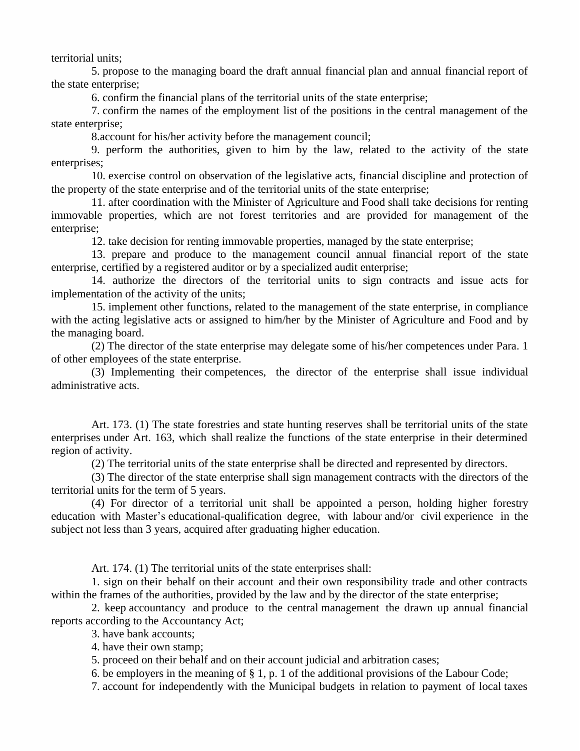territorial units;

5. propose to the managing board the draft annual financial plan and annual financial report of the state enterprise;

6. confirm the financial plans of the territorial units of the state enterprise;

7. confirm the names of the employment list of the positions in the central management of the state enterprise;

8.account for his/her activity before the management council;

9. perform the authorities, given to him by the law, related to the activity of the state enterprises;

10. exercise control on observation of the legislative acts, financial discipline and protection of the property of the state enterprise and of the territorial units of the state enterprise;

11. after coordination with the Minister of Agriculture and Food shall take decisions for renting immovable properties, which are not forest territories and are provided for management of the enterprise;

12. take decision for renting immovable properties, managed by the state enterprise;

13. prepare and produce to the management council annual financial report of the state enterprise, certified by a registered auditor or by a specialized audit enterprise;

14. authorize the directors of the territorial units to sign contracts and issue acts for implementation of the activity of the units;

15. implement other functions, related to the management of the state enterprise, in compliance with the acting legislative acts or assigned to him/her by the Minister of Agriculture and Food and by the managing board.

(2) The director of the state enterprise may delegate some of his/her competences under Para. 1 of other employees of the state enterprise.

(3) Implementing their competences, the director of the enterprise shall issue individual administrative acts.

Art. 173. (1) The state forestries and state hunting reserves shall be territorial units of the state enterprises under Art. 163, which shall realize the functions of the state enterprise in their determined region of activity.

(2) The territorial units of the state enterprise shall be directed and represented by directors.

(3) The director of the state enterprise shall sign management contracts with the directors of the territorial units for the term of 5 years.

(4) For director of a territorial unit shall be appointed a person, holding higher forestry education with Master's educational-qualification degree, with labour and/or civil experience in the subject not less than 3 years, acquired after graduating higher education.

Art. 174. (1) The territorial units of the state enterprises shall:

1. sign on their behalf on their account and their own responsibility trade and other contracts within the frames of the authorities, provided by the law and by the director of the state enterprise;

2. keep accountancy and produce to the central management the drawn up annual financial reports according to the Accountancy Act;

3. have bank accounts;

4. have their own stamp;

5. proceed on their behalf and on their account judicial and arbitration cases;

6. be employers in the meaning of § 1, p. 1 of the additional provisions of the Labour Code;

7. account for independently with the Municipal budgets in relation to payment of local taxes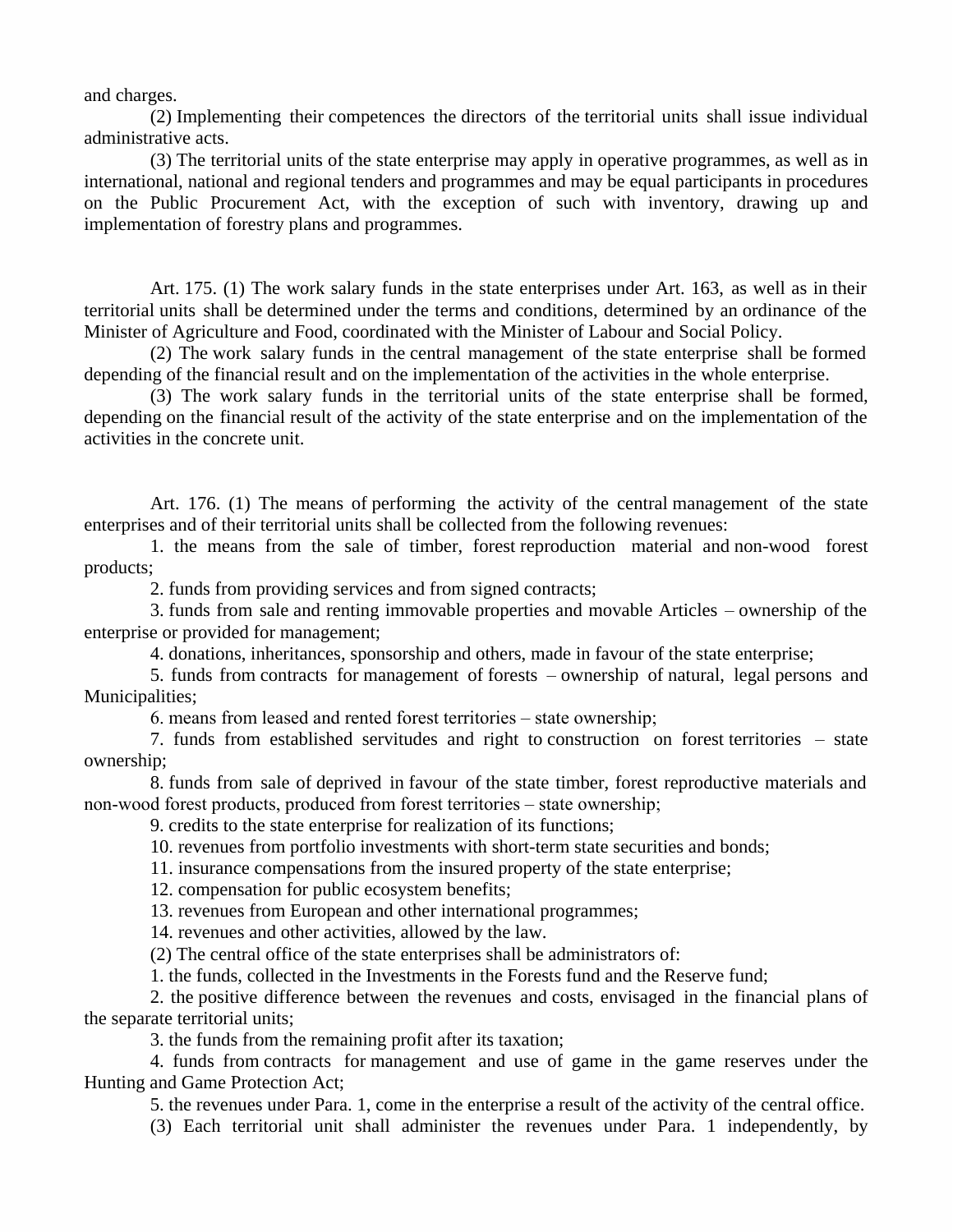and charges.

(2) Implementing their competences the directors of the territorial units shall issue individual administrative acts.

(3) The territorial units of the state enterprise may apply in operative programmes, as well as in international, national and regional tenders and programmes and may be equal participants in procedures on the Public Procurement Act, with the exception of such with inventory, drawing up and implementation of forestry plans and programmes.

Art. 175. (1) The work salary funds in the state enterprises under Art. 163, as well as in their territorial units shall be determined under the terms and conditions, determined by an ordinance of the Minister of Agriculture and Food, coordinated with the Minister of Labour and Social Policy.

(2) The work salary funds in the central management of the state enterprise shall be formed depending of the financial result and on the implementation of the activities in the whole enterprise.

(3) The work salary funds in the territorial units of the state enterprise shall be formed, depending on the financial result of the activity of the state enterprise and on the implementation of the activities in the concrete unit.

Art. 176. (1) The means of performing the activity of the central management of the state enterprises and of their territorial units shall be collected from the following revenues:

1. the means from the sale of timber, forest reproduction material and non-wood forest products;

2. funds from providing services and from signed contracts;

3. funds from sale and renting immovable properties and movable Articles – ownership of the enterprise or provided for management;

4. donations, inheritances, sponsorship and others, made in favour of the state enterprise;

5. funds from contracts for management of forests – ownership of natural, legal persons and Municipalities;

6. means from leased and rented forest territories – state ownership;

7. funds from established servitudes and right to construction on forest territories – state ownership;

8. funds from sale of deprived in favour of the state timber, forest reproductive materials and non-wood forest products, produced from forest territories – state ownership;

9. credits to the state enterprise for realization of its functions;

10. revenues from portfolio investments with short-term state securities and bonds;

11. insurance compensations from the insured property of the state enterprise;

12. compensation for public ecosystem benefits;

13. revenues from European and other international programmes;

14. revenues and other activities, allowed by the law.

(2) The central office of the state enterprises shall be administrators of:

1. the funds, collected in the Investments in the Forests fund and the Reserve fund;

2. the positive difference between the revenues and costs, envisaged in the financial plans of the separate territorial units;

3. the funds from the remaining profit after its taxation;

4. funds from contracts for management and use of game in the game reserves under the Hunting and Game Protection Act;

5. the revenues under Para. 1, come in the enterprise a result of the activity of the central office.

(3) Each territorial unit shall administer the revenues under Para. 1 independently, by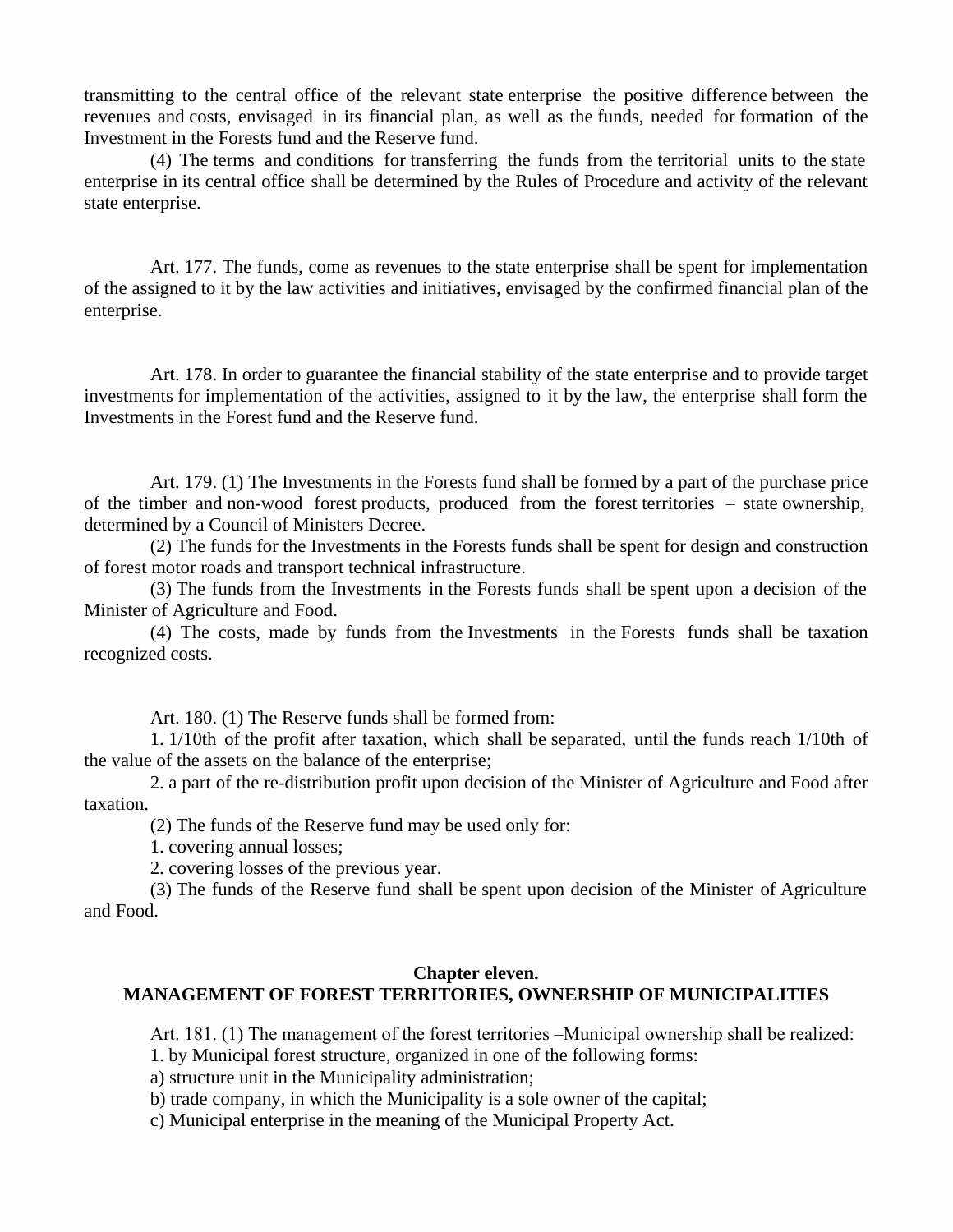transmitting to the central office of the relevant state enterprise the positive difference between the revenues and costs, envisaged in its financial plan, as well as the funds, needed for formation of the Investment in the Forests fund and the Reserve fund.

(4) The terms and conditions for transferring the funds from the territorial units to the state enterprise in its central office shall be determined by the Rules of Procedure and activity of the relevant state enterprise.

Art. 177. The funds, come as revenues to the state enterprise shall be spent for implementation of the assigned to it by the law activities and initiatives, envisaged by the confirmed financial plan of the enterprise.

Art. 178. In order to guarantee the financial stability of the state enterprise and to provide target investments for implementation of the activities, assigned to it by the law, the enterprise shall form the Investments in the Forest fund and the Reserve fund.

Art. 179. (1) The Investments in the Forests fund shall be formed by a part of the purchase price of the timber and non-wood forest products, produced from the forest territories – state ownership, determined by a Council of Ministers Decree.

(2) The funds for the Investments in the Forests funds shall be spent for design and construction of forest motor roads and transport technical infrastructure.

(3) The funds from the Investments in the Forests funds shall be spent upon a decision of the Minister of Agriculture and Food.

(4) The costs, made by funds from the Investments in the Forests funds shall be taxation recognized costs.

Art. 180. (1) The Reserve funds shall be formed from:

1. 1/10th of the profit after taxation, which shall be separated, until the funds reach 1/10th of the value of the assets on the balance of the enterprise;

2. a part of the re-distribution profit upon decision of the Minister of Agriculture and Food after taxation.

(2) The funds of the Reserve fund may be used only for:

1. covering annual losses;

2. covering losses of the previous year.

(3) The funds of the Reserve fund shall be spent upon decision of the Minister of Agriculture and Food.

## Chapter eleven.
## MANAGEMENT OF FOREST TERRITORIES, OWNERSHIP OF MUNICIPALITIES

Art. 181. (1) The management of the forest territories –Municipal ownership shall be realized:

1. by Municipal forest structure, organized in one of the following forms:

a) structure unit in the Municipality administration;

b) trade company, in which the Municipality is a sole owner of the capital;

c) Municipal enterprise in the meaning of the Municipal Property Act.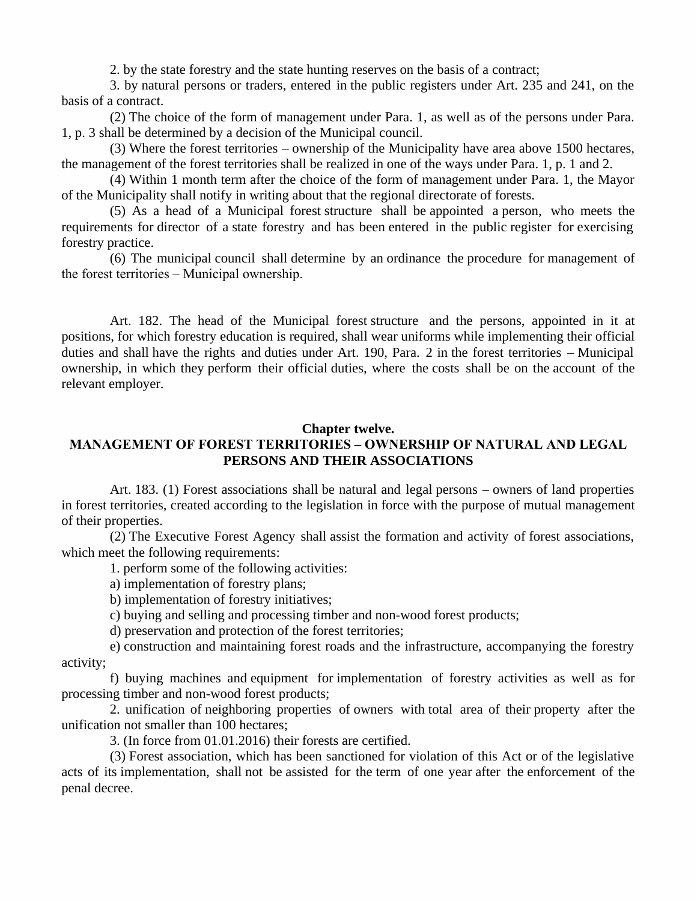2. by the state forestry and the state hunting reserves on the basis of a contract;

3. by natural persons or traders, entered in the public registers under Art. 235 and 241, on the basis of a contract.

(2) The choice of the form of management under Para. 1, as well as of the persons under Para. 1, p. 3 shall be determined by a decision of the Municipal council.

(3) Where the forest territories – ownership of the Municipality have area above 1500 hectares, the management of the forest territories shall be realized in one of the ways under Para. 1, p. 1 and 2.

(4) Within 1 month term after the choice of the form of management under Para. 1, the Mayor of the Municipality shall notify in writing about that the regional directorate of forests.

(5) As a head of a Municipal forest structure shall be appointed a person, who meets the requirements for director of a state forestry and has been entered in the public register for exercising forestry practice.

(6) The municipal council shall determine by an ordinance the procedure for management of the forest territories – Municipal ownership.

Art. 182. The head of the Municipal forest structure and the persons, appointed in it at positions, for which forestry education is required, shall wear uniforms while implementing their official duties and shall have the rights and duties under Art. 190, Para. 2 in the forest territories – Municipal ownership, in which they perform their official duties, where the costs shall be on the account of the relevant employer.

## Chapter twelve.
## MANAGEMENT OF FOREST TERRITORIES – OWNERSHIP OF NATURAL AND LEGAL PERSONS AND THEIR ASSOCIATIONS

Art. 183. (1) Forest associations shall be natural and legal persons – owners of land properties in forest territories, created according to the legislation in force with the purpose of mutual management of their properties.

(2) The Executive Forest Agency shall assist the formation and activity of forest associations, which meet the following requirements:

1. perform some of the following activities:

a) implementation of forestry plans;

b) implementation of forestry initiatives;

c) buying and selling and processing timber and non-wood forest products;

d) preservation and protection of the forest territories;

e) construction and maintaining forest roads and the infrastructure, accompanying the forestry activity;

f) buying machines and equipment for implementation of forestry activities as well as for processing timber and non-wood forest products;

2. unification of neighboring properties of owners with total area of their property after the unification not smaller than 100 hectares;

3. (In force from 01.01.2016) their forests are certified.

(3) Forest association, which has been sanctioned for violation of this Act or of the legislative acts of its implementation, shall not be assisted for the term of one year after the enforcement of the penal decree.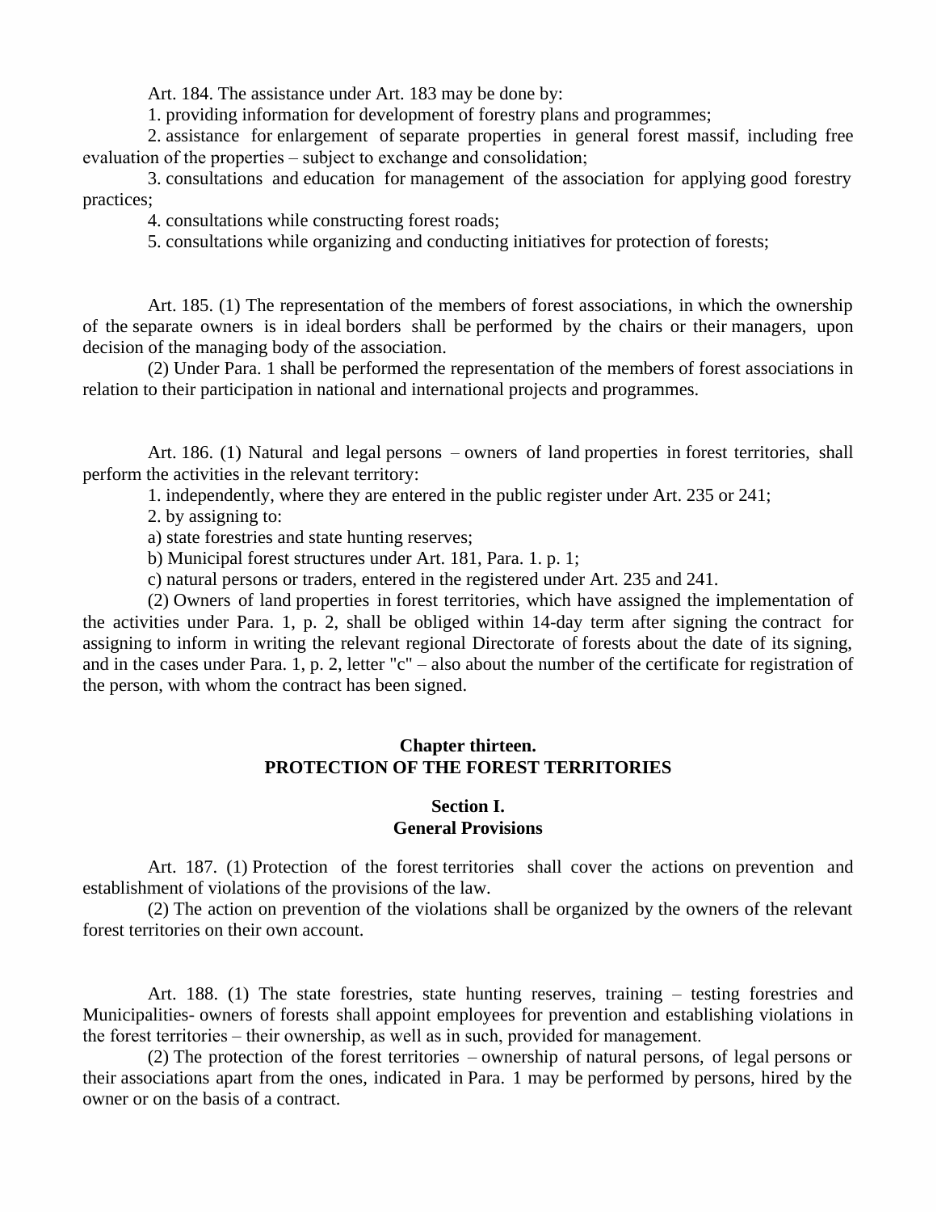Art. 184. The assistance under Art. 183 may be done by:

1. providing information for development of forestry plans and programmes;

2. assistance for enlargement of separate properties in general forest massif, including free evaluation of the properties – subject to exchange and consolidation;

3. consultations and education for management of the association for applying good forestry practices;

4. consultations while constructing forest roads;

5. consultations while organizing and conducting initiatives for protection of forests;

Art. 185. (1) The representation of the members of forest associations, in which the ownership of the separate owners is in ideal borders shall be performed by the chairs or their managers, upon decision of the managing body of the association.

(2) Under Para. 1 shall be performed the representation of the members of forest associations in relation to their participation in national and international projects and programmes.

Art. 186. (1) Natural and legal persons – owners of land properties in forest territories, shall perform the activities in the relevant territory:

1. independently, where they are entered in the public register under Art. 235 or 241;

2. by assigning to:

a) state forestries and state hunting reserves;

b) Municipal forest structures under Art. 181, Para. 1. p. 1;

c) natural persons or traders, entered in the registered under Art. 235 and 241.

(2) Owners of land properties in forest territories, which have assigned the implementation of the activities under Para. 1, p. 2, shall be obliged within 14-day term after signing the contract for assigning to inform in writing the relevant regional Directorate of forests about the date of its signing, and in the cases under Para. 1, p. 2, letter "c" – also about the number of the certificate for registration of the person, with whom the contract has been signed.

## Chapter thirteen.
## PROTECTION OF THE FOREST TERRITORIES

### Section I.
### General Provisions

Art. 187. (1) Protection of the forest territories shall cover the actions on prevention and establishment of violations of the provisions of the law.

(2) The action on prevention of the violations shall be organized by the owners of the relevant forest territories on their own account.

Art. 188. (1) The state forestries, state hunting reserves, training – testing forestries and Municipalities- owners of forests shall appoint employees for prevention and establishing violations in the forest territories – their ownership, as well as in such, provided for management.

(2) The protection of the forest territories – ownership of natural persons, of legal persons or their associations apart from the ones, indicated in Para. 1 may be performed by persons, hired by the owner or on the basis of a contract.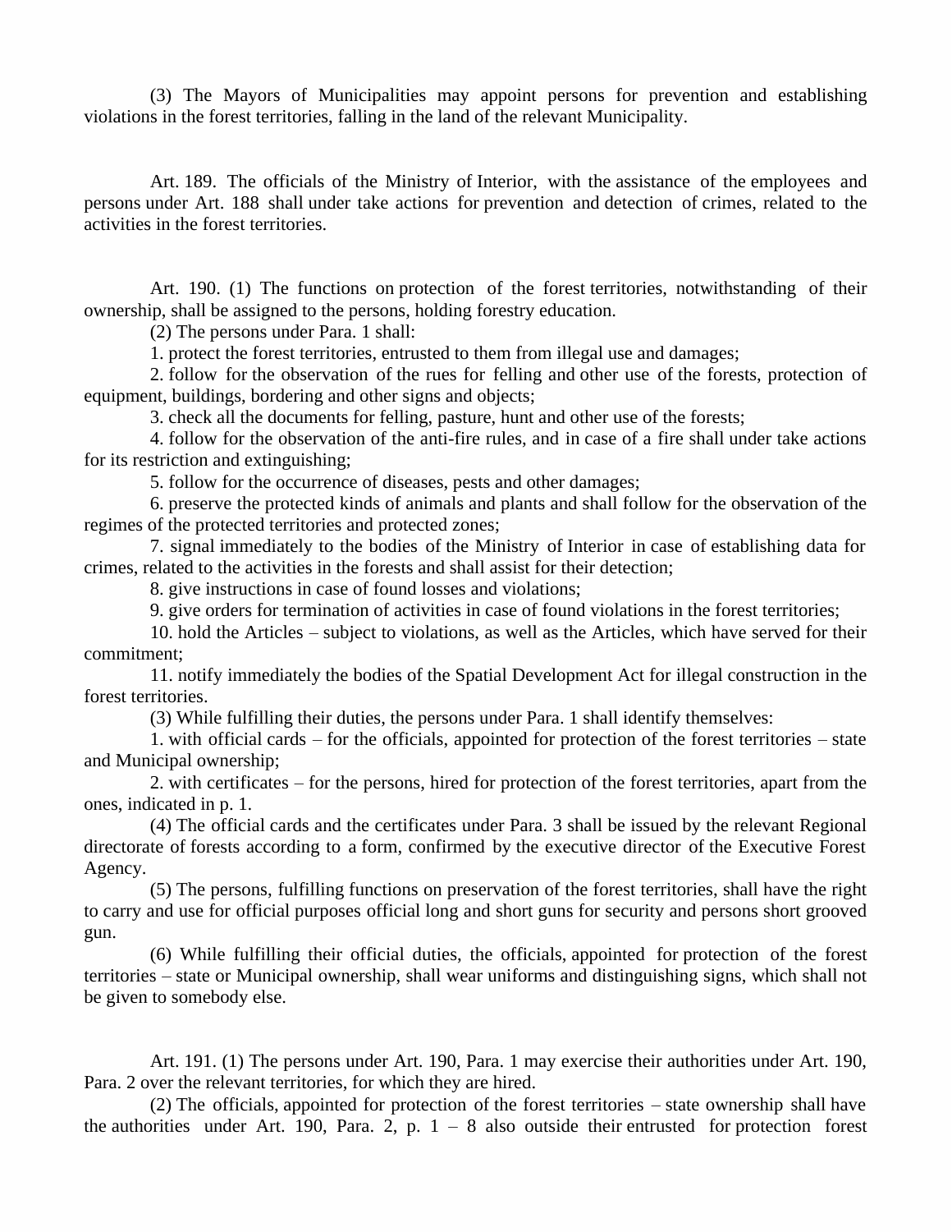(3) The Mayors of Municipalities may appoint persons for prevention and establishing violations in the forest territories, falling in the land of the relevant Municipality.

Art. 189. The officials of the Ministry of Interior, with the assistance of the employees and persons under Art. 188 shall under take actions for prevention and detection of crimes, related to the activities in the forest territories.

Art. 190. (1) The functions on protection of the forest territories, notwithstanding of their ownership, shall be assigned to the persons, holding forestry education.

(2) The persons under Para. 1 shall:

1. protect the forest territories, entrusted to them from illegal use and damages;

2. follow for the observation of the rues for felling and other use of the forests, protection of equipment, buildings, bordering and other signs and objects;

3. check all the documents for felling, pasture, hunt and other use of the forests;

4. follow for the observation of the anti-fire rules, and in case of a fire shall under take actions for its restriction and extinguishing;

5. follow for the occurrence of diseases, pests and other damages;

6. preserve the protected kinds of animals and plants and shall follow for the observation of the regimes of the protected territories and protected zones;

7. signal immediately to the bodies of the Ministry of Interior in case of establishing data for crimes, related to the activities in the forests and shall assist for their detection;

8. give instructions in case of found losses and violations;

9. give orders for termination of activities in case of found violations in the forest territories;

10. hold the Articles – subject to violations, as well as the Articles, which have served for their commitment;

11. notify immediately the bodies of the Spatial Development Act for illegal construction in the forest territories.

(3) While fulfilling their duties, the persons under Para. 1 shall identify themselves:

1. with official cards – for the officials, appointed for protection of the forest territories – state and Municipal ownership;

2. with certificates – for the persons, hired for protection of the forest territories, apart from the ones, indicated in p. 1.

(4) The official cards and the certificates under Para. 3 shall be issued by the relevant Regional directorate of forests according to a form, confirmed by the executive director of the Executive Forest Agency.

(5) The persons, fulfilling functions on preservation of the forest territories, shall have the right to carry and use for official purposes official long and short guns for security and persons short grooved gun.

(6) While fulfilling their official duties, the officials, appointed for protection of the forest territories – state or Municipal ownership, shall wear uniforms and distinguishing signs, which shall not be given to somebody else.

Art. 191. (1) The persons under Art. 190, Para. 1 may exercise their authorities under Art. 190, Para. 2 over the relevant territories, for which they are hired.

(2) The officials, appointed for protection of the forest territories – state ownership shall have the authorities under Art. 190, Para. 2, p. 1 – 8 also outside their entrusted for protection forest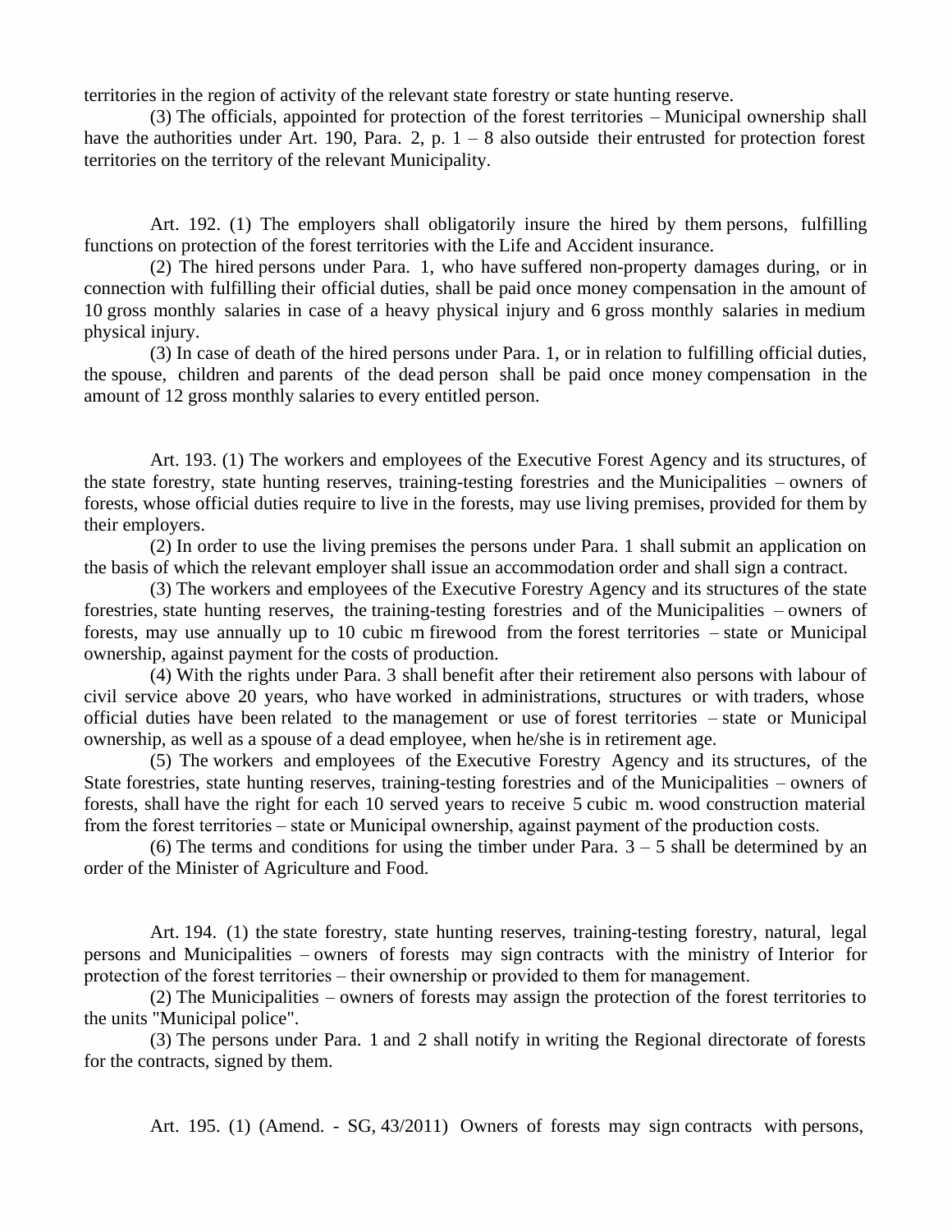territories in the region of activity of the relevant state forestry or state hunting reserve.

(3) The officials, appointed for protection of the forest territories – Municipal ownership shall have the authorities under Art. 190, Para. 2, p. 1 – 8 also outside their entrusted for protection forest territories on the territory of the relevant Municipality.

Art. 192. (1) The employers shall obligatorily insure the hired by them persons, fulfilling functions on protection of the forest territories with the Life and Accident insurance.

(2) The hired persons under Para. 1, who have suffered non-property damages during, or in connection with fulfilling their official duties, shall be paid once money compensation in the amount of 10 gross monthly salaries in case of a heavy physical injury and 6 gross monthly salaries in medium physical injury.

(3) In case of death of the hired persons under Para. 1, or in relation to fulfilling official duties, the spouse, children and parents of the dead person shall be paid once money compensation in the amount of 12 gross monthly salaries to every entitled person.

Art. 193. (1) The workers and employees of the Executive Forest Agency and its structures, of the state forestry, state hunting reserves, training-testing forestries and the Municipalities – owners of forests, whose official duties require to live in the forests, may use living premises, provided for them by their employers.

(2) In order to use the living premises the persons under Para. 1 shall submit an application on the basis of which the relevant employer shall issue an accommodation order and shall sign a contract.

(3) The workers and employees of the Executive Forestry Agency and its structures of the state forestries, state hunting reserves, the training-testing forestries and of the Municipalities – owners of forests, may use annually up to 10 cubic m firewood from the forest territories – state or Municipal ownership, against payment for the costs of production.

(4) With the rights under Para. 3 shall benefit after their retirement also persons with labour of civil service above 20 years, who have worked in administrations, structures or with traders, whose official duties have been related to the management or use of forest territories – state or Municipal ownership, as well as a spouse of a dead employee, when he/she is in retirement age.

(5) The workers and employees of the Executive Forestry Agency and its structures, of the State forestries, state hunting reserves, training-testing forestries and of the Municipalities – owners of forests, shall have the right for each 10 served years to receive 5 cubic m. wood construction material from the forest territories – state or Municipal ownership, against payment of the production costs.

(6) The terms and conditions for using the timber under Para. 3 – 5 shall be determined by an order of the Minister of Agriculture and Food.

Art. 194. (1) the state forestry, state hunting reserves, training-testing forestry, natural, legal persons and Municipalities – owners of forests may sign contracts with the ministry of Interior for protection of the forest territories – their ownership or provided to them for management.

(2) The Municipalities – owners of forests may assign the protection of the forest territories to the units "Municipal police".

(3) The persons under Para. 1 and 2 shall notify in writing the Regional directorate of forests for the contracts, signed by them.

Art. 195. (1) (Amend. - SG, 43/2011) Owners of forests may sign contracts with persons,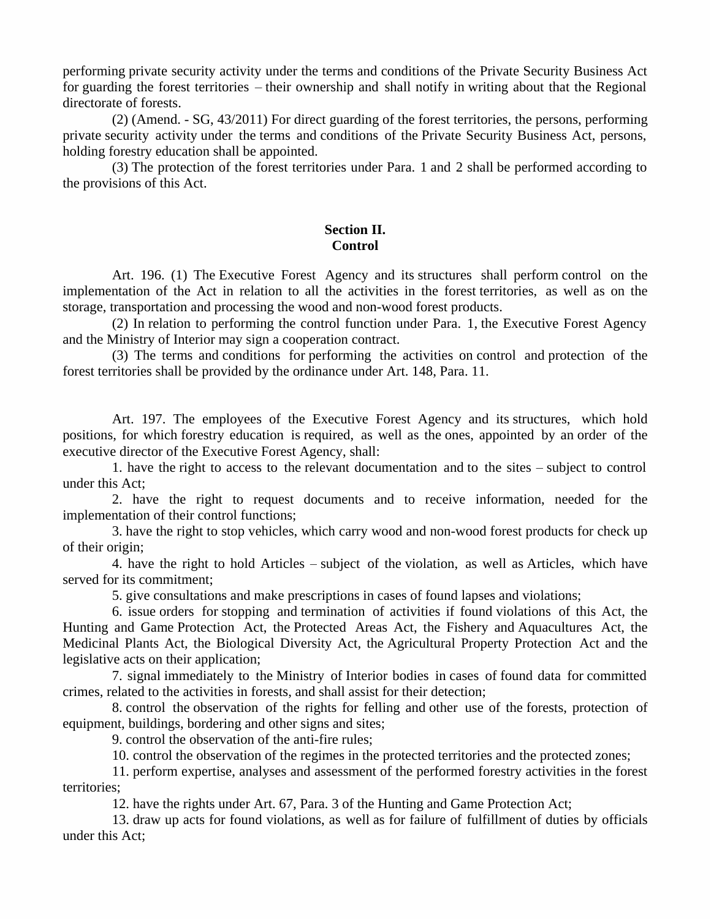performing private security activity under the terms and conditions of the Private Security Business Act for guarding the forest territories – their ownership and shall notify in writing about that the Regional directorate of forests.

(2) (Amend. - SG, 43/2011) For direct guarding of the forest territories, the persons, performing private security activity under the terms and conditions of the Private Security Business Act, persons, holding forestry education shall be appointed.

(3) The protection of the forest territories under Para. 1 and 2 shall be performed according to the provisions of this Act.

## Section II.
## Control

Art. 196. (1) The Executive Forest Agency and its structures shall perform control on the implementation of the Act in relation to all the activities in the forest territories, as well as on the storage, transportation and processing the wood and non-wood forest products.

(2) In relation to performing the control function under Para. 1, the Executive Forest Agency and the Ministry of Interior may sign a cooperation contract.

(3) The terms and conditions for performing the activities on control and protection of the forest territories shall be provided by the ordinance under Art. 148, Para. 11.

Art. 197. The employees of the Executive Forest Agency and its structures, which hold positions, for which forestry education is required, as well as the ones, appointed by an order of the executive director of the Executive Forest Agency, shall:

1. have the right to access to the relevant documentation and to the sites – subject to control under this Act;

2. have the right to request documents and to receive information, needed for the implementation of their control functions;

3. have the right to stop vehicles, which carry wood and non-wood forest products for check up of their origin;

4. have the right to hold Articles – subject of the violation, as well as Articles, which have served for its commitment;

5. give consultations and make prescriptions in cases of found lapses and violations;

6. issue orders for stopping and termination of activities if found violations of this Act, the Hunting and Game Protection Act, the Protected Areas Act, the Fishery and Aquacultures Act, the Medicinal Plants Act, the Biological Diversity Act, the Agricultural Property Protection Act and the legislative acts on their application;

7. signal immediately to the Ministry of Interior bodies in cases of found data for committed crimes, related to the activities in forests, and shall assist for their detection;

8. control the observation of the rights for felling and other use of the forests, protection of equipment, buildings, bordering and other signs and sites;

9. control the observation of the anti-fire rules;

10. control the observation of the regimes in the protected territories and the protected zones;

11. perform expertise, analyses and assessment of the performed forestry activities in the forest territories;

12. have the rights under Art. 67, Para. 3 of the Hunting and Game Protection Act;

13. draw up acts for found violations, as well as for failure of fulfillment of duties by officials under this Act;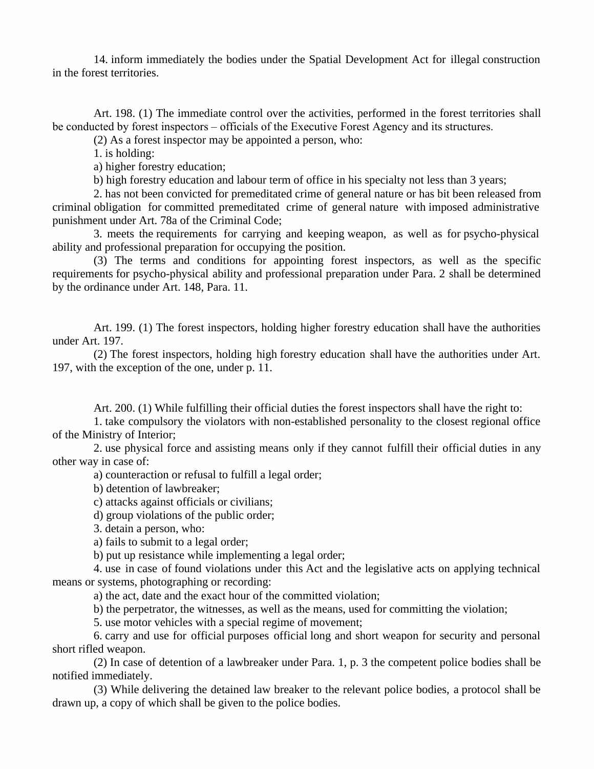14. inform immediately the bodies under the Spatial Development Act for illegal construction in the forest territories.

Art. 198. (1) The immediate control over the activities, performed in the forest territories shall be conducted by forest inspectors – officials of the Executive Forest Agency and its structures.

(2) As a forest inspector may be appointed a person, who:

1. is holding:

a) higher forestry education;

b) high forestry education and labour term of office in his specialty not less than 3 years;

2. has not been convicted for premeditated crime of general nature or has bit been released from criminal obligation for committed premeditated crime of general nature with imposed administrative punishment under Art. 78a of the Criminal Code;

3. meets the requirements for carrying and keeping weapon, as well as for psycho-physical ability and professional preparation for occupying the position.

(3) The terms and conditions for appointing forest inspectors, as well as the specific requirements for psycho-physical ability and professional preparation under Para. 2 shall be determined by the ordinance under Art. 148, Para. 11.

Art. 199. (1) The forest inspectors, holding higher forestry education shall have the authorities under Art. 197.

(2) The forest inspectors, holding high forestry education shall have the authorities under Art. 197, with the exception of the one, under p. 11.

Art. 200. (1) While fulfilling their official duties the forest inspectors shall have the right to:

1. take compulsory the violators with non-established personality to the closest regional office of the Ministry of Interior;

2. use physical force and assisting means only if they cannot fulfill their official duties in any other way in case of:

a) counteraction or refusal to fulfill a legal order;

b) detention of lawbreaker;

c) attacks against officials or civilians;

d) group violations of the public order;

3. detain a person, who:

a) fails to submit to a legal order;

b) put up resistance while implementing a legal order;

4. use in case of found violations under this Act and the legislative acts on applying technical means or systems, photographing or recording:

a) the act, date and the exact hour of the committed violation;

b) the perpetrator, the witnesses, as well as the means, used for committing the violation;

5. use motor vehicles with a special regime of movement;

6. carry and use for official purposes official long and short weapon for security and personal short rifled weapon.

(2) In case of detention of a lawbreaker under Para. 1, p. 3 the competent police bodies shall be notified immediately.

(3) While delivering the detained law breaker to the relevant police bodies, a protocol shall be drawn up, a copy of which shall be given to the police bodies.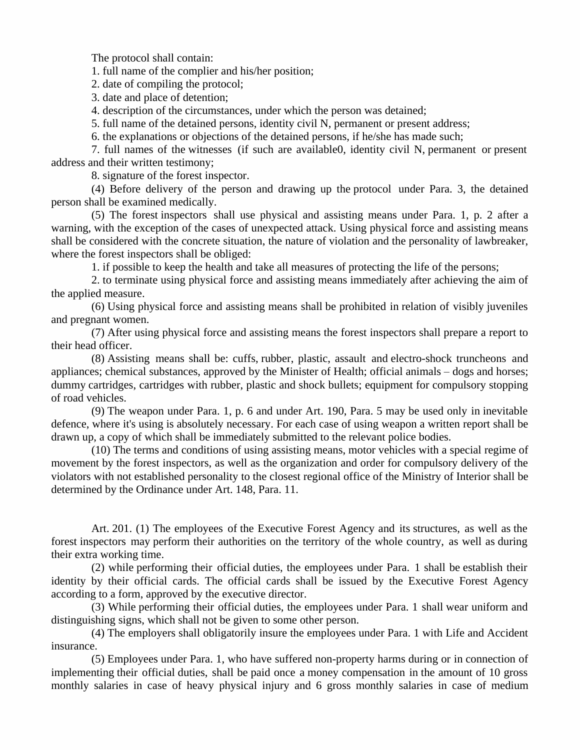The protocol shall contain:

1. full name of the complier and his/her position;
2. date of compiling the protocol;
3. date and place of detention;
4. description of the circumstances, under which the person was detained;
5. full name of the detained persons, identity civil N, permanent or present address;
6. the explanations or objections of the detained persons, if he/she has made such;
7. full names of the witnesses (if such are available0, identity civil N, permanent or present address and their written testimony;
8. signature of the forest inspector.

(4) Before delivery of the person and drawing up the protocol under Para. 3, the detained person shall be examined medically.

(5) The forest inspectors shall use physical and assisting means under Para. 1, p. 2 after a warning, with the exception of the cases of unexpected attack. Using physical force and assisting means shall be considered with the concrete situation, the nature of violation and the personality of lawbreaker, where the forest inspectors shall be obliged:

1. if possible to keep the health and take all measures of protecting the life of the persons;
2. to terminate using physical force and assisting means immediately after achieving the aim of the applied measure.

(6) Using physical force and assisting means shall be prohibited in relation of visibly juveniles and pregnant women.

(7) After using physical force and assisting means the forest inspectors shall prepare a report to their head officer.

(8) Assisting means shall be: cuffs, rubber, plastic, assault and electro-shock truncheons and appliances; chemical substances, approved by the Minister of Health; official animals – dogs and horses; dummy cartridges, cartridges with rubber, plastic and shock bullets; equipment for compulsory stopping of road vehicles.

(9) The weapon under Para. 1, p. 6 and under Art. 190, Para. 5 may be used only in inevitable defence, where it's using is absolutely necessary. For each case of using weapon a written report shall be drawn up, a copy of which shall be immediately submitted to the relevant police bodies.

(10) The terms and conditions of using assisting means, motor vehicles with a special regime of movement by the forest inspectors, as well as the organization and order for compulsory delivery of the violators with not established personality to the closest regional office of the Ministry of Interior shall be determined by the Ordinance under Art. 148, Para. 11.

Art. 201. (1) The employees of the Executive Forest Agency and its structures, as well as the forest inspectors may perform their authorities on the territory of the whole country, as well as during their extra working time.

(2) while performing their official duties, the employees under Para. 1 shall be establish their identity by their official cards. The official cards shall be issued by the Executive Forest Agency according to a form, approved by the executive director.

(3) While performing their official duties, the employees under Para. 1 shall wear uniform and distinguishing signs, which shall not be given to some other person.

(4) The employers shall obligatorily insure the employees under Para. 1 with Life and Accident insurance.

(5) Employees under Para. 1, who have suffered non-property harms during or in connection of implementing their official duties, shall be paid once a money compensation in the amount of 10 gross monthly salaries in case of heavy physical injury and 6 gross monthly salaries in case of medium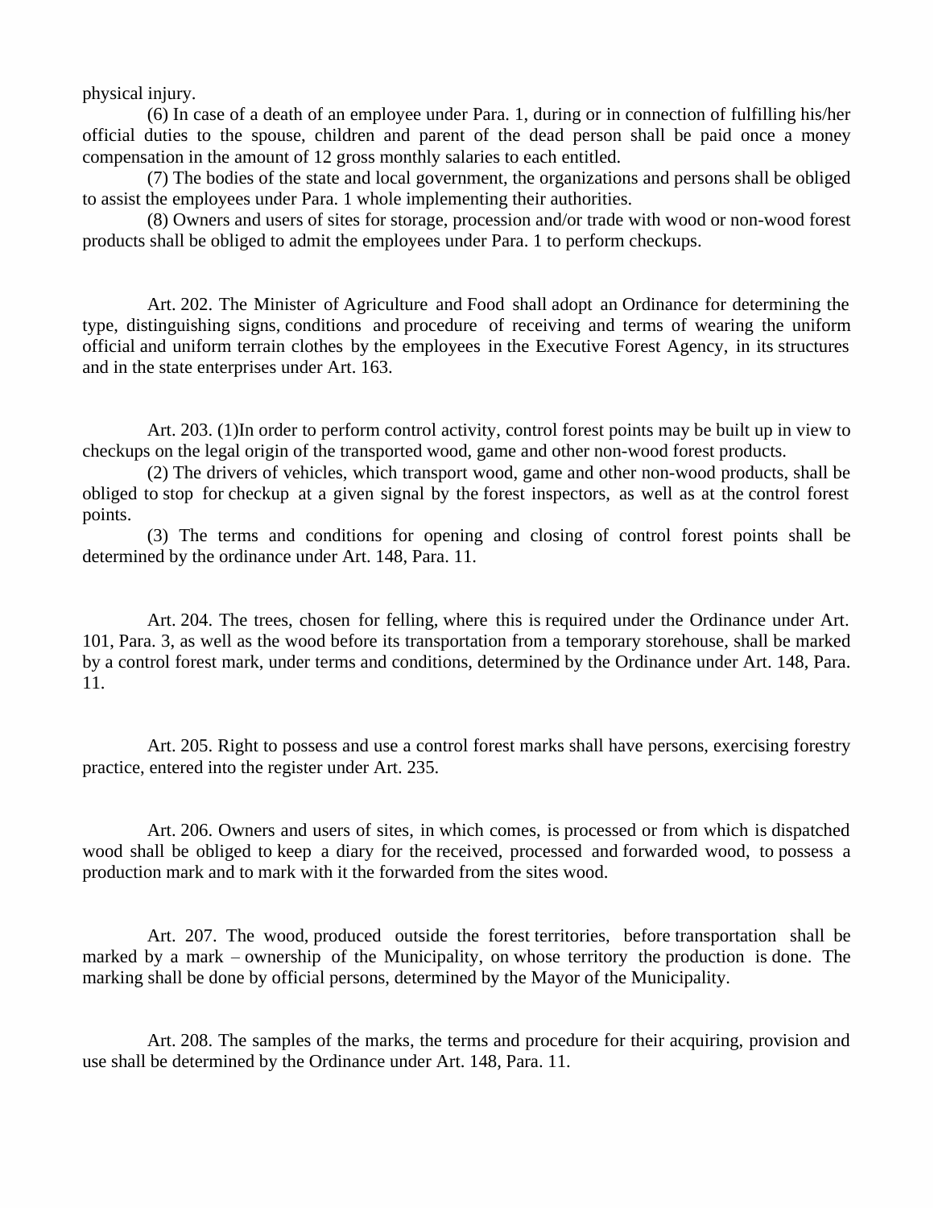physical injury.

(6) In case of a death of an employee under Para. 1, during or in connection of fulfilling his/her official duties to the spouse, children and parent of the dead person shall be paid once a money compensation in the amount of 12 gross monthly salaries to each entitled.

(7) The bodies of the state and local government, the organizations and persons shall be obliged to assist the employees under Para. 1 whole implementing their authorities.

(8) Owners and users of sites for storage, procession and/or trade with wood or non-wood forest products shall be obliged to admit the employees under Para. 1 to perform checkups.

Art. 202. The Minister of Agriculture and Food shall adopt an Ordinance for determining the type, distinguishing signs, conditions and procedure of receiving and terms of wearing the uniform official and uniform terrain clothes by the employees in the Executive Forest Agency, in its structures and in the state enterprises under Art. 163.

Art. 203. (1)In order to perform control activity, control forest points may be built up in view to checkups on the legal origin of the transported wood, game and other non-wood forest products.

(2) The drivers of vehicles, which transport wood, game and other non-wood products, shall be obliged to stop for checkup at a given signal by the forest inspectors, as well as at the control forest points.

(3) The terms and conditions for opening and closing of control forest points shall be determined by the ordinance under Art. 148, Para. 11.

Art. 204. The trees, chosen for felling, where this is required under the Ordinance under Art. 101, Para. 3, as well as the wood before its transportation from a temporary storehouse, shall be marked by a control forest mark, under terms and conditions, determined by the Ordinance under Art. 148, Para. 11.

Art. 205. Right to possess and use a control forest marks shall have persons, exercising forestry practice, entered into the register under Art. 235.

Art. 206. Owners and users of sites, in which comes, is processed or from which is dispatched wood shall be obliged to keep a diary for the received, processed and forwarded wood, to possess a production mark and to mark with it the forwarded from the sites wood.

Art. 207. The wood, produced outside the forest territories, before transportation shall be marked by a mark – ownership of the Municipality, on whose territory the production is done. The marking shall be done by official persons, determined by the Mayor of the Municipality.

Art. 208. The samples of the marks, the terms and procedure for their acquiring, provision and use shall be determined by the Ordinance under Art. 148, Para. 11.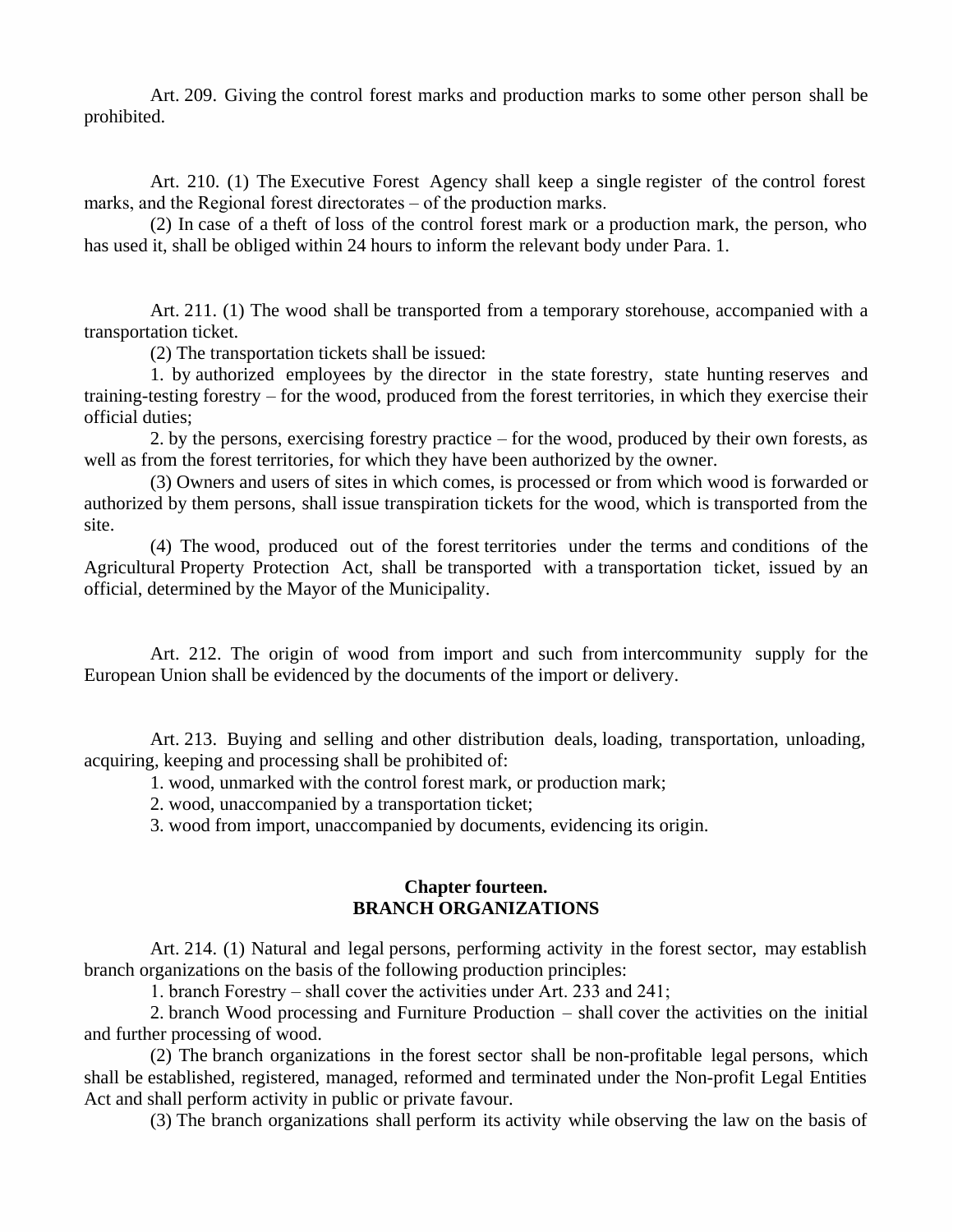Art. 209. Giving the control forest marks and production marks to some other person shall be prohibited.

Art. 210. (1) The Executive Forest Agency shall keep a single register of the control forest marks, and the Regional forest directorates – of the production marks.

(2) In case of a theft of loss of the control forest mark or a production mark, the person, who has used it, shall be obliged within 24 hours to inform the relevant body under Para. 1.

Art. 211. (1) The wood shall be transported from a temporary storehouse, accompanied with a transportation ticket.

(2) The transportation tickets shall be issued:

1. by authorized employees by the director in the state forestry, state hunting reserves and training-testing forestry – for the wood, produced from the forest territories, in which they exercise their official duties;

2. by the persons, exercising forestry practice – for the wood, produced by their own forests, as well as from the forest territories, for which they have been authorized by the owner.

(3) Owners and users of sites in which comes, is processed or from which wood is forwarded or authorized by them persons, shall issue transpiration tickets for the wood, which is transported from the site.

(4) The wood, produced out of the forest territories under the terms and conditions of the Agricultural Property Protection Act, shall be transported with a transportation ticket, issued by an official, determined by the Mayor of the Municipality.

Art. 212. The origin of wood from import and such from intercommunity supply for the European Union shall be evidenced by the documents of the import or delivery.

Art. 213. Buying and selling and other distribution deals, loading, transportation, unloading, acquiring, keeping and processing shall be prohibited of:

1. wood, unmarked with the control forest mark, or production mark;

2. wood, unaccompanied by a transportation ticket;

3. wood from import, unaccompanied by documents, evidencing its origin.

## Chapter fourteen.
## BRANCH ORGANIZATIONS

Art. 214. (1) Natural and legal persons, performing activity in the forest sector, may establish branch organizations on the basis of the following production principles:

1. branch Forestry – shall cover the activities under Art. 233 and 241;

2. branch Wood processing and Furniture Production – shall cover the activities on the initial and further processing of wood.

(2) The branch organizations in the forest sector shall be non-profitable legal persons, which shall be established, registered, managed, reformed and terminated under the Non-profit Legal Entities Act and shall perform activity in public or private favour.

(3) The branch organizations shall perform its activity while observing the law on the basis of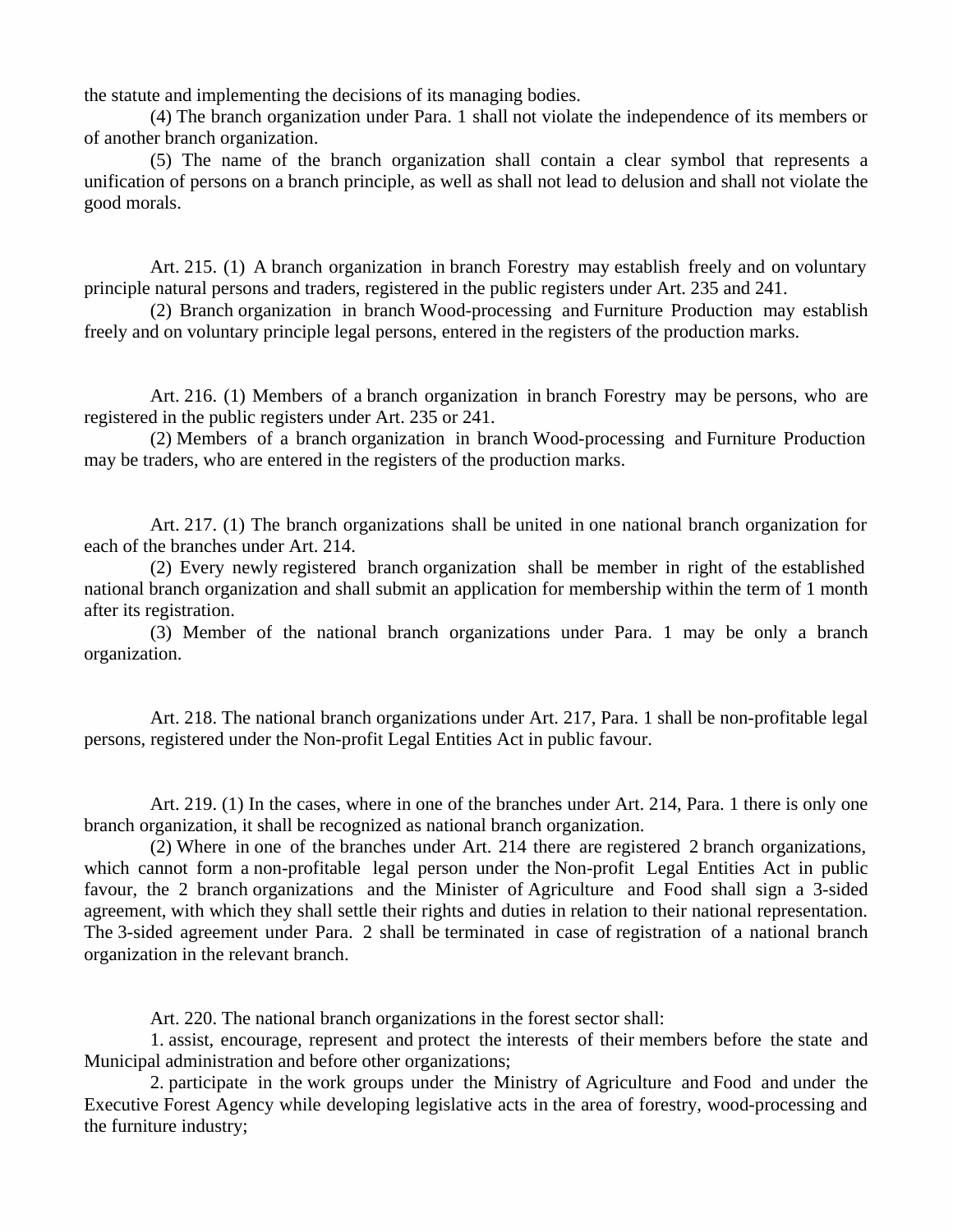the statute and implementing the decisions of its managing bodies.

(4) The branch organization under Para. 1 shall not violate the independence of its members or of another branch organization.

(5) The name of the branch organization shall contain a clear symbol that represents a unification of persons on a branch principle, as well as shall not lead to delusion and shall not violate the good morals.

Art. 215. (1) A branch organization in branch Forestry may establish freely and on voluntary principle natural persons and traders, registered in the public registers under Art. 235 and 241.

(2) Branch organization in branch Wood-processing and Furniture Production may establish freely and on voluntary principle legal persons, entered in the registers of the production marks.

Art. 216. (1) Members of a branch organization in branch Forestry may be persons, who are registered in the public registers under Art. 235 or 241.

(2) Members of a branch organization in branch Wood-processing and Furniture Production may be traders, who are entered in the registers of the production marks.

Art. 217. (1) The branch organizations shall be united in one national branch organization for each of the branches under Art. 214.

(2) Every newly registered branch organization shall be member in right of the established national branch organization and shall submit an application for membership within the term of 1 month after its registration.

(3) Member of the national branch organizations under Para. 1 may be only a branch organization.

Art. 218. The national branch organizations under Art. 217, Para. 1 shall be non-profitable legal persons, registered under the Non-profit Legal Entities Act in public favour.

Art. 219. (1) In the cases, where in one of the branches under Art. 214, Para. 1 there is only one branch organization, it shall be recognized as national branch organization.

(2) Where in one of the branches under Art. 214 there are registered 2 branch organizations, which cannot form a non-profitable legal person under the Non-profit Legal Entities Act in public favour, the 2 branch organizations and the Minister of Agriculture and Food shall sign a 3-sided agreement, with which they shall settle their rights and duties in relation to their national representation. The 3-sided agreement under Para. 2 shall be terminated in case of registration of a national branch organization in the relevant branch.

Art. 220. The national branch organizations in the forest sector shall:

1. assist, encourage, represent and protect the interests of their members before the state and Municipal administration and before other organizations;

2. participate in the work groups under the Ministry of Agriculture and Food and under the Executive Forest Agency while developing legislative acts in the area of forestry, wood-processing and the furniture industry;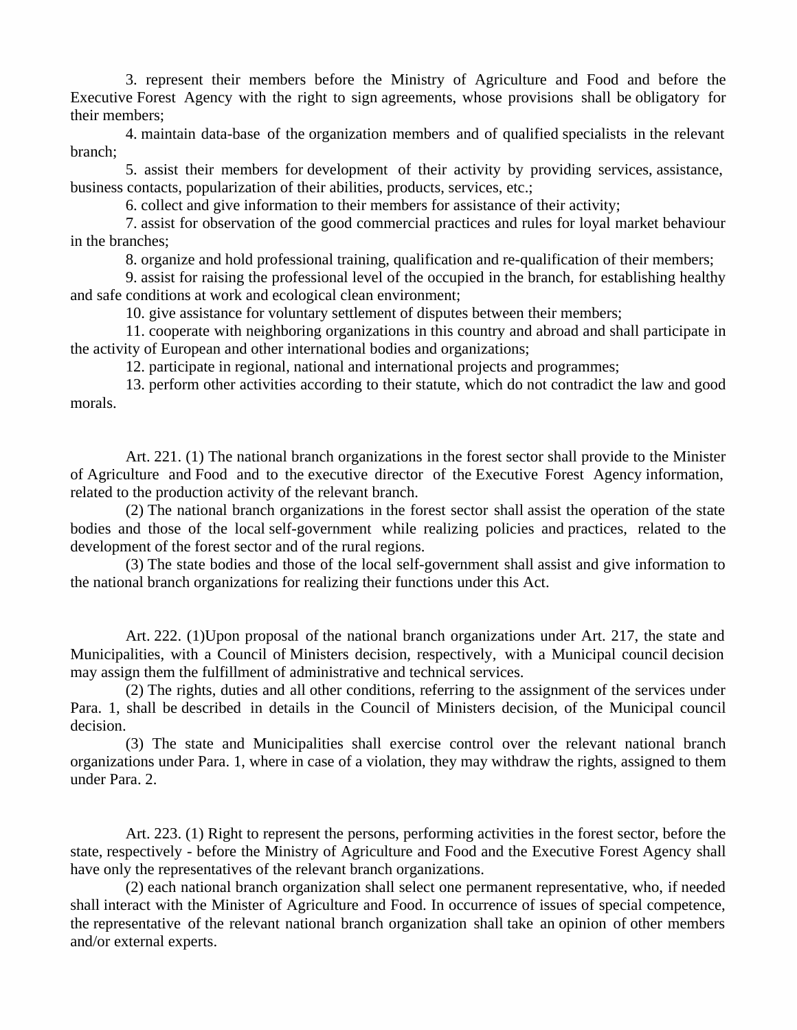3. represent their members before the Ministry of Agriculture and Food and before the Executive Forest Agency with the right to sign agreements, whose provisions shall be obligatory for their members;

4. maintain data-base of the organization members and of qualified specialists in the relevant branch;

5. assist their members for development of their activity by providing services, assistance, business contacts, popularization of their abilities, products, services, etc.;

6. collect and give information to their members for assistance of their activity;

7. assist for observation of the good commercial practices and rules for loyal market behaviour in the branches;

8. organize and hold professional training, qualification and re-qualification of their members;

9. assist for raising the professional level of the occupied in the branch, for establishing healthy and safe conditions at work and ecological clean environment;

10. give assistance for voluntary settlement of disputes between their members;

11. cooperate with neighboring organizations in this country and abroad and shall participate in the activity of European and other international bodies and organizations;

12. participate in regional, national and international projects and programmes;

13. perform other activities according to their statute, which do not contradict the law and good morals.

Art. 221. (1) The national branch organizations in the forest sector shall provide to the Minister of Agriculture and Food and to the executive director of the Executive Forest Agency information, related to the production activity of the relevant branch.

(2) The national branch organizations in the forest sector shall assist the operation of the state bodies and those of the local self-government while realizing policies and practices, related to the development of the forest sector and of the rural regions.

(3) The state bodies and those of the local self-government shall assist and give information to the national branch organizations for realizing their functions under this Act.

Art. 222. (1)Upon proposal of the national branch organizations under Art. 217, the state and Municipalities, with a Council of Ministers decision, respectively, with a Municipal council decision may assign them the fulfillment of administrative and technical services.

(2) The rights, duties and all other conditions, referring to the assignment of the services under Para. 1, shall be described in details in the Council of Ministers decision, of the Municipal council decision.

(3) The state and Municipalities shall exercise control over the relevant national branch organizations under Para. 1, where in case of a violation, they may withdraw the rights, assigned to them under Para. 2.

Art. 223. (1) Right to represent the persons, performing activities in the forest sector, before the state, respectively - before the Ministry of Agriculture and Food and the Executive Forest Agency shall have only the representatives of the relevant branch organizations.

(2) each national branch organization shall select one permanent representative, who, if needed shall interact with the Minister of Agriculture and Food. In occurrence of issues of special competence, the representative of the relevant national branch organization shall take an opinion of other members and/or external experts.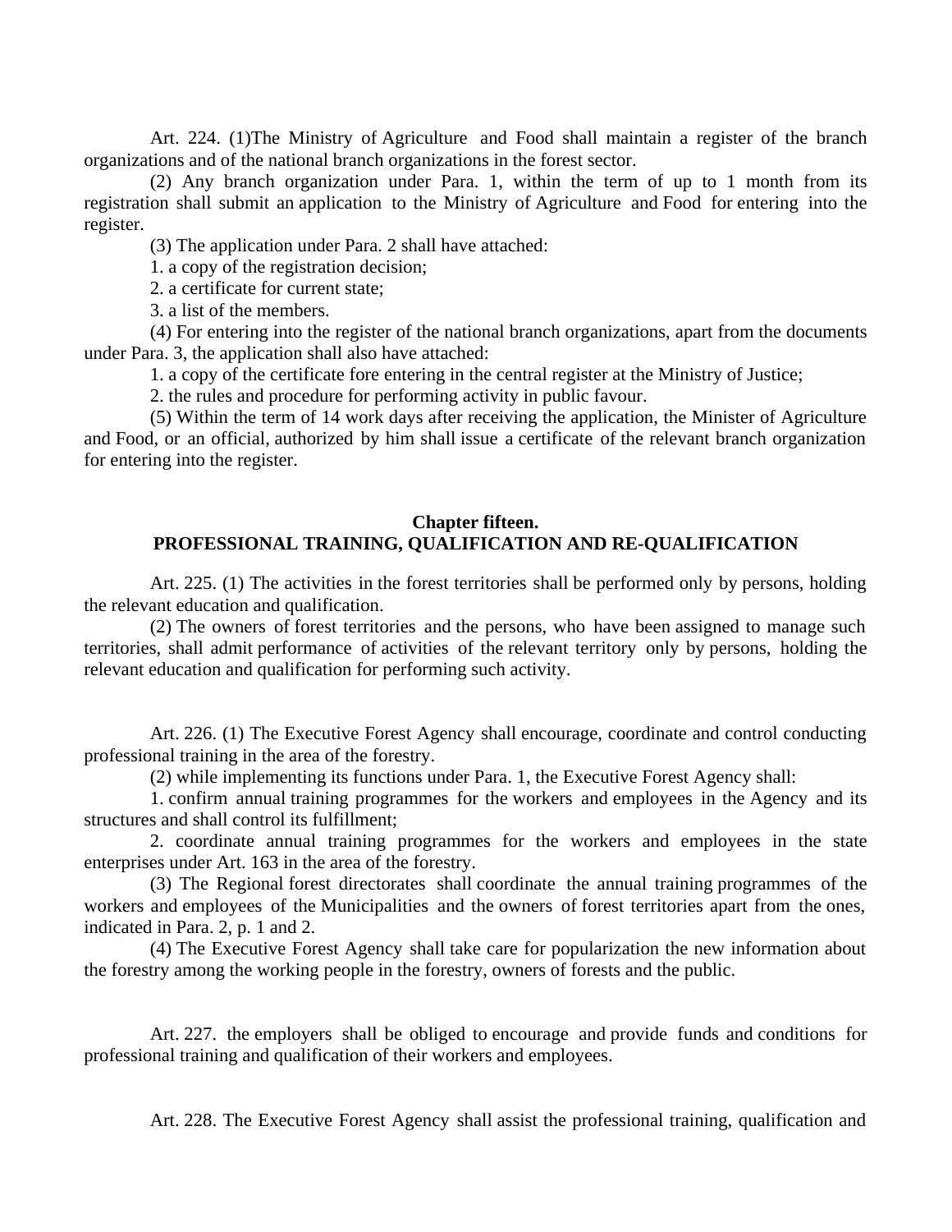Art. 224. (1)The Ministry of Agriculture and Food shall maintain a register of the branch organizations and of the national branch organizations in the forest sector.

(2) Any branch organization under Para. 1, within the term of up to 1 month from its registration shall submit an application to the Ministry of Agriculture and Food for entering into the register.

(3) The application under Para. 2 shall have attached:

1. a copy of the registration decision;

2. a certificate for current state;

3. a list of the members.

(4) For entering into the register of the national branch organizations, apart from the documents under Para. 3, the application shall also have attached:

1. a copy of the certificate fore entering in the central register at the Ministry of Justice;

2. the rules and procedure for performing activity in public favour.

(5) Within the term of 14 work days after receiving the application, the Minister of Agriculture and Food, or an official, authorized by him shall issue a certificate of the relevant branch organization for entering into the register.

## Chapter fifteen.
## PROFESSIONAL TRAINING, QUALIFICATION AND RE-QUALIFICATION

Art. 225. (1) The activities in the forest territories shall be performed only by persons, holding the relevant education and qualification.

(2) The owners of forest territories and the persons, who have been assigned to manage such territories, shall admit performance of activities of the relevant territory only by persons, holding the relevant education and qualification for performing such activity.

Art. 226. (1) The Executive Forest Agency shall encourage, coordinate and control conducting professional training in the area of the forestry.

(2) while implementing its functions under Para. 1, the Executive Forest Agency shall:

1. confirm annual training programmes for the workers and employees in the Agency and its structures and shall control its fulfillment;

2. coordinate annual training programmes for the workers and employees in the state enterprises under Art. 163 in the area of the forestry.

(3) The Regional forest directorates shall coordinate the annual training programmes of the workers and employees of the Municipalities and the owners of forest territories apart from the ones, indicated in Para. 2, p. 1 and 2.

(4) The Executive Forest Agency shall take care for popularization the new information about the forestry among the working people in the forestry, owners of forests and the public.

Art. 227. the employers shall be obliged to encourage and provide funds and conditions for professional training and qualification of their workers and employees.

Art. 228. The Executive Forest Agency shall assist the professional training, qualification and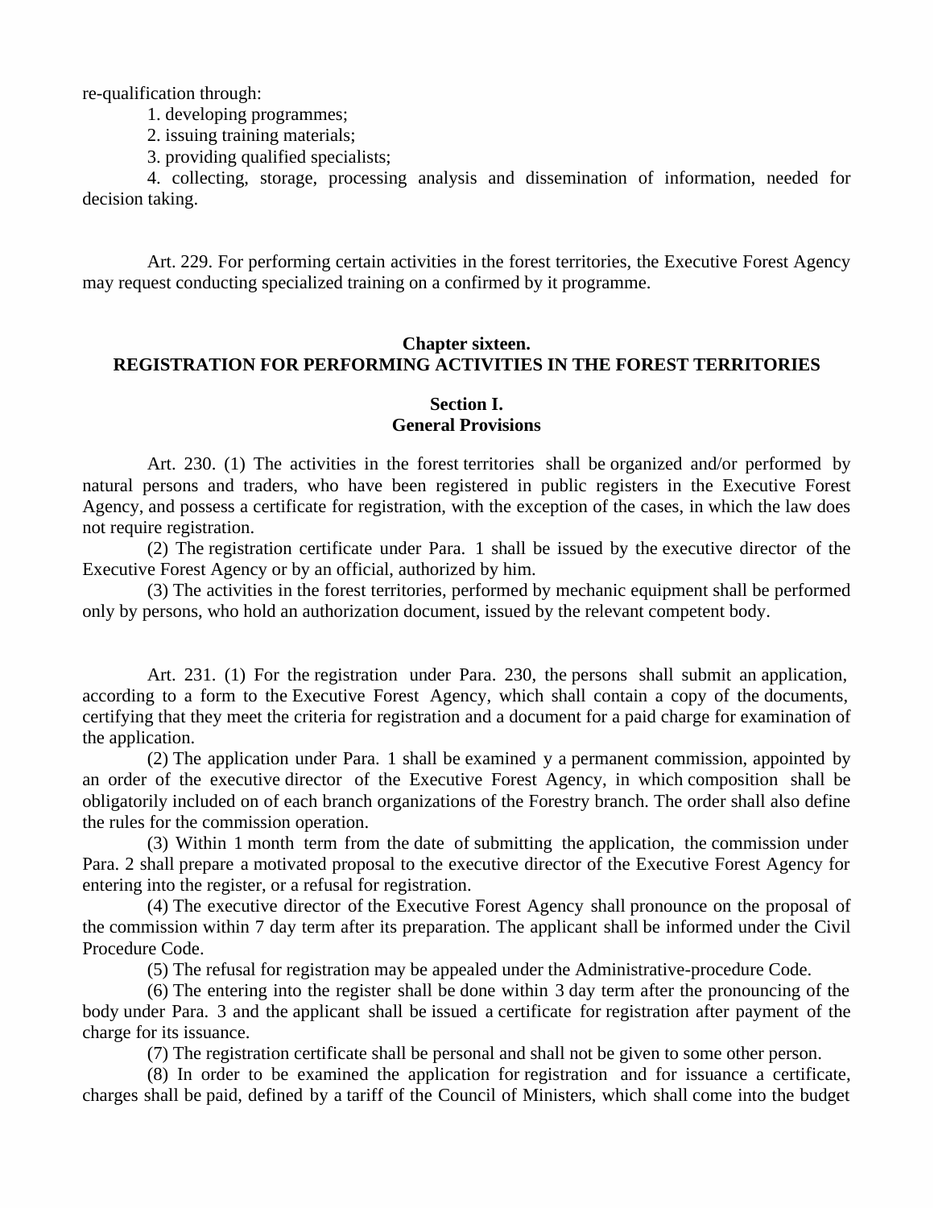re-qualification through:

1. developing programmes;
2. issuing training materials;
3. providing qualified specialists;
4. collecting, storage, processing analysis and dissemination of information, needed for decision taking.

Art. 229. For performing certain activities in the forest territories, the Executive Forest Agency may request conducting specialized training on a confirmed by it programme.

## Chapter sixteen. REGISTRATION FOR PERFORMING ACTIVITIES IN THE FOREST TERRITORIES

### Section I. General Provisions

Art. 230. (1) The activities in the forest territories shall be organized and/or performed by natural persons and traders, who have been registered in public registers in the Executive Forest Agency, and possess a certificate for registration, with the exception of the cases, in which the law does not require registration.

(2) The registration certificate under Para. 1 shall be issued by the executive director of the Executive Forest Agency or by an official, authorized by him.

(3) The activities in the forest territories, performed by mechanic equipment shall be performed only by persons, who hold an authorization document, issued by the relevant competent body.

Art. 231. (1) For the registration under Para. 230, the persons shall submit an application, according to a form to the Executive Forest Agency, which shall contain a copy of the documents, certifying that they meet the criteria for registration and a document for a paid charge for examination of the application.

(2) The application under Para. 1 shall be examined y a permanent commission, appointed by an order of the executive director of the Executive Forest Agency, in which composition shall be obligatorily included on of each branch organizations of the Forestry branch. The order shall also define the rules for the commission operation.

(3) Within 1 month term from the date of submitting the application, the commission under Para. 2 shall prepare a motivated proposal to the executive director of the Executive Forest Agency for entering into the register, or a refusal for registration.

(4) The executive director of the Executive Forest Agency shall pronounce on the proposal of the commission within 7 day term after its preparation. The applicant shall be informed under the Civil Procedure Code.

(5) The refusal for registration may be appealed under the Administrative-procedure Code.

(6) The entering into the register shall be done within 3 day term after the pronouncing of the body under Para. 3 and the applicant shall be issued a certificate for registration after payment of the charge for its issuance.

(7) The registration certificate shall be personal and shall not be given to some other person.

(8) In order to be examined the application for registration and for issuance a certificate, charges shall be paid, defined by a tariff of the Council of Ministers, which shall come into the budget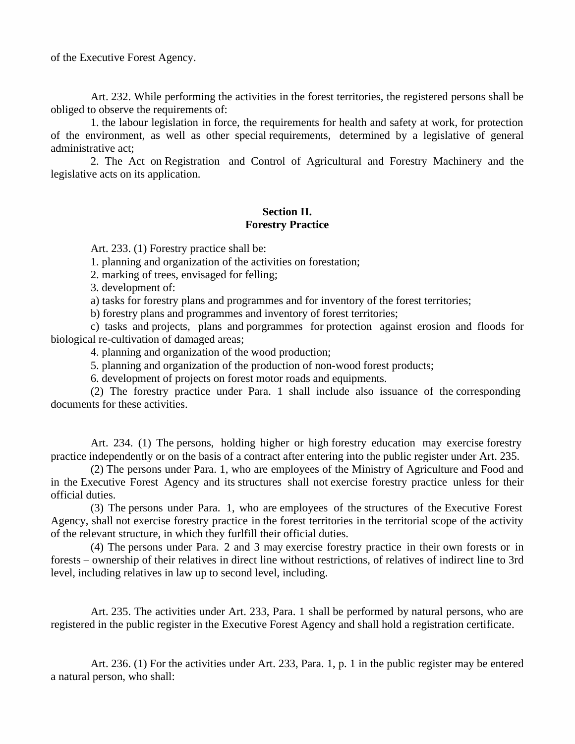of the Executive Forest Agency.

Art. 232. While performing the activities in the forest territories, the registered persons shall be obliged to observe the requirements of:

1. the labour legislation in force, the requirements for health and safety at work, for protection of the environment, as well as other special requirements, determined by a legislative of general administrative act;

2. The Act on Registration and Control of Agricultural and Forestry Machinery and the legislative acts on its application.

## Section II.
## Forestry Practice

Art. 233. (1) Forestry practice shall be:

1. planning and organization of the activities on forestation;

2. marking of trees, envisaged for felling;

3. development of:

a) tasks for forestry plans and programmes and for inventory of the forest territories;

b) forestry plans and programmes and inventory of forest territories;

c) tasks and projects, plans and porgrammes for protection against erosion and floods for biological re-cultivation of damaged areas;

4. planning and organization of the wood production;

5. planning and organization of the production of non-wood forest products;

6. development of projects on forest motor roads and equipments.

(2) The forestry practice under Para. 1 shall include also issuance of the corresponding documents for these activities.

Art. 234. (1) The persons, holding higher or high forestry education may exercise forestry practice independently or on the basis of a contract after entering into the public register under Art. 235.

(2) The persons under Para. 1, who are employees of the Ministry of Agriculture and Food and in the Executive Forest Agency and its structures shall not exercise forestry practice unless for their official duties.

(3) The persons under Para. 1, who are employees of the structures of the Executive Forest Agency, shall not exercise forestry practice in the forest territories in the territorial scope of the activity of the relevant structure, in which they furlfill their official duties.

(4) The persons under Para. 2 and 3 may exercise forestry practice in their own forests or in forests – ownership of their relatives in direct line without restrictions, of relatives of indirect line to 3rd level, including relatives in law up to second level, including.

Art. 235. The activities under Art. 233, Para. 1 shall be performed by natural persons, who are registered in the public register in the Executive Forest Agency and shall hold a registration certificate.

Art. 236. (1) For the activities under Art. 233, Para. 1, p. 1 in the public register may be entered a natural person, who shall: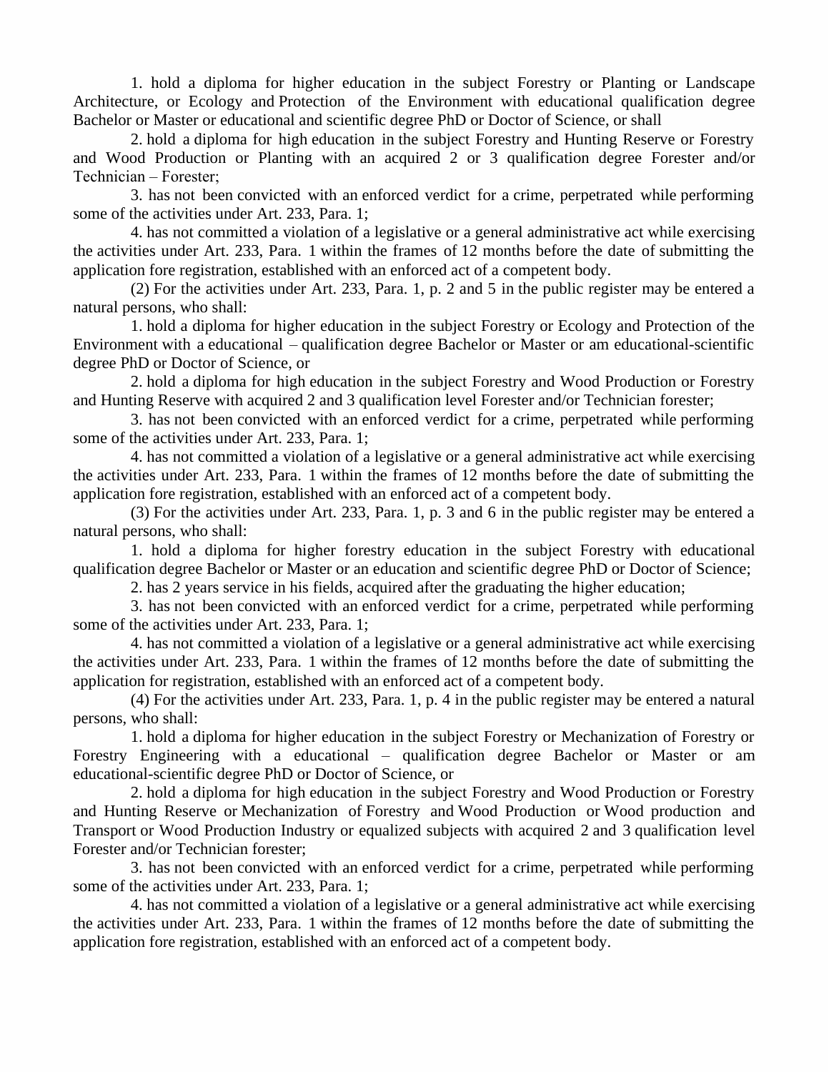1. hold a diploma for higher education in the subject Forestry or Planting or Landscape Architecture, or Ecology and Protection of the Environment with educational qualification degree Bachelor or Master or educational and scientific degree PhD or Doctor of Science, or shall

2. hold a diploma for high education in the subject Forestry and Hunting Reserve or Forestry and Wood Production or Planting with an acquired 2 or 3 qualification degree Forester and/or Technician – Forester;

3. has not been convicted with an enforced verdict for a crime, perpetrated while performing some of the activities under Art. 233, Para. 1;

4. has not committed a violation of a legislative or a general administrative act while exercising the activities under Art. 233, Para. 1 within the frames of 12 months before the date of submitting the application fore registration, established with an enforced act of a competent body.

(2) For the activities under Art. 233, Para. 1, p. 2 and 5 in the public register may be entered a natural persons, who shall:

1. hold a diploma for higher education in the subject Forestry or Ecology and Protection of the Environment with a educational – qualification degree Bachelor or Master or am educational-scientific degree PhD or Doctor of Science, or

2. hold a diploma for high education in the subject Forestry and Wood Production or Forestry and Hunting Reserve with acquired 2 and 3 qualification level Forester and/or Technician forester;

3. has not been convicted with an enforced verdict for a crime, perpetrated while performing some of the activities under Art. 233, Para. 1;

4. has not committed a violation of a legislative or a general administrative act while exercising the activities under Art. 233, Para. 1 within the frames of 12 months before the date of submitting the application fore registration, established with an enforced act of a competent body.

(3) For the activities under Art. 233, Para. 1, p. 3 and 6 in the public register may be entered a natural persons, who shall:

1. hold a diploma for higher forestry education in the subject Forestry with educational qualification degree Bachelor or Master or an education and scientific degree PhD or Doctor of Science;

2. has 2 years service in his fields, acquired after the graduating the higher education;

3. has not been convicted with an enforced verdict for a crime, perpetrated while performing some of the activities under Art. 233, Para. 1;

4. has not committed a violation of a legislative or a general administrative act while exercising the activities under Art. 233, Para. 1 within the frames of 12 months before the date of submitting the application for registration, established with an enforced act of a competent body.

(4) For the activities under Art. 233, Para. 1, p. 4 in the public register may be entered a natural persons, who shall:

1. hold a diploma for higher education in the subject Forestry or Mechanization of Forestry or Forestry Engineering with a educational – qualification degree Bachelor or Master or am educational-scientific degree PhD or Doctor of Science, or

2. hold a diploma for high education in the subject Forestry and Wood Production or Forestry and Hunting Reserve or Mechanization of Forestry and Wood Production or Wood production and Transport or Wood Production Industry or equalized subjects with acquired 2 and 3 qualification level Forester and/or Technician forester;

3. has not been convicted with an enforced verdict for a crime, perpetrated while performing some of the activities under Art. 233, Para. 1;

4. has not committed a violation of a legislative or a general administrative act while exercising the activities under Art. 233, Para. 1 within the frames of 12 months before the date of submitting the application fore registration, established with an enforced act of a competent body.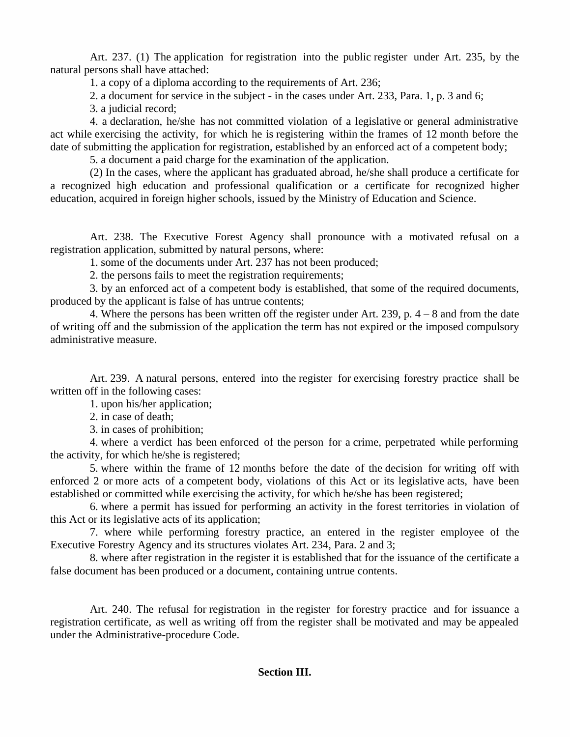Art. 237. (1) The application for registration into the public register under Art. 235, by the natural persons shall have attached:

1. a copy of a diploma according to the requirements of Art. 236;

2. a document for service in the subject - in the cases under Art. 233, Para. 1, p. 3 and 6;

3. a judicial record;

4. a declaration, he/she has not committed violation of a legislative or general administrative act while exercising the activity, for which he is registering within the frames of 12 month before the date of submitting the application for registration, established by an enforced act of a competent body;

5. a document a paid charge for the examination of the application.

(2) In the cases, where the applicant has graduated abroad, he/she shall produce a certificate for a recognized high education and professional qualification or a certificate for recognized higher education, acquired in foreign higher schools, issued by the Ministry of Education and Science.

Art. 238. The Executive Forest Agency shall pronounce with a motivated refusal on a registration application, submitted by natural persons, where:

1. some of the documents under Art. 237 has not been produced;

2. the persons fails to meet the registration requirements;

3. by an enforced act of a competent body is established, that some of the required documents, produced by the applicant is false of has untrue contents;

4. Where the persons has been written off the register under Art. 239, p. 4 – 8 and from the date of writing off and the submission of the application the term has not expired or the imposed compulsory administrative measure.

Art. 239. A natural persons, entered into the register for exercising forestry practice shall be written off in the following cases:

1. upon his/her application;

2. in case of death;

3. in cases of prohibition;

4. where a verdict has been enforced of the person for a crime, perpetrated while performing the activity, for which he/she is registered;

5. where within the frame of 12 months before the date of the decision for writing off with enforced 2 or more acts of a competent body, violations of this Act or its legislative acts, have been established or committed while exercising the activity, for which he/she has been registered;

6. where a permit has issued for performing an activity in the forest territories in violation of this Act or its legislative acts of its application;

7. where while performing forestry practice, an entered in the register employee of the Executive Forestry Agency and its structures violates Art. 234, Para. 2 and 3;

8. where after registration in the register it is established that for the issuance of the certificate a false document has been produced or a document, containing untrue contents.

Art. 240. The refusal for registration in the register for forestry practice and for issuance a registration certificate, as well as writing off from the register shall be motivated and may be appealed under the Administrative-procedure Code.

**Section III.**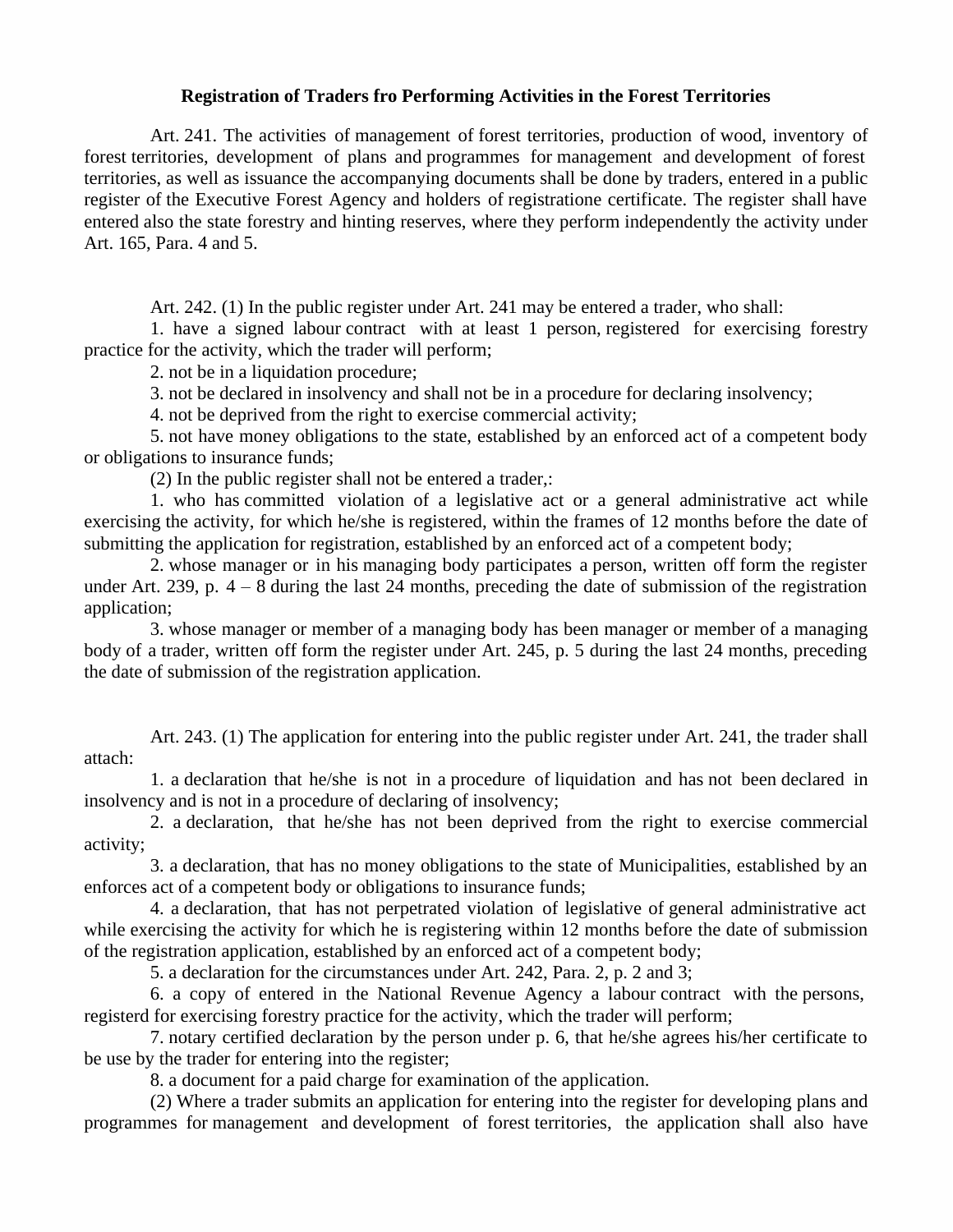**Registration of Traders fro Performing Activities in the Forest Territories**

Art. 241. The activities of management of forest territories, production of wood, inventory of forest territories, development of plans and programmes for management and development of forest territories, as well as issuance the accompanying documents shall be done by traders, entered in a public register of the Executive Forest Agency and holders of registratione certificate. The register shall have entered also the state forestry and hinting reserves, where they perform independently the activity under Art. 165, Para. 4 and 5.

Art. 242. (1) In the public register under Art. 241 may be entered a trader, who shall:

1. have a signed labour contract with at least 1 person, registered for exercising forestry practice for the activity, which the trader will perform;

2. not be in a liquidation procedure;

3. not be declared in insolvency and shall not be in a procedure for declaring insolvency;

4. not be deprived from the right to exercise commercial activity;

5. not have money obligations to the state, established by an enforced act of a competent body or obligations to insurance funds;

(2) In the public register shall not be entered a trader,:

1. who has committed violation of a legislative act or a general administrative act while exercising the activity, for which he/she is registered, within the frames of 12 months before the date of submitting the application for registration, established by an enforced act of a competent body;

2. whose manager or in his managing body participates a person, written off form the register under Art. 239, p. 4 – 8 during the last 24 months, preceding the date of submission of the registration application;

3. whose manager or member of a managing body has been manager or member of a managing body of a trader, written off form the register under Art. 245, p. 5 during the last 24 months, preceding the date of submission of the registration application.

Art. 243. (1) The application for entering into the public register under Art. 241, the trader shall attach:

1. a declaration that he/she is not in a procedure of liquidation and has not been declared in insolvency and is not in a procedure of declaring of insolvency;

2. a declaration, that he/she has not been deprived from the right to exercise commercial activity;

3. a declaration, that has no money obligations to the state of Municipalities, established by an enforces act of a competent body or obligations to insurance funds;

4. a declaration, that has not perpetrated violation of legislative of general administrative act while exercising the activity for which he is registering within 12 months before the date of submission of the registration application, established by an enforced act of a competent body;

5. a declaration for the circumstances under Art. 242, Para. 2, p. 2 and 3;

6. a copy of entered in the National Revenue Agency a labour contract with the persons, registerd for exercising forestry practice for the activity, which the trader will perform;

7. notary certified declaration by the person under p. 6, that he/she agrees his/her certificate to be use by the trader for entering into the register;

8. a document for a paid charge for examination of the application.

(2) Where a trader submits an application for entering into the register for developing plans and programmes for management and development of forest territories, the application shall also have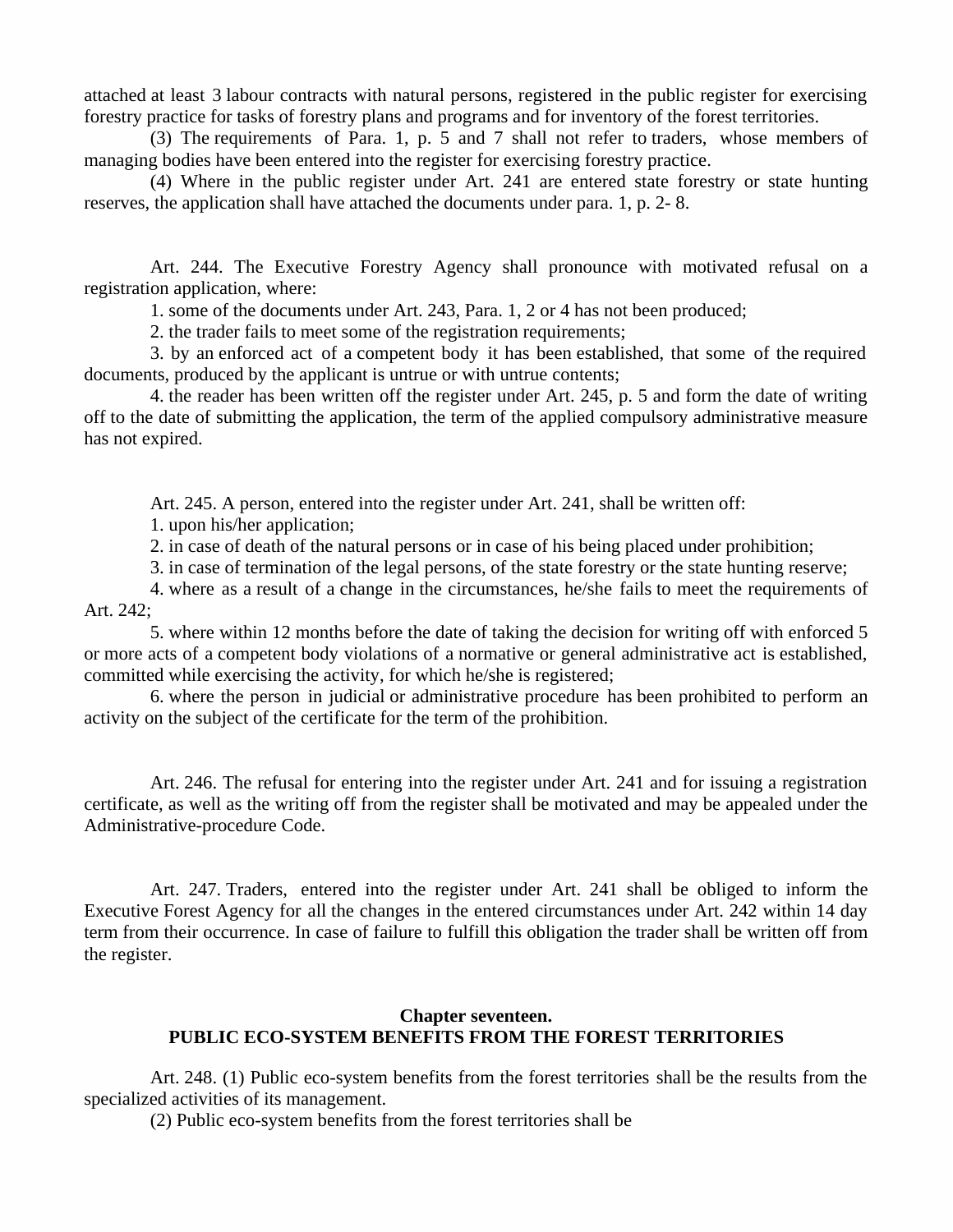attached at least 3 labour contracts with natural persons, registered in the public register for exercising forestry practice for tasks of forestry plans and programs and for inventory of the forest territories.

(3) The requirements of Para. 1, p. 5 and 7 shall not refer to traders, whose members of managing bodies have been entered into the register for exercising forestry practice.

(4) Where in the public register under Art. 241 are entered state forestry or state hunting reserves, the application shall have attached the documents under para. 1, p. 2- 8.

Art. 244. The Executive Forestry Agency shall pronounce with motivated refusal on a registration application, where:

1. some of the documents under Art. 243, Para. 1, 2 or 4 has not been produced;

2. the trader fails to meet some of the registration requirements;

3. by an enforced act of a competent body it has been established, that some of the required documents, produced by the applicant is untrue or with untrue contents;

4. the reader has been written off the register under Art. 245, p. 5 and form the date of writing off to the date of submitting the application, the term of the applied compulsory administrative measure has not expired.

Art. 245. A person, entered into the register under Art. 241, shall be written off:

1. upon his/her application;

2. in case of death of the natural persons or in case of his being placed under prohibition;

3. in case of termination of the legal persons, of the state forestry or the state hunting reserve;

4. where as a result of a change in the circumstances, he/she fails to meet the requirements of Art. 242;

5. where within 12 months before the date of taking the decision for writing off with enforced 5 or more acts of a competent body violations of a normative or general administrative act is established, committed while exercising the activity, for which he/she is registered;

6. where the person in judicial or administrative procedure has been prohibited to perform an activity on the subject of the certificate for the term of the prohibition.

Art. 246. The refusal for entering into the register under Art. 241 and for issuing a registration certificate, as well as the writing off from the register shall be motivated and may be appealed under the Administrative-procedure Code.

Art. 247. Traders, entered into the register under Art. 241 shall be obliged to inform the Executive Forest Agency for all the changes in the entered circumstances under Art. 242 within 14 day term from their occurrence. In case of failure to fulfill this obligation the trader shall be written off from the register.

## Chapter seventeen.
## PUBLIC ECO-SYSTEM BENEFITS FROM THE FOREST TERRITORIES

Art. 248. (1) Public eco-system benefits from the forest territories shall be the results from the specialized activities of its management.

(2) Public eco-system benefits from the forest territories shall be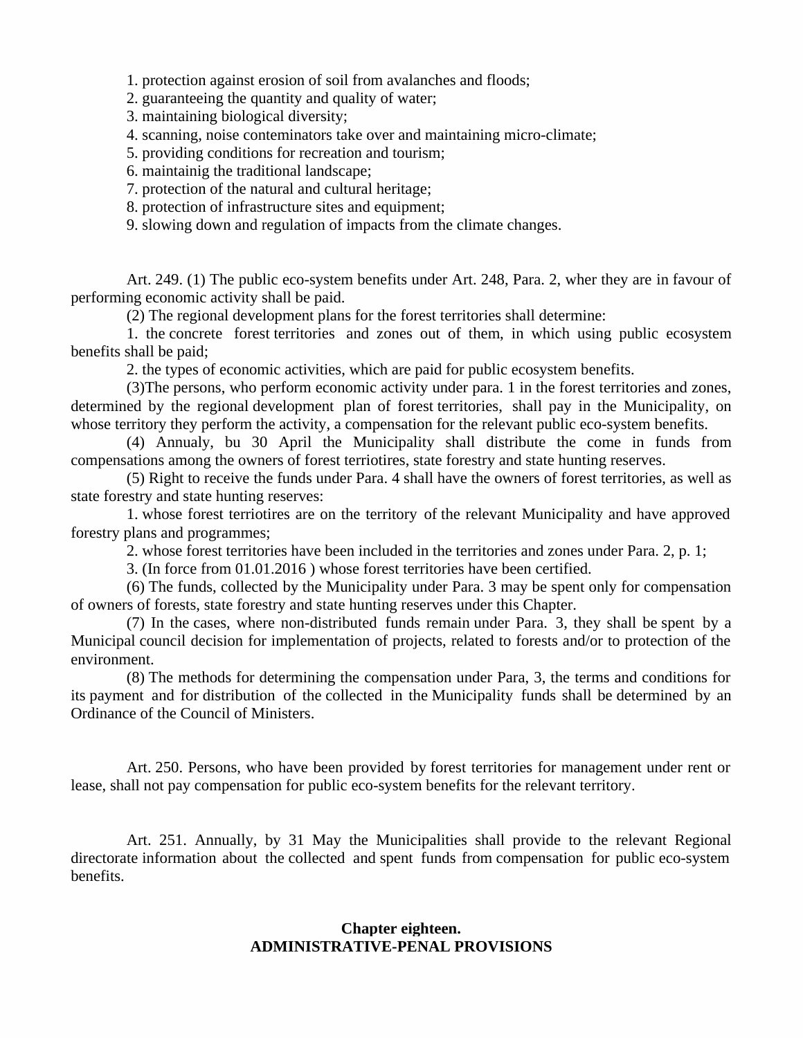1. protection against erosion of soil from avalanches and floods;
2. guaranteeing the quantity and quality of water;
3. maintaining biological diversity;
4. scanning, noise conteminators take over and maintaining micro-climate;
5. providing conditions for recreation and tourism;
6. maintainig the traditional landscape;
7. protection of the natural and cultural heritage;
8. protection of infrastructure sites and equipment;
9. slowing down and regulation of impacts from the climate changes.

Art. 249. (1) The public eco-system benefits under Art. 248, Para. 2, wher they are in favour of performing economic activity shall be paid.

(2) The regional development plans for the forest territories shall determine:

1. the concrete forest territories and zones out of them, in which using public ecosystem benefits shall be paid;

2. the types of economic activities, which are paid for public ecosystem benefits.

(3)The persons, who perform economic activity under para. 1 in the forest territories and zones, determined by the regional development plan of forest territories, shall pay in the Municipality, on whose territory they perform the activity, a compensation for the relevant public eco-system benefits.

(4) Annualy, bu 30 April the Municipality shall distribute the come in funds from compensations among the owners of forest terriotires, state forestry and state hunting reserves.

(5) Right to receive the funds under Para. 4 shall have the owners of forest territories, as well as state forestry and state hunting reserves:

1. whose forest terriotires are on the territory of the relevant Municipality and have approved forestry plans and programmes;

2. whose forest territories have been included in the territories and zones under Para. 2, p. 1;

3. (In force from 01.01.2016 ) whose forest territories have been certified.

(6) The funds, collected by the Municipality under Para. 3 may be spent only for compensation of owners of forests, state forestry and state hunting reserves under this Chapter.

(7) In the cases, where non-distributed funds remain under Para. 3, they shall be spent by a Municipal council decision for implementation of projects, related to forests and/or to protection of the environment.

(8) The methods for determining the compensation under Para, 3, the terms and conditions for its payment and for distribution of the collected in the Municipality funds shall be determined by an Ordinance of the Council of Ministers.

Art. 250. Persons, who have been provided by forest territories for management under rent or lease, shall not pay compensation for public eco-system benefits for the relevant territory.

Art. 251. Annually, by 31 May the Municipalities shall provide to the relevant Regional directorate information about the collected and spent funds from compensation for public eco-system benefits.

## Chapter eighteen.
## ADMINISTRATIVE-PENAL PROVISIONS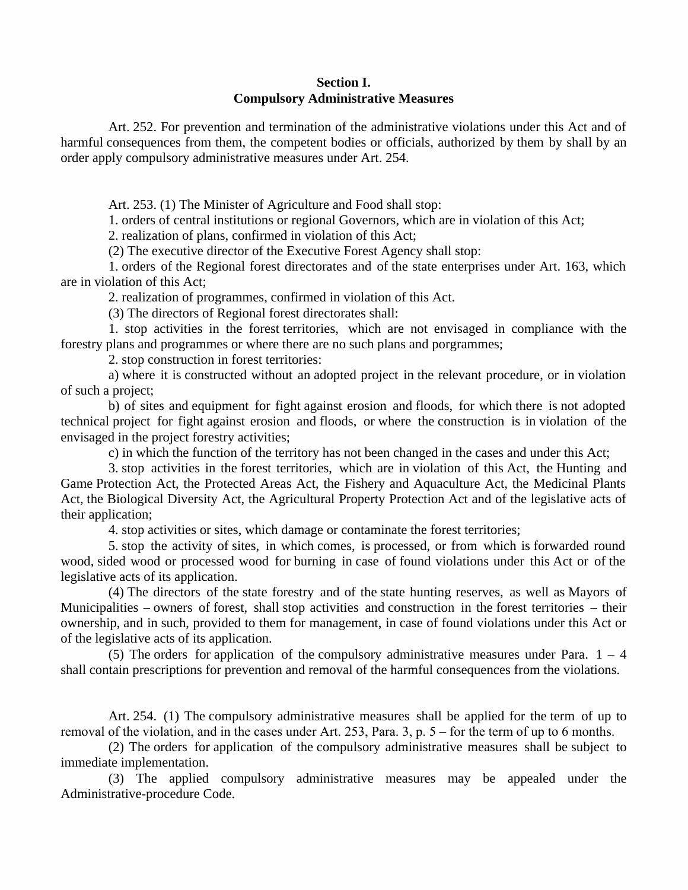## Section I.
## Compulsory Administrative Measures

Art. 252. For prevention and termination of the administrative violations under this Act and of harmful consequences from them, the competent bodies or officials, authorized by them by shall by an order apply compulsory administrative measures under Art. 254.

Art. 253. (1) The Minister of Agriculture and Food shall stop:

1. orders of central institutions or regional Governors, which are in violation of this Act;

2. realization of plans, confirmed in violation of this Act;

(2) The executive director of the Executive Forest Agency shall stop:

1. orders of the Regional forest directorates and of the state enterprises under Art. 163, which are in violation of this Act;

2. realization of programmes, confirmed in violation of this Act.

(3) The directors of Regional forest directorates shall:

1. stop activities in the forest territories, which are not envisaged in compliance with the forestry plans and programmes or where there are no such plans and porgrammes;

2. stop construction in forest territories:

a) where it is constructed without an adopted project in the relevant procedure, or in violation of such a project;

b) of sites and equipment for fight against erosion and floods, for which there is not adopted technical project for fight against erosion and floods, or where the construction is in violation of the envisaged in the project forestry activities;

c) in which the function of the territory has not been changed in the cases and under this Act;

3. stop activities in the forest territories, which are in violation of this Act, the Hunting and Game Protection Act, the Protected Areas Act, the Fishery and Aquaculture Act, the Medicinal Plants Act, the Biological Diversity Act, the Agricultural Property Protection Act and of the legislative acts of their application;

4. stop activities or sites, which damage or contaminate the forest territories;

5. stop the activity of sites, in which comes, is processed, or from which is forwarded round wood, sided wood or processed wood for burning in case of found violations under this Act or of the legislative acts of its application.

(4) The directors of the state forestry and of the state hunting reserves, as well as Mayors of Municipalities – owners of forest, shall stop activities and construction in the forest territories – their ownership, and in such, provided to them for management, in case of found violations under this Act or of the legislative acts of its application.

(5) The orders for application of the compulsory administrative measures under Para. 1 – 4 shall contain prescriptions for prevention and removal of the harmful consequences from the violations.

Art. 254. (1) The compulsory administrative measures shall be applied for the term of up to removal of the violation, and in the cases under Art. 253, Para. 3, p. 5 – for the term of up to 6 months.

(2) The orders for application of the compulsory administrative measures shall be subject to immediate implementation.

(3) The applied compulsory administrative measures may be appealed under the Administrative-procedure Code.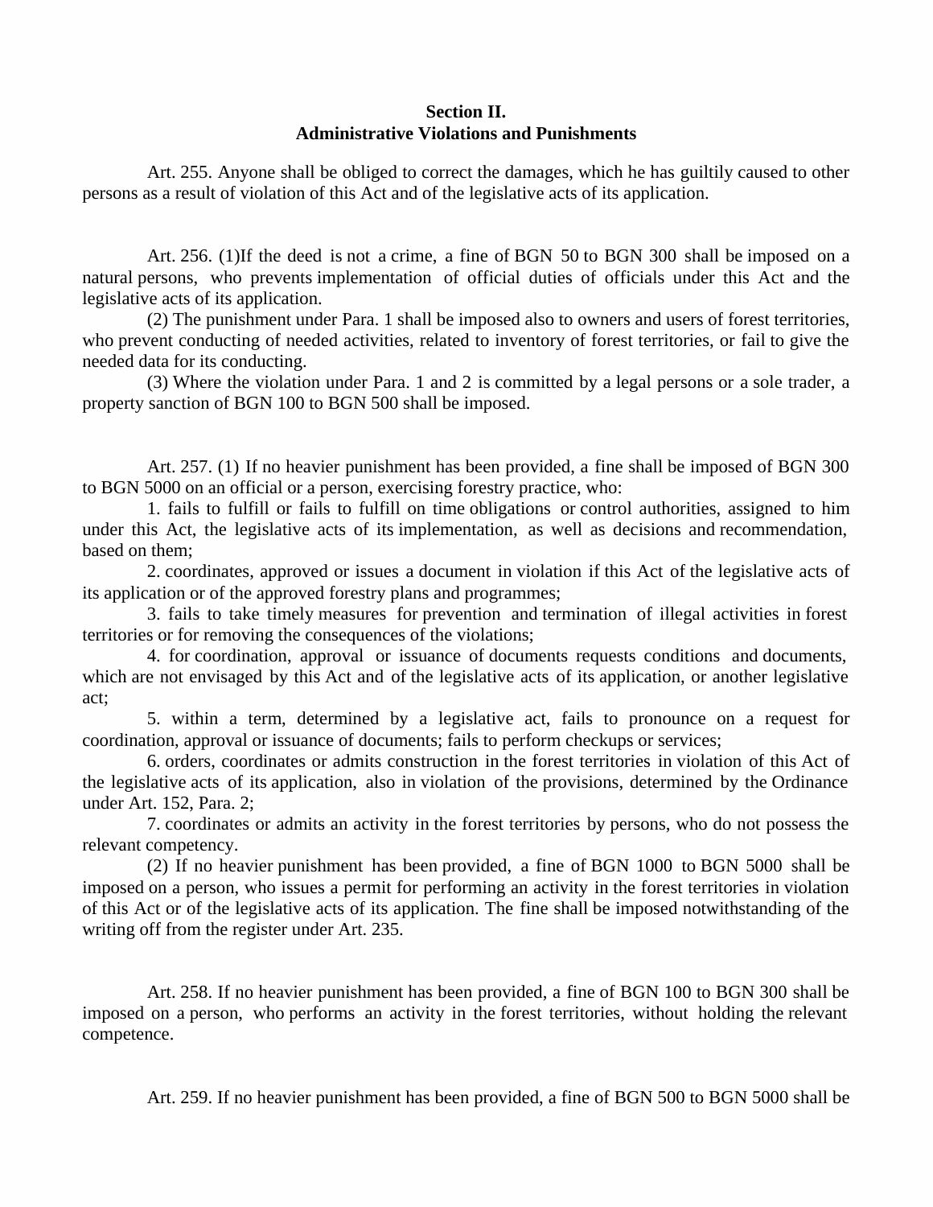**Section II.**
**Administrative Violations and Punishments**

Art. 255. Anyone shall be obliged to correct the damages, which he has guiltily caused to other persons as a result of violation of this Act and of the legislative acts of its application.

Art. 256. (1)If the deed is not a crime, a fine of BGN 50 to BGN 300 shall be imposed on a natural persons, who prevents implementation of official duties of officials under this Act and the legislative acts of its application.

(2) The punishment under Para. 1 shall be imposed also to owners and users of forest territories, who prevent conducting of needed activities, related to inventory of forest territories, or fail to give the needed data for its conducting.

(3) Where the violation under Para. 1 and 2 is committed by a legal persons or a sole trader, a property sanction of BGN 100 to BGN 500 shall be imposed.

Art. 257. (1) If no heavier punishment has been provided, a fine shall be imposed of BGN 300 to BGN 5000 on an official or a person, exercising forestry practice, who:

1. fails to fulfill or fails to fulfill on time obligations or control authorities, assigned to him under this Act, the legislative acts of its implementation, as well as decisions and recommendation, based on them;

2. coordinates, approved or issues a document in violation if this Act of the legislative acts of its application or of the approved forestry plans and programmes;

3. fails to take timely measures for prevention and termination of illegal activities in forest territories or for removing the consequences of the violations;

4. for coordination, approval or issuance of documents requests conditions and documents, which are not envisaged by this Act and of the legislative acts of its application, or another legislative act;

5. within a term, determined by a legislative act, fails to pronounce on a request for coordination, approval or issuance of documents; fails to perform checkups or services;

6. orders, coordinates or admits construction in the forest territories in violation of this Act of the legislative acts of its application, also in violation of the provisions, determined by the Ordinance under Art. 152, Para. 2;

7. coordinates or admits an activity in the forest territories by persons, who do not possess the relevant competency.

(2) If no heavier punishment has been provided, a fine of BGN 1000 to BGN 5000 shall be imposed on a person, who issues a permit for performing an activity in the forest territories in violation of this Act or of the legislative acts of its application. The fine shall be imposed notwithstanding of the writing off from the register under Art. 235.

Art. 258. If no heavier punishment has been provided, a fine of BGN 100 to BGN 300 shall be imposed on a person, who performs an activity in the forest territories, without holding the relevant competence.

Art. 259. If no heavier punishment has been provided, a fine of BGN 500 to BGN 5000 shall be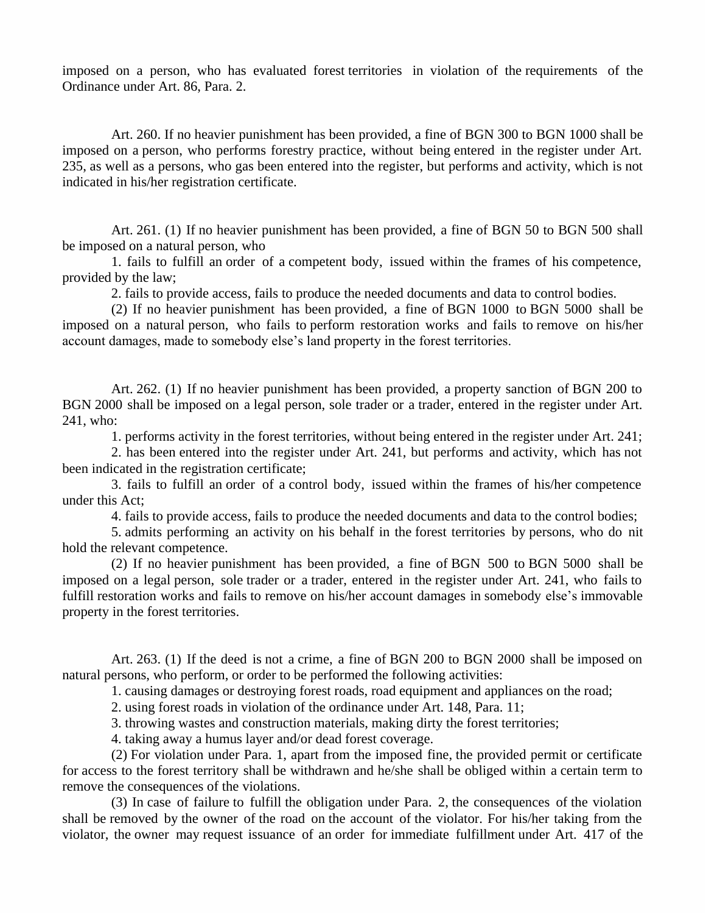imposed on a person, who has evaluated forest territories in violation of the requirements of the Ordinance under Art. 86, Para. 2.

Art. 260. If no heavier punishment has been provided, a fine of BGN 300 to BGN 1000 shall be imposed on a person, who performs forestry practice, without being entered in the register under Art. 235, as well as a persons, who gas been entered into the register, but performs and activity, which is not indicated in his/her registration certificate.

Art. 261. (1) If no heavier punishment has been provided, a fine of BGN 50 to BGN 500 shall be imposed on a natural person, who

1. fails to fulfill an order of a competent body, issued within the frames of his competence, provided by the law;

2. fails to provide access, fails to produce the needed documents and data to control bodies.

(2) If no heavier punishment has been provided, a fine of BGN 1000 to BGN 5000 shall be imposed on a natural person, who fails to perform restoration works and fails to remove on his/her account damages, made to somebody else's land property in the forest territories.

Art. 262. (1) If no heavier punishment has been provided, a property sanction of BGN 200 to BGN 2000 shall be imposed on a legal person, sole trader or a trader, entered in the register under Art. 241, who:

1. performs activity in the forest territories, without being entered in the register under Art. 241;

2. has been entered into the register under Art. 241, but performs and activity, which has not been indicated in the registration certificate;

3. fails to fulfill an order of a control body, issued within the frames of his/her competence under this Act;

4. fails to provide access, fails to produce the needed documents and data to the control bodies;

5. admits performing an activity on his behalf in the forest territories by persons, who do nit hold the relevant competence.

(2) If no heavier punishment has been provided, a fine of BGN 500 to BGN 5000 shall be imposed on a legal person, sole trader or a trader, entered in the register under Art. 241, who fails to fulfill restoration works and fails to remove on his/her account damages in somebody else's immovable property in the forest territories.

Art. 263. (1) If the deed is not a crime, a fine of BGN 200 to BGN 2000 shall be imposed on natural persons, who perform, or order to be performed the following activities:

1. causing damages or destroying forest roads, road equipment and appliances on the road;

2. using forest roads in violation of the ordinance under Art. 148, Para. 11;

3. throwing wastes and construction materials, making dirty the forest territories;

4. taking away a humus layer and/or dead forest coverage.

(2) For violation under Para. 1, apart from the imposed fine, the provided permit or certificate for access to the forest territory shall be withdrawn and he/she shall be obliged within a certain term to remove the consequences of the violations.

(3) In case of failure to fulfill the obligation under Para. 2, the consequences of the violation shall be removed by the owner of the road on the account of the violator. For his/her taking from the violator, the owner may request issuance of an order for immediate fulfillment under Art. 417 of the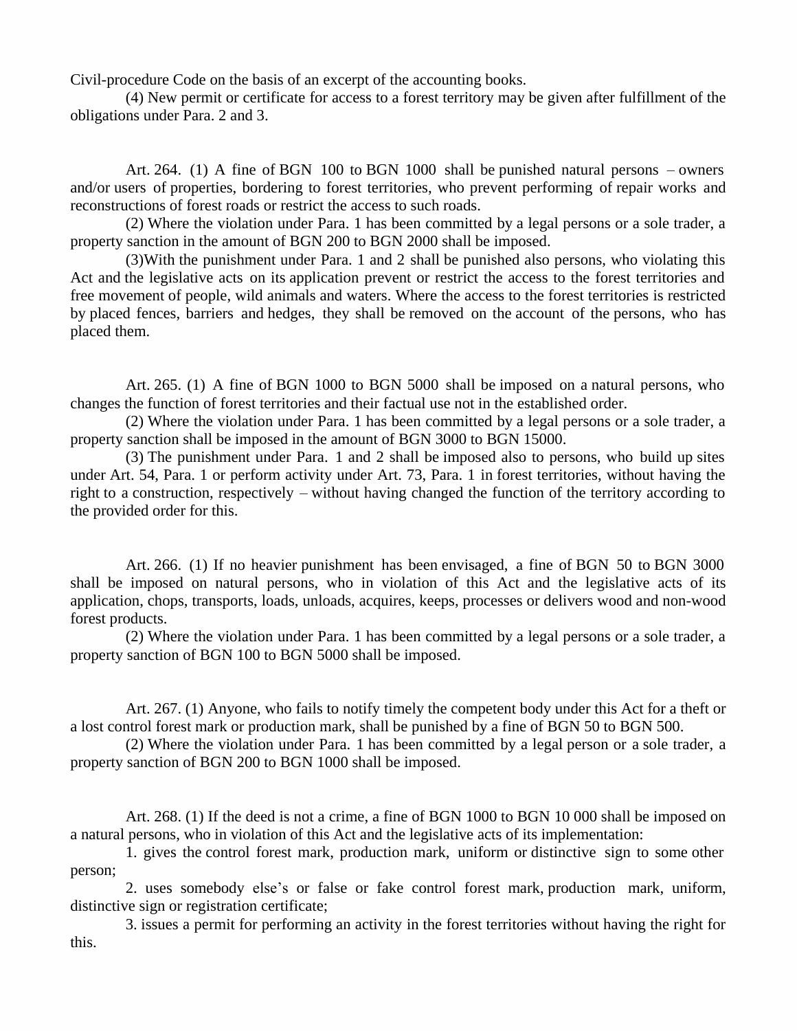Civil-procedure Code on the basis of an excerpt of the accounting books.

(4) New permit or certificate for access to a forest territory may be given after fulfillment of the obligations under Para. 2 and 3.

Art. 264. (1) A fine of BGN 100 to BGN 1000 shall be punished natural persons – owners and/or users of properties, bordering to forest territories, who prevent performing of repair works and reconstructions of forest roads or restrict the access to such roads.

(2) Where the violation under Para. 1 has been committed by a legal persons or a sole trader, a property sanction in the amount of BGN 200 to BGN 2000 shall be imposed.

(3)With the punishment under Para. 1 and 2 shall be punished also persons, who violating this Act and the legislative acts on its application prevent or restrict the access to the forest territories and free movement of people, wild animals and waters. Where the access to the forest territories is restricted by placed fences, barriers and hedges, they shall be removed on the account of the persons, who has placed them.

Art. 265. (1) A fine of BGN 1000 to BGN 5000 shall be imposed on a natural persons, who changes the function of forest territories and their factual use not in the established order.

(2) Where the violation under Para. 1 has been committed by a legal persons or a sole trader, a property sanction shall be imposed in the amount of BGN 3000 to BGN 15000.

(3) The punishment under Para. 1 and 2 shall be imposed also to persons, who build up sites under Art. 54, Para. 1 or perform activity under Art. 73, Para. 1 in forest territories, without having the right to a construction, respectively – without having changed the function of the territory according to the provided order for this.

Art. 266. (1) If no heavier punishment has been envisaged, a fine of BGN 50 to BGN 3000 shall be imposed on natural persons, who in violation of this Act and the legislative acts of its application, chops, transports, loads, unloads, acquires, keeps, processes or delivers wood and non-wood forest products.

(2) Where the violation under Para. 1 has been committed by a legal persons or a sole trader, a property sanction of BGN 100 to BGN 5000 shall be imposed.

Art. 267. (1) Anyone, who fails to notify timely the competent body under this Act for a theft or a lost control forest mark or production mark, shall be punished by a fine of BGN 50 to BGN 500.

(2) Where the violation under Para. 1 has been committed by a legal person or a sole trader, a property sanction of BGN 200 to BGN 1000 shall be imposed.

Art. 268. (1) If the deed is not a crime, a fine of BGN 1000 to BGN 10 000 shall be imposed on a natural persons, who in violation of this Act and the legislative acts of its implementation:

1. gives the control forest mark, production mark, uniform or distinctive sign to some other person;

2. uses somebody else's or false or fake control forest mark, production mark, uniform, distinctive sign or registration certificate;

3. issues a permit for performing an activity in the forest territories without having the right for this.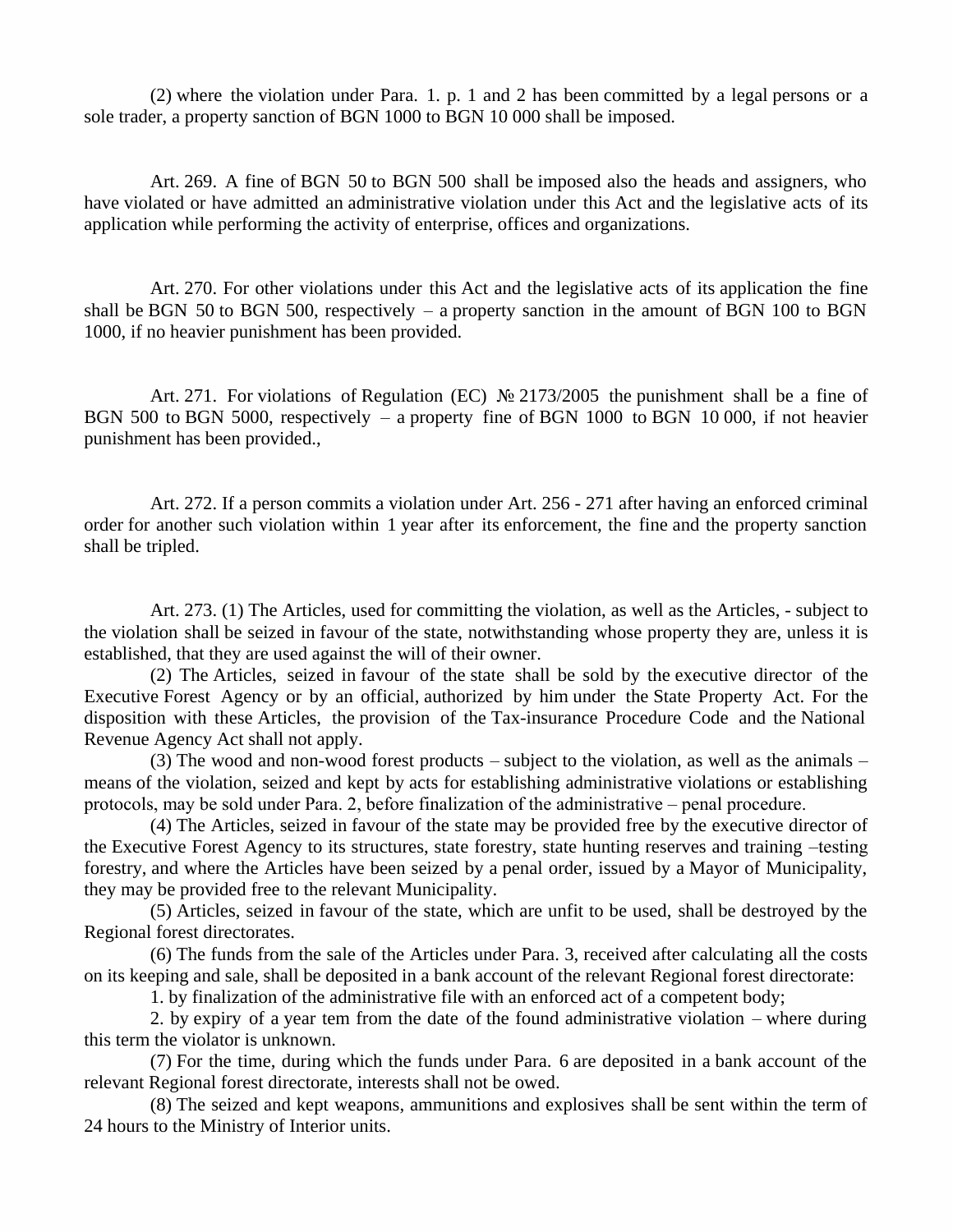(2) where the violation under Para. 1. p. 1 and 2 has been committed by a legal persons or a sole trader, a property sanction of BGN 1000 to BGN 10 000 shall be imposed.

Art. 269. A fine of BGN 50 to BGN 500 shall be imposed also the heads and assigners, who have violated or have admitted an administrative violation under this Act and the legislative acts of its application while performing the activity of enterprise, offices and organizations.

Art. 270. For other violations under this Act and the legislative acts of its application the fine shall be BGN 50 to BGN 500, respectively – a property sanction in the amount of BGN 100 to BGN 1000, if no heavier punishment has been provided.

Art. 271. For violations of Regulation (EC) № 2173/2005 the punishment shall be a fine of BGN 500 to BGN 5000, respectively – a property fine of BGN 1000 to BGN 10 000, if not heavier punishment has been provided.,

Art. 272. If a person commits a violation under Art. 256 - 271 after having an enforced criminal order for another such violation within 1 year after its enforcement, the fine and the property sanction shall be tripled.

Art. 273. (1) The Articles, used for committing the violation, as well as the Articles, - subject to the violation shall be seized in favour of the state, notwithstanding whose property they are, unless it is established, that they are used against the will of their owner.

(2) The Articles, seized in favour of the state shall be sold by the executive director of the Executive Forest Agency or by an official, authorized by him under the State Property Act. For the disposition with these Articles, the provision of the Tax-insurance Procedure Code and the National Revenue Agency Act shall not apply.

(3) The wood and non-wood forest products – subject to the violation, as well as the animals – means of the violation, seized and kept by acts for establishing administrative violations or establishing protocols, may be sold under Para. 2, before finalization of the administrative – penal procedure.

(4) The Articles, seized in favour of the state may be provided free by the executive director of the Executive Forest Agency to its structures, state forestry, state hunting reserves and training –testing forestry, and where the Articles have been seized by a penal order, issued by a Mayor of Municipality, they may be provided free to the relevant Municipality.

(5) Articles, seized in favour of the state, which are unfit to be used, shall be destroyed by the Regional forest directorates.

(6) The funds from the sale of the Articles under Para. 3, received after calculating all the costs on its keeping and sale, shall be deposited in a bank account of the relevant Regional forest directorate:

1. by finalization of the administrative file with an enforced act of a competent body;

2. by expiry of a year tem from the date of the found administrative violation – where during this term the violator is unknown.

(7) For the time, during which the funds under Para. 6 are deposited in a bank account of the relevant Regional forest directorate, interests shall not be owed.

(8) The seized and kept weapons, ammunitions and explosives shall be sent within the term of 24 hours to the Ministry of Interior units.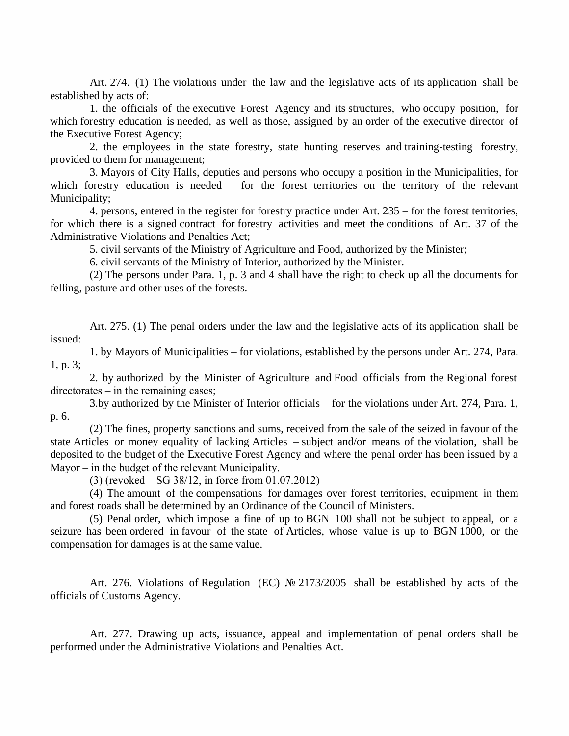Art. 274. (1) The violations under the law and the legislative acts of its application shall be established by acts of:

1. the officials of the executive Forest Agency and its structures, who occupy position, for which forestry education is needed, as well as those, assigned by an order of the executive director of the Executive Forest Agency;

2. the employees in the state forestry, state hunting reserves and training-testing forestry, provided to them for management;

3. Mayors of City Halls, deputies and persons who occupy a position in the Municipalities, for which forestry education is needed – for the forest territories on the territory of the relevant Municipality;

4. persons, entered in the register for forestry practice under Art. 235 – for the forest territories, for which there is a signed contract for forestry activities and meet the conditions of Art. 37 of the Administrative Violations and Penalties Act;

5. civil servants of the Ministry of Agriculture and Food, authorized by the Minister;

6. civil servants of the Ministry of Interior, authorized by the Minister.

(2) The persons under Para. 1, p. 3 and 4 shall have the right to check up all the documents for felling, pasture and other uses of the forests.

Art. 275. (1) The penal orders under the law and the legislative acts of its application shall be issued:

1. by Mayors of Municipalities – for violations, established by the persons under Art. 274, Para. 1, p. 3;

2. by authorized by the Minister of Agriculture and Food officials from the Regional forest directorates – in the remaining cases;

3.by authorized by the Minister of Interior officials – for the violations under Art. 274, Para. 1, p. 6.

(2) The fines, property sanctions and sums, received from the sale of the seized in favour of the state Articles or money equality of lacking Articles – subject and/or means of the violation, shall be deposited to the budget of the Executive Forest Agency and where the penal order has been issued by a Mayor – in the budget of the relevant Municipality.

(3) (revoked – SG 38/12, in force from 01.07.2012)

(4) The amount of the compensations for damages over forest territories, equipment in them and forest roads shall be determined by an Ordinance of the Council of Ministers.

(5) Penal order, which impose a fine of up to BGN 100 shall not be subject to appeal, or a seizure has been ordered in favour of the state of Articles, whose value is up to BGN 1000, or the compensation for damages is at the same value.

Art. 276. Violations of Regulation (EC) № 2173/2005 shall be established by acts of the officials of Customs Agency.

Art. 277. Drawing up acts, issuance, appeal and implementation of penal orders shall be performed under the Administrative Violations and Penalties Act.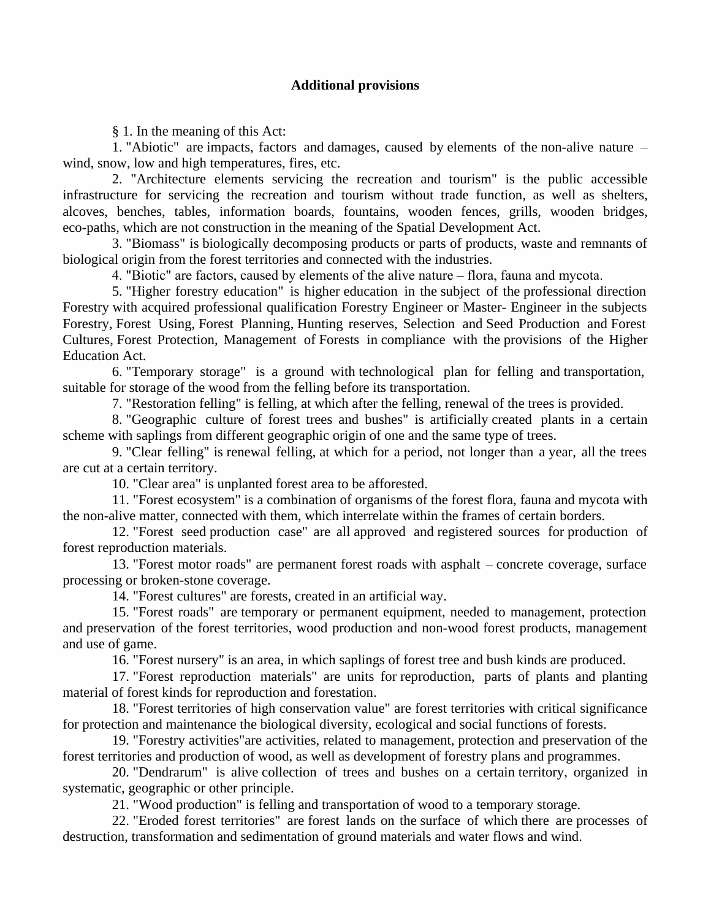## Additional provisions

§ 1. In the meaning of this Act:

1. "Abiotic" are impacts, factors and damages, caused by elements of the non-alive nature – wind, snow, low and high temperatures, fires, etc.

2. "Architecture elements servicing the recreation and tourism" is the public accessible infrastructure for servicing the recreation and tourism without trade function, as well as shelters, alcoves, benches, tables, information boards, fountains, wooden fences, grills, wooden bridges, eco-paths, which are not construction in the meaning of the Spatial Development Act.

3. "Biomass" is biologically decomposing products or parts of products, waste and remnants of biological origin from the forest territories and connected with the industries.

4. "Biotic" are factors, caused by elements of the alive nature – flora, fauna and mycota.

5. "Higher forestry education" is higher education in the subject of the professional direction Forestry with acquired professional qualification Forestry Engineer or Master- Engineer in the subjects Forestry, Forest Using, Forest Planning, Hunting reserves, Selection and Seed Production and Forest Cultures, Forest Protection, Management of Forests in compliance with the provisions of the Higher Education Act.

6. "Temporary storage" is a ground with technological plan for felling and transportation, suitable for storage of the wood from the felling before its transportation.

7. "Restoration felling" is felling, at which after the felling, renewal of the trees is provided.

8. "Geographic culture of forest trees and bushes" is artificially created plants in a certain scheme with saplings from different geographic origin of one and the same type of trees.

9. "Clear felling" is renewal felling, at which for a period, not longer than a year, all the trees are cut at a certain territory.

10. "Clear area" is unplanted forest area to be afforested.

11. "Forest ecosystem" is a combination of organisms of the forest flora, fauna and mycota with the non-alive matter, connected with them, which interrelate within the frames of certain borders.

12. "Forest seed production case" are all approved and registered sources for production of forest reproduction materials.

13. "Forest motor roads" are permanent forest roads with asphalt – concrete coverage, surface processing or broken-stone coverage.

14. "Forest cultures" are forests, created in an artificial way.

15. "Forest roads" are temporary or permanent equipment, needed to management, protection and preservation of the forest territories, wood production and non-wood forest products, management and use of game.

16. "Forest nursery" is an area, in which saplings of forest tree and bush kinds are produced.

17. "Forest reproduction materials" are units for reproduction, parts of plants and planting material of forest kinds for reproduction and forestation.

18. "Forest territories of high conservation value" are forest territories with critical significance for protection and maintenance the biological diversity, ecological and social functions of forests.

19. "Forestry activities"are activities, related to management, protection and preservation of the forest territories and production of wood, as well as development of forestry plans and programmes.

20. "Dendrarum" is alive collection of trees and bushes on a certain territory, organized in systematic, geographic or other principle.

21. "Wood production" is felling and transportation of wood to a temporary storage.

22. "Eroded forest territories" are forest lands on the surface of which there are processes of destruction, transformation and sedimentation of ground materials and water flows and wind.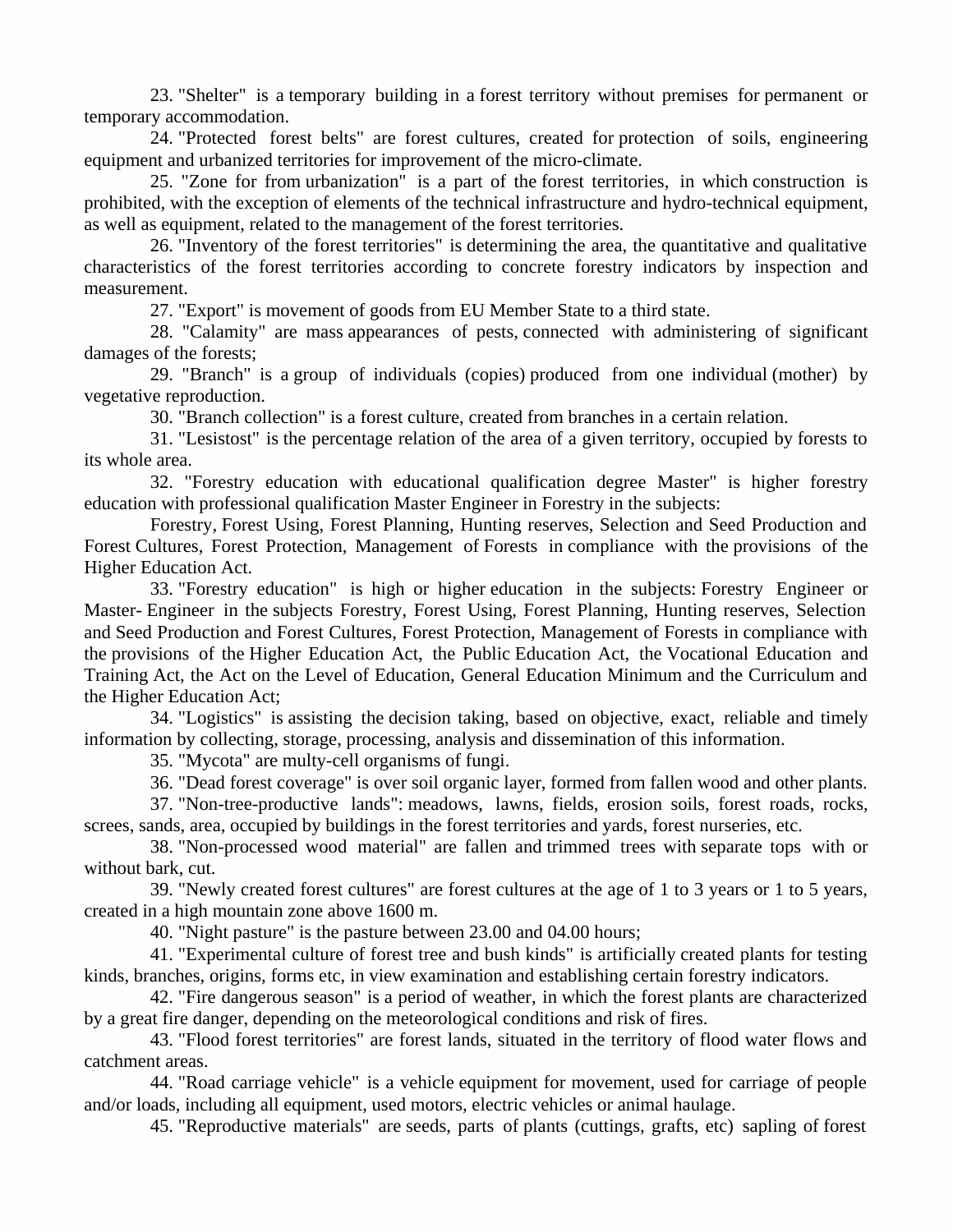23. "Shelter" is a temporary building in a forest territory without premises for permanent or temporary accommodation.

24. "Protected forest belts" are forest cultures, created for protection of soils, engineering equipment and urbanized territories for improvement of the micro-climate.

25. "Zone for from urbanization" is a part of the forest territories, in which construction is prohibited, with the exception of elements of the technical infrastructure and hydro-technical equipment, as well as equipment, related to the management of the forest territories.

26. "Inventory of the forest territories" is determining the area, the quantitative and qualitative characteristics of the forest territories according to concrete forestry indicators by inspection and measurement.

27. "Export" is movement of goods from EU Member State to a third state.

28. "Calamity" are mass appearances of pests, connected with administering of significant damages of the forests;

29. "Branch" is a group of individuals (copies) produced from one individual (mother) by vegetative reproduction.

30. "Branch collection" is a forest culture, created from branches in a certain relation.

31. "Lesistost" is the percentage relation of the area of a given territory, occupied by forests to its whole area.

32. "Forestry education with educational qualification degree Master" is higher forestry education with professional qualification Master Engineer in Forestry in the subjects:

Forestry, Forest Using, Forest Planning, Hunting reserves, Selection and Seed Production and Forest Cultures, Forest Protection, Management of Forests in compliance with the provisions of the Higher Education Act.

33. "Forestry education" is high or higher education in the subjects: Forestry Engineer or Master- Engineer in the subjects Forestry, Forest Using, Forest Planning, Hunting reserves, Selection and Seed Production and Forest Cultures, Forest Protection, Management of Forests in compliance with the provisions of the Higher Education Act, the Public Education Act, the Vocational Education and Training Act, the Act on the Level of Education, General Education Minimum and the Curriculum and the Higher Education Act;

34. "Logistics" is assisting the decision taking, based on objective, exact, reliable and timely information by collecting, storage, processing, analysis and dissemination of this information.

35. "Mycota" are multy-cell organisms of fungi.

36. "Dead forest coverage" is over soil organic layer, formed from fallen wood and other plants.

37. "Non-tree-productive lands": meadows, lawns, fields, erosion soils, forest roads, rocks, screes, sands, area, occupied by buildings in the forest territories and yards, forest nurseries, etc.

38. "Non-processed wood material" are fallen and trimmed trees with separate tops with or without bark, cut.

39. "Newly created forest cultures" are forest cultures at the age of 1 to 3 years or 1 to 5 years, created in a high mountain zone above 1600 m.

40. "Night pasture" is the pasture between 23.00 and 04.00 hours;

41. "Experimental culture of forest tree and bush kinds" is artificially created plants for testing kinds, branches, origins, forms etc, in view examination and establishing certain forestry indicators.

42. "Fire dangerous season" is a period of weather, in which the forest plants are characterized by a great fire danger, depending on the meteorological conditions and risk of fires.

43. "Flood forest territories" are forest lands, situated in the territory of flood water flows and catchment areas.

44. "Road carriage vehicle" is a vehicle equipment for movement, used for carriage of people and/or loads, including all equipment, used motors, electric vehicles or animal haulage.

45. "Reproductive materials" are seeds, parts of plants (cuttings, grafts, etc) sapling of forest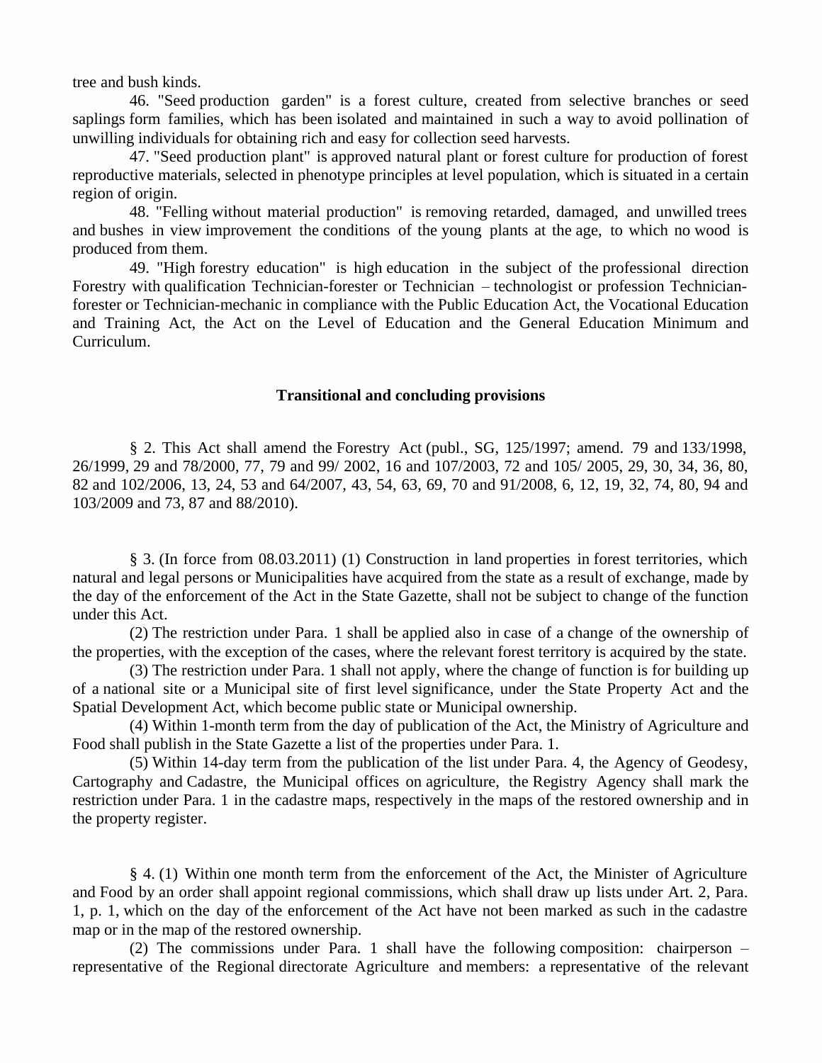tree and bush kinds.

46. "Seed production garden" is a forest culture, created from selective branches or seed saplings form families, which has been isolated and maintained in such a way to avoid pollination of unwilling individuals for obtaining rich and easy for collection seed harvests.

47. "Seed production plant" is approved natural plant or forest culture for production of forest reproductive materials, selected in phenotype principles at level population, which is situated in a certain region of origin.

48. "Felling without material production" is removing retarded, damaged, and unwilled trees and bushes in view improvement the conditions of the young plants at the age, to which no wood is produced from them.

49. "High forestry education" is high education in the subject of the professional direction Forestry with qualification Technician-forester or Technician – technologist or profession Technician-forester or Technician-mechanic in compliance with the Public Education Act, the Vocational Education and Training Act, the Act on the Level of Education and the General Education Minimum and Curriculum.

## Transitional and concluding provisions

§ 2. This Act shall amend the Forestry Act (publ., SG, 125/1997; amend. 79 and 133/1998, 26/1999, 29 and 78/2000, 77, 79 and 99/ 2002, 16 and 107/2003, 72 and 105/ 2005, 29, 30, 34, 36, 80, 82 and 102/2006, 13, 24, 53 and 64/2007, 43, 54, 63, 69, 70 and 91/2008, 6, 12, 19, 32, 74, 80, 94 and 103/2009 and 73, 87 and 88/2010).

§ 3. (In force from 08.03.2011) (1) Construction in land properties in forest territories, which natural and legal persons or Municipalities have acquired from the state as a result of exchange, made by the day of the enforcement of the Act in the State Gazette, shall not be subject to change of the function under this Act.

(2) The restriction under Para. 1 shall be applied also in case of a change of the ownership of the properties, with the exception of the cases, where the relevant forest territory is acquired by the state.

(3) The restriction under Para. 1 shall not apply, where the change of function is for building up of a national site or a Municipal site of first level significance, under the State Property Act and the Spatial Development Act, which become public state or Municipal ownership.

(4) Within 1-month term from the day of publication of the Act, the Ministry of Agriculture and Food shall publish in the State Gazette a list of the properties under Para. 1.

(5) Within 14-day term from the publication of the list under Para. 4, the Agency of Geodesy, Cartography and Cadastre, the Municipal offices on agriculture, the Registry Agency shall mark the restriction under Para. 1 in the cadastre maps, respectively in the maps of the restored ownership and in the property register.

§ 4. (1) Within one month term from the enforcement of the Act, the Minister of Agriculture and Food by an order shall appoint regional commissions, which shall draw up lists under Art. 2, Para. 1, p. 1, which on the day of the enforcement of the Act have not been marked as such in the cadastre map or in the map of the restored ownership.

(2) The commissions under Para. 1 shall have the following composition: chairperson – representative of the Regional directorate Agriculture and members: a representative of the relevant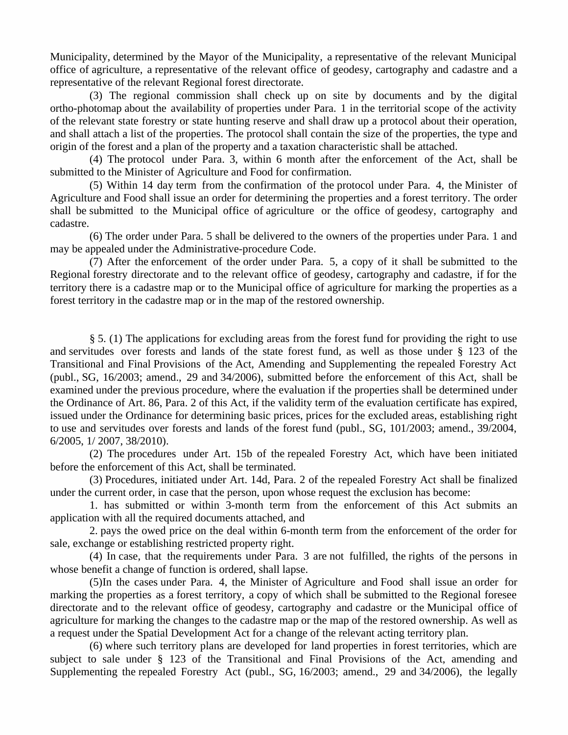Municipality, determined by the Mayor of the Municipality, a representative of the relevant Municipal office of agriculture, a representative of the relevant office of geodesy, cartography and cadastre and a representative of the relevant Regional forest directorate.

(3) The regional commission shall check up on site by documents and by the digital ortho-photomap about the availability of properties under Para. 1 in the territorial scope of the activity of the relevant state forestry or state hunting reserve and shall draw up a protocol about their operation, and shall attach a list of the properties. The protocol shall contain the size of the properties, the type and origin of the forest and a plan of the property and a taxation characteristic shall be attached.

(4) The protocol under Para. 3, within 6 month after the enforcement of the Act, shall be submitted to the Minister of Agriculture and Food for confirmation.

(5) Within 14 day term from the confirmation of the protocol under Para. 4, the Minister of Agriculture and Food shall issue an order for determining the properties and a forest territory. The order shall be submitted to the Municipal office of agriculture or the office of geodesy, cartography and cadastre.

(6) The order under Para. 5 shall be delivered to the owners of the properties under Para. 1 and may be appealed under the Administrative-procedure Code.

(7) After the enforcement of the order under Para. 5, a copy of it shall be submitted to the Regional forestry directorate and to the relevant office of geodesy, cartography and cadastre, if for the territory there is a cadastre map or to the Municipal office of agriculture for marking the properties as a forest territory in the cadastre map or in the map of the restored ownership.

§ 5. (1) The applications for excluding areas from the forest fund for providing the right to use and servitudes over forests and lands of the state forest fund, as well as those under § 123 of the Transitional and Final Provisions of the Act, Amending and Supplementing the repealed Forestry Act (publ., SG, 16/2003; amend., 29 and 34/2006), submitted before the enforcement of this Act, shall be examined under the previous procedure, where the evaluation if the properties shall be determined under the Ordinance of Art. 86, Para. 2 of this Act, if the validity term of the evaluation certificate has expired, issued under the Ordinance for determining basic prices, prices for the excluded areas, establishing right to use and servitudes over forests and lands of the forest fund (publ., SG, 101/2003; amend., 39/2004, 6/2005, 1/ 2007, 38/2010).

(2) The procedures under Art. 15b of the repealed Forestry Act, which have been initiated before the enforcement of this Act, shall be terminated.

(3) Procedures, initiated under Art. 14d, Para. 2 of the repealed Forestry Act shall be finalized under the current order, in case that the person, upon whose request the exclusion has become:

1. has submitted or within 3-month term from the enforcement of this Act submits an application with all the required documents attached, and

2. pays the owed price on the deal within 6-month term from the enforcement of the order for sale, exchange or establishing restricted property right.

(4) In case, that the requirements under Para. 3 are not fulfilled, the rights of the persons in whose benefit a change of function is ordered, shall lapse.

(5)In the cases under Para. 4, the Minister of Agriculture and Food shall issue an order for marking the properties as a forest territory, a copy of which shall be submitted to the Regional foresee directorate and to the relevant office of geodesy, cartography and cadastre or the Municipal office of agriculture for marking the changes to the cadastre map or the map of the restored ownership. As well as a request under the Spatial Development Act for a change of the relevant acting territory plan.

(6) where such territory plans are developed for land properties in forest territories, which are subject to sale under § 123 of the Transitional and Final Provisions of the Act, amending and Supplementing the repealed Forestry Act (publ., SG, 16/2003; amend., 29 and 34/2006), the legally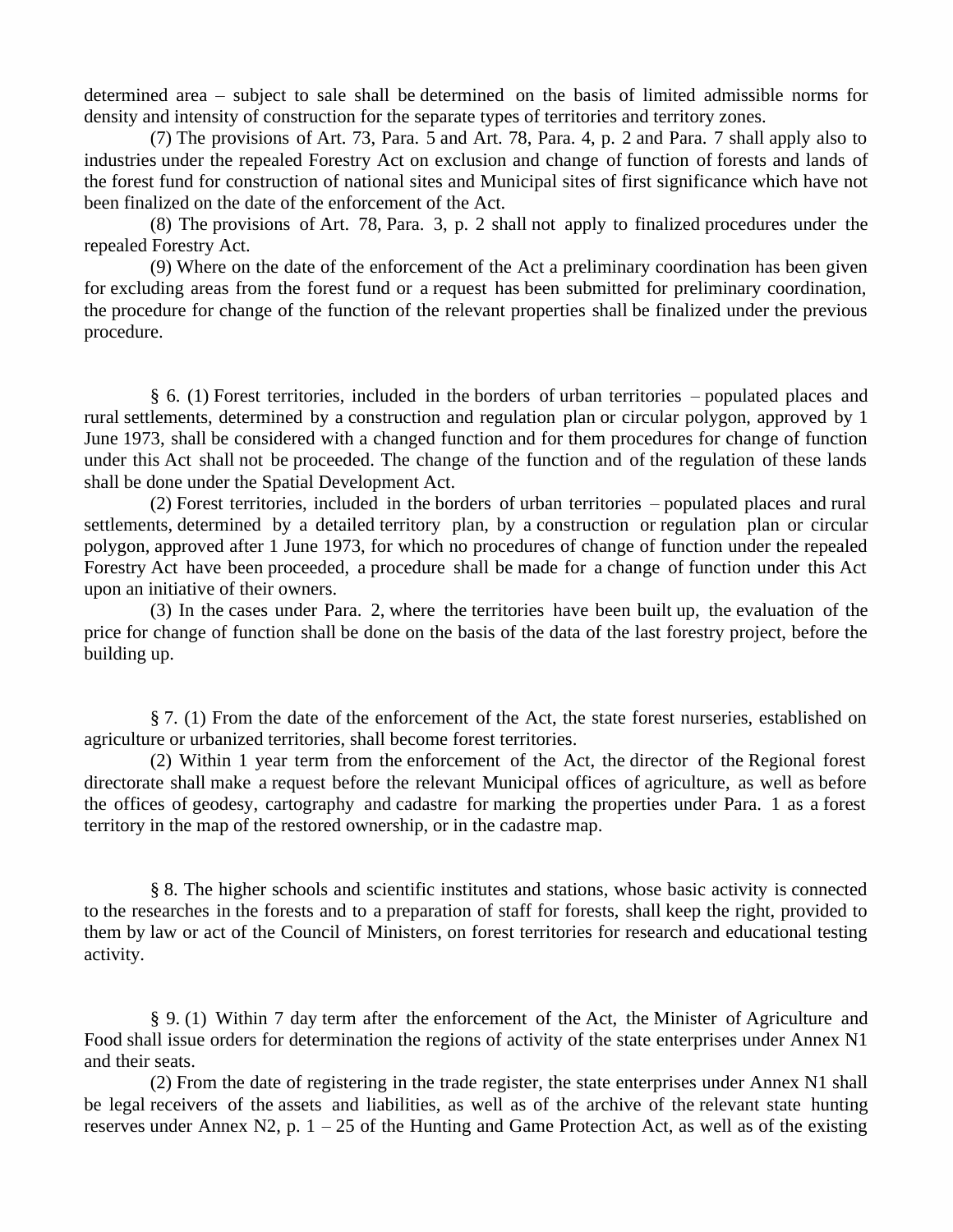determined area – subject to sale shall be determined on the basis of limited admissible norms for density and intensity of construction for the separate types of territories and territory zones.

(7) The provisions of Art. 73, Para. 5 and Art. 78, Para. 4, p. 2 and Para. 7 shall apply also to industries under the repealed Forestry Act on exclusion and change of function of forests and lands of the forest fund for construction of national sites and Municipal sites of first significance which have not been finalized on the date of the enforcement of the Act.

(8) The provisions of Art. 78, Para. 3, p. 2 shall not apply to finalized procedures under the repealed Forestry Act.

(9) Where on the date of the enforcement of the Act a preliminary coordination has been given for excluding areas from the forest fund or a request has been submitted for preliminary coordination, the procedure for change of the function of the relevant properties shall be finalized under the previous procedure.

§ 6. (1) Forest territories, included in the borders of urban territories – populated places and rural settlements, determined by a construction and regulation plan or circular polygon, approved by 1 June 1973, shall be considered with a changed function and for them procedures for change of function under this Act shall not be proceeded. The change of the function and of the regulation of these lands shall be done under the Spatial Development Act.

(2) Forest territories, included in the borders of urban territories – populated places and rural settlements, determined by a detailed territory plan, by a construction or regulation plan or circular polygon, approved after 1 June 1973, for which no procedures of change of function under the repealed Forestry Act have been proceeded, a procedure shall be made for a change of function under this Act upon an initiative of their owners.

(3) In the cases under Para. 2, where the territories have been built up, the evaluation of the price for change of function shall be done on the basis of the data of the last forestry project, before the building up.

§ 7. (1) From the date of the enforcement of the Act, the state forest nurseries, established on agriculture or urbanized territories, shall become forest territories.

(2) Within 1 year term from the enforcement of the Act, the director of the Regional forest directorate shall make a request before the relevant Municipal offices of agriculture, as well as before the offices of geodesy, cartography and cadastre for marking the properties under Para. 1 as a forest territory in the map of the restored ownership, or in the cadastre map.

§ 8. The higher schools and scientific institutes and stations, whose basic activity is connected to the researches in the forests and to a preparation of staff for forests, shall keep the right, provided to them by law or act of the Council of Ministers, on forest territories for research and educational testing activity.

§ 9. (1) Within 7 day term after the enforcement of the Act, the Minister of Agriculture and Food shall issue orders for determination the regions of activity of the state enterprises under Annex N1 and their seats.

(2) From the date of registering in the trade register, the state enterprises under Annex N1 shall be legal receivers of the assets and liabilities, as well as of the archive of the relevant state hunting reserves under Annex N2, p. 1 – 25 of the Hunting and Game Protection Act, as well as of the existing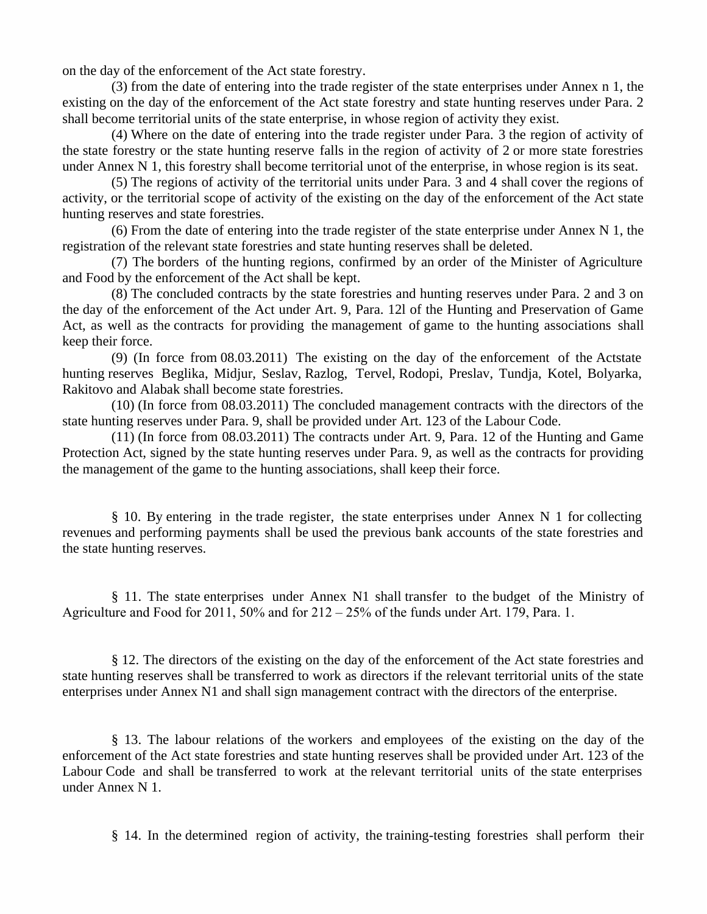on the day of the enforcement of the Act state forestry.

(3) from the date of entering into the trade register of the state enterprises under Annex n 1, the existing on the day of the enforcement of the Act state forestry and state hunting reserves under Para. 2 shall become territorial units of the state enterprise, in whose region of activity they exist.

(4) Where on the date of entering into the trade register under Para. 3 the region of activity of the state forestry or the state hunting reserve falls in the region of activity of 2 or more state forestries under Annex N 1, this forestry shall become territorial unot of the enterprise, in whose region is its seat.

(5) The regions of activity of the territorial units under Para. 3 and 4 shall cover the regions of activity, or the territorial scope of activity of the existing on the day of the enforcement of the Act state hunting reserves and state forestries.

(6) From the date of entering into the trade register of the state enterprise under Annex N 1, the registration of the relevant state forestries and state hunting reserves shall be deleted.

(7) The borders of the hunting regions, confirmed by an order of the Minister of Agriculture and Food by the enforcement of the Act shall be kept.

(8) The concluded contracts by the state forestries and hunting reserves under Para. 2 and 3 on the day of the enforcement of the Act under Art. 9, Para. 12l of the Hunting and Preservation of Game Act, as well as the contracts for providing the management of game to the hunting associations shall keep their force.

(9) (In force from 08.03.2011) The existing on the day of the enforcement of the Actstate hunting reserves Beglika, Midjur, Seslav, Razlog, Tervel, Rodopi, Preslav, Tundja, Kotel, Bolyarka, Rakitovo and Alabak shall become state forestries.

(10) (In force from 08.03.2011) The concluded management contracts with the directors of the state hunting reserves under Para. 9, shall be provided under Art. 123 of the Labour Code.

(11) (In force from 08.03.2011) The contracts under Art. 9, Para. 12 of the Hunting and Game Protection Act, signed by the state hunting reserves under Para. 9, as well as the contracts for providing the management of the game to the hunting associations, shall keep their force.

§ 10. By entering in the trade register, the state enterprises under Annex N 1 for collecting revenues and performing payments shall be used the previous bank accounts of the state forestries and the state hunting reserves.

§ 11. The state enterprises under Annex N1 shall transfer to the budget of the Ministry of Agriculture and Food for 2011, 50% and for 212 – 25% of the funds under Art. 179, Para. 1.

§ 12. The directors of the existing on the day of the enforcement of the Act state forestries and state hunting reserves shall be transferred to work as directors if the relevant territorial units of the state enterprises under Annex N1 and shall sign management contract with the directors of the enterprise.

§ 13. The labour relations of the workers and employees of the existing on the day of the enforcement of the Act state forestries and state hunting reserves shall be provided under Art. 123 of the Labour Code and shall be transferred to work at the relevant territorial units of the state enterprises under Annex N 1.

§ 14. In the determined region of activity, the training-testing forestries shall perform their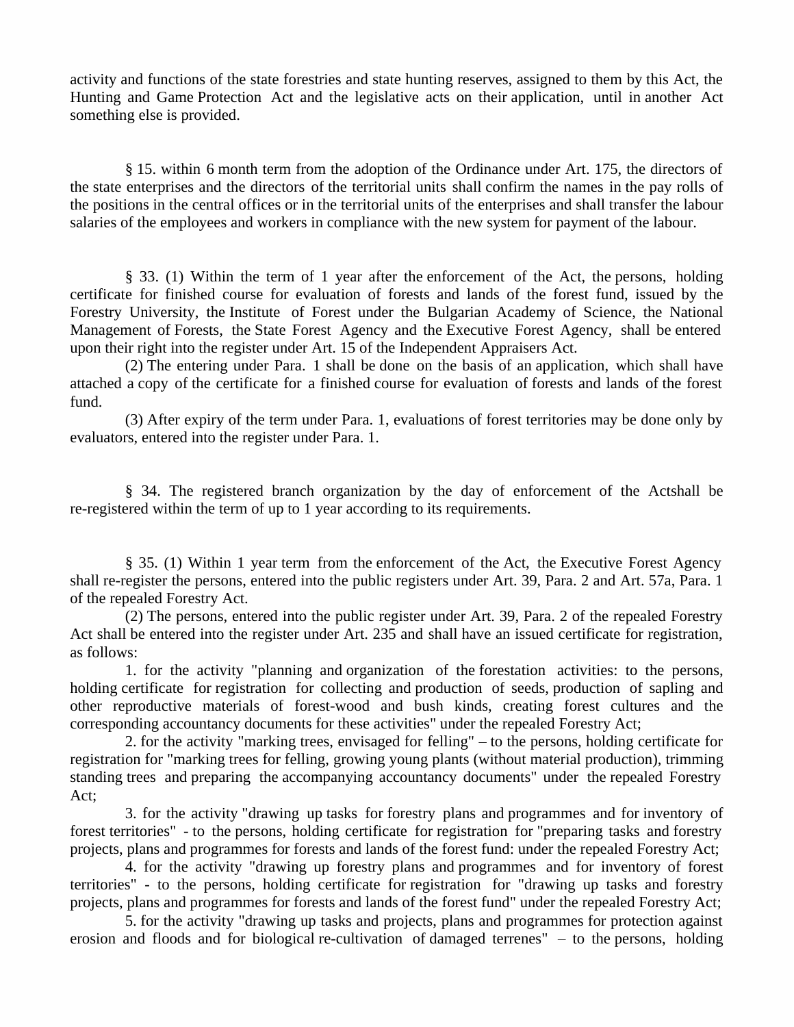activity and functions of the state forestries and state hunting reserves, assigned to them by this Act, the Hunting and Game Protection Act and the legislative acts on their application, until in another Act something else is provided.

§ 15. within 6 month term from the adoption of the Ordinance under Art. 175, the directors of the state enterprises and the directors of the territorial units shall confirm the names in the pay rolls of the positions in the central offices or in the territorial units of the enterprises and shall transfer the labour salaries of the employees and workers in compliance with the new system for payment of the labour.

§ 33. (1) Within the term of 1 year after the enforcement of the Act, the persons, holding certificate for finished course for evaluation of forests and lands of the forest fund, issued by the Forestry University, the Institute of Forest under the Bulgarian Academy of Science, the National Management of Forests, the State Forest Agency and the Executive Forest Agency, shall be entered upon their right into the register under Art. 15 of the Independent Appraisers Act.

(2) The entering under Para. 1 shall be done on the basis of an application, which shall have attached a copy of the certificate for a finished course for evaluation of forests and lands of the forest fund.

(3) After expiry of the term under Para. 1, evaluations of forest territories may be done only by evaluators, entered into the register under Para. 1.

§ 34. The registered branch organization by the day of enforcement of the Actshall be re-registered within the term of up to 1 year according to its requirements.

§ 35. (1) Within 1 year term from the enforcement of the Act, the Executive Forest Agency shall re-register the persons, entered into the public registers under Art. 39, Para. 2 and Art. 57a, Para. 1 of the repealed Forestry Act.

(2) The persons, entered into the public register under Art. 39, Para. 2 of the repealed Forestry Act shall be entered into the register under Art. 235 and shall have an issued certificate for registration, as follows:

1. for the activity "planning and organization of the forestation activities: to the persons, holding certificate for registration for collecting and production of seeds, production of sapling and other reproductive materials of forest-wood and bush kinds, creating forest cultures and the corresponding accountancy documents for these activities" under the repealed Forestry Act;

2. for the activity "marking trees, envisaged for felling" – to the persons, holding certificate for registration for "marking trees for felling, growing young plants (without material production), trimming standing trees and preparing the accompanying accountancy documents" under the repealed Forestry Act;

3. for the activity "drawing up tasks for forestry plans and programmes and for inventory of forest territories" - to the persons, holding certificate for registration for "preparing tasks and forestry projects, plans and programmes for forests and lands of the forest fund: under the repealed Forestry Act;

4. for the activity "drawing up forestry plans and programmes and for inventory of forest territories" - to the persons, holding certificate for registration for "drawing up tasks and forestry projects, plans and programmes for forests and lands of the forest fund" under the repealed Forestry Act;

5. for the activity "drawing up tasks and projects, plans and programmes for protection against erosion and floods and for biological re-cultivation of damaged terrenes" – to the persons, holding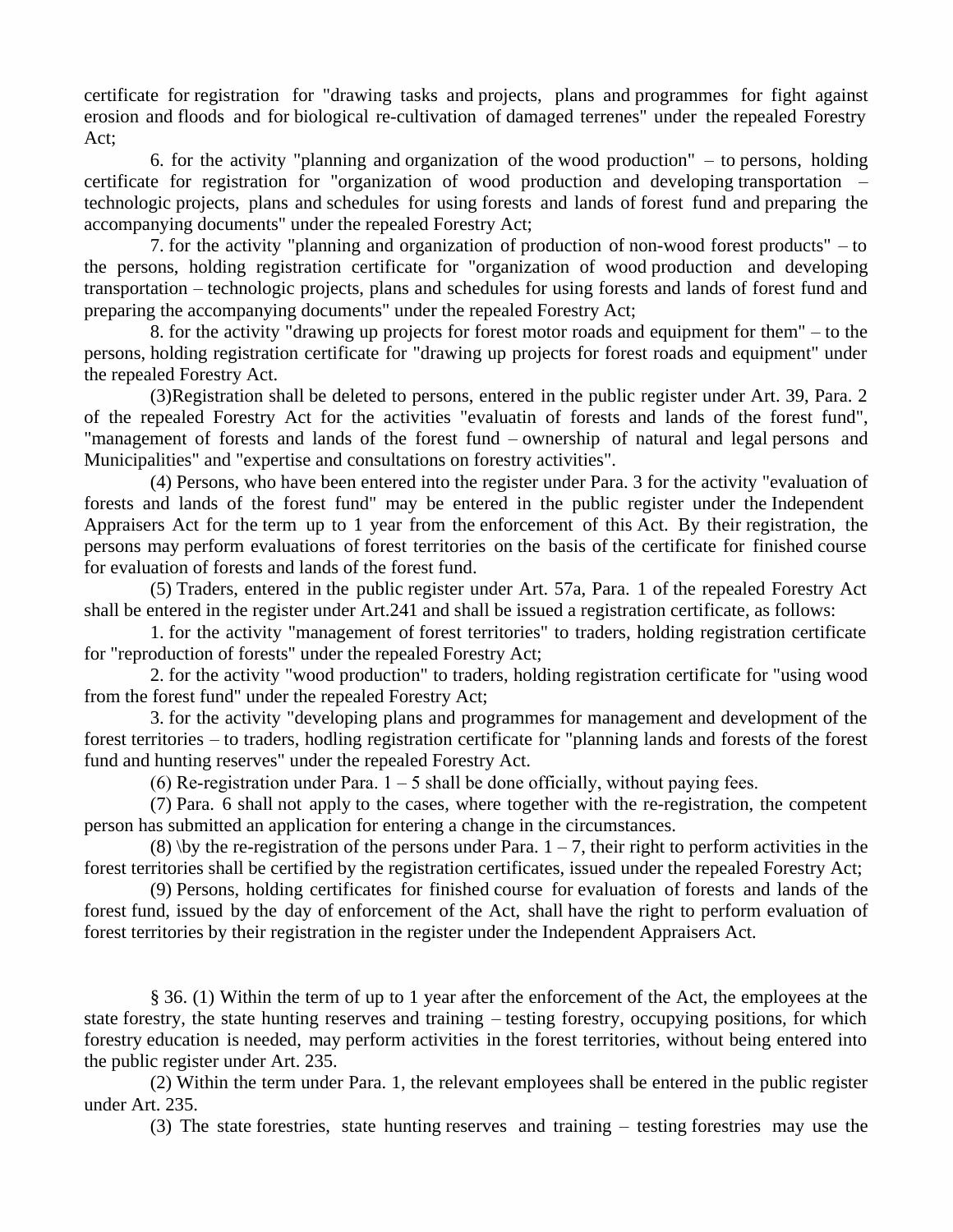certificate for registration for "drawing tasks and projects, plans and programmes for fight against erosion and floods and for biological re-cultivation of damaged terrenes" under the repealed Forestry Act;

6. for the activity "planning and organization of the wood production" – to persons, holding certificate for registration for "organization of wood production and developing transportation – technologic projects, plans and schedules for using forests and lands of forest fund and preparing the accompanying documents" under the repealed Forestry Act;

7. for the activity "planning and organization of production of non-wood forest products" – to the persons, holding registration certificate for "organization of wood production and developing transportation – technologic projects, plans and schedules for using forests and lands of forest fund and preparing the accompanying documents" under the repealed Forestry Act;

8. for the activity "drawing up projects for forest motor roads and equipment for them" – to the persons, holding registration certificate for "drawing up projects for forest roads and equipment" under the repealed Forestry Act.

(3)Registration shall be deleted to persons, entered in the public register under Art. 39, Para. 2 of the repealed Forestry Act for the activities "evaluatin of forests and lands of the forest fund", "management of forests and lands of the forest fund – ownership of natural and legal persons and Municipalities" and "expertise and consultations on forestry activities".

(4) Persons, who have been entered into the register under Para. 3 for the activity "evaluation of forests and lands of the forest fund" may be entered in the public register under the Independent Appraisers Act for the term up to 1 year from the enforcement of this Act. By their registration, the persons may perform evaluations of forest territories on the basis of the certificate for finished course for evaluation of forests and lands of the forest fund.

(5) Traders, entered in the public register under Art. 57a, Para. 1 of the repealed Forestry Act shall be entered in the register under Art.241 and shall be issued a registration certificate, as follows:

1. for the activity "management of forest territories" to traders, holding registration certificate for "reproduction of forests" under the repealed Forestry Act;

2. for the activity "wood production" to traders, holding registration certificate for "using wood from the forest fund" under the repealed Forestry Act;

3. for the activity "developing plans and programmes for management and development of the forest territories – to traders, hodling registration certificate for "planning lands and forests of the forest fund and hunting reserves" under the repealed Forestry Act.

(6) Re-registration under Para. 1 – 5 shall be done officially, without paying fees.

(7) Para. 6 shall not apply to the cases, where together with the re-registration, the competent person has submitted an application for entering a change in the circumstances.

(8) \by the re-registration of the persons under Para. 1 – 7, their right to perform activities in the forest territories shall be certified by the registration certificates, issued under the repealed Forestry Act;

(9) Persons, holding certificates for finished course for evaluation of forests and lands of the forest fund, issued by the day of enforcement of the Act, shall have the right to perform evaluation of forest territories by their registration in the register under the Independent Appraisers Act.

§ 36. (1) Within the term of up to 1 year after the enforcement of the Act, the employees at the state forestry, the state hunting reserves and training – testing forestry, occupying positions, for which forestry education is needed, may perform activities in the forest territories, without being entered into the public register under Art. 235.

(2) Within the term under Para. 1, the relevant employees shall be entered in the public register under Art. 235.

(3) The state forestries, state hunting reserves and training – testing forestries may use the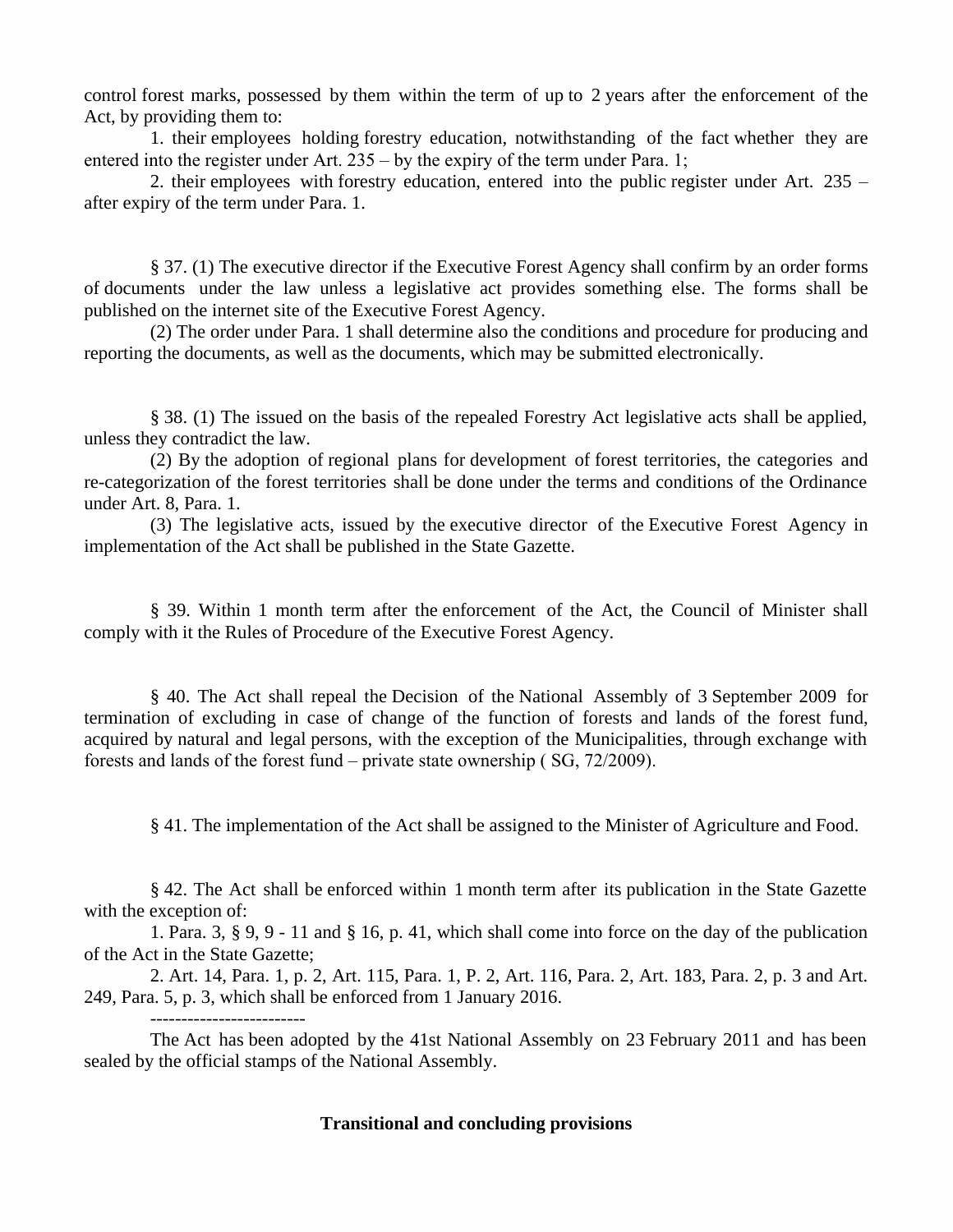control forest marks, possessed by them within the term of up to 2 years after the enforcement of the Act, by providing them to:

1. their employees holding forestry education, notwithstanding of the fact whether they are entered into the register under Art. 235 – by the expiry of the term under Para. 1;

2. their employees with forestry education, entered into the public register under Art. 235 – after expiry of the term under Para. 1.

§ 37. (1) The executive director if the Executive Forest Agency shall confirm by an order forms of documents under the law unless a legislative act provides something else. The forms shall be published on the internet site of the Executive Forest Agency.

(2) The order under Para. 1 shall determine also the conditions and procedure for producing and reporting the documents, as well as the documents, which may be submitted electronically.

§ 38. (1) The issued on the basis of the repealed Forestry Act legislative acts shall be applied, unless they contradict the law.

(2) By the adoption of regional plans for development of forest territories, the categories and re-categorization of the forest territories shall be done under the terms and conditions of the Ordinance under Art. 8, Para. 1.

(3) The legislative acts, issued by the executive director of the Executive Forest Agency in implementation of the Act shall be published in the State Gazette.

§ 39. Within 1 month term after the enforcement of the Act, the Council of Minister shall comply with it the Rules of Procedure of the Executive Forest Agency.

§ 40. The Act shall repeal the Decision of the National Assembly of 3 September 2009 for termination of excluding in case of change of the function of forests and lands of the forest fund, acquired by natural and legal persons, with the exception of the Municipalities, through exchange with forests and lands of the forest fund – private state ownership ( SG, 72/2009).

§ 41. The implementation of the Act shall be assigned to the Minister of Agriculture and Food.

§ 42. The Act shall be enforced within 1 month term after its publication in the State Gazette with the exception of:

1. Para. 3, § 9, 9 - 11 and § 16, p. 41, which shall come into force on the day of the publication of the Act in the State Gazette;

2. Art. 14, Para. 1, p. 2, Art. 115, Para. 1, P. 2, Art. 116, Para. 2, Art. 183, Para. 2, p. 3 and Art. 249, Para. 5, p. 3, which shall be enforced from 1 January 2016.

-------------------------

The Act has been adopted by the 41st National Assembly on 23 February 2011 and has been sealed by the official stamps of the National Assembly.

**Transitional and concluding provisions**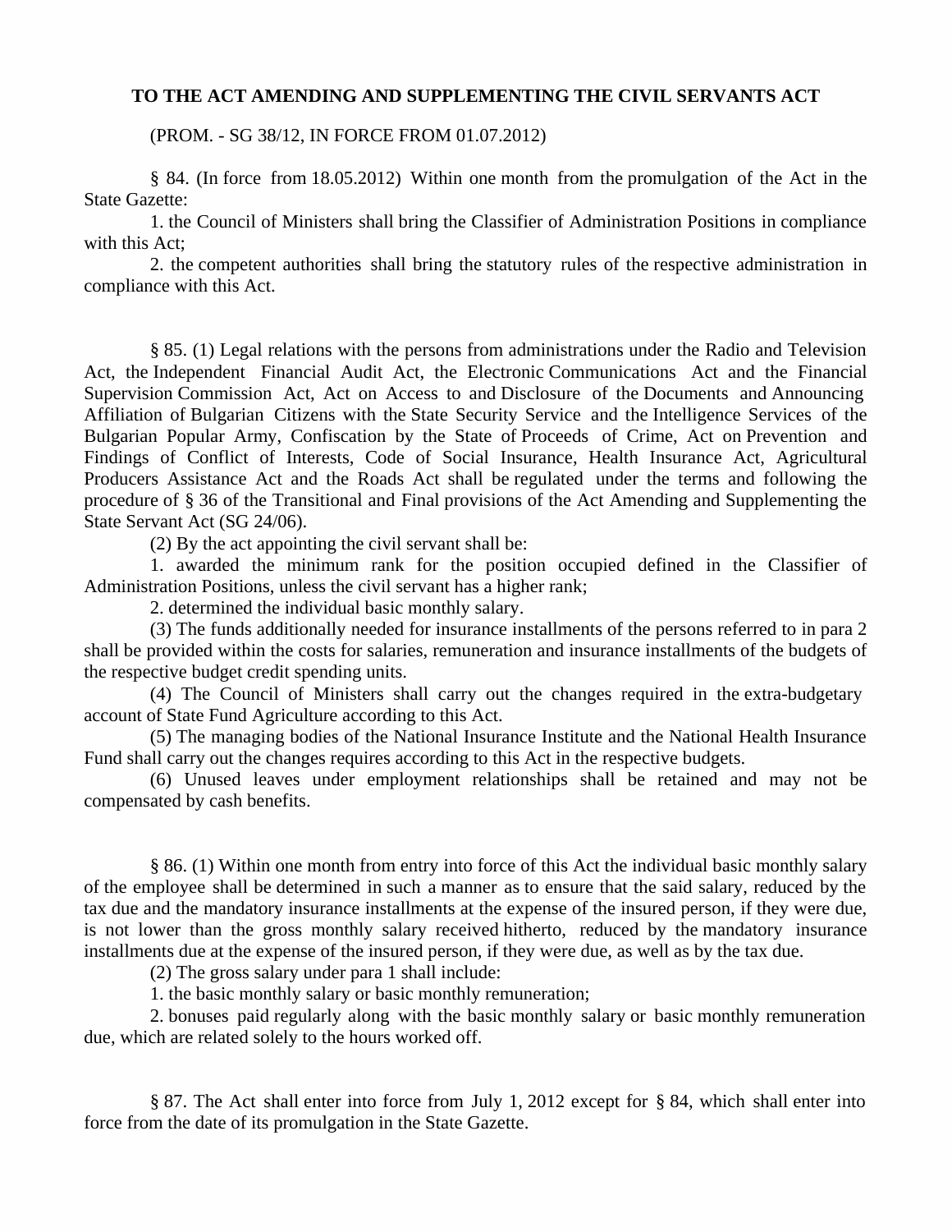**TO THE ACT AMENDING AND SUPPLEMENTING THE CIVIL SERVANTS ACT**

(PROM. - SG 38/12, IN FORCE FROM 01.07.2012)

§ 84. (In force from 18.05.2012) Within one month from the promulgation of the Act in the State Gazette:

1. the Council of Ministers shall bring the Classifier of Administration Positions in compliance with this Act;

2. the competent authorities shall bring the statutory rules of the respective administration in compliance with this Act.

§ 85. (1) Legal relations with the persons from administrations under the Radio and Television Act, the Independent Financial Audit Act, the Electronic Communications Act and the Financial Supervision Commission Act, Act on Access to and Disclosure of the Documents and Announcing Affiliation of Bulgarian Citizens with the State Security Service and the Intelligence Services of the Bulgarian Popular Army, Confiscation by the State of Proceeds of Crime, Act on Prevention and Findings of Conflict of Interests, Code of Social Insurance, Health Insurance Act, Agricultural Producers Assistance Act and the Roads Act shall be regulated under the terms and following the procedure of § 36 of the Transitional and Final provisions of the Act Amending and Supplementing the State Servant Act (SG 24/06).

(2) By the act appointing the civil servant shall be:

1. awarded the minimum rank for the position occupied defined in the Classifier of Administration Positions, unless the civil servant has a higher rank;

2. determined the individual basic monthly salary.

(3) The funds additionally needed for insurance installments of the persons referred to in para 2 shall be provided within the costs for salaries, remuneration and insurance installments of the budgets of the respective budget credit spending units.

(4) The Council of Ministers shall carry out the changes required in the extra-budgetary account of State Fund Agriculture according to this Act.

(5) The managing bodies of the National Insurance Institute and the National Health Insurance Fund shall carry out the changes requires according to this Act in the respective budgets.

(6) Unused leaves under employment relationships shall be retained and may not be compensated by cash benefits.

§ 86. (1) Within one month from entry into force of this Act the individual basic monthly salary of the employee shall be determined in such a manner as to ensure that the said salary, reduced by the tax due and the mandatory insurance installments at the expense of the insured person, if they were due, is not lower than the gross monthly salary received hitherto, reduced by the mandatory insurance installments due at the expense of the insured person, if they were due, as well as by the tax due.

(2) The gross salary under para 1 shall include:

1. the basic monthly salary or basic monthly remuneration;

2. bonuses paid regularly along with the basic monthly salary or basic monthly remuneration due, which are related solely to the hours worked off.

§ 87. The Act shall enter into force from July 1, 2012 except for § 84, which shall enter into force from the date of its promulgation in the State Gazette.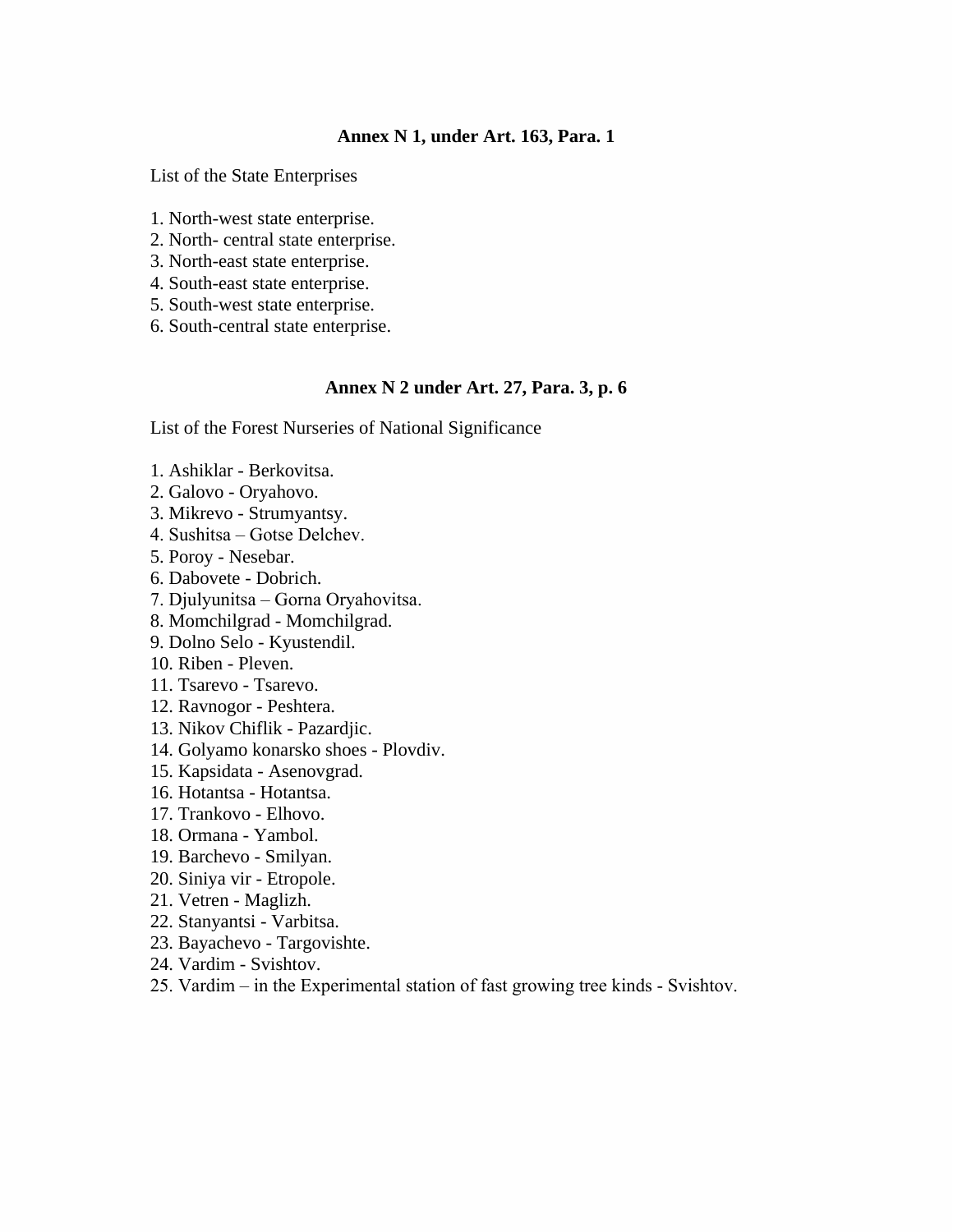**Annex N 1, under Art. 163, Para. 1**

List of the State Enterprises

1. North-west state enterprise.
2. North- central state enterprise.
3. North-east state enterprise.
4. South-east state enterprise.
5. South-west state enterprise.
6. South-central state enterprise.

**Annex N 2 under Art. 27, Para. 3, p. 6**

List of the Forest Nurseries of National Significance

1. Ashiklar - Berkovitsa.
2. Galovo - Oryahovo.
3. Mikrevo - Strumyantsy.
4. Sushitsa – Gotse Delchev.
5. Poroy - Nesebar.
6. Dabovete - Dobrich.
7. Djulyunitsa – Gorna Oryahovitsa.
8. Momchilgrad - Momchilgrad.
9. Dolno Selo - Kyustendil.
10. Riben - Pleven.
11. Tsarevo - Tsarevo.
12. Ravnogor - Peshtera.
13. Nikov Chiflik - Pazardjic.
14. Golyamo konarsko shoes - Plovdiv.
15. Kapsidata - Asenovgrad.
16. Hotantsa - Hotantsa.
17. Trankovo - Elhovo.
18. Ormana - Yambol.
19. Barchevo - Smilyan.
20. Siniya vir - Etropole.
21. Vetren - Maglizh.
22. Stanyantsi - Varbitsa.
23. Bayachevo - Targovishte.
24. Vardim - Svishtov.
25. Vardim – in the Experimental station of fast growing tree kinds - Svishtov.